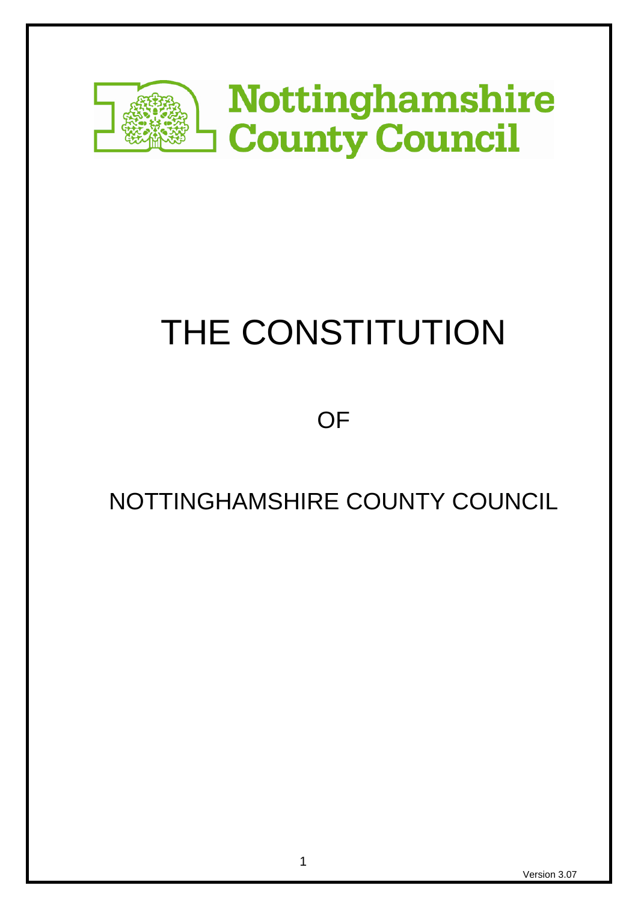Nottinghamshire County Council

# THE CONSTITUTION

OF

NOTTINGHAMSHIRE COUNTY COUNCIL

Version 3.07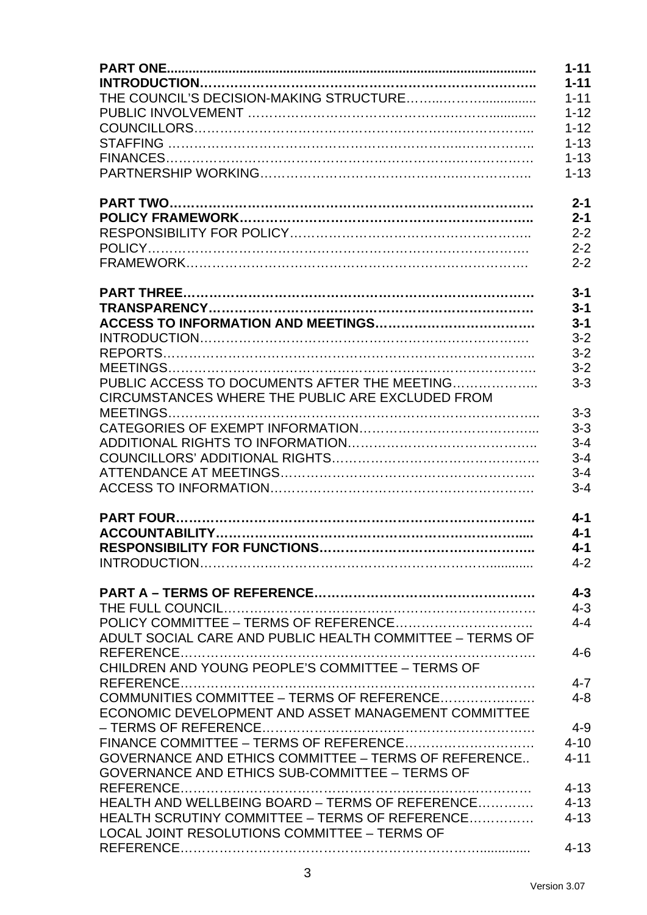| | |
|---|---|
| **PART ONE** | **1-11** |
| **INTRODUCTION** | **1-11** |
| THE COUNCIL'S DECISION-MAKING STRUCTURE | 1-11 |
| PUBLIC INVOLVEMENT | 1-12 |
| COUNCILLORS | 1-12 |
| STAFFING | 1-13 |
| FINANCES | 1-13 |
| PARTNERSHIP WORKING | 1-13 |
| | |
| **PART TWO** | **2-1** |
| **POLICY FRAMEWORK** | **2-1** |
| RESPONSIBILITY FOR POLICY | 2-2 |
| POLICY | 2-2 |
| FRAMEWORK | 2-2 |
| | |
| **PART THREE** | **3-1** |
| **TRANSPARENCY** | **3-1** |
| **ACCESS TO INFORMATION AND MEETINGS** | **3-1** |
| INTRODUCTION | 3-2 |
| REPORTS | 3-2 |
| MEETINGS | 3-2 |
| PUBLIC ACCESS TO DOCUMENTS AFTER THE MEETING | 3-3 |
| CIRCUMSTANCES WHERE THE PUBLIC ARE EXCLUDED FROM MEETINGS | 3-3 |
| CATEGORIES OF EXEMPT INFORMATION | 3-3 |
| ADDITIONAL RIGHTS TO INFORMATION | 3-4 |
| COUNCILLORS' ADDITIONAL RIGHTS | 3-4 |
| ATTENDANCE AT MEETINGS | 3-4 |
| ACCESS TO INFORMATION | 3-4 |
| | |
| **PART FOUR** | **4-1** |
| **ACCOUNTABILITY** | **4-1** |
| **RESPONSIBILITY FOR FUNCTIONS** | **4-1** |
| INTRODUCTION | 4-2 |
| | |
| **PART A – TERMS OF REFERENCE** | **4-3** |
| THE FULL COUNCIL | 4-3 |
| POLICY COMMITTEE – TERMS OF REFERENCE | 4-4 |
| ADULT SOCIAL CARE AND PUBLIC HEALTH COMMITTEE – TERMS OF REFERENCE | 4-6 |
| CHILDREN AND YOUNG PEOPLE'S COMMITTEE – TERMS OF REFERENCE | 4-7 |
| COMMUNITIES COMMITTEE – TERMS OF REFERENCE | 4-8 |
| ECONOMIC DEVELOPMENT AND ASSET MANAGEMENT COMMITTEE – TERMS OF REFERENCE | 4-9 |
| FINANCE COMMITTEE – TERMS OF REFERENCE | 4-10 |
| GOVERNANCE AND ETHICS COMMITTEE – TERMS OF REFERENCE | 4-11 |
| GOVERNANCE AND ETHICS SUB-COMMITTEE – TERMS OF REFERENCE | 4-13 |
| HEALTH AND WELLBEING BOARD – TERMS OF REFERENCE | 4-13 |
| HEALTH SCRUTINY COMMITTEE – TERMS OF REFERENCE | 4-13 |
| LOCAL JOINT RESOLUTIONS COMMITTEE – TERMS OF REFERENCE | 4-13 |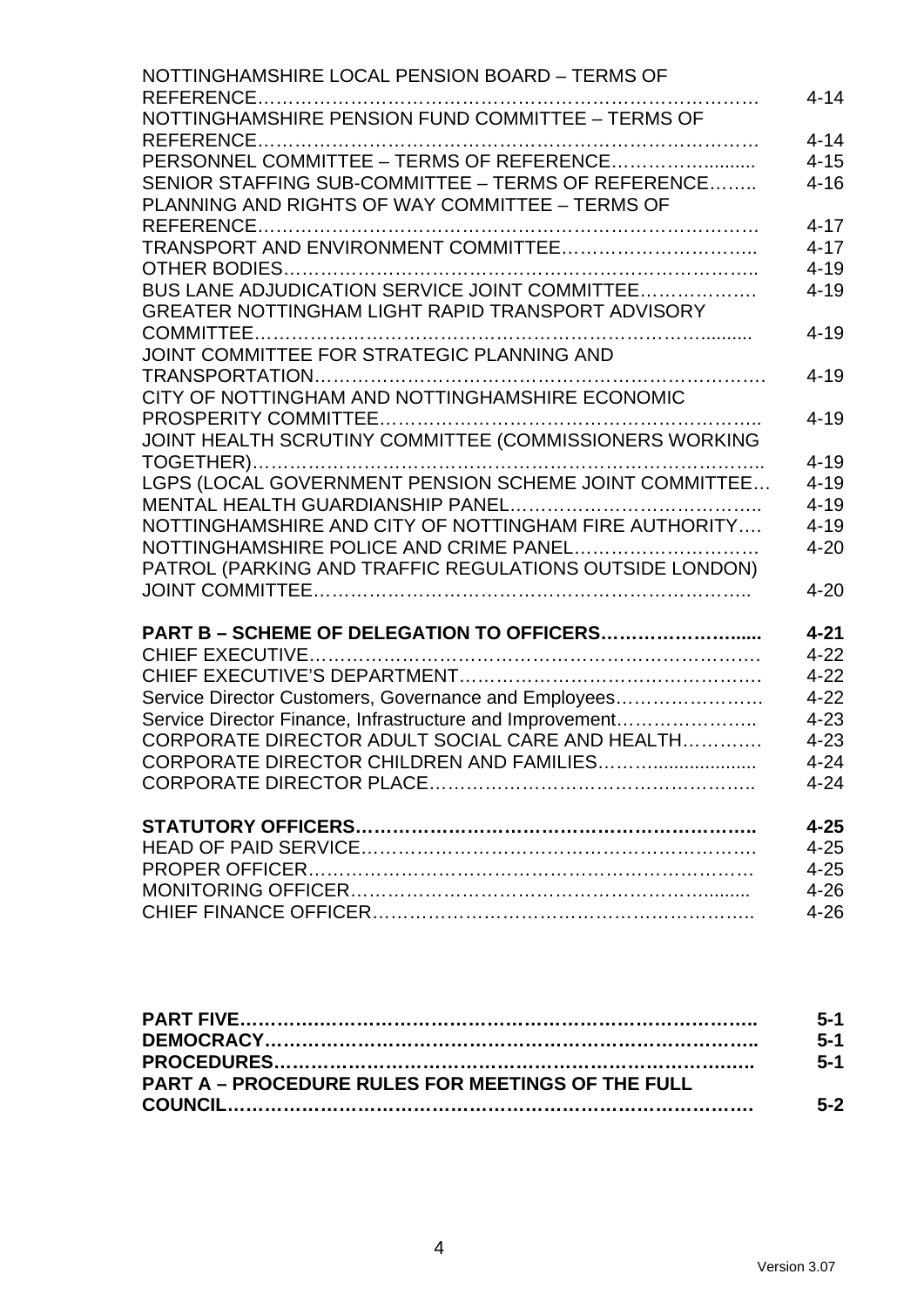| | |
|---|---|
| NOTTINGHAMSHIRE LOCAL PENSION BOARD – TERMS OF REFERENCE…………………………………………………………………… | 4-14 |
| NOTTINGHAMSHIRE PENSION FUND COMMITTEE – TERMS OF REFERENCE…………………………………………………………………… | 4-14 |
| PERSONNEL COMMITTEE – TERMS OF REFERENCE………………......... | 4-15 |
| SENIOR STAFFING SUB-COMMITTEE – TERMS OF REFERENCE…….. | 4-16 |
| PLANNING AND RIGHTS OF WAY COMMITTEE – TERMS OF REFERENCE…………………………………………………………………… | 4-17 |
| TRANSPORT AND ENVIRONMENT COMMITTEE………………………….. | 4-17 |
| OTHER BODIES……………………………………………………………….. | 4-19 |
| BUS LANE ADJUDICATION SERVICE JOINT COMMITTEE………………. | 4-19 |
| GREATER NOTTINGHAM LIGHT RAPID TRANSPORT ADVISORY COMMITTEE…………………………………………………………….......... | 4-19 |
| JOINT COMMITTEE FOR STRATEGIC PLANNING AND TRANSPORTATION……………………………………………………………. | 4-19 |
| CITY OF NOTTINGHAM AND NOTTINGHAMSHIRE ECONOMIC PROSPERITY COMMITTEE…………………………………………………….. | 4-19 |
| JOINT HEALTH SCRUTINY COMMITTEE (COMMISSIONERS WORKING TOGETHER)……………………………………………………………………….. | 4-19 |
| LGPS (LOCAL GOVERNMENT PENSION SCHEME JOINT COMMITTEE… | 4-19 |
| MENTAL HEALTH GUARDIANSHIP PANEL………………………………….. | 4-19 |
| NOTTINGHAMSHIRE AND CITY OF NOTTINGHAM FIRE AUTHORITY…. | 4-19 |
| NOTTINGHAMSHIRE POLICE AND CRIME PANEL………………………… | 4-20 |
| PATROL (PARKING AND TRAFFIC REGULATIONS OUTSIDE LONDON) JOINT COMMITTEE…………………………………………………………….. | 4-20 |
| | |
| **PART B – SCHEME OF DELEGATION TO OFFICERS…………………......** | **4-21** |
| CHIEF EXECUTIVE……………………………………………………………. | 4-22 |
| CHIEF EXECUTIVE'S DEPARTMENT………………………………………. | 4-22 |
| Service Director Customers, Governance and Employees…………………. | 4-22 |
| Service Director Finance, Infrastructure and Improvement………………….. | 4-23 |
| CORPORATE DIRECTOR ADULT SOCIAL CARE AND HEALTH…………. | 4-23 |
| CORPORATE DIRECTOR CHILDREN AND FAMILIES………................... | 4-24 |
| CORPORATE DIRECTOR PLACE…………………………………………….. | 4-24 |
| | |
| **STATUTORY OFFICERS……………………………………………………..** | **4-25** |
| HEAD OF PAID SERVICE……………………………………………………. | 4-25 |
| PROPER OFFICER…………………………………………………………… | 4-25 |
| MONITORING OFFICER…………………………………………………......... | 4-26 |
| CHIEF FINANCE OFFICER………………………………………………….. | 4-26 |

| | |
|---|---|
| **PART FIVE…………………………………………………………………………..** | **5-1** |
| **DEMOCRACY………………………………………………………………………..** | **5-1** |
| **PROCEDURES……………………………………………………………………..** | **5-1** |
| **PART A – PROCEDURE RULES FOR MEETINGS OF THE FULL COUNCIL……………………………………………………………………….** | **5-2** |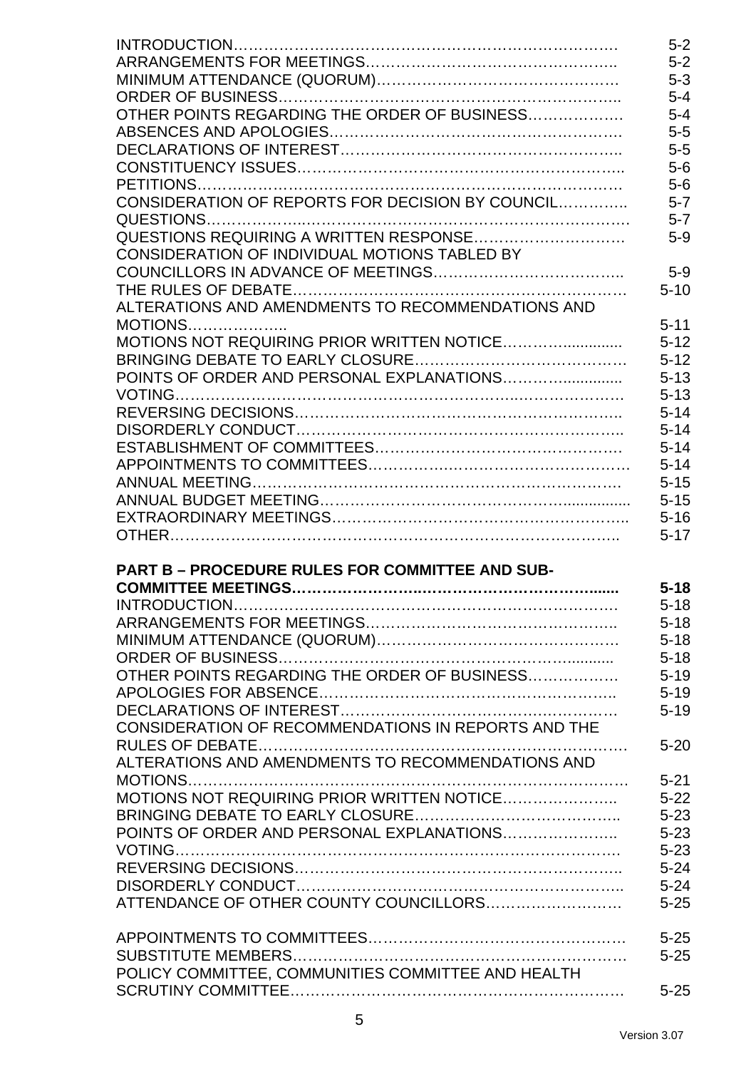| | |
|---|---|
| INTRODUCTION | 5-2 |
| ARRANGEMENTS FOR MEETINGS | 5-2 |
| MINIMUM ATTENDANCE (QUORUM) | 5-3 |
| ORDER OF BUSINESS | 5-4 |
| OTHER POINTS REGARDING THE ORDER OF BUSINESS | 5-4 |
| ABSENCES AND APOLOGIES | 5-5 |
| DECLARATIONS OF INTEREST | 5-5 |
| CONSTITUENCY ISSUES | 5-6 |
| PETITIONS | 5-6 |
| CONSIDERATION OF REPORTS FOR DECISION BY COUNCIL | 5-7 |
| QUESTIONS | 5-7 |
| QUESTIONS REQUIRING A WRITTEN RESPONSE | 5-9 |
| CONSIDERATION OF INDIVIDUAL MOTIONS TABLED BY COUNCILLORS IN ADVANCE OF MEETINGS | 5-9 |
| THE RULES OF DEBATE | 5-10 |
| ALTERATIONS AND AMENDMENTS TO RECOMMENDATIONS AND MOTIONS | 5-11 |
| MOTIONS NOT REQUIRING PRIOR WRITTEN NOTICE | 5-12 |
| BRINGING DEBATE TO EARLY CLOSURE | 5-12 |
| POINTS OF ORDER AND PERSONAL EXPLANATIONS | 5-13 |
| VOTING | 5-13 |
| REVERSING DECISIONS | 5-14 |
| DISORDERLY CONDUCT | 5-14 |
| ESTABLISHMENT OF COMMITTEES | 5-14 |
| APPOINTMENTS TO COMMITTEES | 5-14 |
| ANNUAL MEETING | 5-15 |
| ANNUAL BUDGET MEETING | 5-15 |
| EXTRAORDINARY MEETINGS | 5-16 |
| OTHER | 5-17 |

| | |
|---|---|
| **PART B – PROCEDURE RULES FOR COMMITTEE AND SUB-COMMITTEE MEETINGS** | **5-18** |
| INTRODUCTION | 5-18 |
| ARRANGEMENTS FOR MEETINGS | 5-18 |
| MINIMUM ATTENDANCE (QUORUM) | 5-18 |
| ORDER OF BUSINESS | 5-18 |
| OTHER POINTS REGARDING THE ORDER OF BUSINESS | 5-19 |
| APOLOGIES FOR ABSENCE | 5-19 |
| DECLARATIONS OF INTEREST | 5-19 |
| CONSIDERATION OF RECOMMENDATIONS IN REPORTS AND THE RULES OF DEBATE | 5-20 |
| ALTERATIONS AND AMENDMENTS TO RECOMMENDATIONS AND MOTIONS | 5-21 |
| MOTIONS NOT REQUIRING PRIOR WRITTEN NOTICE | 5-22 |
| BRINGING DEBATE TO EARLY CLOSURE | 5-23 |
| POINTS OF ORDER AND PERSONAL EXPLANATIONS | 5-23 |
| VOTING | 5-23 |
| REVERSING DECISIONS | 5-24 |
| DISORDERLY CONDUCT | 5-24 |
| ATTENDANCE OF OTHER COUNTY COUNCILLORS | 5-25 |
| | |
| APPOINTMENTS TO COMMITTEES | 5-25 |
| SUBSTITUTE MEMBERS | 5-25 |
| POLICY COMMITTEE, COMMUNITIES COMMITTEE AND HEALTH SCRUTINY COMMITTEE | 5-25 |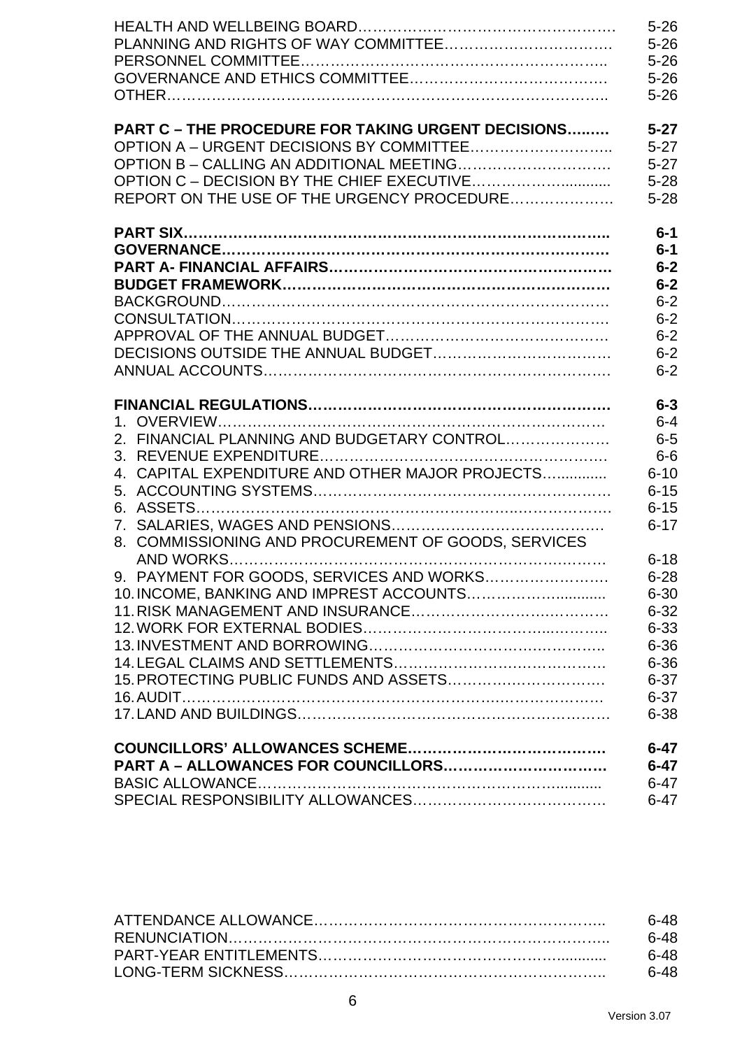| | |
|---|---|
| HEALTH AND WELLBEING BOARD…………………………………………… | 5-26 |
| PLANNING AND RIGHTS OF WAY COMMITTEE……………………………. | 5-26 |
| PERSONNEL COMMITTEE……………………………………………………. | 5-26 |
| GOVERNANCE AND ETHICS COMMITTEE……………………………… | 5-26 |
| OTHER………………………………………………………………………….. | 5-26 |
| | |
| **PART C – THE PROCEDURE FOR TAKING URGENT DECISIONS……..** | **5-27** |
| OPTION A – URGENT DECISIONS BY COMMITTEE……………………….. | 5-27 |
| OPTION B – CALLING AN ADDITIONAL MEETING…………………………. | 5-27 |
| OPTION C – DECISION BY THE CHIEF EXECUTIVE…………………........... | 5-28 |
| REPORT ON THE USE OF THE URGENCY PROCEDURE………………. | 5-28 |
| | |
| **PART SIX……………………………………………………………………..** | **6-1** |
| **GOVERNANCE……………………………………………………………….** | **6-1** |
| **PART A- FINANCIAL AFFAIRS……………………………………………….** | **6-2** |
| **BUDGET FRAMEWORK………………………………………………………** | **6-2** |
| BACKGROUND………………………………………………………………… | 6-2 |
| CONSULTATION……………………………………………………………… | 6-2 |
| APPROVAL OF THE ANNUAL BUDGET…………………………………… | 6-2 |
| DECISIONS OUTSIDE THE ANNUAL BUDGET…………………………… | 6-2 |
| ANNUAL ACCOUNTS………………………………………………………… | 6-2 |
| | |
| **FINANCIAL REGULATIONS…………………………………………………** | **6-3** |
| 1. OVERVIEW……………………………………………………………… | 6-4 |
| 2. FINANCIAL PLANNING AND BUDGETARY CONTROL………………… | 6-5 |
| 3. REVENUE EXPENDITURE……………………………………………… | 6-6 |
| 4. CAPITAL EXPENDITURE AND OTHER MAJOR PROJECTS…............ | 6-10 |
| 5. ACCOUNTING SYSTEMS……………………………………………… | 6-15 |
| 6. ASSETS…………………………………………………………………. | 6-15 |
| 7. SALARIES, WAGES AND PENSIONS………………………………… | 6-17 |
| 8. COMMISSIONING AND PROCUREMENT OF GOODS, SERVICES AND WORKS……………………………………………………………… | 6-18 |
| 9. PAYMENT FOR GOODS, SERVICES AND WORKS……………………. | 6-28 |
| 10. INCOME, BANKING AND IMPREST ACCOUNTS…………………........ | 6-30 |
| 11. RISK MANAGEMENT AND INSURANCE………………………………. | 6-32 |
| 12. WORK FOR EXTERNAL BODIES……………………………………….. | 6-33 |
| 13. INVESTMENT AND BORROWING………………………………………. | 6-36 |
| 14. LEGAL CLAIMS AND SETTLEMENTS…………………………………… | 6-36 |
| 15. PROTECTING PUBLIC FUNDS AND ASSETS…………………………… | 6-37 |
| 16. AUDIT……………………………………………………………………. | 6-37 |
| 17. LAND AND BUILDINGS………………………………………………… | 6-38 |
| | |
| **COUNCILLORS' ALLOWANCES SCHEME…………………………………** | **6-47** |
| **PART A – ALLOWANCES FOR COUNCILLORS……………………………** | **6-47** |
| BASIC ALLOWANCE…………………………………………………........... | 6-47 |
| SPECIAL RESPONSIBILITY ALLOWANCES……………………………… | 6-47 |
| | |
| ATTENDANCE ALLOWANCE………………………………………………….. | 6-48 |
| RENUNCIATION……………………………………………………………….. | 6-48 |
| PART-YEAR ENTITLEMENTS………………………………………............ | 6-48 |
| LONG-TERM SICKNESS……………………………………………………….. | 6-48 |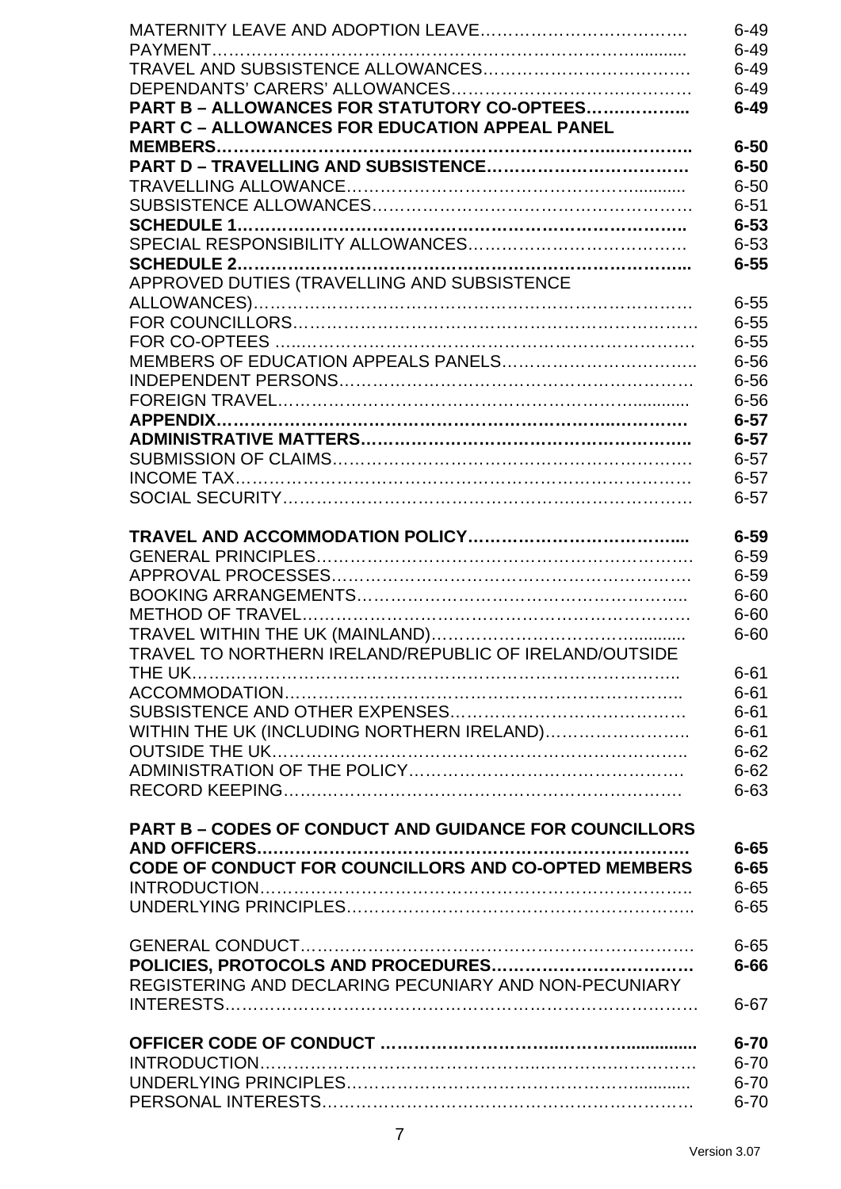| | |
|---|---|
| MATERNITY LEAVE AND ADOPTION LEAVE | 6-49 |
| PAYMENT | 6-49 |
| TRAVEL AND SUBSISTENCE ALLOWANCES | 6-49 |
| DEPENDANTS' CARERS' ALLOWANCES | 6-49 |
| **PART B – ALLOWANCES FOR STATUTORY CO-OPTEES** | **6-49** |
| **PART C – ALLOWANCES FOR EDUCATION APPEAL PANEL MEMBERS** | **6-50** |
| **PART D – TRAVELLING AND SUBSISTENCE** | **6-50** |
| TRAVELLING ALLOWANCE | 6-50 |
| SUBSISTENCE ALLOWANCES | 6-51 |
| **SCHEDULE 1** | **6-53** |
| SPECIAL RESPONSIBILITY ALLOWANCES | 6-53 |
| **SCHEDULE 2** | **6-55** |
| APPROVED DUTIES (TRAVELLING AND SUBSISTENCE ALLOWANCES) | 6-55 |
| FOR COUNCILLORS | 6-55 |
| FOR CO-OPTEES | 6-55 |
| MEMBERS OF EDUCATION APPEALS PANELS | 6-56 |
| INDEPENDENT PERSONS | 6-56 |
| FOREIGN TRAVEL | 6-56 |
| **APPENDIX** | **6-57** |
| **ADMINISTRATIVE MATTERS** | **6-57** |
| SUBMISSION OF CLAIMS | 6-57 |
| INCOME TAX | 6-57 |
| SOCIAL SECURITY | 6-57 |
| | |
| **TRAVEL AND ACCOMMODATION POLICY** | **6-59** |
| GENERAL PRINCIPLES | 6-59 |
| APPROVAL PROCESSES | 6-59 |
| BOOKING ARRANGEMENTS | 6-60 |
| METHOD OF TRAVEL | 6-60 |
| TRAVEL WITHIN THE UK (MAINLAND) | 6-60 |
| TRAVEL TO NORTHERN IRELAND/REPUBLIC OF IRELAND/OUTSIDE THE UK | 6-61 |
| ACCOMMODATION | 6-61 |
| SUBSISTENCE AND OTHER EXPENSES | 6-61 |
| WITHIN THE UK (INCLUDING NORTHERN IRELAND) | 6-61 |
| OUTSIDE THE UK | 6-62 |
| ADMINISTRATION OF THE POLICY | 6-62 |
| RECORD KEEPING | 6-63 |
| | |
| **PART B – CODES OF CONDUCT AND GUIDANCE FOR COUNCILLORS AND OFFICERS** | **6-65** |
| **CODE OF CONDUCT FOR COUNCILLORS AND CO-OPTED MEMBERS** | **6-65** |
| INTRODUCTION | 6-65 |
| UNDERLYING PRINCIPLES | 6-65 |
| | |
| GENERAL CONDUCT | 6-65 |
| **POLICIES, PROTOCOLS AND PROCEDURES** | **6-66** |
| REGISTERING AND DECLARING PECUNIARY AND NON-PECUNIARY INTERESTS | 6-67 |
| | |
| **OFFICER CODE OF CONDUCT** | **6-70** |
| INTRODUCTION | 6-70 |
| UNDERLYING PRINCIPLES | 6-70 |
| PERSONAL INTERESTS | 6-70 |

Version 3.07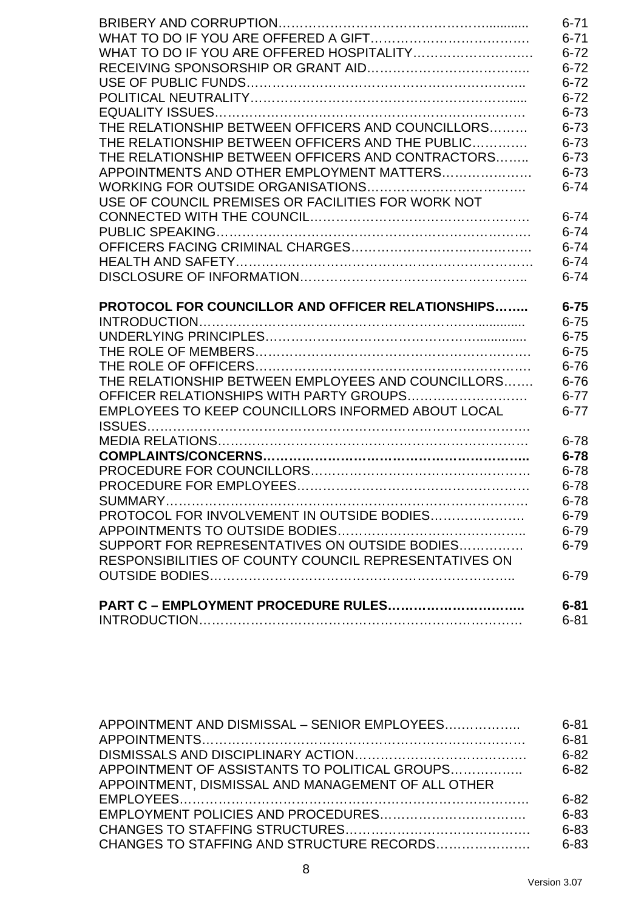| | |
|---|---|
| BRIBERY AND CORRUPTION…………………………………………........... | 6-71 |
| WHAT TO DO IF YOU ARE OFFERED A GIFT……………………………… | 6-71 |
| WHAT TO DO IF YOU ARE OFFERED HOSPITALITY……………………… | 6-72 |
| RECEIVING SPONSORSHIP OR GRANT AID……………………………… | 6-72 |
| USE OF PUBLIC FUNDS……………………………………………………… | 6-72 |
| POLITICAL NEUTRALITY……………………………………………………..... | 6-72 |
| EQUALITY ISSUES……………………………………………………………… | 6-73 |
| THE RELATIONSHIP BETWEEN OFFICERS AND COUNCILLORS……… | 6-73 |
| THE RELATIONSHIP BETWEEN OFFICERS AND THE PUBLIC………… | 6-73 |
| THE RELATIONSHIP BETWEEN OFFICERS AND CONTRACTORS…….. | 6-73 |
| APPOINTMENTS AND OTHER EMPLOYMENT MATTERS………………… | 6-73 |
| WORKING FOR OUTSIDE ORGANISATIONS……………………………… | 6-74 |
| USE OF COUNCIL PREMISES OR FACILITIES FOR WORK NOT CONNECTED WITH THE COUNCIL………………………………………… | 6-74 |
| PUBLIC SPEAKING…………………………………………………………… | 6-74 |
| OFFICERS FACING CRIMINAL CHARGES…………………………………… | 6-74 |
| HEALTH AND SAFETY………………………………………………………… | 6-74 |
| DISCLOSURE OF INFORMATION…………………………………………….. | 6-74 |
| | |
| **PROTOCOL FOR COUNCILLOR AND OFFICER RELATIONSHIPS……..** | **6-75** |
| INTRODUCTION………………………………………………………............. | 6-75 |
| UNDERLYING PRINCIPLES……………………………………………............. | 6-75 |
| THE ROLE OF MEMBERS……………………………………………………… | 6-75 |
| THE ROLE OF OFFICERS……………………………………………………… | 6-76 |
| THE RELATIONSHIP BETWEEN EMPLOYEES AND COUNCILLORS……. | 6-76 |
| OFFICER RELATIONSHIPS WITH PARTY GROUPS……………………… | 6-77 |
| EMPLOYEES TO KEEP COUNCILLORS INFORMED ABOUT LOCAL ISSUES………………………………………………………………………… | 6-77 |
| MEDIA RELATIONS…………………………………………………………… | 6-78 |
| **COMPLAINTS/CONCERNS…………………………………………………..** | **6-78** |
| PROCEDURE FOR COUNCILLORS…………………………………………… | 6-78 |
| PROCEDURE FOR EMPLOYEES……………………………………………… | 6-78 |
| SUMMARY……………………………………………………………………… | 6-78 |
| PROTOCOL FOR INVOLVEMENT IN OUTSIDE BODIES………………… | 6-79 |
| APPOINTMENTS TO OUTSIDE BODIES…………………………………….. | 6-79 |
| SUPPORT FOR REPRESENTATIVES ON OUTSIDE BODIES…………… | 6-79 |
| RESPONSIBILITIES OF COUNTY COUNCIL REPRESENTATIVES ON OUTSIDE BODIES…………………………………………………………….. | 6-79 |
| | |
| **PART C – EMPLOYMENT PROCEDURE RULES…………………………..** | **6-81** |
| INTRODUCTION………………………………………………………………… | 6-81 |
| | |
| APPOINTMENT AND DISMISSAL – SENIOR EMPLOYEES……………….. | 6-81 |
| APPOINTMENTS………………………………………………………………… | 6-81 |
| DISMISSALS AND DISCIPLINARY ACTION…………………………………… | 6-82 |
| APPOINTMENT OF ASSISTANTS TO POLITICAL GROUPS……………… | 6-82 |
| APPOINTMENT, DISMISSAL AND MANAGEMENT OF ALL OTHER EMPLOYEES……………………………………………………………………… | 6-82 |
| EMPLOYMENT POLICIES AND PROCEDURES…………………………… | 6-83 |
| CHANGES TO STAFFING STRUCTURES…………………………………… | 6-83 |
| CHANGES TO STAFFING AND STRUCTURE RECORDS………………… | 6-83 |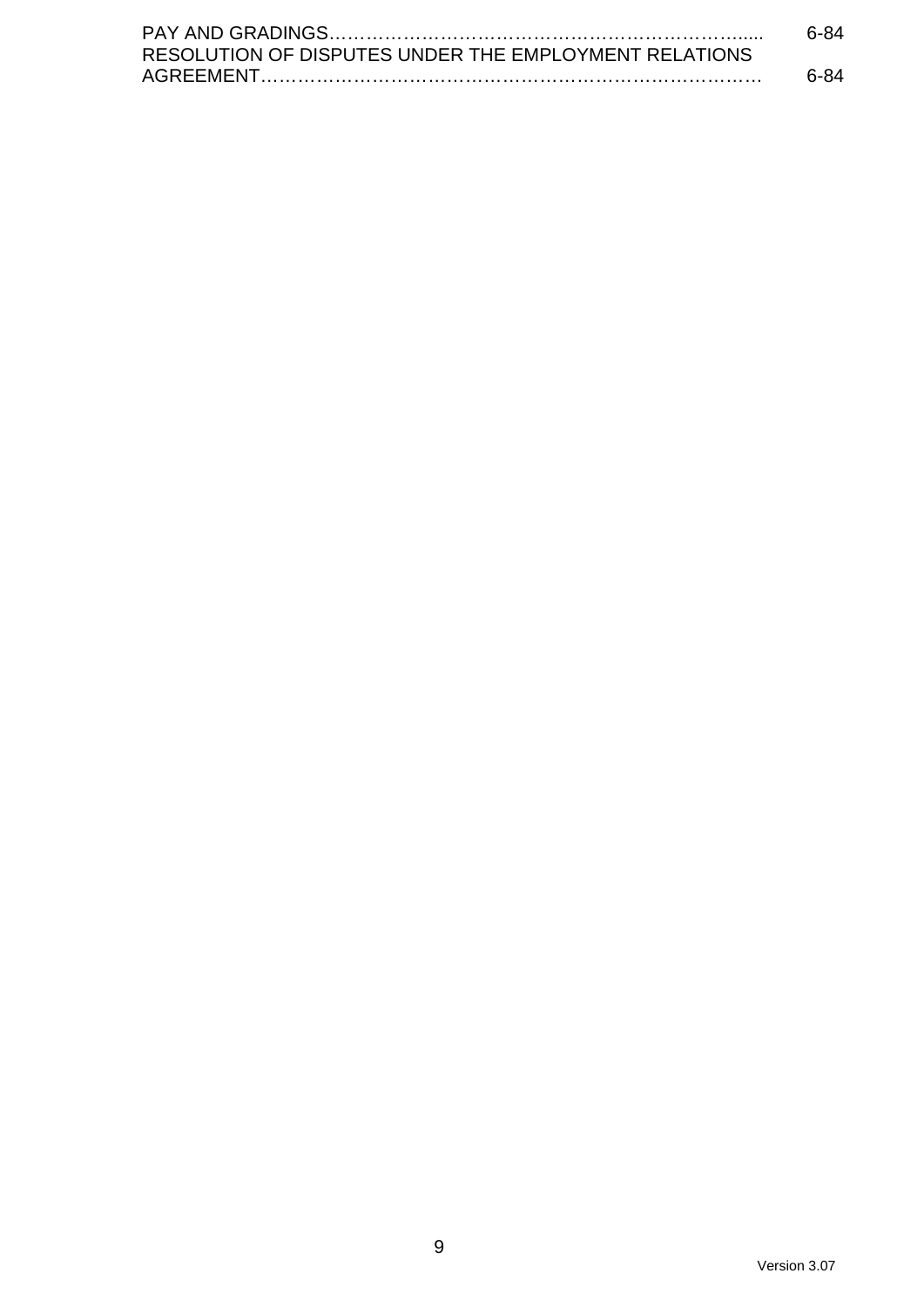PAY AND GRADINGS………………………………………………………….....  6-84

RESOLUTION OF DISPUTES UNDER THE EMPLOYMENT RELATIONS AGREEMENT………………………………………………………………………  6-84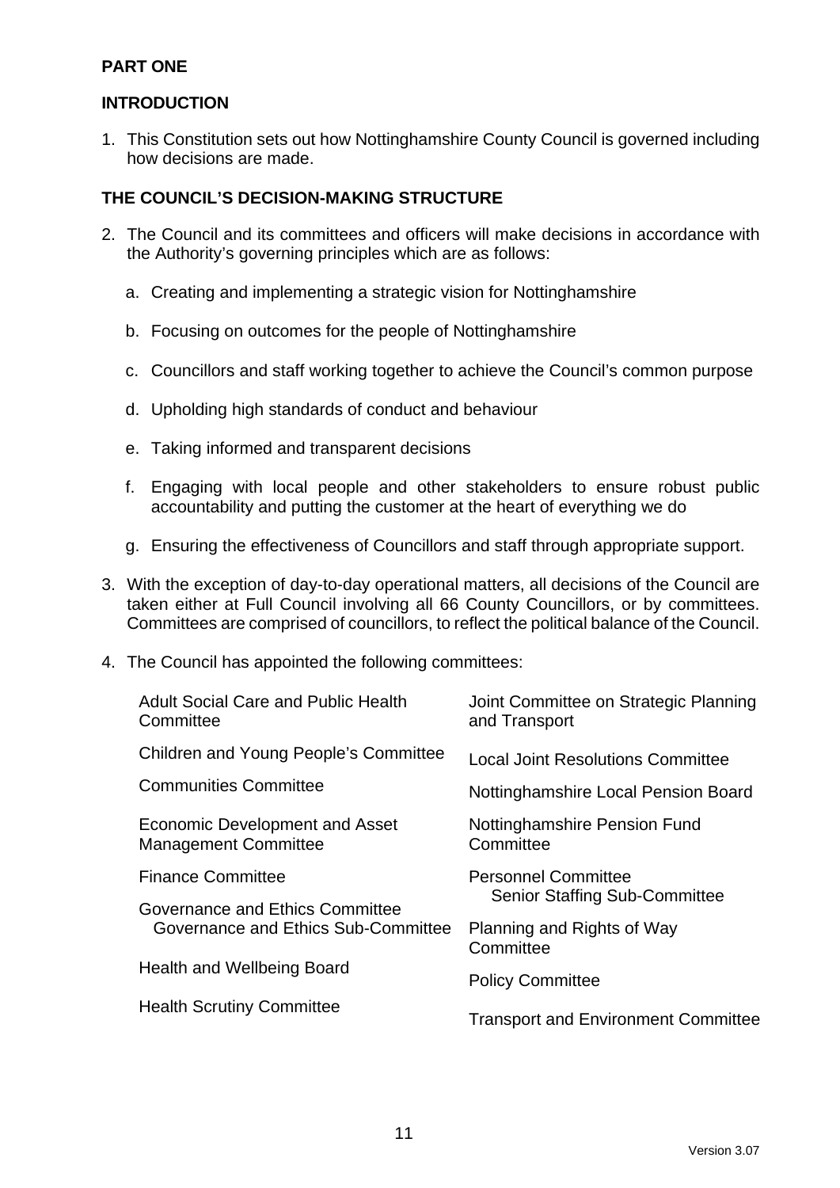## PART ONE

## INTRODUCTION

1. This Constitution sets out how Nottinghamshire County Council is governed including how decisions are made.

## THE COUNCIL'S DECISION-MAKING STRUCTURE

2. The Council and its committees and officers will make decisions in accordance with the Authority's governing principles which are as follows:

   a. Creating and implementing a strategic vision for Nottinghamshire

   b. Focusing on outcomes for the people of Nottinghamshire

   c. Councillors and staff working together to achieve the Council's common purpose

   d. Upholding high standards of conduct and behaviour

   e. Taking informed and transparent decisions

   f. Engaging with local people and other stakeholders to ensure robust public accountability and putting the customer at the heart of everything we do

   g. Ensuring the effectiveness of Councillors and staff through appropriate support.

3. With the exception of day-to-day operational matters, all decisions of the Council are taken either at Full Council involving all 66 County Councillors, or by committees. Committees are comprised of councillors, to reflect the political balance of the Council.

4. The Council has appointed the following committees:

   - Adult Social Care and Public Health Committee
   - Children and Young People's Committee
   - Communities Committee
   - Economic Development and Asset Management Committee
   - Finance Committee
   - Governance and Ethics Committee
     - Governance and Ethics Sub-Committee
   - Health and Wellbeing Board
   - Health Scrutiny Committee
   - Joint Committee on Strategic Planning and Transport
   - Local Joint Resolutions Committee
   - Nottinghamshire Local Pension Board
   - Nottinghamshire Pension Fund Committee
   - Personnel Committee
     - Senior Staffing Sub-Committee
   - Planning and Rights of Way Committee
   - Policy Committee
   - Transport and Environment Committee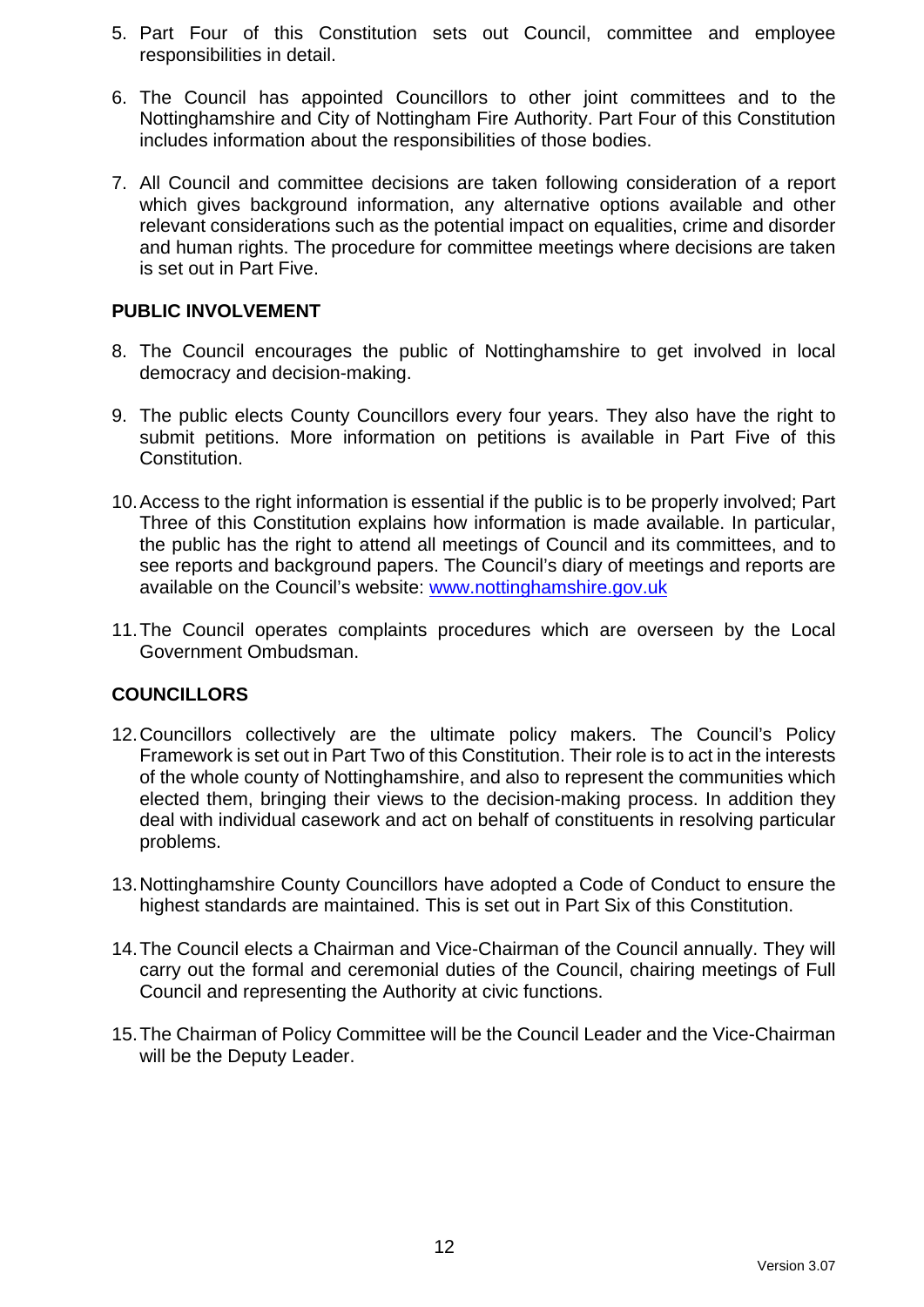5. Part Four of this Constitution sets out Council, committee and employee responsibilities in detail.

6. The Council has appointed Councillors to other joint committees and to the Nottinghamshire and City of Nottingham Fire Authority. Part Four of this Constitution includes information about the responsibilities of those bodies.

7. All Council and committee decisions are taken following consideration of a report which gives background information, any alternative options available and other relevant considerations such as the potential impact on equalities, crime and disorder and human rights. The procedure for committee meetings where decisions are taken is set out in Part Five.

## PUBLIC INVOLVEMENT

8. The Council encourages the public of Nottinghamshire to get involved in local democracy and decision-making.

9. The public elects County Councillors every four years. They also have the right to submit petitions. More information on petitions is available in Part Five of this Constitution.

10. Access to the right information is essential if the public is to be properly involved; Part Three of this Constitution explains how information is made available. In particular, the public has the right to attend all meetings of Council and its committees, and to see reports and background papers. The Council's diary of meetings and reports are available on the Council's website: [www.nottinghamshire.gov.uk](http://www.nottinghamshire.gov.uk)

11. The Council operates complaints procedures which are overseen by the Local Government Ombudsman.

## COUNCILLORS

12. Councillors collectively are the ultimate policy makers. The Council's Policy Framework is set out in Part Two of this Constitution. Their role is to act in the interests of the whole county of Nottinghamshire, and also to represent the communities which elected them, bringing their views to the decision-making process. In addition they deal with individual casework and act on behalf of constituents in resolving particular problems.

13. Nottinghamshire County Councillors have adopted a Code of Conduct to ensure the highest standards are maintained. This is set out in Part Six of this Constitution.

14. The Council elects a Chairman and Vice-Chairman of the Council annually. They will carry out the formal and ceremonial duties of the Council, chairing meetings of Full Council and representing the Authority at civic functions.

15. The Chairman of Policy Committee will be the Council Leader and the Vice-Chairman will be the Deputy Leader.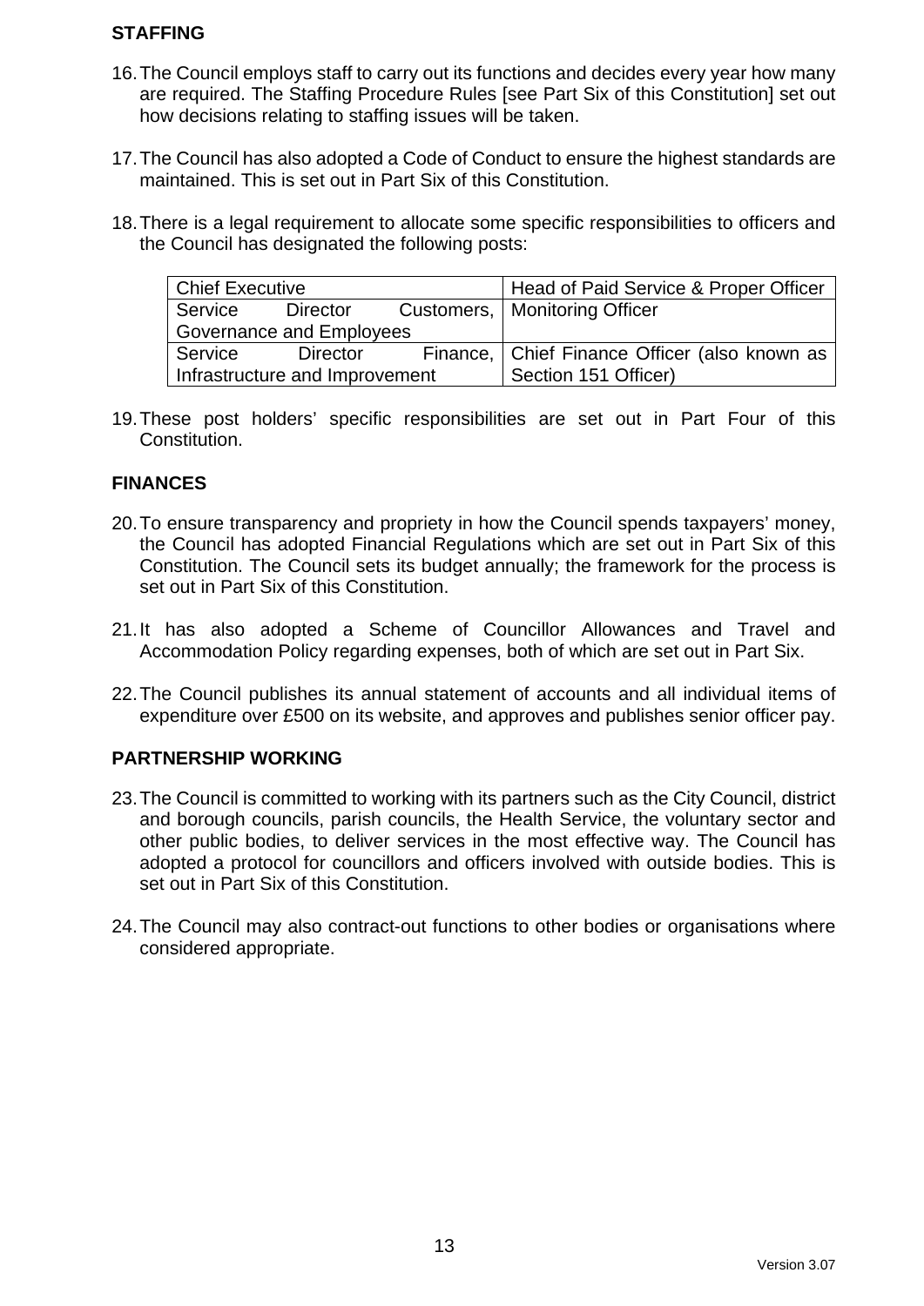## STAFFING

16. The Council employs staff to carry out its functions and decides every year how many are required. The Staffing Procedure Rules [see Part Six of this Constitution] set out how decisions relating to staffing issues will be taken.

17. The Council has also adopted a Code of Conduct to ensure the highest standards are maintained. This is set out in Part Six of this Constitution.

18. There is a legal requirement to allocate some specific responsibilities to officers and the Council has designated the following posts:

| | |
|---|---|
| Chief Executive | Head of Paid Service & Proper Officer |
| Service Director Customers, Governance and Employees | Monitoring Officer |
| Service Director Finance, Infrastructure and Improvement | Chief Finance Officer (also known as Section 151 Officer) |

19. These post holders' specific responsibilities are set out in Part Four of this Constitution.

## FINANCES

20. To ensure transparency and propriety in how the Council spends taxpayers' money, the Council has adopted Financial Regulations which are set out in Part Six of this Constitution. The Council sets its budget annually; the framework for the process is set out in Part Six of this Constitution.

21. It has also adopted a Scheme of Councillor Allowances and Travel and Accommodation Policy regarding expenses, both of which are set out in Part Six.

22. The Council publishes its annual statement of accounts and all individual items of expenditure over £500 on its website, and approves and publishes senior officer pay.

## PARTNERSHIP WORKING

23. The Council is committed to working with its partners such as the City Council, district and borough councils, parish councils, the Health Service, the voluntary sector and other public bodies, to deliver services in the most effective way. The Council has adopted a protocol for councillors and officers involved with outside bodies. This is set out in Part Six of this Constitution.

24. The Council may also contract-out functions to other bodies or organisations where considered appropriate.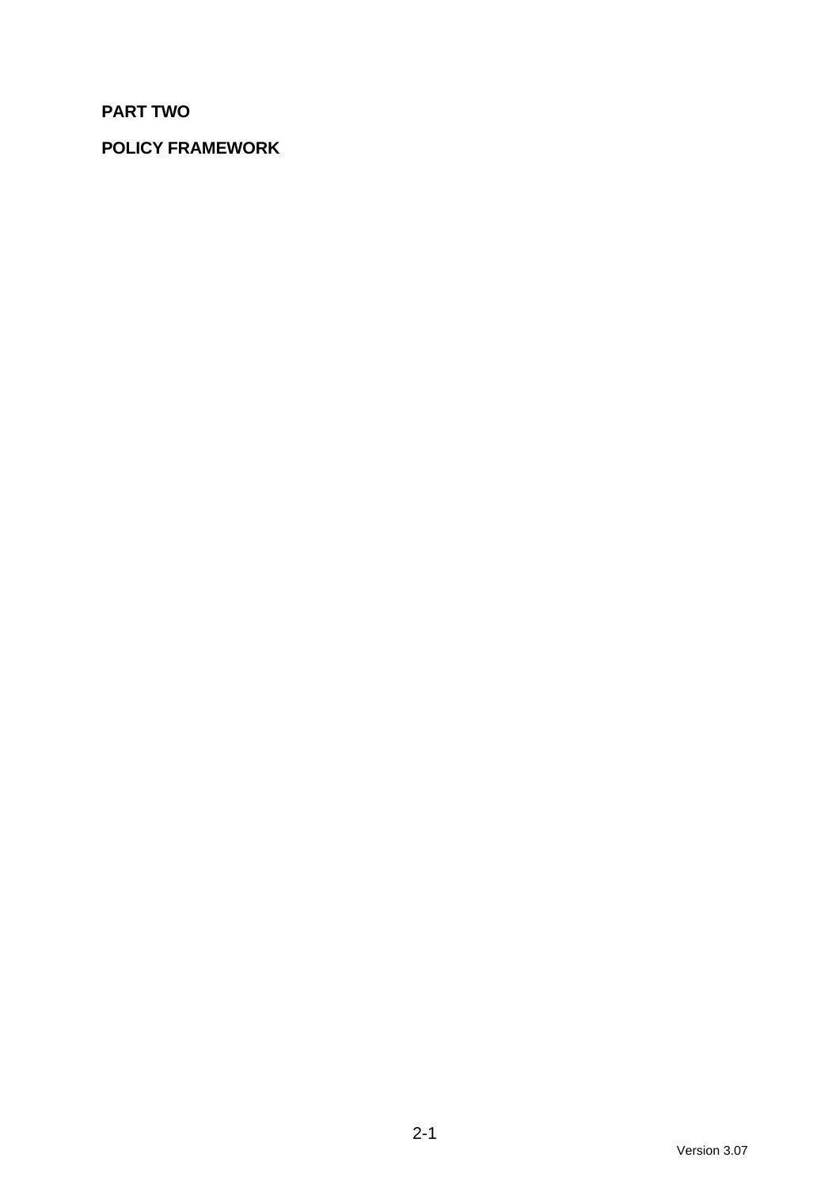**PART TWO**

**POLICY FRAMEWORK**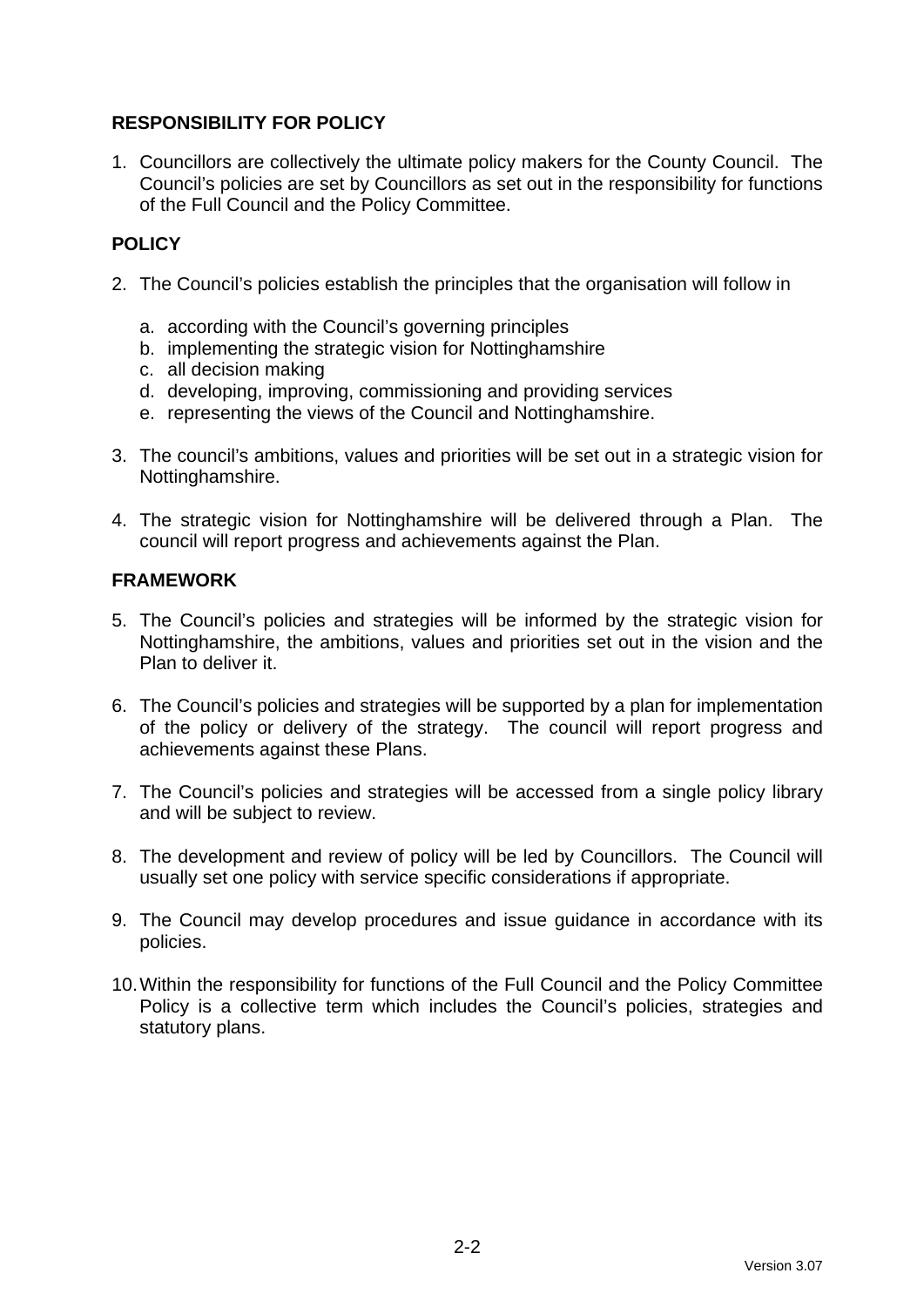## RESPONSIBILITY FOR POLICY

1. Councillors are collectively the ultimate policy makers for the County Council. The Council's policies are set by Councillors as set out in the responsibility for functions of the Full Council and the Policy Committee.

## POLICY

2. The Council's policies establish the principles that the organisation will follow in

   a. according with the Council's governing principles
   b. implementing the strategic vision for Nottinghamshire
   c. all decision making
   d. developing, improving, commissioning and providing services
   e. representing the views of the Council and Nottinghamshire.

3. The council's ambitions, values and priorities will be set out in a strategic vision for Nottinghamshire.

4. The strategic vision for Nottinghamshire will be delivered through a Plan. The council will report progress and achievements against the Plan.

## FRAMEWORK

5. The Council's policies and strategies will be informed by the strategic vision for Nottinghamshire, the ambitions, values and priorities set out in the vision and the Plan to deliver it.

6. The Council's policies and strategies will be supported by a plan for implementation of the policy or delivery of the strategy. The council will report progress and achievements against these Plans.

7. The Council's policies and strategies will be accessed from a single policy library and will be subject to review.

8. The development and review of policy will be led by Councillors. The Council will usually set one policy with service specific considerations if appropriate.

9. The Council may develop procedures and issue guidance in accordance with its policies.

10. Within the responsibility for functions of the Full Council and the Policy Committee Policy is a collective term which includes the Council's policies, strategies and statutory plans.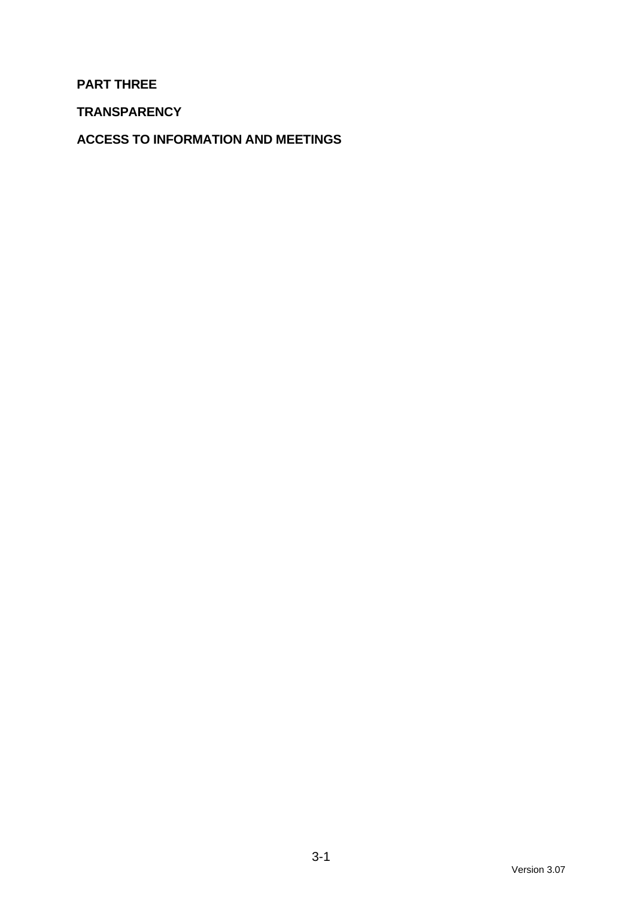# PART THREE

## TRANSPARENCY

## ACCESS TO INFORMATION AND MEETINGS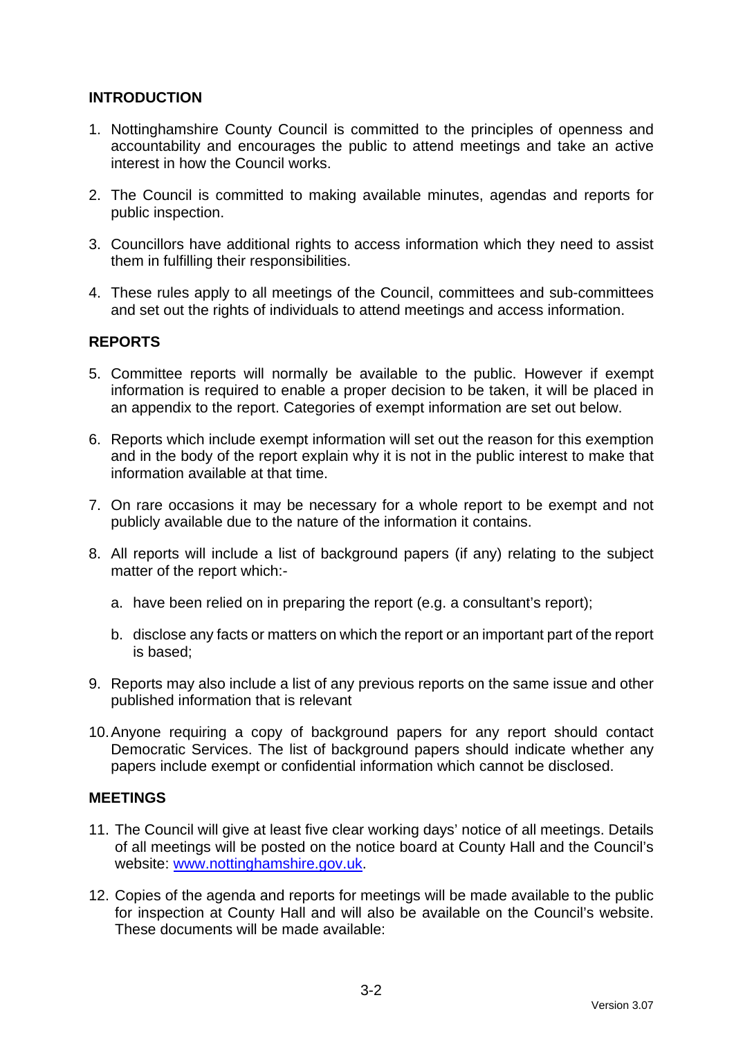## INTRODUCTION

1. Nottinghamshire County Council is committed to the principles of openness and accountability and encourages the public to attend meetings and take an active interest in how the Council works.

2. The Council is committed to making available minutes, agendas and reports for public inspection.

3. Councillors have additional rights to access information which they need to assist them in fulfilling their responsibilities.

4. These rules apply to all meetings of the Council, committees and sub-committees and set out the rights of individuals to attend meetings and access information.

## REPORTS

5. Committee reports will normally be available to the public. However if exempt information is required to enable a proper decision to be taken, it will be placed in an appendix to the report. Categories of exempt information are set out below.

6. Reports which include exempt information will set out the reason for this exemption and in the body of the report explain why it is not in the public interest to make that information available at that time.

7. On rare occasions it may be necessary for a whole report to be exempt and not publicly available due to the nature of the information it contains.

8. All reports will include a list of background papers (if any) relating to the subject matter of the report which:-

   a. have been relied on in preparing the report (e.g. a consultant's report);

   b. disclose any facts or matters on which the report or an important part of the report is based;

9. Reports may also include a list of any previous reports on the same issue and other published information that is relevant

10. Anyone requiring a copy of background papers for any report should contact Democratic Services. The list of background papers should indicate whether any papers include exempt or confidential information which cannot be disclosed.

## MEETINGS

11. The Council will give at least five clear working days' notice of all meetings. Details of all meetings will be posted on the notice board at County Hall and the Council's website: [www.nottinghamshire.gov.uk](http://www.nottinghamshire.gov.uk).

12. Copies of the agenda and reports for meetings will be made available to the public for inspection at County Hall and will also be available on the Council's website. These documents will be made available: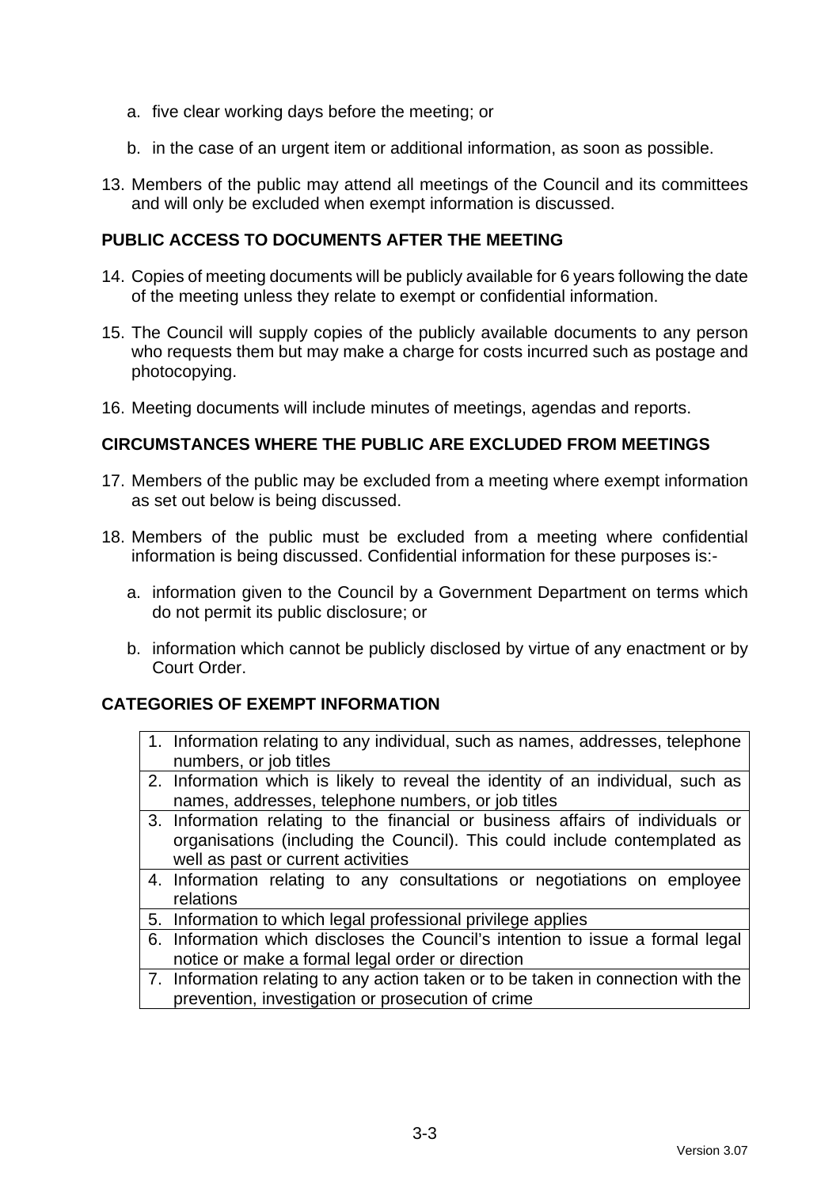a. five clear working days before the meeting; or

b. in the case of an urgent item or additional information, as soon as possible.

13. Members of the public may attend all meetings of the Council and its committees and will only be excluded when exempt information is discussed.

## PUBLIC ACCESS TO DOCUMENTS AFTER THE MEETING

14. Copies of meeting documents will be publicly available for 6 years following the date of the meeting unless they relate to exempt or confidential information.

15. The Council will supply copies of the publicly available documents to any person who requests them but may make a charge for costs incurred such as postage and photocopying.

16. Meeting documents will include minutes of meetings, agendas and reports.

## CIRCUMSTANCES WHERE THE PUBLIC ARE EXCLUDED FROM MEETINGS

17. Members of the public may be excluded from a meeting where exempt information as set out below is being discussed.

18. Members of the public must be excluded from a meeting where confidential information is being discussed. Confidential information for these purposes is:-

    a. information given to the Council by a Government Department on terms which do not permit its public disclosure; or

    b. information which cannot be publicly disclosed by virtue of any enactment or by Court Order.

## CATEGORIES OF EXEMPT INFORMATION

| |
|---|
| 1. Information relating to any individual, such as names, addresses, telephone numbers, or job titles |
| 2. Information which is likely to reveal the identity of an individual, such as names, addresses, telephone numbers, or job titles |
| 3. Information relating to the financial or business affairs of individuals or organisations (including the Council). This could include contemplated as well as past or current activities |
| 4. Information relating to any consultations or negotiations on employee relations |
| 5. Information to which legal professional privilege applies |
| 6. Information which discloses the Council's intention to issue a formal legal notice or make a formal legal order or direction |
| 7. Information relating to any action taken or to be taken in connection with the prevention, investigation or prosecution of crime |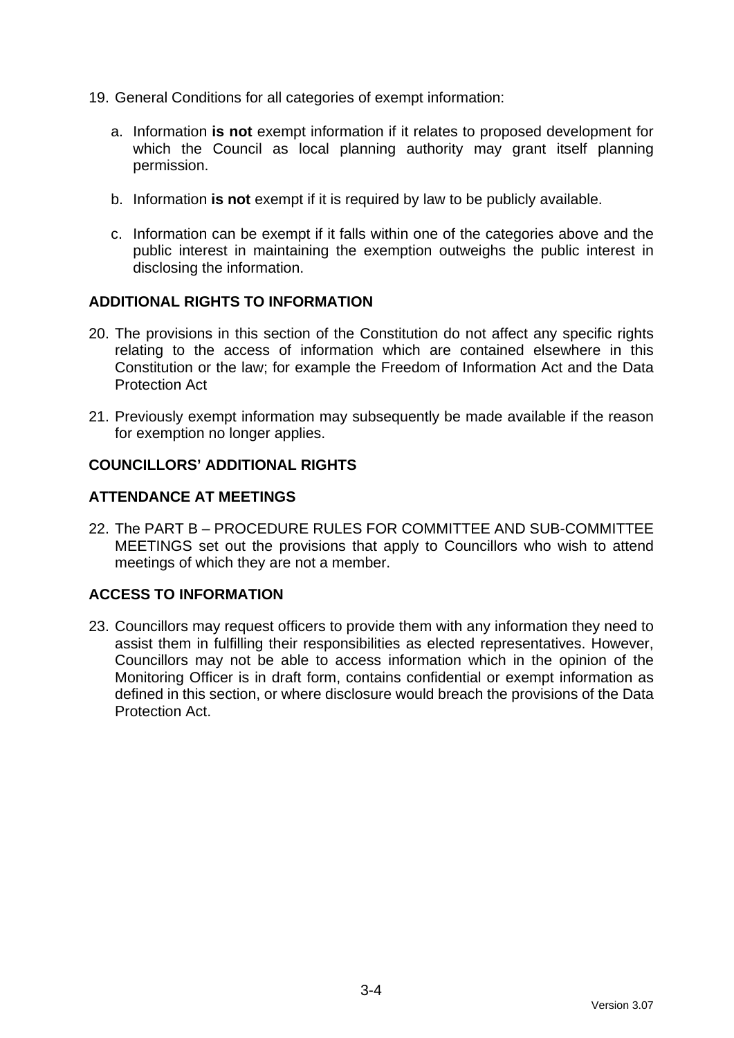19. General Conditions for all categories of exempt information:

    a. Information **is not** exempt information if it relates to proposed development for which the Council as local planning authority may grant itself planning permission.

    b. Information **is not** exempt if it is required by law to be publicly available.

    c. Information can be exempt if it falls within one of the categories above and the public interest in maintaining the exemption outweighs the public interest in disclosing the information.

## ADDITIONAL RIGHTS TO INFORMATION

20. The provisions in this section of the Constitution do not affect any specific rights relating to the access of information which are contained elsewhere in this Constitution or the law; for example the Freedom of Information Act and the Data Protection Act

21. Previously exempt information may subsequently be made available if the reason for exemption no longer applies.

## COUNCILLORS' ADDITIONAL RIGHTS

## ATTENDANCE AT MEETINGS

22. The PART B – PROCEDURE RULES FOR COMMITTEE AND SUB-COMMITTEE MEETINGS set out the provisions that apply to Councillors who wish to attend meetings of which they are not a member.

## ACCESS TO INFORMATION

23. Councillors may request officers to provide them with any information they need to assist them in fulfilling their responsibilities as elected representatives. However, Councillors may not be able to access information which in the opinion of the Monitoring Officer is in draft form, contains confidential or exempt information as defined in this section, or where disclosure would breach the provisions of the Data Protection Act.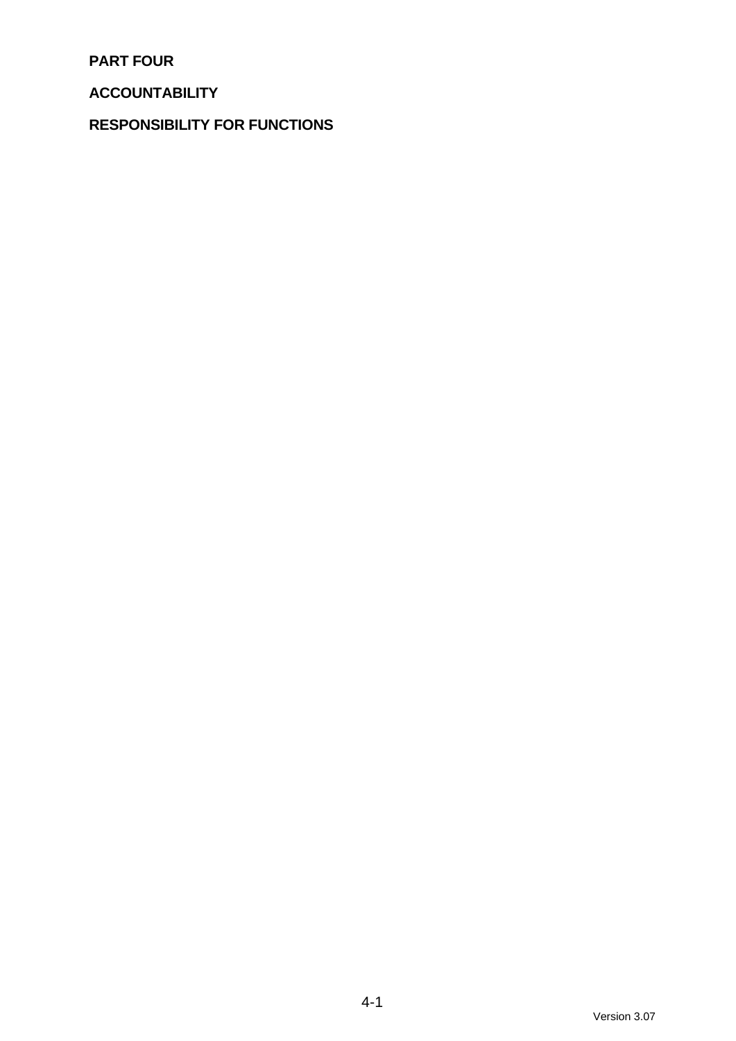# PART FOUR

## ACCOUNTABILITY

## RESPONSIBILITY FOR FUNCTIONS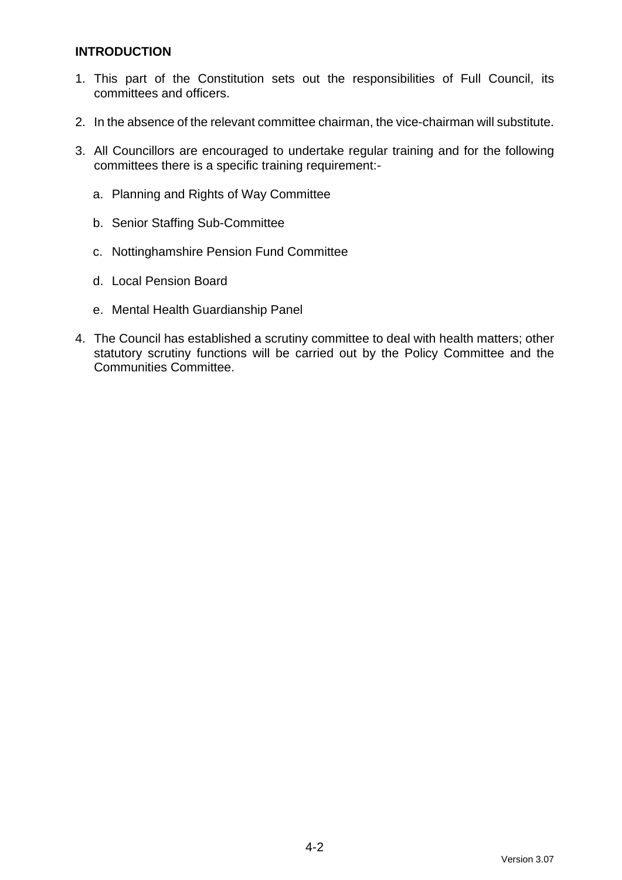**INTRODUCTION**

1. This part of the Constitution sets out the responsibilities of Full Council, its committees and officers.

2. In the absence of the relevant committee chairman, the vice-chairman will substitute.

3. All Councillors are encouraged to undertake regular training and for the following committees there is a specific training requirement:-

   a. Planning and Rights of Way Committee

   b. Senior Staffing Sub-Committee

   c. Nottinghamshire Pension Fund Committee

   d. Local Pension Board

   e. Mental Health Guardianship Panel

4. The Council has established a scrutiny committee to deal with health matters; other statutory scrutiny functions will be carried out by the Policy Committee and the Communities Committee.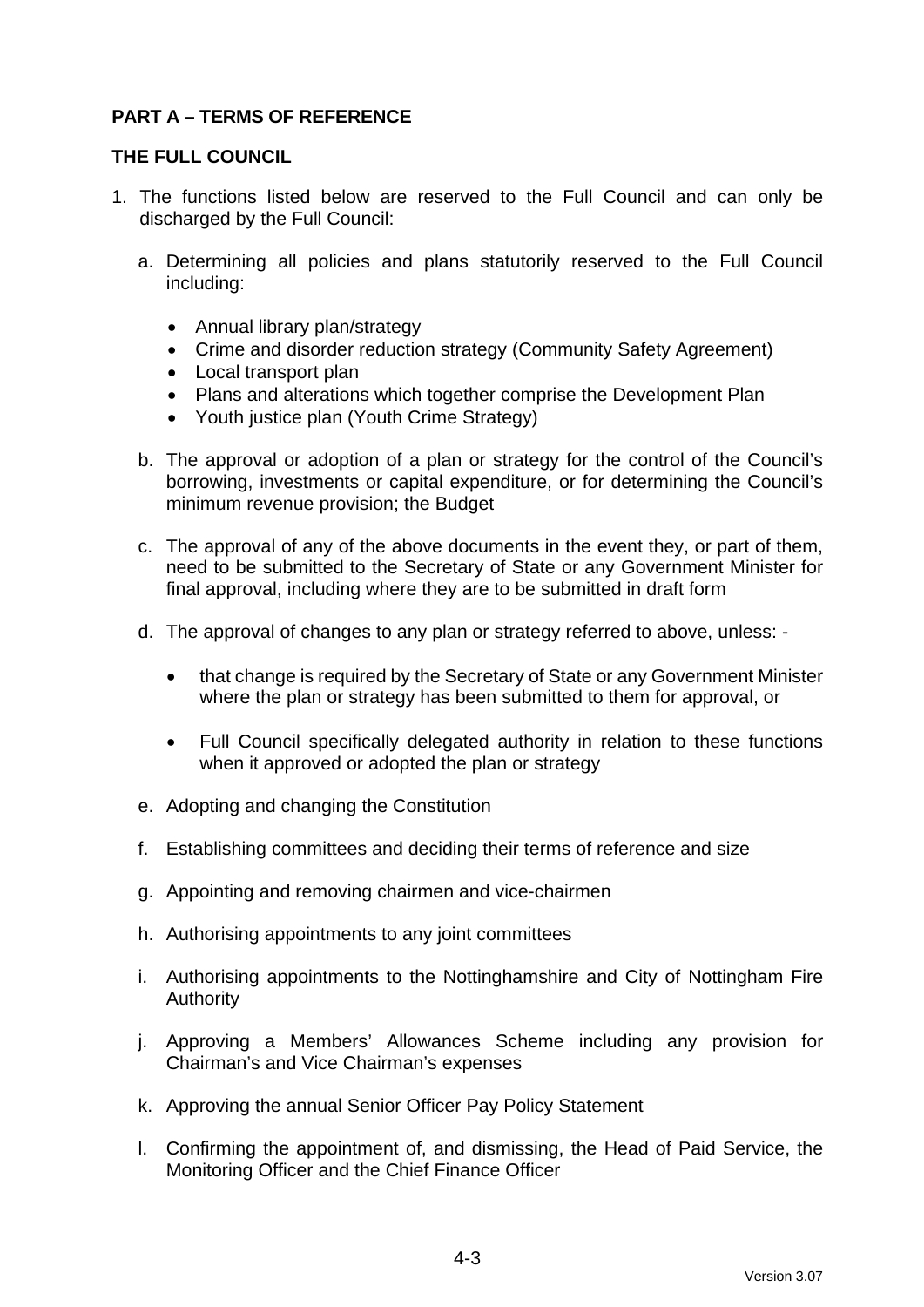## PART A – TERMS OF REFERENCE

### THE FULL COUNCIL

1. The functions listed below are reserved to the Full Council and can only be discharged by the Full Council:

   a. Determining all policies and plans statutorily reserved to the Full Council including:

      - Annual library plan/strategy
      - Crime and disorder reduction strategy (Community Safety Agreement)
      - Local transport plan
      - Plans and alterations which together comprise the Development Plan
      - Youth justice plan (Youth Crime Strategy)

   b. The approval or adoption of a plan or strategy for the control of the Council's borrowing, investments or capital expenditure, or for determining the Council's minimum revenue provision; the Budget

   c. The approval of any of the above documents in the event they, or part of them, need to be submitted to the Secretary of State or any Government Minister for final approval, including where they are to be submitted in draft form

   d. The approval of changes to any plan or strategy referred to above, unless: -

      - that change is required by the Secretary of State or any Government Minister where the plan or strategy has been submitted to them for approval, or

      - Full Council specifically delegated authority in relation to these functions when it approved or adopted the plan or strategy

   e. Adopting and changing the Constitution

   f. Establishing committees and deciding their terms of reference and size

   g. Appointing and removing chairmen and vice-chairmen

   h. Authorising appointments to any joint committees

   i. Authorising appointments to the Nottinghamshire and City of Nottingham Fire Authority

   j. Approving a Members' Allowances Scheme including any provision for Chairman's and Vice Chairman's expenses

   k. Approving the annual Senior Officer Pay Policy Statement

   l. Confirming the appointment of, and dismissing, the Head of Paid Service, the Monitoring Officer and the Chief Finance Officer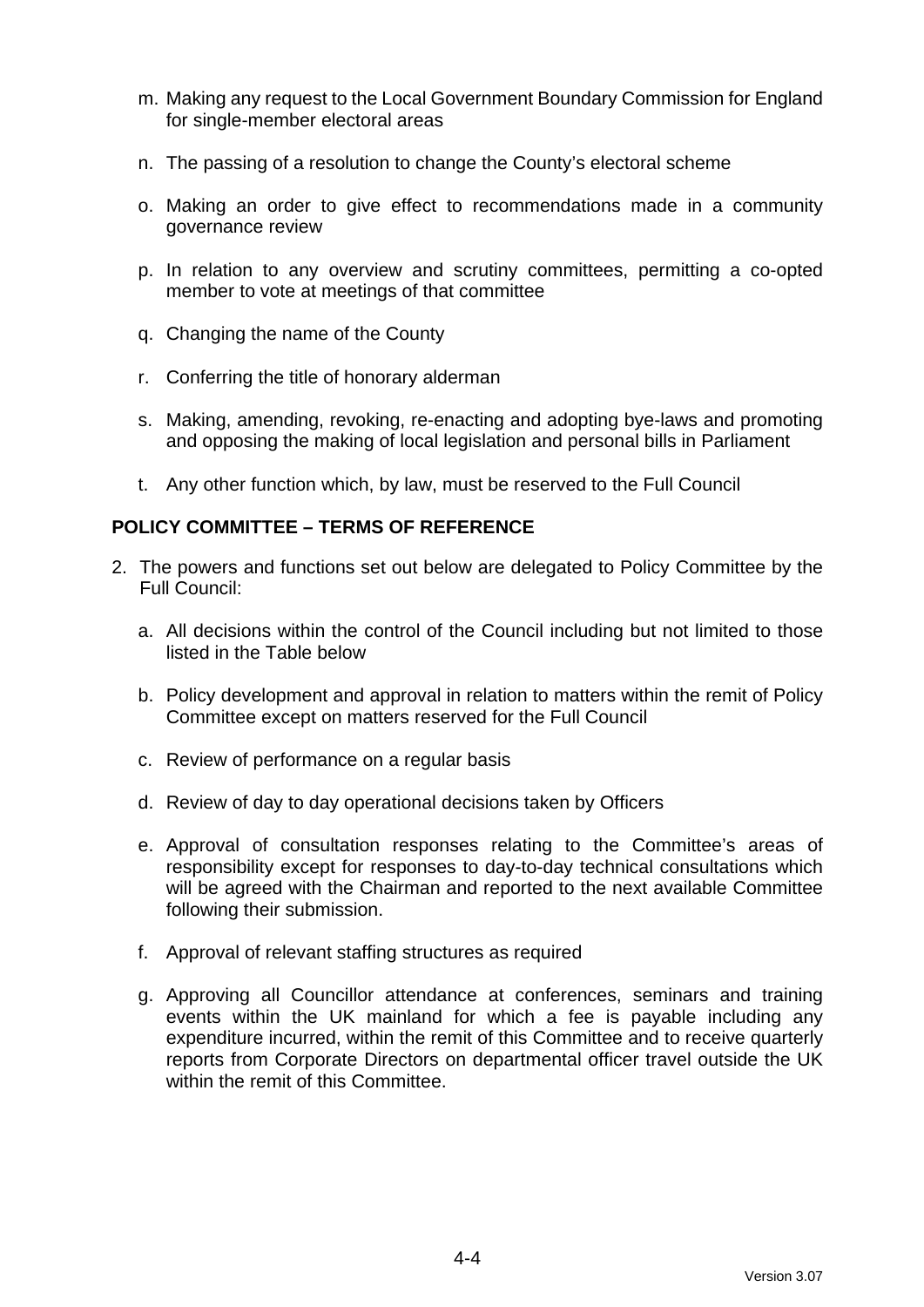m. Making any request to the Local Government Boundary Commission for England for single-member electoral areas

n. The passing of a resolution to change the County's electoral scheme

o. Making an order to give effect to recommendations made in a community governance review

p. In relation to any overview and scrutiny committees, permitting a co-opted member to vote at meetings of that committee

q. Changing the name of the County

r. Conferring the title of honorary alderman

s. Making, amending, revoking, re-enacting and adopting bye-laws and promoting and opposing the making of local legislation and personal bills in Parliament

t. Any other function which, by law, must be reserved to the Full Council

## POLICY COMMITTEE – TERMS OF REFERENCE

2. The powers and functions set out below are delegated to Policy Committee by the Full Council:

   a. All decisions within the control of the Council including but not limited to those listed in the Table below

   b. Policy development and approval in relation to matters within the remit of Policy Committee except on matters reserved for the Full Council

   c. Review of performance on a regular basis

   d. Review of day to day operational decisions taken by Officers

   e. Approval of consultation responses relating to the Committee's areas of responsibility except for responses to day-to-day technical consultations which will be agreed with the Chairman and reported to the next available Committee following their submission.

   f. Approval of relevant staffing structures as required

   g. Approving all Councillor attendance at conferences, seminars and training events within the UK mainland for which a fee is payable including any expenditure incurred, within the remit of this Committee and to receive quarterly reports from Corporate Directors on departmental officer travel outside the UK within the remit of this Committee.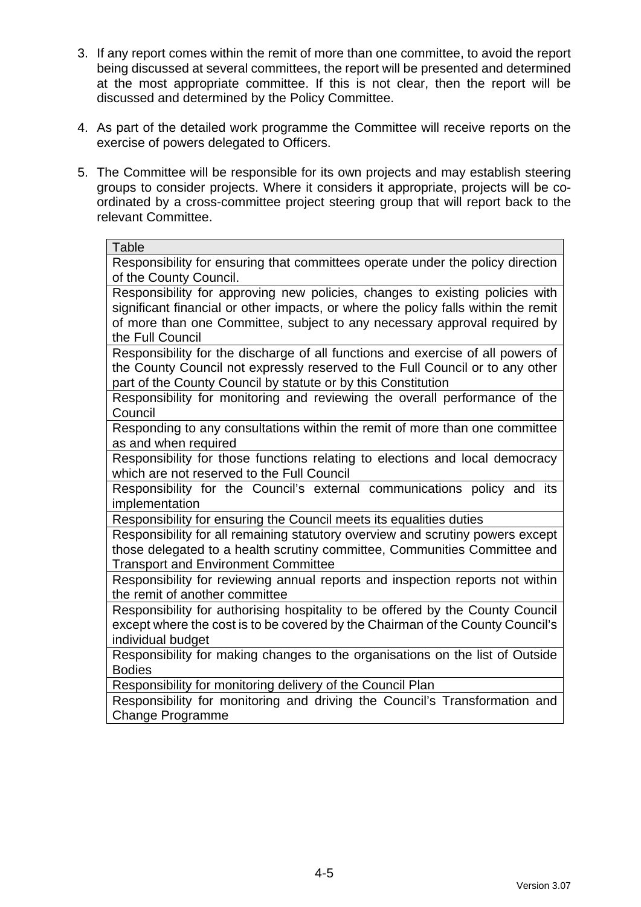3. If any report comes within the remit of more than one committee, to avoid the report being discussed at several committees, the report will be presented and determined at the most appropriate committee. If this is not clear, then the report will be discussed and determined by the Policy Committee.

4. As part of the detailed work programme the Committee will receive reports on the exercise of powers delegated to Officers.

5. The Committee will be responsible for its own projects and may establish steering groups to consider projects. Where it considers it appropriate, projects will be co-ordinated by a cross-committee project steering group that will report back to the relevant Committee.

| Table |
|---|
| Responsibility for ensuring that committees operate under the policy direction of the County Council. |
| Responsibility for approving new policies, changes to existing policies with significant financial or other impacts, or where the policy falls within the remit of more than one Committee, subject to any necessary approval required by the Full Council |
| Responsibility for the discharge of all functions and exercise of all powers of the County Council not expressly reserved to the Full Council or to any other part of the County Council by statute or by this Constitution |
| Responsibility for monitoring and reviewing the overall performance of the Council |
| Responding to any consultations within the remit of more than one committee as and when required |
| Responsibility for those functions relating to elections and local democracy which are not reserved to the Full Council |
| Responsibility for the Council's external communications policy and its implementation |
| Responsibility for ensuring the Council meets its equalities duties |
| Responsibility for all remaining statutory overview and scrutiny powers except those delegated to a health scrutiny committee, Communities Committee and Transport and Environment Committee |
| Responsibility for reviewing annual reports and inspection reports not within the remit of another committee |
| Responsibility for authorising hospitality to be offered by the County Council except where the cost is to be covered by the Chairman of the County Council's individual budget |
| Responsibility for making changes to the organisations on the list of Outside Bodies |
| Responsibility for monitoring delivery of the Council Plan |
| Responsibility for monitoring and driving the Council's Transformation and Change Programme |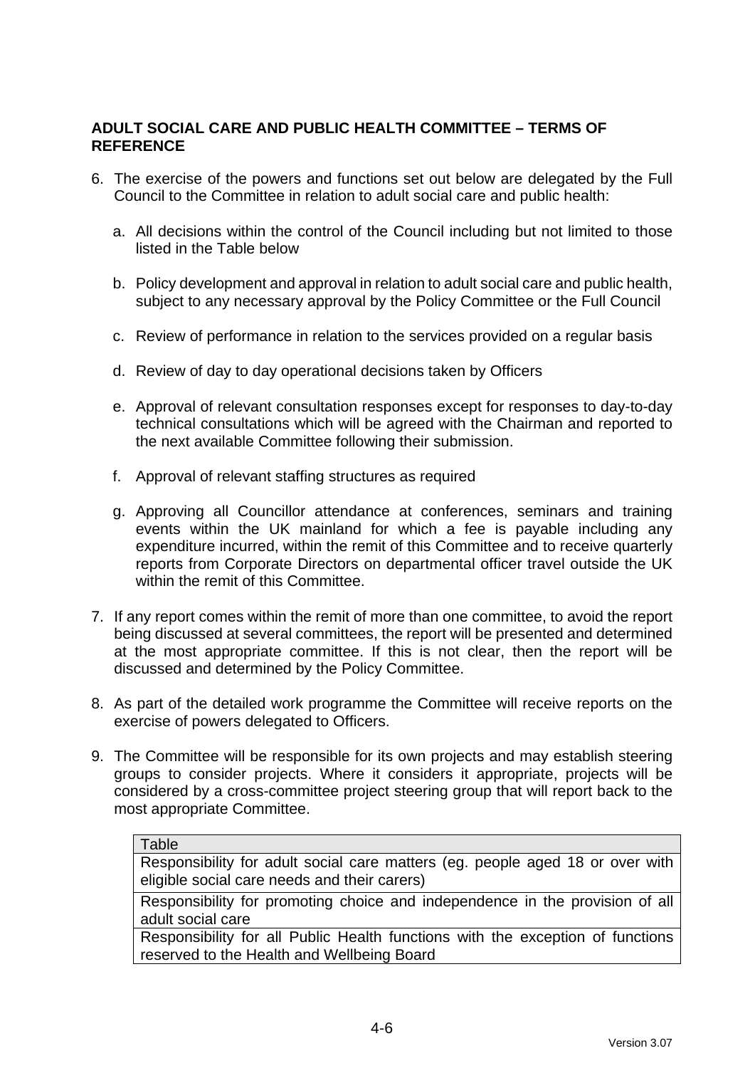**ADULT SOCIAL CARE AND PUBLIC HEALTH COMMITTEE – TERMS OF REFERENCE**

6. The exercise of the powers and functions set out below are delegated by the Full Council to the Committee in relation to adult social care and public health:

   a. All decisions within the control of the Council including but not limited to those listed in the Table below

   b. Policy development and approval in relation to adult social care and public health, subject to any necessary approval by the Policy Committee or the Full Council

   c. Review of performance in relation to the services provided on a regular basis

   d. Review of day to day operational decisions taken by Officers

   e. Approval of relevant consultation responses except for responses to day-to-day technical consultations which will be agreed with the Chairman and reported to the next available Committee following their submission.

   f. Approval of relevant staffing structures as required

   g. Approving all Councillor attendance at conferences, seminars and training events within the UK mainland for which a fee is payable including any expenditure incurred, within the remit of this Committee and to receive quarterly reports from Corporate Directors on departmental officer travel outside the UK within the remit of this Committee.

7. If any report comes within the remit of more than one committee, to avoid the report being discussed at several committees, the report will be presented and determined at the most appropriate committee. If this is not clear, then the report will be discussed and determined by the Policy Committee.

8. As part of the detailed work programme the Committee will receive reports on the exercise of powers delegated to Officers.

9. The Committee will be responsible for its own projects and may establish steering groups to consider projects. Where it considers it appropriate, projects will be considered by a cross-committee project steering group that will report back to the most appropriate Committee.

| Table |
|---|
| Responsibility for adult social care matters (eg. people aged 18 or over with eligible social care needs and their carers) |
| Responsibility for promoting choice and independence in the provision of all adult social care |
| Responsibility for all Public Health functions with the exception of functions reserved to the Health and Wellbeing Board |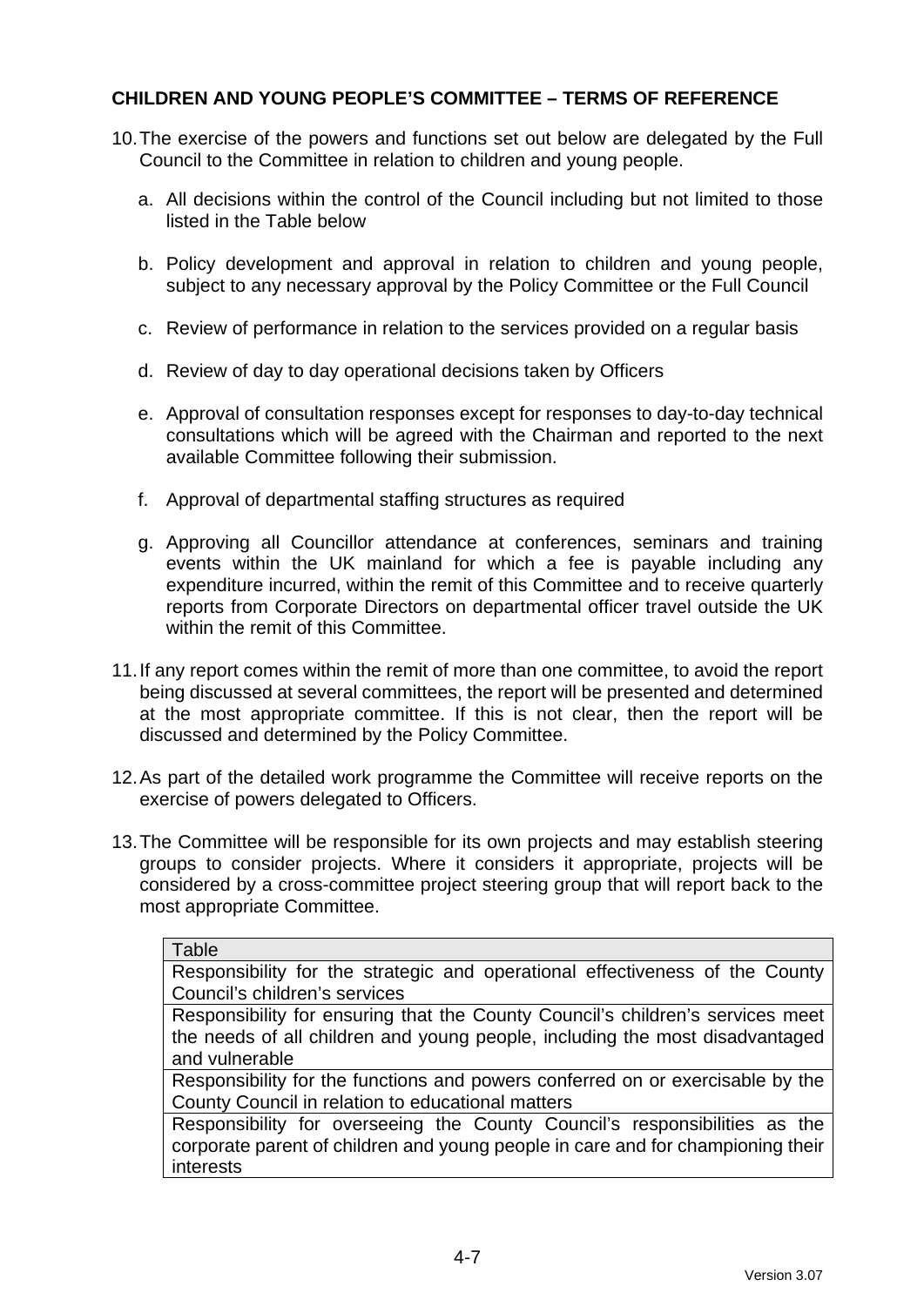**CHILDREN AND YOUNG PEOPLE'S COMMITTEE – TERMS OF REFERENCE**

10. The exercise of the powers and functions set out below are delegated by the Full Council to the Committee in relation to children and young people.

    a. All decisions within the control of the Council including but not limited to those listed in the Table below

    b. Policy development and approval in relation to children and young people, subject to any necessary approval by the Policy Committee or the Full Council

    c. Review of performance in relation to the services provided on a regular basis

    d. Review of day to day operational decisions taken by Officers

    e. Approval of consultation responses except for responses to day-to-day technical consultations which will be agreed with the Chairman and reported to the next available Committee following their submission.

    f. Approval of departmental staffing structures as required

    g. Approving all Councillor attendance at conferences, seminars and training events within the UK mainland for which a fee is payable including any expenditure incurred, within the remit of this Committee and to receive quarterly reports from Corporate Directors on departmental officer travel outside the UK within the remit of this Committee.

11. If any report comes within the remit of more than one committee, to avoid the report being discussed at several committees, the report will be presented and determined at the most appropriate committee. If this is not clear, then the report will be discussed and determined by the Policy Committee.

12. As part of the detailed work programme the Committee will receive reports on the exercise of powers delegated to Officers.

13. The Committee will be responsible for its own projects and may establish steering groups to consider projects. Where it considers it appropriate, projects will be considered by a cross-committee project steering group that will report back to the most appropriate Committee.

| Table |
| --- |
| Responsibility for the strategic and operational effectiveness of the County Council's children's services |
| Responsibility for ensuring that the County Council's children's services meet the needs of all children and young people, including the most disadvantaged and vulnerable |
| Responsibility for the functions and powers conferred on or exercisable by the County Council in relation to educational matters |
| Responsibility for overseeing the County Council's responsibilities as the corporate parent of children and young people in care and for championing their interests |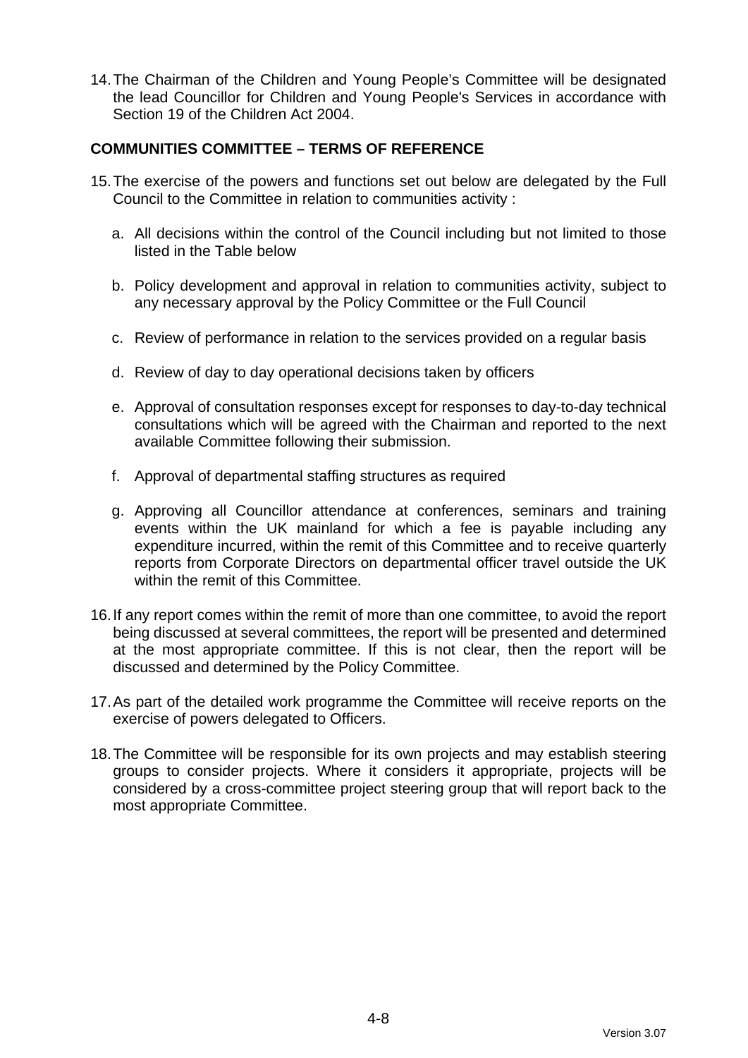14. The Chairman of the Children and Young People's Committee will be designated the lead Councillor for Children and Young People's Services in accordance with Section 19 of the Children Act 2004.

## COMMUNITIES COMMITTEE – TERMS OF REFERENCE

15. The exercise of the powers and functions set out below are delegated by the Full Council to the Committee in relation to communities activity :

    a. All decisions within the control of the Council including but not limited to those listed in the Table below

    b. Policy development and approval in relation to communities activity, subject to any necessary approval by the Policy Committee or the Full Council

    c. Review of performance in relation to the services provided on a regular basis

    d. Review of day to day operational decisions taken by officers

    e. Approval of consultation responses except for responses to day-to-day technical consultations which will be agreed with the Chairman and reported to the next available Committee following their submission.

    f. Approval of departmental staffing structures as required

    g. Approving all Councillor attendance at conferences, seminars and training events within the UK mainland for which a fee is payable including any expenditure incurred, within the remit of this Committee and to receive quarterly reports from Corporate Directors on departmental officer travel outside the UK within the remit of this Committee.

16. If any report comes within the remit of more than one committee, to avoid the report being discussed at several committees, the report will be presented and determined at the most appropriate committee. If this is not clear, then the report will be discussed and determined by the Policy Committee.

17. As part of the detailed work programme the Committee will receive reports on the exercise of powers delegated to Officers.

18. The Committee will be responsible for its own projects and may establish steering groups to consider projects. Where it considers it appropriate, projects will be considered by a cross-committee project steering group that will report back to the most appropriate Committee.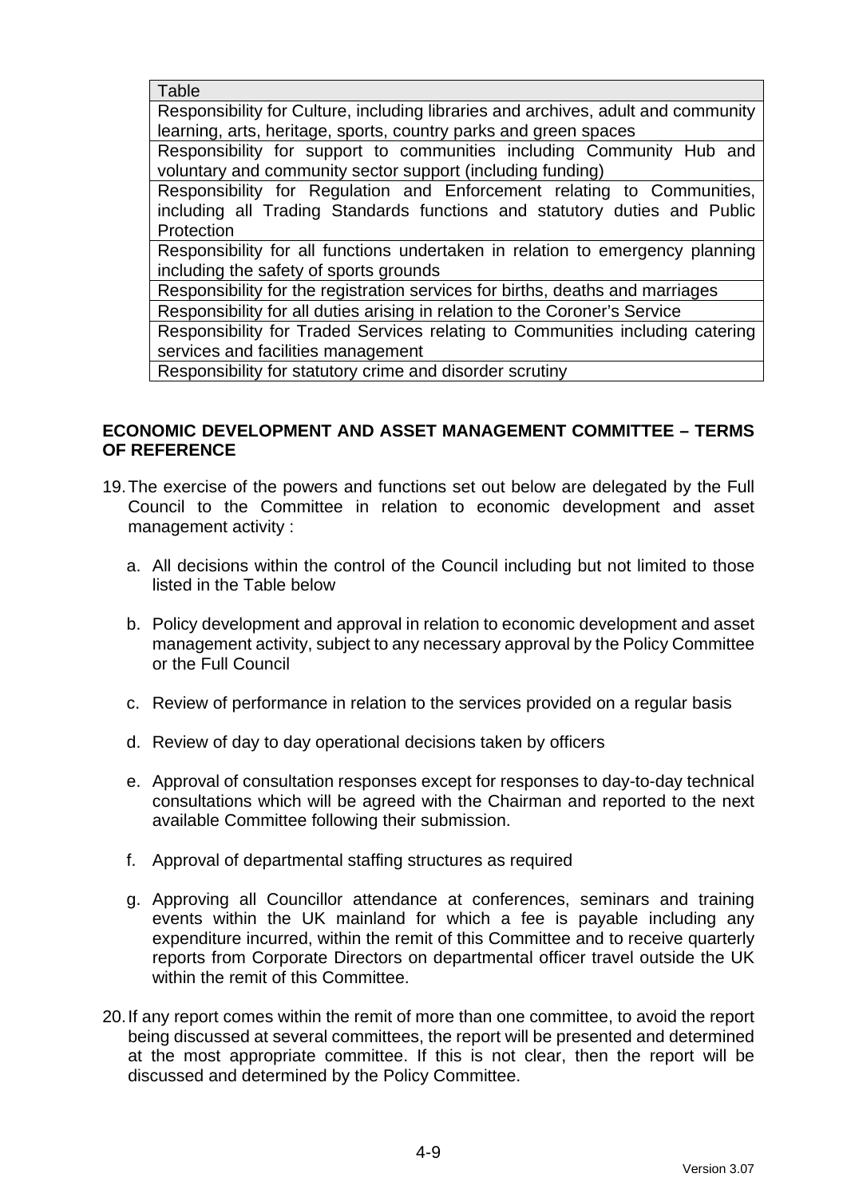| Table |
| --- |
| Responsibility for Culture, including libraries and archives, adult and community learning, arts, heritage, sports, country parks and green spaces |
| Responsibility for support to communities including Community Hub and voluntary and community sector support (including funding) |
| Responsibility for Regulation and Enforcement relating to Communities, including all Trading Standards functions and statutory duties and Public Protection |
| Responsibility for all functions undertaken in relation to emergency planning including the safety of sports grounds |
| Responsibility for the registration services for births, deaths and marriages |
| Responsibility for all duties arising in relation to the Coroner's Service |
| Responsibility for Traded Services relating to Communities including catering services and facilities management |
| Responsibility for statutory crime and disorder scrutiny |

**ECONOMIC DEVELOPMENT AND ASSET MANAGEMENT COMMITTEE – TERMS OF REFERENCE**

19. The exercise of the powers and functions set out below are delegated by the Full Council to the Committee in relation to economic development and asset management activity :

    a. All decisions within the control of the Council including but not limited to those listed in the Table below

    b. Policy development and approval in relation to economic development and asset management activity, subject to any necessary approval by the Policy Committee or the Full Council

    c. Review of performance in relation to the services provided on a regular basis

    d. Review of day to day operational decisions taken by officers

    e. Approval of consultation responses except for responses to day-to-day technical consultations which will be agreed with the Chairman and reported to the next available Committee following their submission.

    f. Approval of departmental staffing structures as required

    g. Approving all Councillor attendance at conferences, seminars and training events within the UK mainland for which a fee is payable including any expenditure incurred, within the remit of this Committee and to receive quarterly reports from Corporate Directors on departmental officer travel outside the UK within the remit of this Committee.

20. If any report comes within the remit of more than one committee, to avoid the report being discussed at several committees, the report will be presented and determined at the most appropriate committee. If this is not clear, then the report will be discussed and determined by the Policy Committee.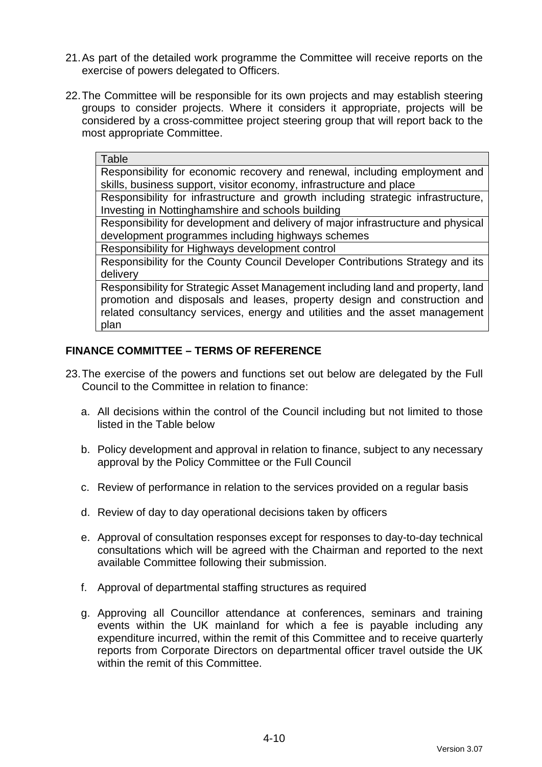21. As part of the detailed work programme the Committee will receive reports on the exercise of powers delegated to Officers.

22. The Committee will be responsible for its own projects and may establish steering groups to consider projects. Where it considers it appropriate, projects will be considered by a cross-committee project steering group that will report back to the most appropriate Committee.

| Table |
|---|
| Responsibility for economic recovery and renewal, including employment and skills, business support, visitor economy, infrastructure and place |
| Responsibility for infrastructure and growth including strategic infrastructure, Investing in Nottinghamshire and schools building |
| Responsibility for development and delivery of major infrastructure and physical development programmes including highways schemes |
| Responsibility for Highways development control |
| Responsibility for the County Council Developer Contributions Strategy and its delivery |
| Responsibility for Strategic Asset Management including land and property, land promotion and disposals and leases, property design and construction and related consultancy services, energy and utilities and the asset management plan |

## FINANCE COMMITTEE – TERMS OF REFERENCE

23. The exercise of the powers and functions set out below are delegated by the Full Council to the Committee in relation to finance:

    a. All decisions within the control of the Council including but not limited to those listed in the Table below

    b. Policy development and approval in relation to finance, subject to any necessary approval by the Policy Committee or the Full Council

    c. Review of performance in relation to the services provided on a regular basis

    d. Review of day to day operational decisions taken by officers

    e. Approval of consultation responses except for responses to day-to-day technical consultations which will be agreed with the Chairman and reported to the next available Committee following their submission.

    f. Approval of departmental staffing structures as required

    g. Approving all Councillor attendance at conferences, seminars and training events within the UK mainland for which a fee is payable including any expenditure incurred, within the remit of this Committee and to receive quarterly reports from Corporate Directors on departmental officer travel outside the UK within the remit of this Committee.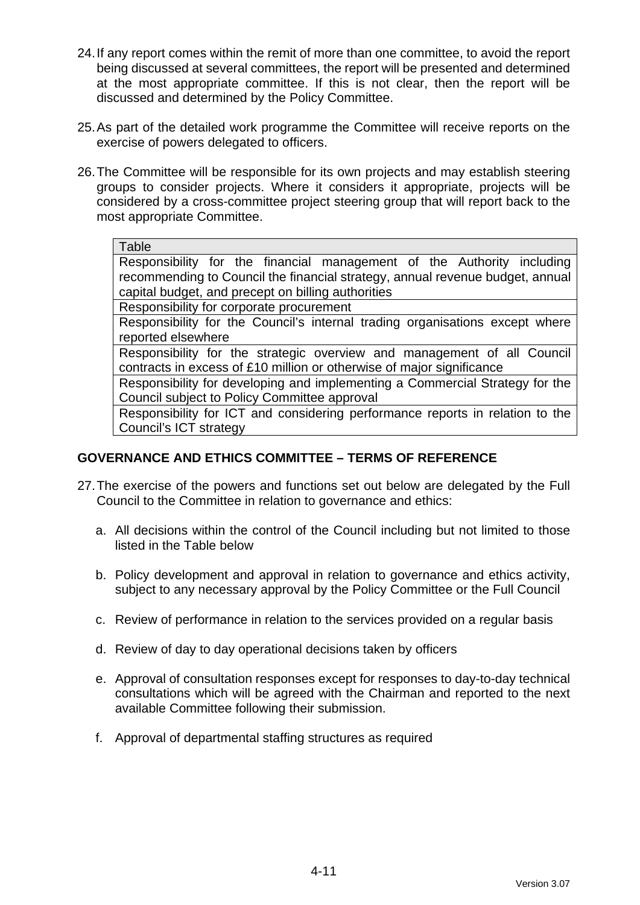24. If any report comes within the remit of more than one committee, to avoid the report being discussed at several committees, the report will be presented and determined at the most appropriate committee. If this is not clear, then the report will be discussed and determined by the Policy Committee.

25. As part of the detailed work programme the Committee will receive reports on the exercise of powers delegated to officers.

26. The Committee will be responsible for its own projects and may establish steering groups to consider projects. Where it considers it appropriate, projects will be considered by a cross-committee project steering group that will report back to the most appropriate Committee.

| Table |
| --- |
| Responsibility for the financial management of the Authority including recommending to Council the financial strategy, annual revenue budget, annual capital budget, and precept on billing authorities |
| Responsibility for corporate procurement |
| Responsibility for the Council's internal trading organisations except where reported elsewhere |
| Responsibility for the strategic overview and management of all Council contracts in excess of £10 million or otherwise of major significance |
| Responsibility for developing and implementing a Commercial Strategy for the Council subject to Policy Committee approval |
| Responsibility for ICT and considering performance reports in relation to the Council's ICT strategy |

## GOVERNANCE AND ETHICS COMMITTEE – TERMS OF REFERENCE

27. The exercise of the powers and functions set out below are delegated by the Full Council to the Committee in relation to governance and ethics:

    a. All decisions within the control of the Council including but not limited to those listed in the Table below

    b. Policy development and approval in relation to governance and ethics activity, subject to any necessary approval by the Policy Committee or the Full Council

    c. Review of performance in relation to the services provided on a regular basis

    d. Review of day to day operational decisions taken by officers

    e. Approval of consultation responses except for responses to day-to-day technical consultations which will be agreed with the Chairman and reported to the next available Committee following their submission.

    f. Approval of departmental staffing structures as required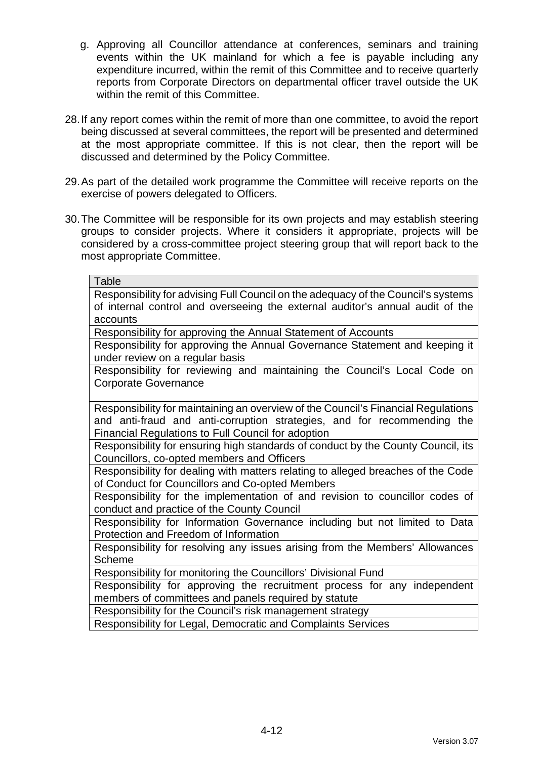g. Approving all Councillor attendance at conferences, seminars and training events within the UK mainland for which a fee is payable including any expenditure incurred, within the remit of this Committee and to receive quarterly reports from Corporate Directors on departmental officer travel outside the UK within the remit of this Committee.

28. If any report comes within the remit of more than one committee, to avoid the report being discussed at several committees, the report will be presented and determined at the most appropriate committee. If this is not clear, then the report will be discussed and determined by the Policy Committee.

29. As part of the detailed work programme the Committee will receive reports on the exercise of powers delegated to Officers.

30. The Committee will be responsible for its own projects and may establish steering groups to consider projects. Where it considers it appropriate, projects will be considered by a cross-committee project steering group that will report back to the most appropriate Committee.

| Table |
|---|
| Responsibility for advising Full Council on the adequacy of the Council's systems of internal control and overseeing the external auditor's annual audit of the accounts |
| Responsibility for approving the Annual Statement of Accounts |
| Responsibility for approving the Annual Governance Statement and keeping it under review on a regular basis |
| Responsibility for reviewing and maintaining the Council's Local Code on Corporate Governance |
| Responsibility for maintaining an overview of the Council's Financial Regulations and anti-fraud and anti-corruption strategies, and for recommending the Financial Regulations to Full Council for adoption |
| Responsibility for ensuring high standards of conduct by the County Council, its Councillors, co-opted members and Officers |
| Responsibility for dealing with matters relating to alleged breaches of the Code of Conduct for Councillors and Co-opted Members |
| Responsibility for the implementation of and revision to councillor codes of conduct and practice of the County Council |
| Responsibility for Information Governance including but not limited to Data Protection and Freedom of Information |
| Responsibility for resolving any issues arising from the Members' Allowances Scheme |
| Responsibility for monitoring the Councillors' Divisional Fund |
| Responsibility for approving the recruitment process for any independent members of committees and panels required by statute |
| Responsibility for the Council's risk management strategy |
| Responsibility for Legal, Democratic and Complaints Services |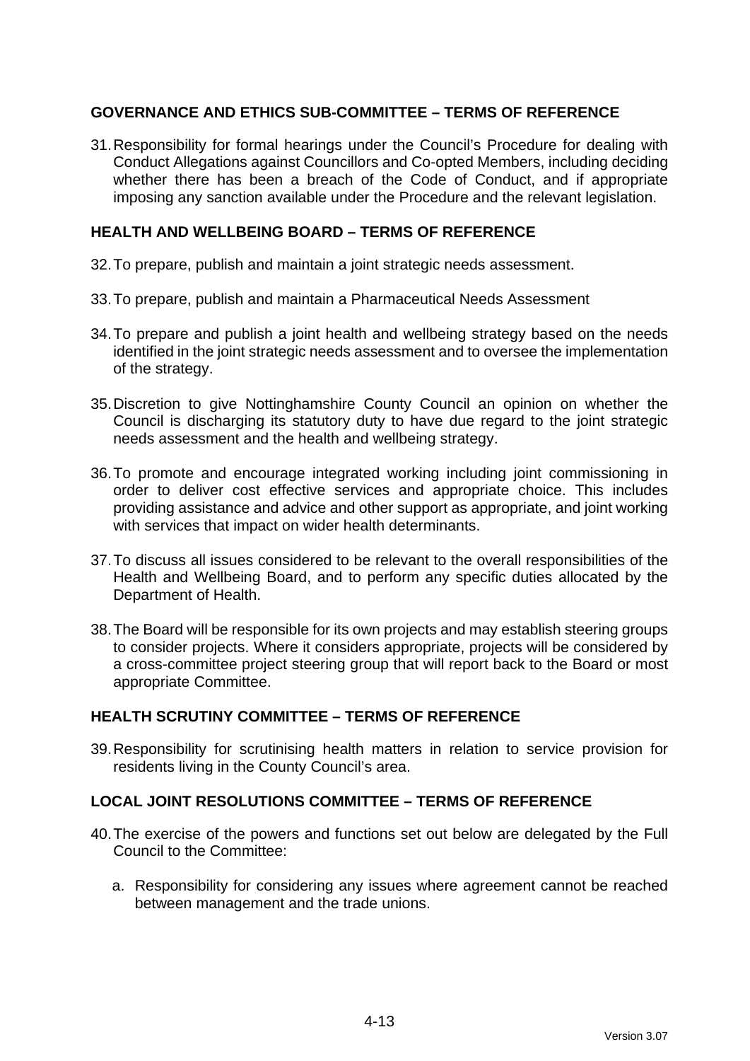## GOVERNANCE AND ETHICS SUB-COMMITTEE – TERMS OF REFERENCE

31. Responsibility for formal hearings under the Council's Procedure for dealing with Conduct Allegations against Councillors and Co-opted Members, including deciding whether there has been a breach of the Code of Conduct, and if appropriate imposing any sanction available under the Procedure and the relevant legislation.

## HEALTH AND WELLBEING BOARD – TERMS OF REFERENCE

32. To prepare, publish and maintain a joint strategic needs assessment.

33. To prepare, publish and maintain a Pharmaceutical Needs Assessment

34. To prepare and publish a joint health and wellbeing strategy based on the needs identified in the joint strategic needs assessment and to oversee the implementation of the strategy.

35. Discretion to give Nottinghamshire County Council an opinion on whether the Council is discharging its statutory duty to have due regard to the joint strategic needs assessment and the health and wellbeing strategy.

36. To promote and encourage integrated working including joint commissioning in order to deliver cost effective services and appropriate choice. This includes providing assistance and advice and other support as appropriate, and joint working with services that impact on wider health determinants.

37. To discuss all issues considered to be relevant to the overall responsibilities of the Health and Wellbeing Board, and to perform any specific duties allocated by the Department of Health.

38. The Board will be responsible for its own projects and may establish steering groups to consider projects. Where it considers appropriate, projects will be considered by a cross-committee project steering group that will report back to the Board or most appropriate Committee.

## HEALTH SCRUTINY COMMITTEE – TERMS OF REFERENCE

39. Responsibility for scrutinising health matters in relation to service provision for residents living in the County Council's area.

## LOCAL JOINT RESOLUTIONS COMMITTEE – TERMS OF REFERENCE

40. The exercise of the powers and functions set out below are delegated by the Full Council to the Committee:

    a. Responsibility for considering any issues where agreement cannot be reached between management and the trade unions.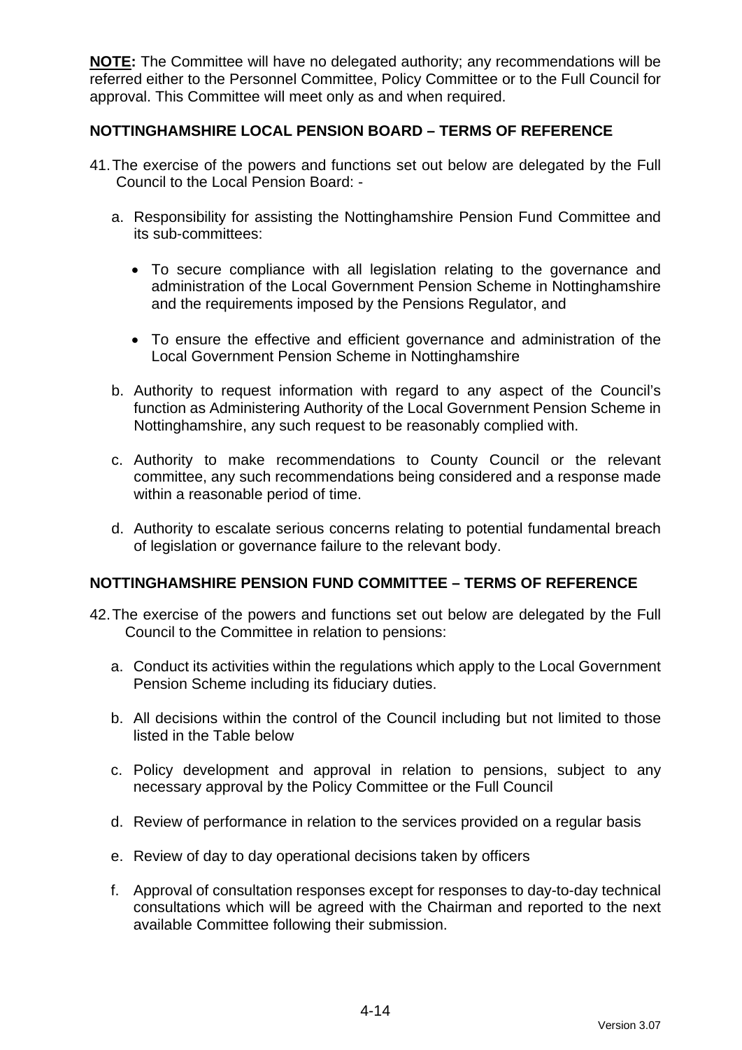**NOTE:** The Committee will have no delegated authority; any recommendations will be referred either to the Personnel Committee, Policy Committee or to the Full Council for approval. This Committee will meet only as and when required.

**NOTTINGHAMSHIRE LOCAL PENSION BOARD – TERMS OF REFERENCE**

41. The exercise of the powers and functions set out below are delegated by the Full Council to the Local Pension Board: -

    a. Responsibility for assisting the Nottinghamshire Pension Fund Committee and its sub-committees:

        - To secure compliance with all legislation relating to the governance and administration of the Local Government Pension Scheme in Nottinghamshire and the requirements imposed by the Pensions Regulator, and

        - To ensure the effective and efficient governance and administration of the Local Government Pension Scheme in Nottinghamshire

    b. Authority to request information with regard to any aspect of the Council's function as Administering Authority of the Local Government Pension Scheme in Nottinghamshire, any such request to be reasonably complied with.

    c. Authority to make recommendations to County Council or the relevant committee, any such recommendations being considered and a response made within a reasonable period of time.

    d. Authority to escalate serious concerns relating to potential fundamental breach of legislation or governance failure to the relevant body.

**NOTTINGHAMSHIRE PENSION FUND COMMITTEE – TERMS OF REFERENCE**

42. The exercise of the powers and functions set out below are delegated by the Full Council to the Committee in relation to pensions:

    a. Conduct its activities within the regulations which apply to the Local Government Pension Scheme including its fiduciary duties.

    b. All decisions within the control of the Council including but not limited to those listed in the Table below

    c. Policy development and approval in relation to pensions, subject to any necessary approval by the Policy Committee or the Full Council

    d. Review of performance in relation to the services provided on a regular basis

    e. Review of day to day operational decisions taken by officers

    f. Approval of consultation responses except for responses to day-to-day technical consultations which will be agreed with the Chairman and reported to the next available Committee following their submission.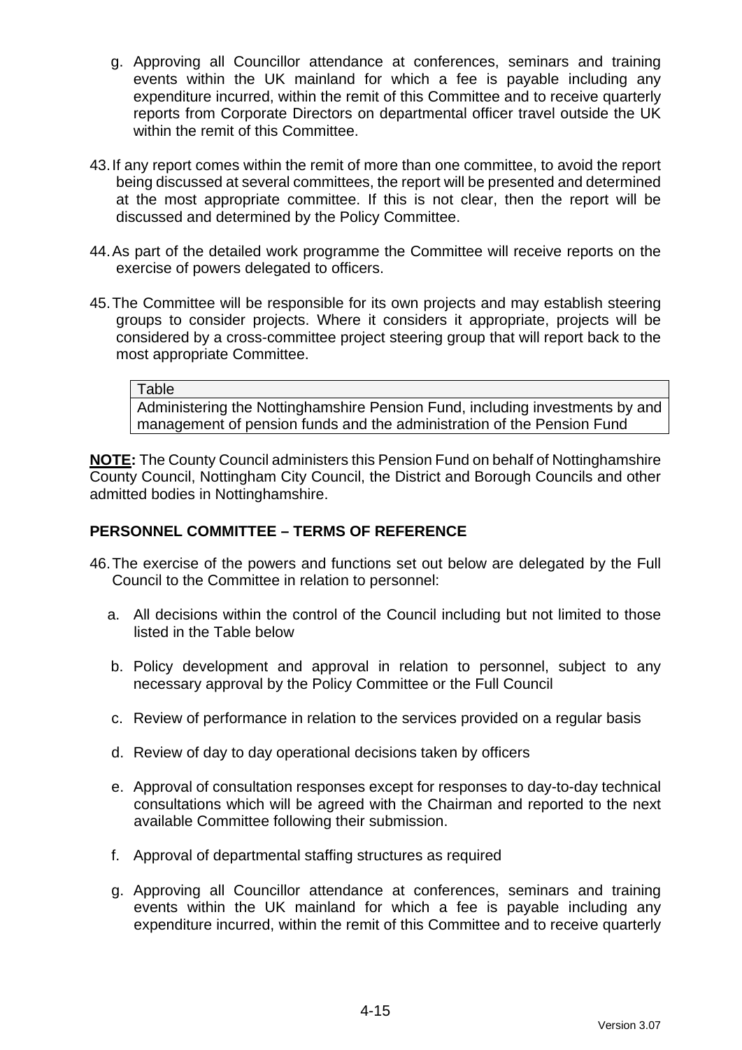g. Approving all Councillor attendance at conferences, seminars and training events within the UK mainland for which a fee is payable including any expenditure incurred, within the remit of this Committee and to receive quarterly reports from Corporate Directors on departmental officer travel outside the UK within the remit of this Committee.

43. If any report comes within the remit of more than one committee, to avoid the report being discussed at several committees, the report will be presented and determined at the most appropriate committee. If this is not clear, then the report will be discussed and determined by the Policy Committee.

44. As part of the detailed work programme the Committee will receive reports on the exercise of powers delegated to officers.

45. The Committee will be responsible for its own projects and may establish steering groups to consider projects. Where it considers it appropriate, projects will be considered by a cross-committee project steering group that will report back to the most appropriate Committee.

| Table |
|---|
| Administering the Nottinghamshire Pension Fund, including investments by and management of pension funds and the administration of the Pension Fund |

**NOTE:** The County Council administers this Pension Fund on behalf of Nottinghamshire County Council, Nottingham City Council, the District and Borough Councils and other admitted bodies in Nottinghamshire.

## PERSONNEL COMMITTEE – TERMS OF REFERENCE

46. The exercise of the powers and functions set out below are delegated by the Full Council to the Committee in relation to personnel:

   a. All decisions within the control of the Council including but not limited to those listed in the Table below

   b. Policy development and approval in relation to personnel, subject to any necessary approval by the Policy Committee or the Full Council

   c. Review of performance in relation to the services provided on a regular basis

   d. Review of day to day operational decisions taken by officers

   e. Approval of consultation responses except for responses to day-to-day technical consultations which will be agreed with the Chairman and reported to the next available Committee following their submission.

   f. Approval of departmental staffing structures as required

   g. Approving all Councillor attendance at conferences, seminars and training events within the UK mainland for which a fee is payable including any expenditure incurred, within the remit of this Committee and to receive quarterly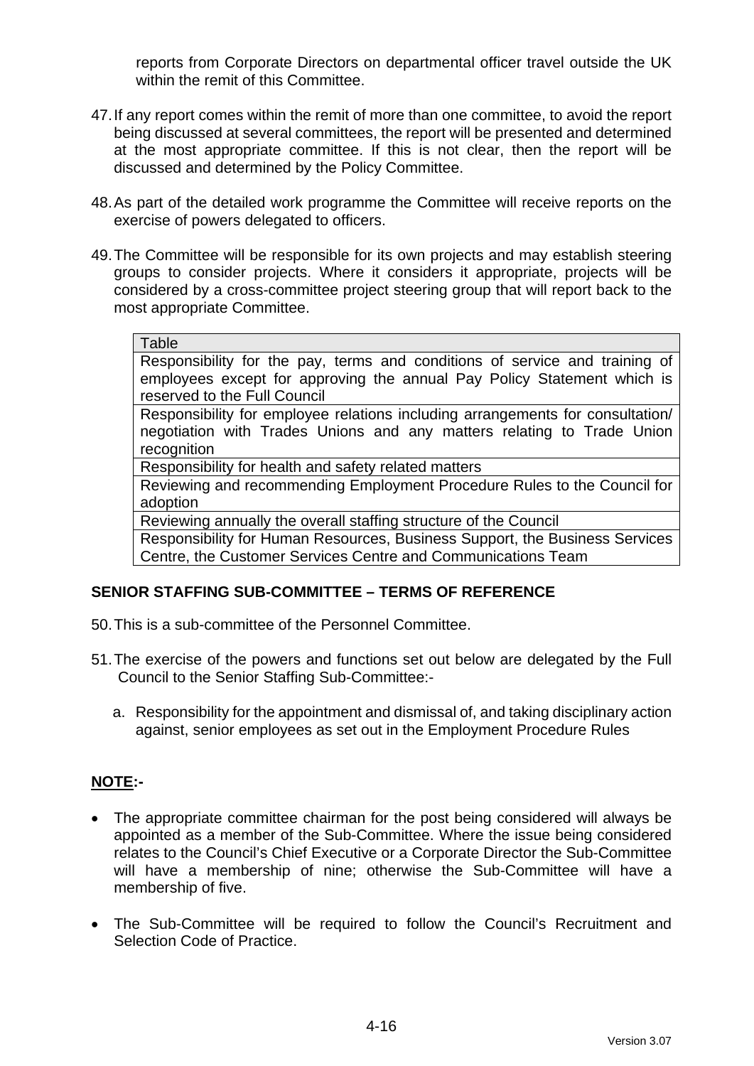reports from Corporate Directors on departmental officer travel outside the UK within the remit of this Committee.

47. If any report comes within the remit of more than one committee, to avoid the report being discussed at several committees, the report will be presented and determined at the most appropriate committee. If this is not clear, then the report will be discussed and determined by the Policy Committee.

48. As part of the detailed work programme the Committee will receive reports on the exercise of powers delegated to officers.

49. The Committee will be responsible for its own projects and may establish steering groups to consider projects. Where it considers it appropriate, projects will be considered by a cross-committee project steering group that will report back to the most appropriate Committee.

| Table |
|---|
| Responsibility for the pay, terms and conditions of service and training of employees except for approving the annual Pay Policy Statement which is reserved to the Full Council |
| Responsibility for employee relations including arrangements for consultation/ negotiation with Trades Unions and any matters relating to Trade Union recognition |
| Responsibility for health and safety related matters |
| Reviewing and recommending Employment Procedure Rules to the Council for adoption |
| Reviewing annually the overall staffing structure of the Council |
| Responsibility for Human Resources, Business Support, the Business Services Centre, the Customer Services Centre and Communications Team |

**SENIOR STAFFING SUB-COMMITTEE – TERMS OF REFERENCE**

50. This is a sub-committee of the Personnel Committee.

51. The exercise of the powers and functions set out below are delegated by the Full Council to the Senior Staffing Sub-Committee:-

    a. Responsibility for the appointment and dismissal of, and taking disciplinary action against, senior employees as set out in the Employment Procedure Rules

**<u>NOTE</u>:-**

- The appropriate committee chairman for the post being considered will always be appointed as a member of the Sub-Committee. Where the issue being considered relates to the Council's Chief Executive or a Corporate Director the Sub-Committee will have a membership of nine; otherwise the Sub-Committee will have a membership of five.

- The Sub-Committee will be required to follow the Council's Recruitment and Selection Code of Practice.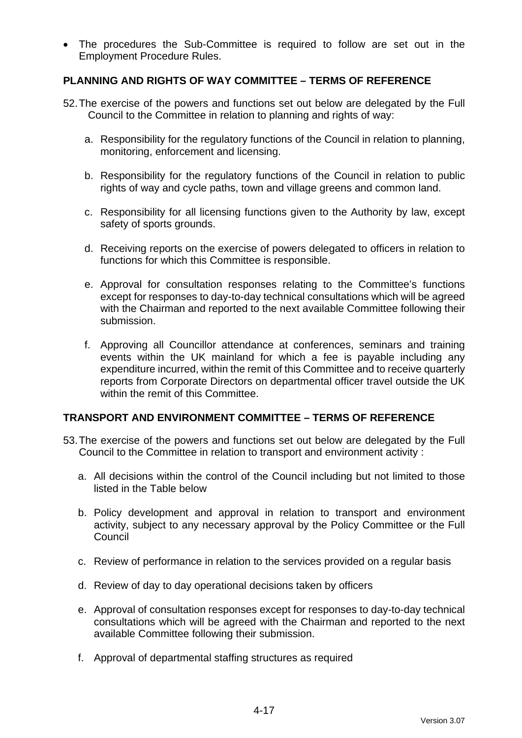- The procedures the Sub-Committee is required to follow are set out in the Employment Procedure Rules.

**PLANNING AND RIGHTS OF WAY COMMITTEE – TERMS OF REFERENCE**

52. The exercise of the powers and functions set out below are delegated by the Full Council to the Committee in relation to planning and rights of way:

   a. Responsibility for the regulatory functions of the Council in relation to planning, monitoring, enforcement and licensing.

   b. Responsibility for the regulatory functions of the Council in relation to public rights of way and cycle paths, town and village greens and common land.

   c. Responsibility for all licensing functions given to the Authority by law, except safety of sports grounds.

   d. Receiving reports on the exercise of powers delegated to officers in relation to functions for which this Committee is responsible.

   e. Approval for consultation responses relating to the Committee's functions except for responses to day-to-day technical consultations which will be agreed with the Chairman and reported to the next available Committee following their submission.

   f. Approving all Councillor attendance at conferences, seminars and training events within the UK mainland for which a fee is payable including any expenditure incurred, within the remit of this Committee and to receive quarterly reports from Corporate Directors on departmental officer travel outside the UK within the remit of this Committee.

**TRANSPORT AND ENVIRONMENT COMMITTEE – TERMS OF REFERENCE**

53. The exercise of the powers and functions set out below are delegated by the Full Council to the Committee in relation to transport and environment activity :

   a. All decisions within the control of the Council including but not limited to those listed in the Table below

   b. Policy development and approval in relation to transport and environment activity, subject to any necessary approval by the Policy Committee or the Full Council

   c. Review of performance in relation to the services provided on a regular basis

   d. Review of day to day operational decisions taken by officers

   e. Approval of consultation responses except for responses to day-to-day technical consultations which will be agreed with the Chairman and reported to the next available Committee following their submission.

   f. Approval of departmental staffing structures as required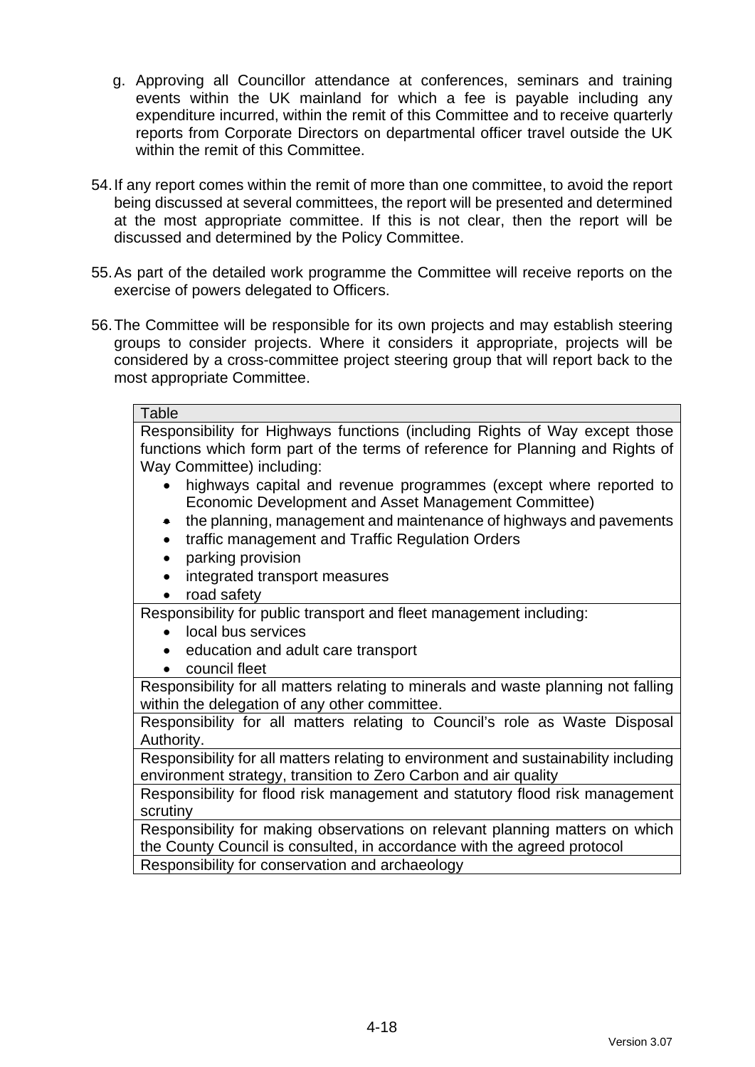g. Approving all Councillor attendance at conferences, seminars and training events within the UK mainland for which a fee is payable including any expenditure incurred, within the remit of this Committee and to receive quarterly reports from Corporate Directors on departmental officer travel outside the UK within the remit of this Committee.

54. If any report comes within the remit of more than one committee, to avoid the report being discussed at several committees, the report will be presented and determined at the most appropriate committee. If this is not clear, then the report will be discussed and determined by the Policy Committee.

55. As part of the detailed work programme the Committee will receive reports on the exercise of powers delegated to Officers.

56. The Committee will be responsible for its own projects and may establish steering groups to consider projects. Where it considers it appropriate, projects will be considered by a cross-committee project steering group that will report back to the most appropriate Committee.

| Table |
|---|
| Responsibility for Highways functions (including Rights of Way except those functions which form part of the terms of reference for Planning and Rights of Way Committee) including:<br>• highways capital and revenue programmes (except where reported to Economic Development and Asset Management Committee)<br>• the planning, management and maintenance of highways and pavements<br>• traffic management and Traffic Regulation Orders<br>• parking provision<br>• integrated transport measures<br>• road safety |
| Responsibility for public transport and fleet management including:<br>• local bus services<br>• education and adult care transport<br>• council fleet |
| Responsibility for all matters relating to minerals and waste planning not falling within the delegation of any other committee. |
| Responsibility for all matters relating to Council's role as Waste Disposal Authority. |
| Responsibility for all matters relating to environment and sustainability including environment strategy, transition to Zero Carbon and air quality |
| Responsibility for flood risk management and statutory flood risk management scrutiny |
| Responsibility for making observations on relevant planning matters on which the County Council is consulted, in accordance with the agreed protocol |
| Responsibility for conservation and archaeology |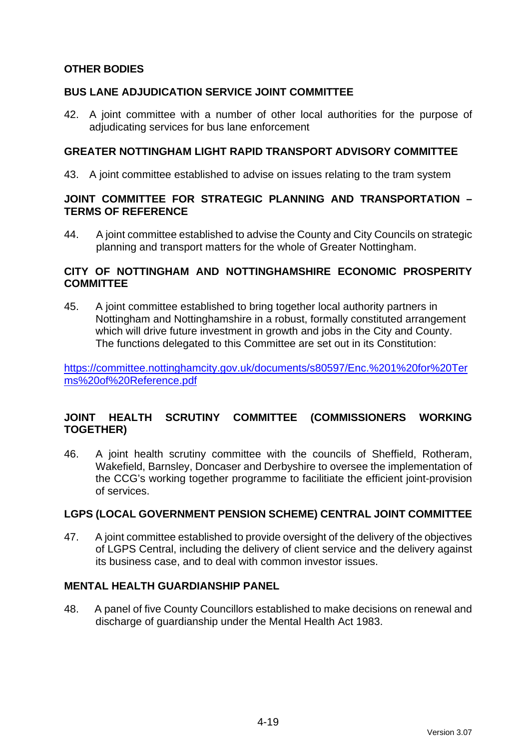## OTHER BODIES

### BUS LANE ADJUDICATION SERVICE JOINT COMMITTEE

42. A joint committee with a number of other local authorities for the purpose of adjudicating services for bus lane enforcement

### GREATER NOTTINGHAM LIGHT RAPID TRANSPORT ADVISORY COMMITTEE

43. A joint committee established to advise on issues relating to the tram system

### JOINT COMMITTEE FOR STRATEGIC PLANNING AND TRANSPORTATION – TERMS OF REFERENCE

44. A joint committee established to advise the County and City Councils on strategic planning and transport matters for the whole of Greater Nottingham.

### CITY OF NOTTINGHAM AND NOTTINGHAMSHIRE ECONOMIC PROSPERITY COMMITTEE

45. A joint committee established to bring together local authority partners in Nottingham and Nottinghamshire in a robust, formally constituted arrangement which will drive future investment in growth and jobs in the City and County. The functions delegated to this Committee are set out in its Constitution:

https://committee.nottinghamcity.gov.uk/documents/s80597/Enc.%201%20for%20Terms%20of%20Reference.pdf

### JOINT HEALTH SCRUTINY COMMITTEE (COMMISSIONERS WORKING TOGETHER)

46. A joint health scrutiny committee with the councils of Sheffield, Rotheram, Wakefield, Barnsley, Doncaser and Derbyshire to oversee the implementation of the CCG's working together programme to faciliitate the efficient joint-provision of services.

### LGPS (LOCAL GOVERNMENT PENSION SCHEME) CENTRAL JOINT COMMITTEE

47. A joint committee established to provide oversight of the delivery of the objectives of LGPS Central, including the delivery of client service and the delivery against its business case, and to deal with common investor issues.

### MENTAL HEALTH GUARDIANSHIP PANEL

48. A panel of five County Councillors established to make decisions on renewal and discharge of guardianship under the Mental Health Act 1983.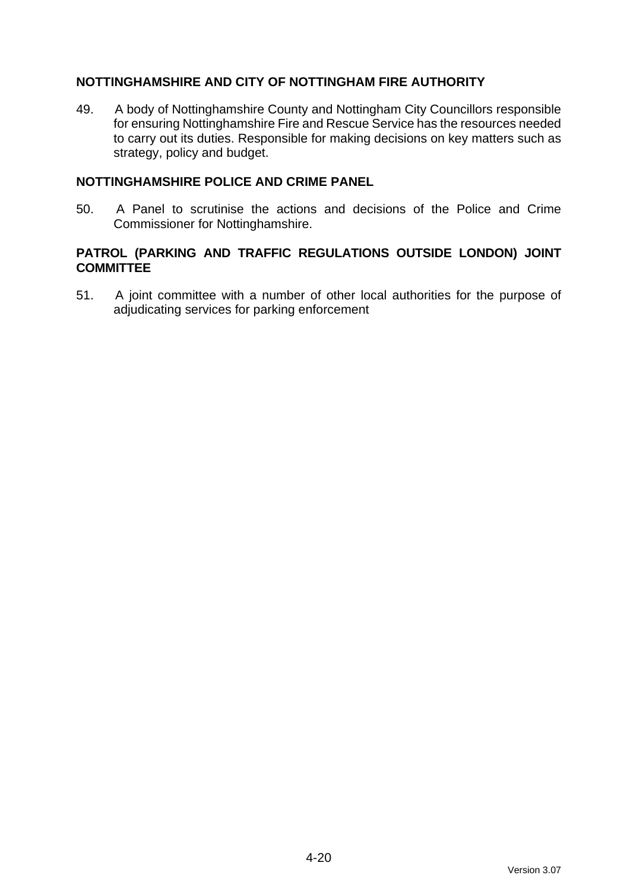**NOTTINGHAMSHIRE AND CITY OF NOTTINGHAM FIRE AUTHORITY**

49. A body of Nottinghamshire County and Nottingham City Councillors responsible for ensuring Nottinghamshire Fire and Rescue Service has the resources needed to carry out its duties. Responsible for making decisions on key matters such as strategy, policy and budget.

**NOTTINGHAMSHIRE POLICE AND CRIME PANEL**

50. A Panel to scrutinise the actions and decisions of the Police and Crime Commissioner for Nottinghamshire.

**PATROL (PARKING AND TRAFFIC REGULATIONS OUTSIDE LONDON) JOINT COMMITTEE**

51. A joint committee with a number of other local authorities for the purpose of adjudicating services for parking enforcement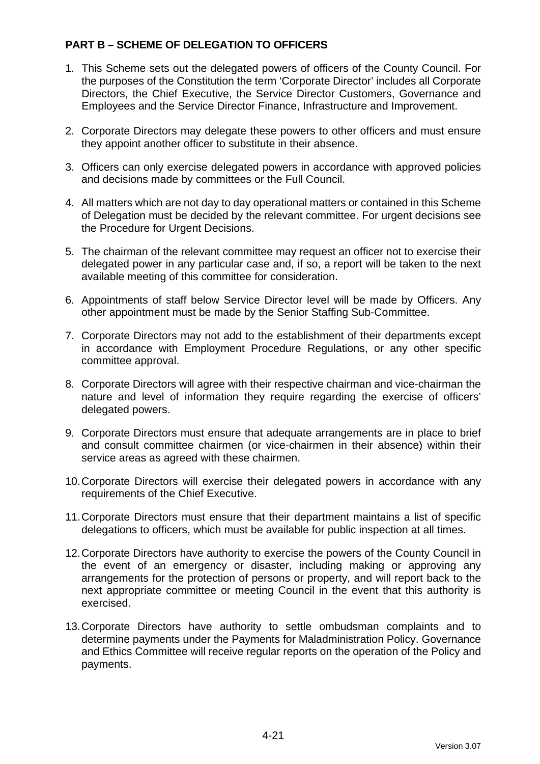**PART B – SCHEME OF DELEGATION TO OFFICERS**

1. This Scheme sets out the delegated powers of officers of the County Council. For the purposes of the Constitution the term 'Corporate Director' includes all Corporate Directors, the Chief Executive, the Service Director Customers, Governance and Employees and the Service Director Finance, Infrastructure and Improvement.

2. Corporate Directors may delegate these powers to other officers and must ensure they appoint another officer to substitute in their absence.

3. Officers can only exercise delegated powers in accordance with approved policies and decisions made by committees or the Full Council.

4. All matters which are not day to day operational matters or contained in this Scheme of Delegation must be decided by the relevant committee. For urgent decisions see the Procedure for Urgent Decisions.

5. The chairman of the relevant committee may request an officer not to exercise their delegated power in any particular case and, if so, a report will be taken to the next available meeting of this committee for consideration.

6. Appointments of staff below Service Director level will be made by Officers. Any other appointment must be made by the Senior Staffing Sub-Committee.

7. Corporate Directors may not add to the establishment of their departments except in accordance with Employment Procedure Regulations, or any other specific committee approval.

8. Corporate Directors will agree with their respective chairman and vice-chairman the nature and level of information they require regarding the exercise of officers' delegated powers.

9. Corporate Directors must ensure that adequate arrangements are in place to brief and consult committee chairmen (or vice-chairmen in their absence) within their service areas as agreed with these chairmen.

10. Corporate Directors will exercise their delegated powers in accordance with any requirements of the Chief Executive.

11. Corporate Directors must ensure that their department maintains a list of specific delegations to officers, which must be available for public inspection at all times.

12. Corporate Directors have authority to exercise the powers of the County Council in the event of an emergency or disaster, including making or approving any arrangements for the protection of persons or property, and will report back to the next appropriate committee or meeting Council in the event that this authority is exercised.

13. Corporate Directors have authority to settle ombudsman complaints and to determine payments under the Payments for Maladministration Policy. Governance and Ethics Committee will receive regular reports on the operation of the Policy and payments.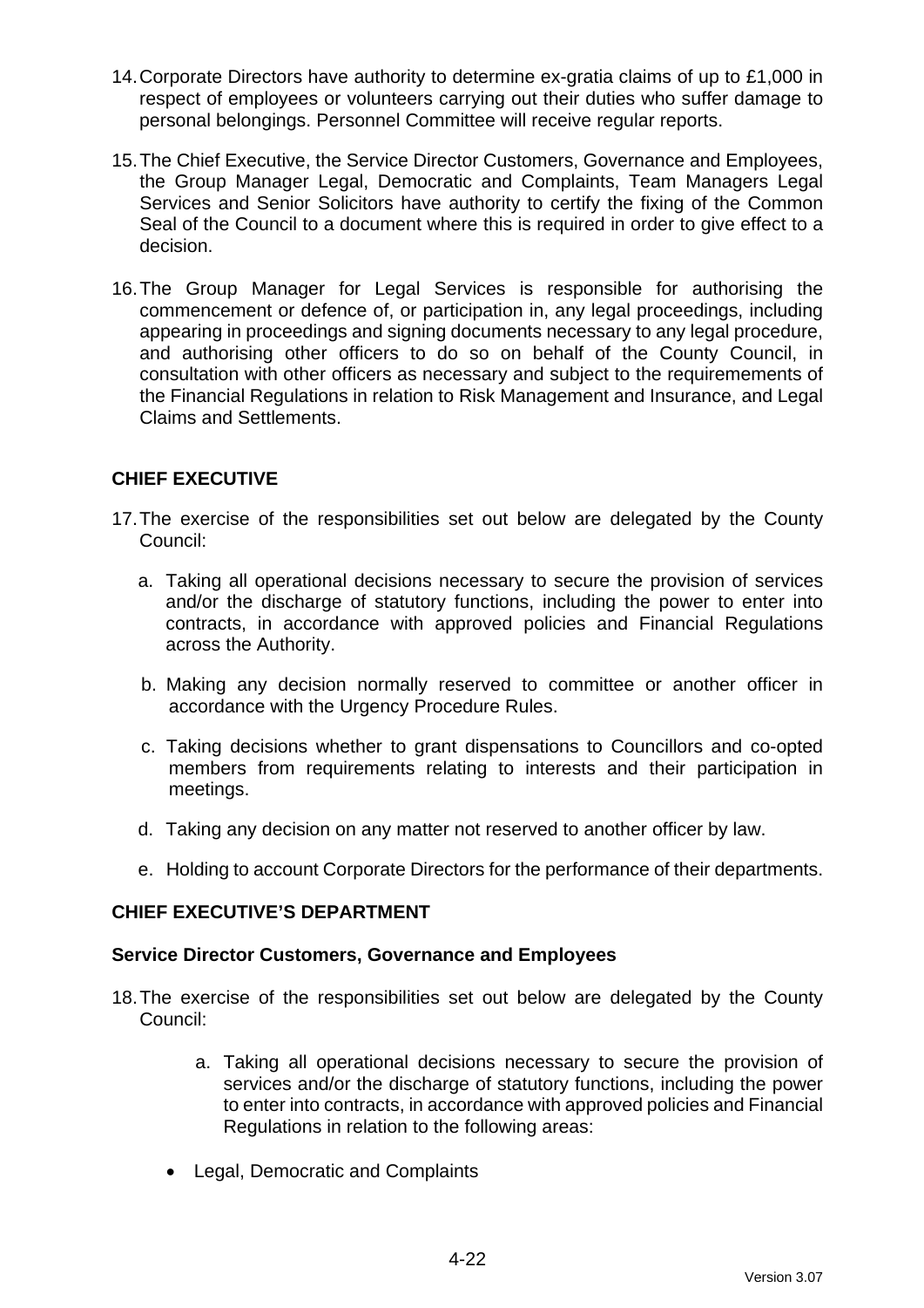14. Corporate Directors have authority to determine ex-gratia claims of up to £1,000 in respect of employees or volunteers carrying out their duties who suffer damage to personal belongings. Personnel Committee will receive regular reports.

15. The Chief Executive, the Service Director Customers, Governance and Employees, the Group Manager Legal, Democratic and Complaints, Team Managers Legal Services and Senior Solicitors have authority to certify the fixing of the Common Seal of the Council to a document where this is required in order to give effect to a decision.

16. The Group Manager for Legal Services is responsible for authorising the commencement or defence of, or participation in, any legal proceedings, including appearing in proceedings and signing documents necessary to any legal procedure, and authorising other officers to do so on behalf of the County Council, in consultation with other officers as necessary and subject to the requirements of the Financial Regulations in relation to Risk Management and Insurance, and Legal Claims and Settlements.

**CHIEF EXECUTIVE**

17. The exercise of the responsibilities set out below are delegated by the County Council:

    a. Taking all operational decisions necessary to secure the provision of services and/or the discharge of statutory functions, including the power to enter into contracts, in accordance with approved policies and Financial Regulations across the Authority.

    b. Making any decision normally reserved to committee or another officer in accordance with the Urgency Procedure Rules.

    c. Taking decisions whether to grant dispensations to Councillors and co-opted members from requirements relating to interests and their participation in meetings.

    d. Taking any decision on any matter not reserved to another officer by law.

    e. Holding to account Corporate Directors for the performance of their departments.

**CHIEF EXECUTIVE'S DEPARTMENT**

**Service Director Customers, Governance and Employees**

18. The exercise of the responsibilities set out below are delegated by the County Council:

    a. Taking all operational decisions necessary to secure the provision of services and/or the discharge of statutory functions, including the power to enter into contracts, in accordance with approved policies and Financial Regulations in relation to the following areas:

    - Legal, Democratic and Complaints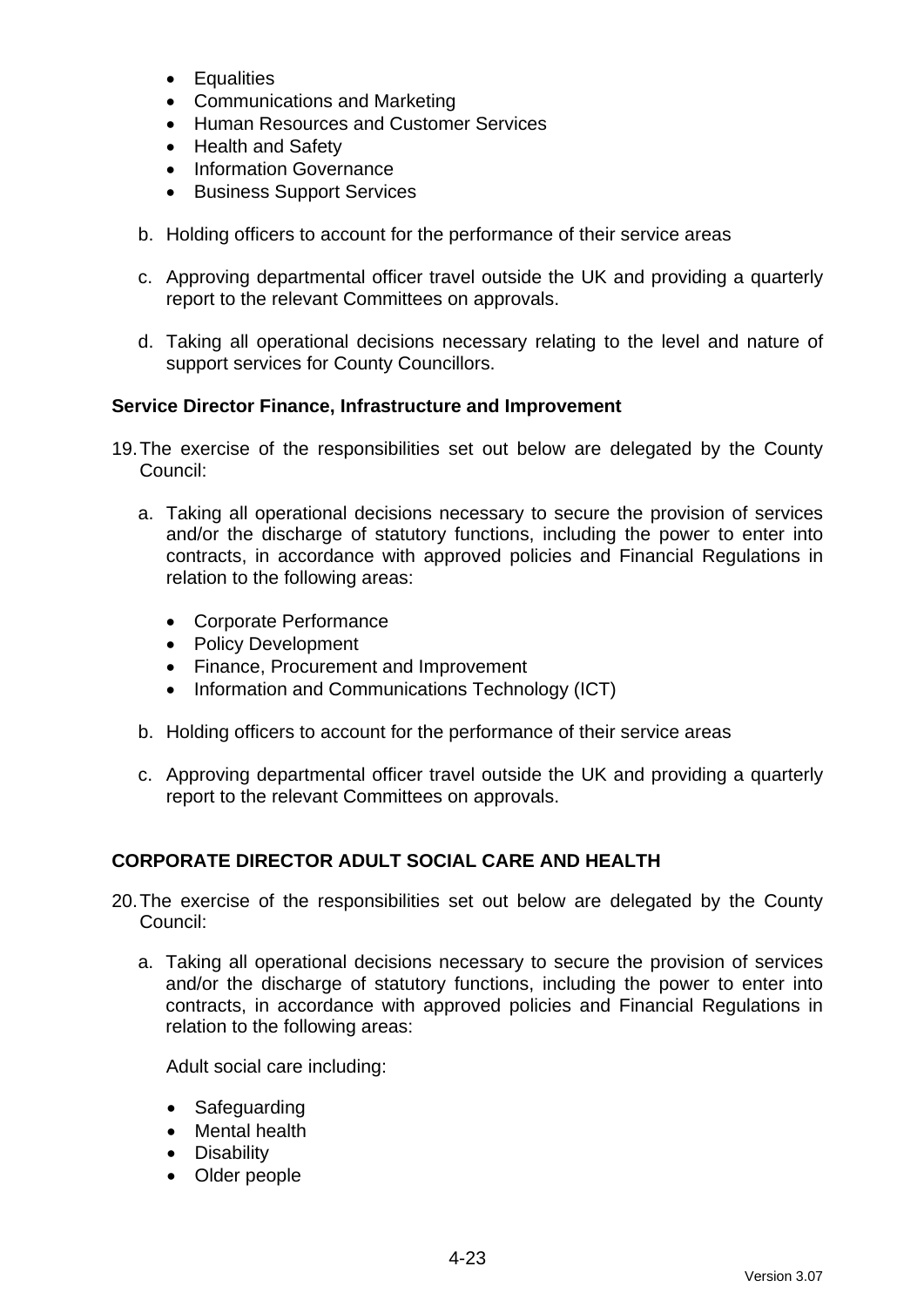- Equalities
- Communications and Marketing
- Human Resources and Customer Services
- Health and Safety
- Information Governance
- Business Support Services

b. Holding officers to account for the performance of their service areas

c. Approving departmental officer travel outside the UK and providing a quarterly report to the relevant Committees on approvals.

d. Taking all operational decisions necessary relating to the level and nature of support services for County Councillors.

**Service Director Finance, Infrastructure and Improvement**

19. The exercise of the responsibilities set out below are delegated by the County Council:

    a. Taking all operational decisions necessary to secure the provision of services and/or the discharge of statutory functions, including the power to enter into contracts, in accordance with approved policies and Financial Regulations in relation to the following areas:

    - Corporate Performance
    - Policy Development
    - Finance, Procurement and Improvement
    - Information and Communications Technology (ICT)

    b. Holding officers to account for the performance of their service areas

    c. Approving departmental officer travel outside the UK and providing a quarterly report to the relevant Committees on approvals.

**CORPORATE DIRECTOR ADULT SOCIAL CARE AND HEALTH**

20. The exercise of the responsibilities set out below are delegated by the County Council:

    a. Taking all operational decisions necessary to secure the provision of services and/or the discharge of statutory functions, including the power to enter into contracts, in accordance with approved policies and Financial Regulations in relation to the following areas:

    Adult social care including:

    - Safeguarding
    - Mental health
    - Disability
    - Older people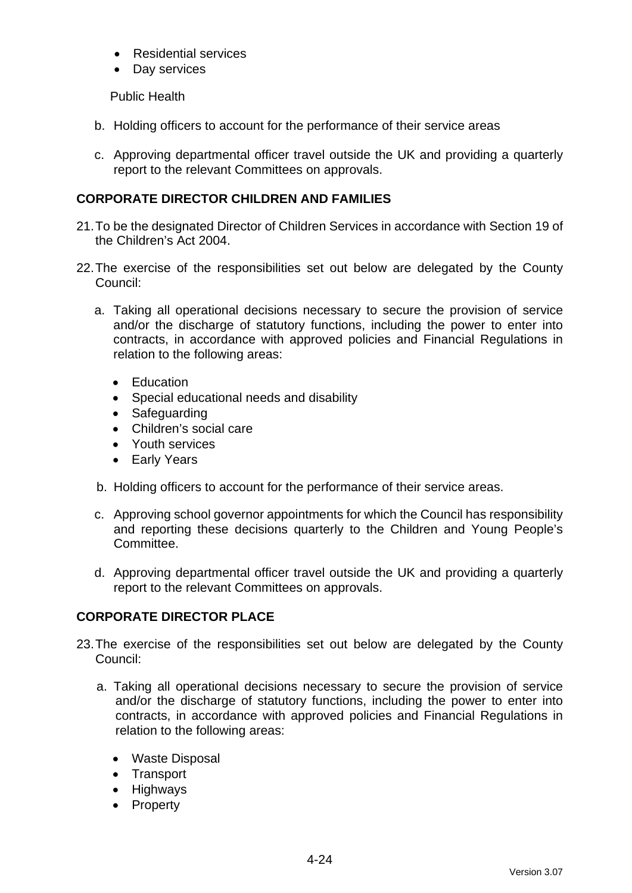- Residential services
- Day services

Public Health

b. Holding officers to account for the performance of their service areas

c. Approving departmental officer travel outside the UK and providing a quarterly report to the relevant Committees on approvals.

**CORPORATE DIRECTOR CHILDREN AND FAMILIES**

21. To be the designated Director of Children Services in accordance with Section 19 of the Children's Act 2004.

22. The exercise of the responsibilities set out below are delegated by the County Council:

   a. Taking all operational decisions necessary to secure the provision of service and/or the discharge of statutory functions, including the power to enter into contracts, in accordance with approved policies and Financial Regulations in relation to the following areas:

      - Education
      - Special educational needs and disability
      - Safeguarding
      - Children's social care
      - Youth services
      - Early Years

   b. Holding officers to account for the performance of their service areas.

   c. Approving school governor appointments for which the Council has responsibility and reporting these decisions quarterly to the Children and Young People's Committee.

   d. Approving departmental officer travel outside the UK and providing a quarterly report to the relevant Committees on approvals.

**CORPORATE DIRECTOR PLACE**

23. The exercise of the responsibilities set out below are delegated by the County Council:

   a. Taking all operational decisions necessary to secure the provision of service and/or the discharge of statutory functions, including the power to enter into contracts, in accordance with approved policies and Financial Regulations in relation to the following areas:

      - Waste Disposal
      - Transport
      - Highways
      - Property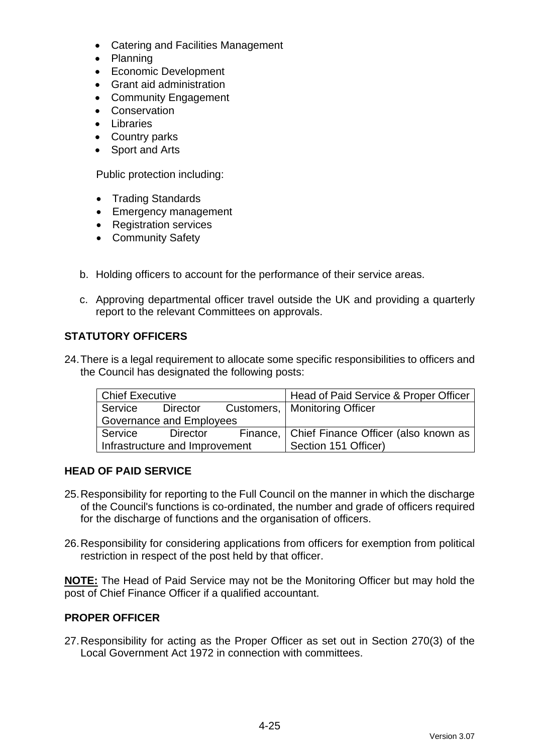- Catering and Facilities Management
- Planning
- Economic Development
- Grant aid administration
- Community Engagement
- Conservation
- Libraries
- Country parks
- Sport and Arts

  Public protection including:

  - Trading Standards
  - Emergency management
  - Registration services
  - Community Safety

b. Holding officers to account for the performance of their service areas.

c. Approving departmental officer travel outside the UK and providing a quarterly report to the relevant Committees on approvals.

**STATUTORY OFFICERS**

24. There is a legal requirement to allocate some specific responsibilities to officers and the Council has designated the following posts:

| | |
|---|---|
| Chief Executive | Head of Paid Service & Proper Officer |
| Service Director Customers, Governance and Employees | Monitoring Officer |
| Service Director Finance, Infrastructure and Improvement | Chief Finance Officer (also known as Section 151 Officer) |

**HEAD OF PAID SERVICE**

25. Responsibility for reporting to the Full Council on the manner in which the discharge of the Council's functions is co-ordinated, the number and grade of officers required for the discharge of functions and the organisation of officers.

26. Responsibility for considering applications from officers for exemption from political restriction in respect of the post held by that officer.

**NOTE:** The Head of Paid Service may not be the Monitoring Officer but may hold the post of Chief Finance Officer if a qualified accountant.

**PROPER OFFICER**

27. Responsibility for acting as the Proper Officer as set out in Section 270(3) of the Local Government Act 1972 in connection with committees.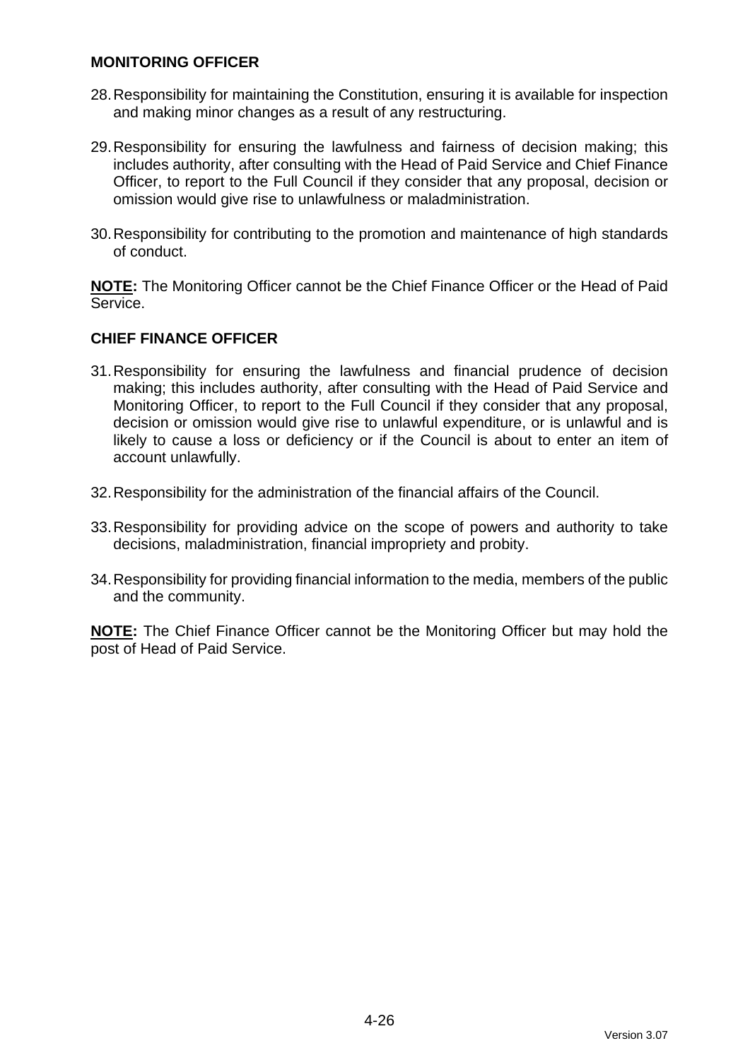**MONITORING OFFICER**

28. Responsibility for maintaining the Constitution, ensuring it is available for inspection and making minor changes as a result of any restructuring.

29. Responsibility for ensuring the lawfulness and fairness of decision making; this includes authority, after consulting with the Head of Paid Service and Chief Finance Officer, to report to the Full Council if they consider that any proposal, decision or omission would give rise to unlawfulness or maladministration.

30. Responsibility for contributing to the promotion and maintenance of high standards of conduct.

**NOTE:** The Monitoring Officer cannot be the Chief Finance Officer or the Head of Paid Service.

**CHIEF FINANCE OFFICER**

31. Responsibility for ensuring the lawfulness and financial prudence of decision making; this includes authority, after consulting with the Head of Paid Service and Monitoring Officer, to report to the Full Council if they consider that any proposal, decision or omission would give rise to unlawful expenditure, or is unlawful and is likely to cause a loss or deficiency or if the Council is about to enter an item of account unlawfully.

32. Responsibility for the administration of the financial affairs of the Council.

33. Responsibility for providing advice on the scope of powers and authority to take decisions, maladministration, financial impropriety and probity.

34. Responsibility for providing financial information to the media, members of the public and the community.

**NOTE:** The Chief Finance Officer cannot be the Monitoring Officer but may hold the post of Head of Paid Service.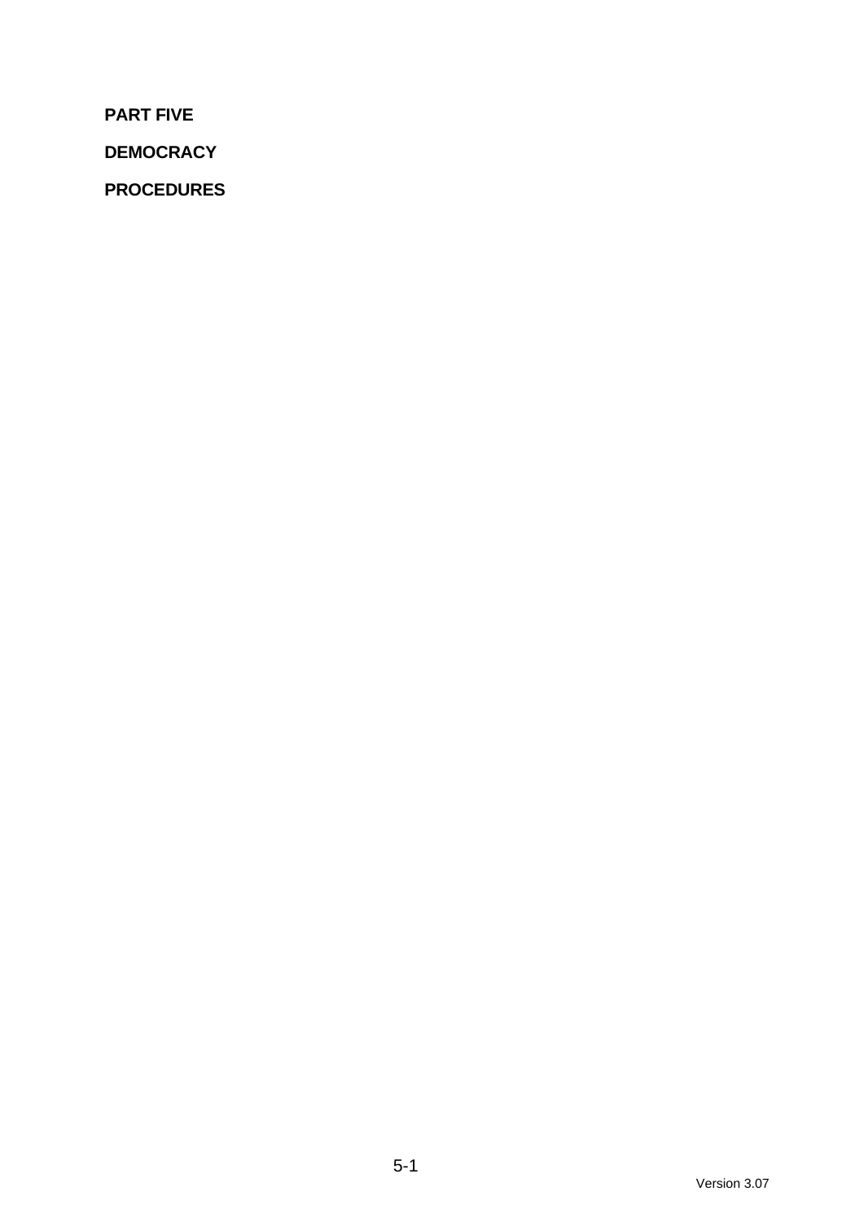**PART FIVE**

**DEMOCRACY**

**PROCEDURES**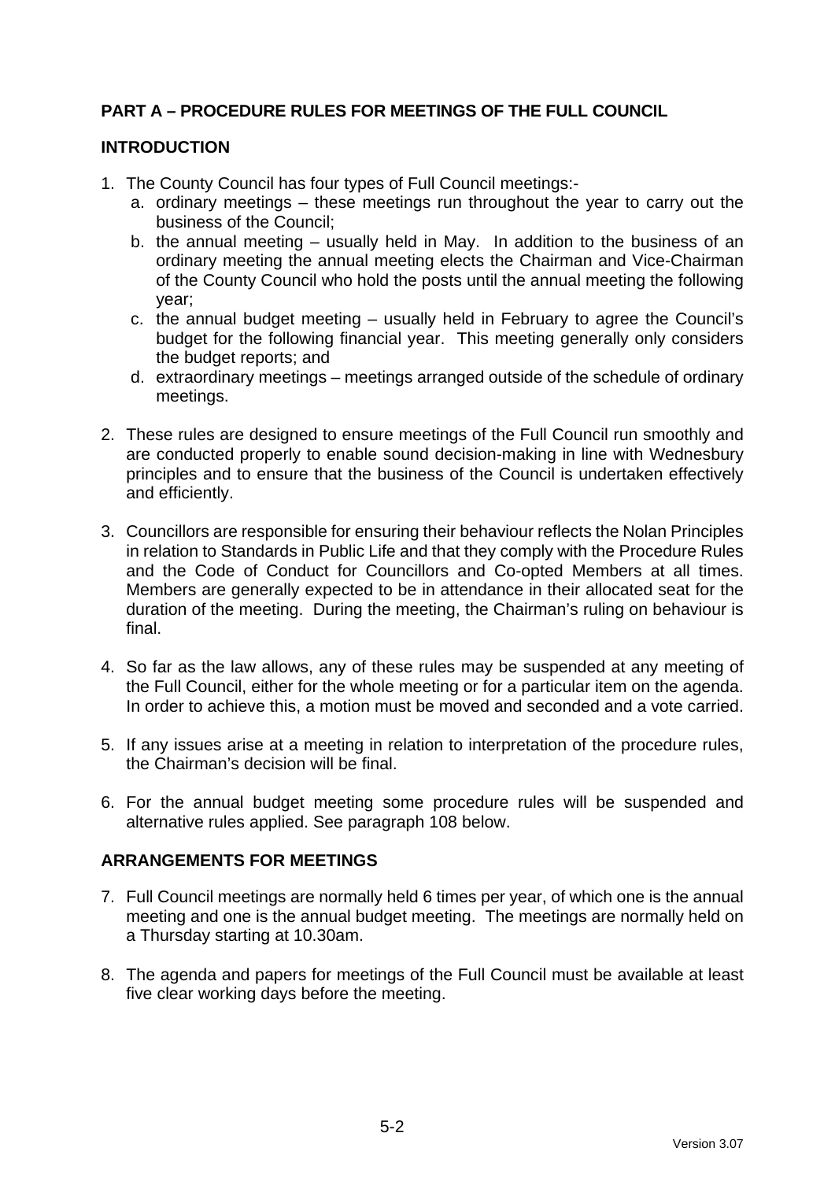## PART A – PROCEDURE RULES FOR MEETINGS OF THE FULL COUNCIL

### INTRODUCTION

1. The County Council has four types of Full Council meetings:-
   a. ordinary meetings – these meetings run throughout the year to carry out the business of the Council;
   b. the annual meeting – usually held in May. In addition to the business of an ordinary meeting the annual meeting elects the Chairman and Vice-Chairman of the County Council who hold the posts until the annual meeting the following year;
   c. the annual budget meeting – usually held in February to agree the Council's budget for the following financial year. This meeting generally only considers the budget reports; and
   d. extraordinary meetings – meetings arranged outside of the schedule of ordinary meetings.

2. These rules are designed to ensure meetings of the Full Council run smoothly and are conducted properly to enable sound decision-making in line with Wednesbury principles and to ensure that the business of the Council is undertaken effectively and efficiently.

3. Councillors are responsible for ensuring their behaviour reflects the Nolan Principles in relation to Standards in Public Life and that they comply with the Procedure Rules and the Code of Conduct for Councillors and Co-opted Members at all times. Members are generally expected to be in attendance in their allocated seat for the duration of the meeting. During the meeting, the Chairman's ruling on behaviour is final.

4. So far as the law allows, any of these rules may be suspended at any meeting of the Full Council, either for the whole meeting or for a particular item on the agenda. In order to achieve this, a motion must be moved and seconded and a vote carried.

5. If any issues arise at a meeting in relation to interpretation of the procedure rules, the Chairman's decision will be final.

6. For the annual budget meeting some procedure rules will be suspended and alternative rules applied. See paragraph 108 below.

### ARRANGEMENTS FOR MEETINGS

7. Full Council meetings are normally held 6 times per year, of which one is the annual meeting and one is the annual budget meeting. The meetings are normally held on a Thursday starting at 10.30am.

8. The agenda and papers for meetings of the Full Council must be available at least five clear working days before the meeting.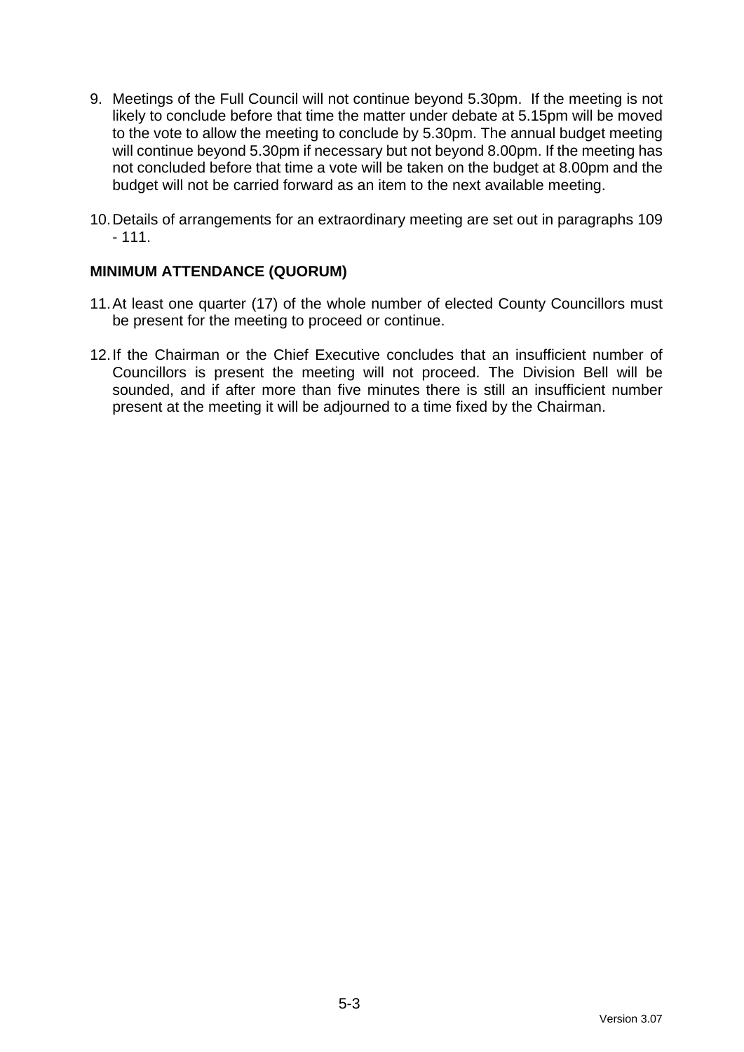9. Meetings of the Full Council will not continue beyond 5.30pm. If the meeting is not likely to conclude before that time the matter under debate at 5.15pm will be moved to the vote to allow the meeting to conclude by 5.30pm. The annual budget meeting will continue beyond 5.30pm if necessary but not beyond 8.00pm. If the meeting has not concluded before that time a vote will be taken on the budget at 8.00pm and the budget will not be carried forward as an item to the next available meeting.

10. Details of arrangements for an extraordinary meeting are set out in paragraphs 109 - 111.

**MINIMUM ATTENDANCE (QUORUM)**

11. At least one quarter (17) of the whole number of elected County Councillors must be present for the meeting to proceed or continue.

12. If the Chairman or the Chief Executive concludes that an insufficient number of Councillors is present the meeting will not proceed. The Division Bell will be sounded, and if after more than five minutes there is still an insufficient number present at the meeting it will be adjourned to a time fixed by the Chairman.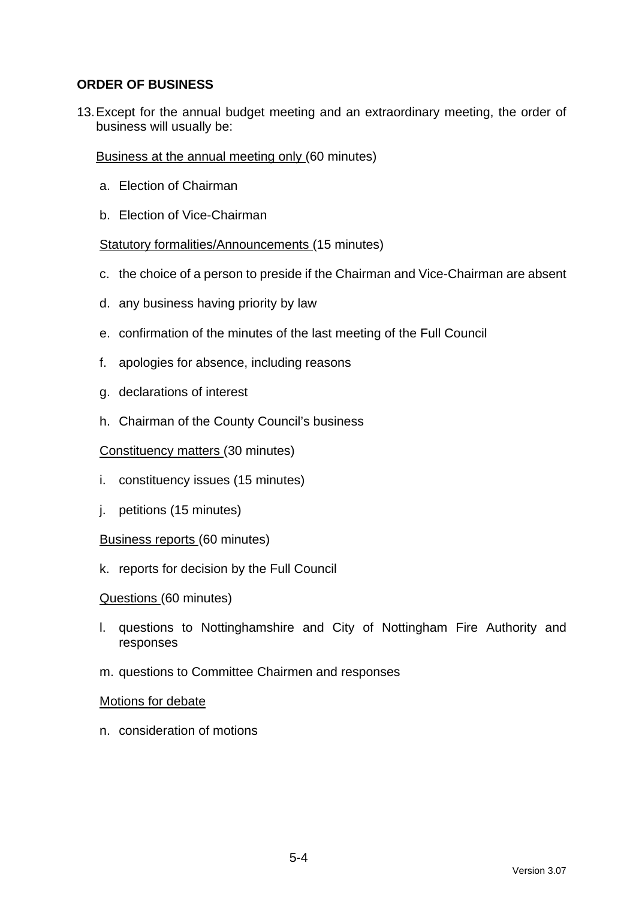## ORDER OF BUSINESS

13. Except for the annual budget meeting and an extraordinary meeting, the order of business will usually be:

    Business at the annual meeting only (60 minutes)

    a. Election of Chairman

    b. Election of Vice-Chairman

    Statutory formalities/Announcements (15 minutes)

    c. the choice of a person to preside if the Chairman and Vice-Chairman are absent

    d. any business having priority by law

    e. confirmation of the minutes of the last meeting of the Full Council

    f. apologies for absence, including reasons

    g. declarations of interest

    h. Chairman of the County Council's business

    Constituency matters (30 minutes)

    i. constituency issues (15 minutes)

    j. petitions (15 minutes)

    Business reports (60 minutes)

    k. reports for decision by the Full Council

    Questions (60 minutes)

    l. questions to Nottinghamshire and City of Nottingham Fire Authority and responses

    m. questions to Committee Chairmen and responses

    Motions for debate

    n. consideration of motions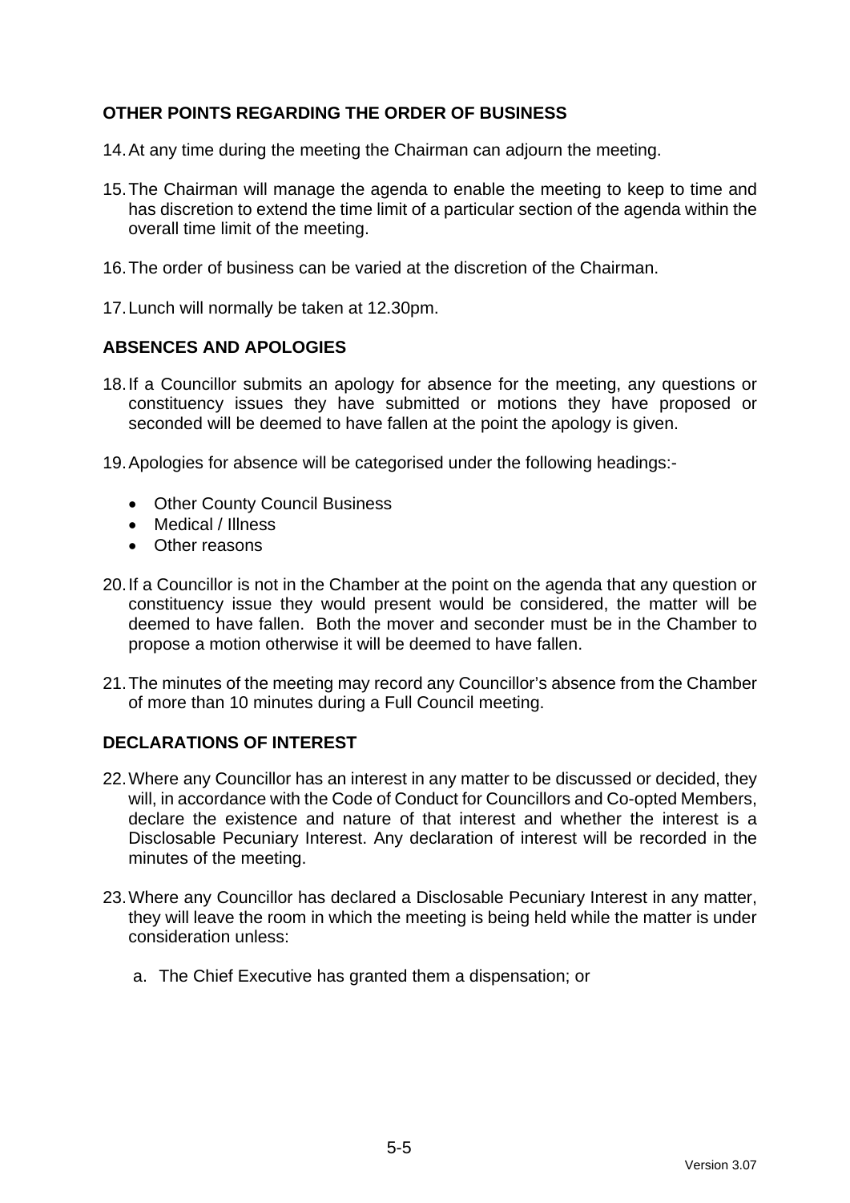## OTHER POINTS REGARDING THE ORDER OF BUSINESS

14. At any time during the meeting the Chairman can adjourn the meeting.

15. The Chairman will manage the agenda to enable the meeting to keep to time and has discretion to extend the time limit of a particular section of the agenda within the overall time limit of the meeting.

16. The order of business can be varied at the discretion of the Chairman.

17. Lunch will normally be taken at 12.30pm.

## ABSENCES AND APOLOGIES

18. If a Councillor submits an apology for absence for the meeting, any questions or constituency issues they have submitted or motions they have proposed or seconded will be deemed to have fallen at the point the apology is given.

19. Apologies for absence will be categorised under the following headings:-

    - Other County Council Business
    - Medical / Illness
    - Other reasons

20. If a Councillor is not in the Chamber at the point on the agenda that any question or constituency issue they would present would be considered, the matter will be deemed to have fallen. Both the mover and seconder must be in the Chamber to propose a motion otherwise it will be deemed to have fallen.

21. The minutes of the meeting may record any Councillor's absence from the Chamber of more than 10 minutes during a Full Council meeting.

## DECLARATIONS OF INTEREST

22. Where any Councillor has an interest in any matter to be discussed or decided, they will, in accordance with the Code of Conduct for Councillors and Co-opted Members, declare the existence and nature of that interest and whether the interest is a Disclosable Pecuniary Interest. Any declaration of interest will be recorded in the minutes of the meeting.

23. Where any Councillor has declared a Disclosable Pecuniary Interest in any matter, they will leave the room in which the meeting is being held while the matter is under consideration unless:

    a. The Chief Executive has granted them a dispensation; or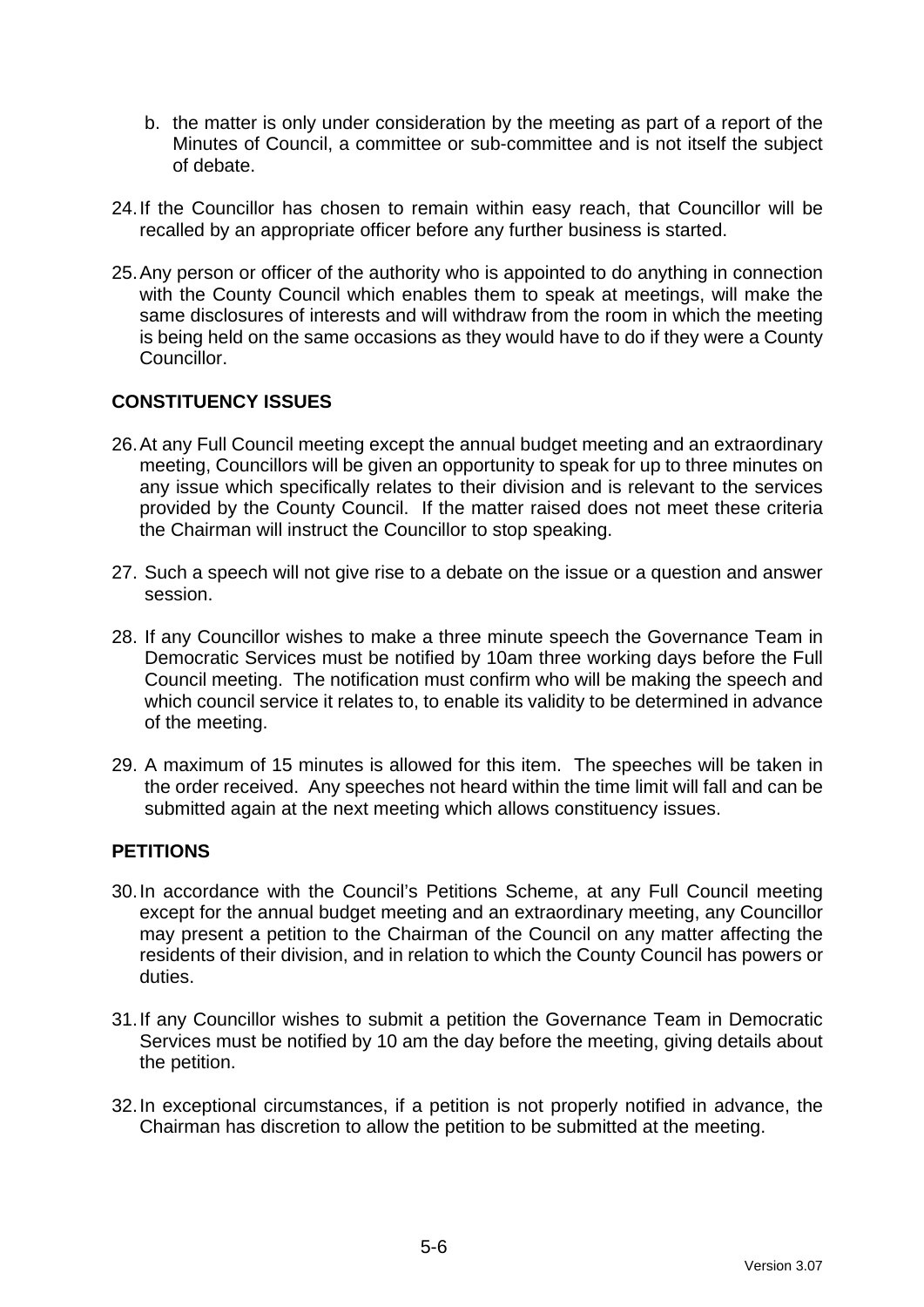b. the matter is only under consideration by the meeting as part of a report of the Minutes of Council, a committee or sub-committee and is not itself the subject of debate.

24. If the Councillor has chosen to remain within easy reach, that Councillor will be recalled by an appropriate officer before any further business is started.

25. Any person or officer of the authority who is appointed to do anything in connection with the County Council which enables them to speak at meetings, will make the same disclosures of interests and will withdraw from the room in which the meeting is being held on the same occasions as they would have to do if they were a County Councillor.

## CONSTITUENCY ISSUES

26. At any Full Council meeting except the annual budget meeting and an extraordinary meeting, Councillors will be given an opportunity to speak for up to three minutes on any issue which specifically relates to their division and is relevant to the services provided by the County Council. If the matter raised does not meet these criteria the Chairman will instruct the Councillor to stop speaking.

27. Such a speech will not give rise to a debate on the issue or a question and answer session.

28. If any Councillor wishes to make a three minute speech the Governance Team in Democratic Services must be notified by 10am three working days before the Full Council meeting. The notification must confirm who will be making the speech and which council service it relates to, to enable its validity to be determined in advance of the meeting.

29. A maximum of 15 minutes is allowed for this item. The speeches will be taken in the order received. Any speeches not heard within the time limit will fall and can be submitted again at the next meeting which allows constituency issues.

## PETITIONS

30. In accordance with the Council's Petitions Scheme, at any Full Council meeting except for the annual budget meeting and an extraordinary meeting, any Councillor may present a petition to the Chairman of the Council on any matter affecting the residents of their division, and in relation to which the County Council has powers or duties.

31. If any Councillor wishes to submit a petition the Governance Team in Democratic Services must be notified by 10 am the day before the meeting, giving details about the petition.

32. In exceptional circumstances, if a petition is not properly notified in advance, the Chairman has discretion to allow the petition to be submitted at the meeting.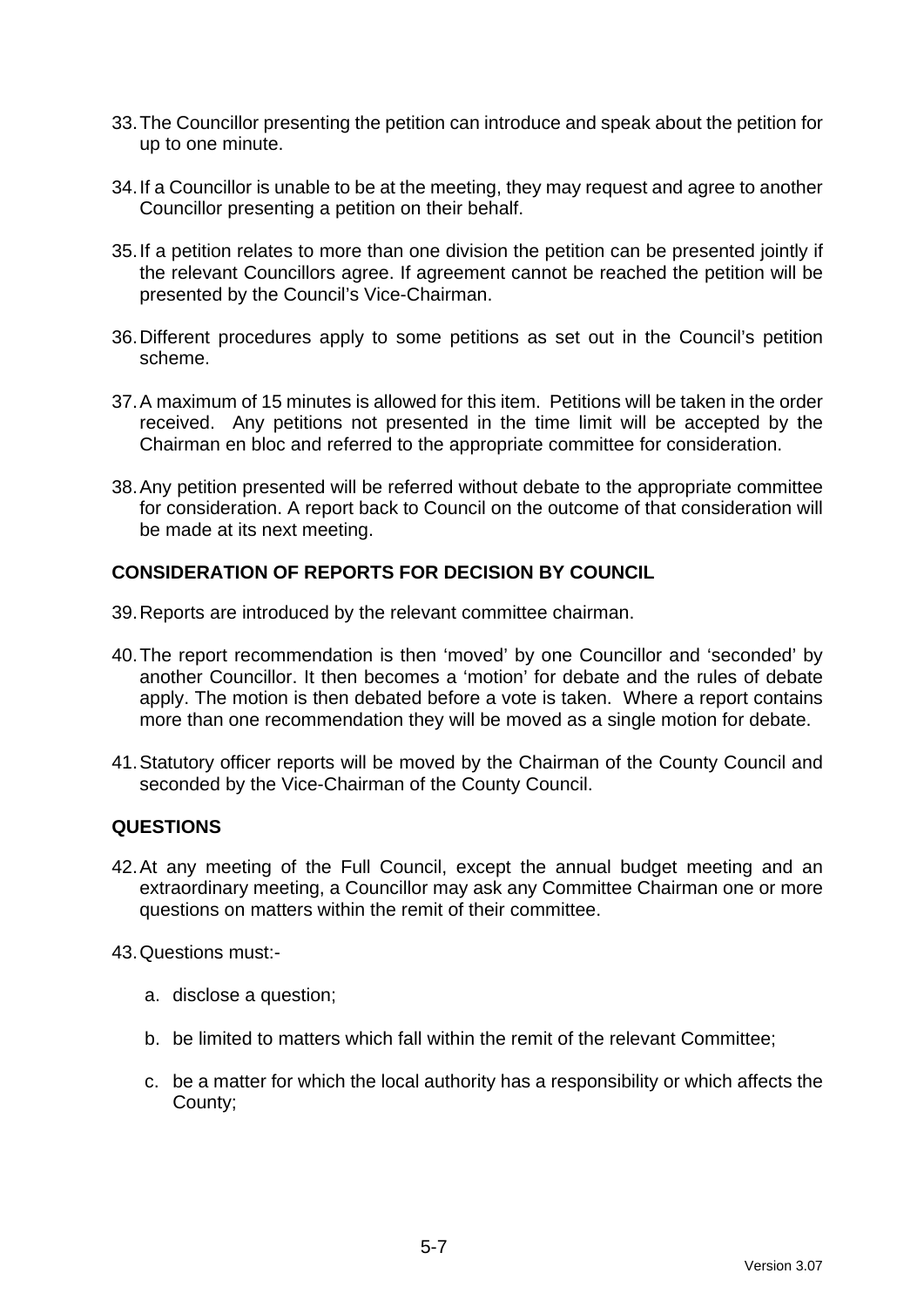33. The Councillor presenting the petition can introduce and speak about the petition for up to one minute.

34. If a Councillor is unable to be at the meeting, they may request and agree to another Councillor presenting a petition on their behalf.

35. If a petition relates to more than one division the petition can be presented jointly if the relevant Councillors agree. If agreement cannot be reached the petition will be presented by the Council's Vice-Chairman.

36. Different procedures apply to some petitions as set out in the Council's petition scheme.

37. A maximum of 15 minutes is allowed for this item. Petitions will be taken in the order received. Any petitions not presented in the time limit will be accepted by the Chairman en bloc and referred to the appropriate committee for consideration.

38. Any petition presented will be referred without debate to the appropriate committee for consideration. A report back to Council on the outcome of that consideration will be made at its next meeting.

## CONSIDERATION OF REPORTS FOR DECISION BY COUNCIL

39. Reports are introduced by the relevant committee chairman.

40. The report recommendation is then 'moved' by one Councillor and 'seconded' by another Councillor. It then becomes a 'motion' for debate and the rules of debate apply. The motion is then debated before a vote is taken. Where a report contains more than one recommendation they will be moved as a single motion for debate.

41. Statutory officer reports will be moved by the Chairman of the County Council and seconded by the Vice-Chairman of the County Council.

## QUESTIONS

42. At any meeting of the Full Council, except the annual budget meeting and an extraordinary meeting, a Councillor may ask any Committee Chairman one or more questions on matters within the remit of their committee.

43. Questions must:-

    a. disclose a question;

    b. be limited to matters which fall within the remit of the relevant Committee;

    c. be a matter for which the local authority has a responsibility or which affects the County;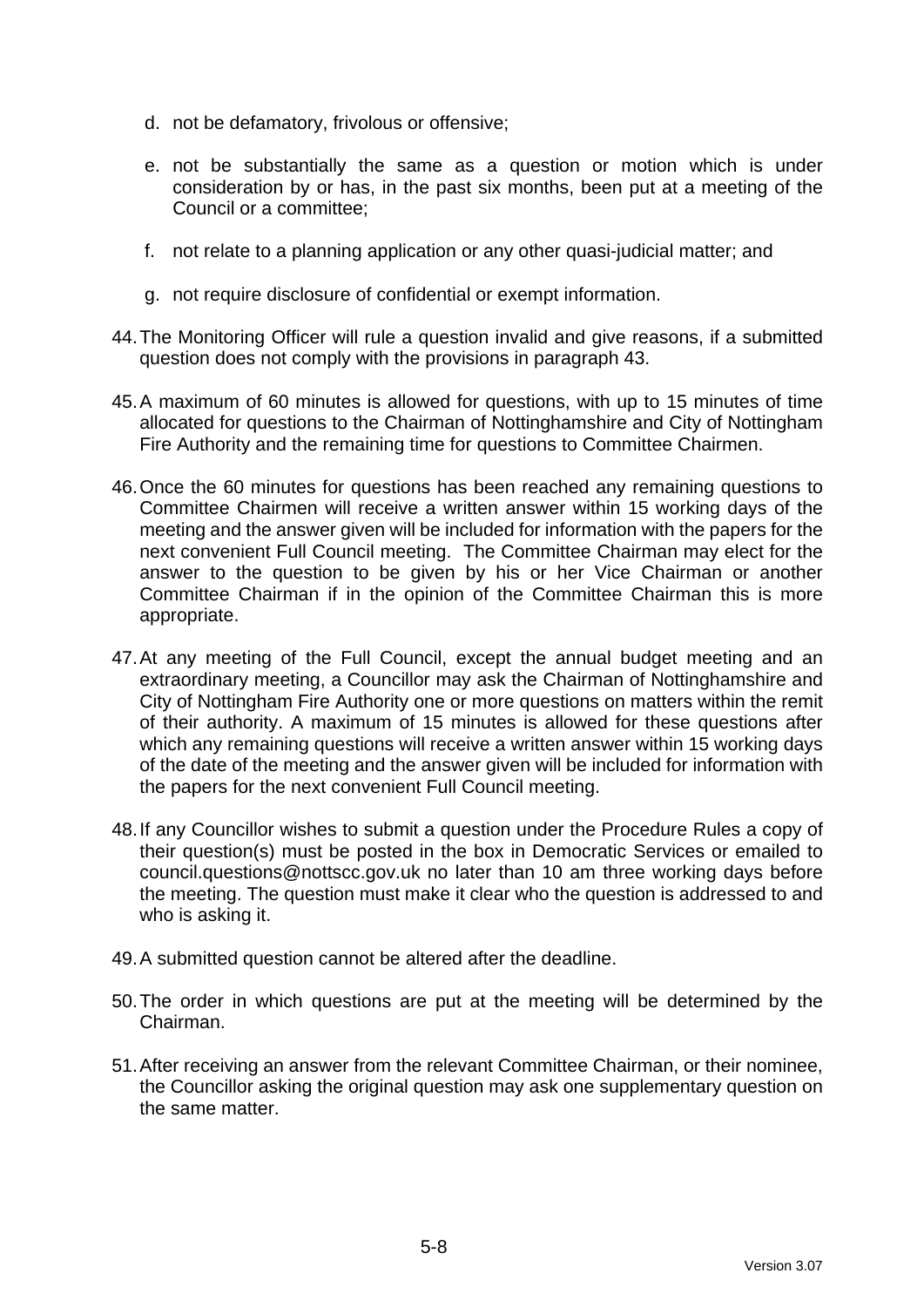d. not be defamatory, frivolous or offensive;

e. not be substantially the same as a question or motion which is under consideration by or has, in the past six months, been put at a meeting of the Council or a committee;

f. not relate to a planning application or any other quasi-judicial matter; and

g. not require disclosure of confidential or exempt information.

44. The Monitoring Officer will rule a question invalid and give reasons, if a submitted question does not comply with the provisions in paragraph 43.

45. A maximum of 60 minutes is allowed for questions, with up to 15 minutes of time allocated for questions to the Chairman of Nottinghamshire and City of Nottingham Fire Authority and the remaining time for questions to Committee Chairmen.

46. Once the 60 minutes for questions has been reached any remaining questions to Committee Chairmen will receive a written answer within 15 working days of the meeting and the answer given will be included for information with the papers for the next convenient Full Council meeting. The Committee Chairman may elect for the answer to the question to be given by his or her Vice Chairman or another Committee Chairman if in the opinion of the Committee Chairman this is more appropriate.

47. At any meeting of the Full Council, except the annual budget meeting and an extraordinary meeting, a Councillor may ask the Chairman of Nottinghamshire and City of Nottingham Fire Authority one or more questions on matters within the remit of their authority. A maximum of 15 minutes is allowed for these questions after which any remaining questions will receive a written answer within 15 working days of the date of the meeting and the answer given will be included for information with the papers for the next convenient Full Council meeting.

48. If any Councillor wishes to submit a question under the Procedure Rules a copy of their question(s) must be posted in the box in Democratic Services or emailed to council.questions@nottscc.gov.uk no later than 10 am three working days before the meeting. The question must make it clear who the question is addressed to and who is asking it.

49. A submitted question cannot be altered after the deadline.

50. The order in which questions are put at the meeting will be determined by the Chairman.

51. After receiving an answer from the relevant Committee Chairman, or their nominee, the Councillor asking the original question may ask one supplementary question on the same matter.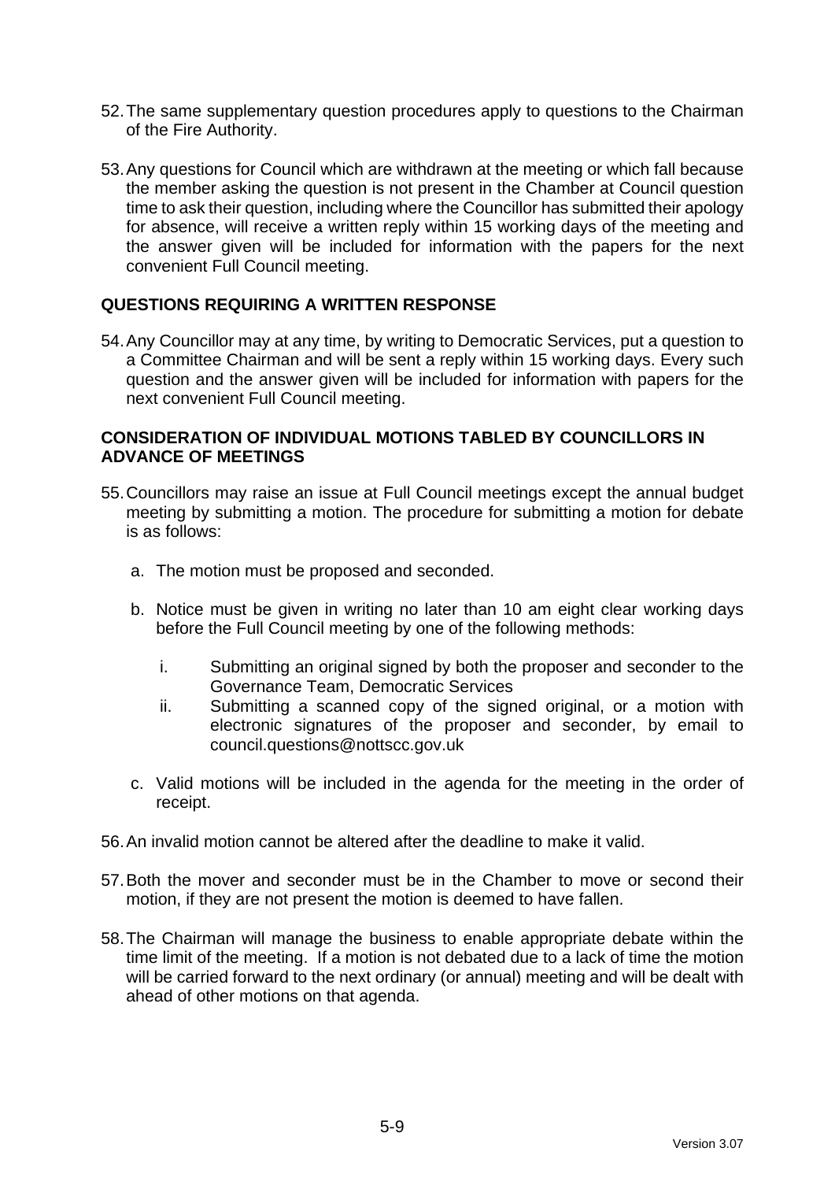52. The same supplementary question procedures apply to questions to the Chairman of the Fire Authority.

53. Any questions for Council which are withdrawn at the meeting or which fall because the member asking the question is not present in the Chamber at Council question time to ask their question, including where the Councillor has submitted their apology for absence, will receive a written reply within 15 working days of the meeting and the answer given will be included for information with the papers for the next convenient Full Council meeting.

## QUESTIONS REQUIRING A WRITTEN RESPONSE

54. Any Councillor may at any time, by writing to Democratic Services, put a question to a Committee Chairman and will be sent a reply within 15 working days. Every such question and the answer given will be included for information with papers for the next convenient Full Council meeting.

## CONSIDERATION OF INDIVIDUAL MOTIONS TABLED BY COUNCILLORS IN ADVANCE OF MEETINGS

55. Councillors may raise an issue at Full Council meetings except the annual budget meeting by submitting a motion. The procedure for submitting a motion for debate is as follows:

    a. The motion must be proposed and seconded.

    b. Notice must be given in writing no later than 10 am eight clear working days before the Full Council meeting by one of the following methods:

        i. Submitting an original signed by both the proposer and seconder to the Governance Team, Democratic Services
        ii. Submitting a scanned copy of the signed original, or a motion with electronic signatures of the proposer and seconder, by email to council.questions@nottscc.gov.uk

    c. Valid motions will be included in the agenda for the meeting in the order of receipt.

56. An invalid motion cannot be altered after the deadline to make it valid.

57. Both the mover and seconder must be in the Chamber to move or second their motion, if they are not present the motion is deemed to have fallen.

58. The Chairman will manage the business to enable appropriate debate within the time limit of the meeting. If a motion is not debated due to a lack of time the motion will be carried forward to the next ordinary (or annual) meeting and will be dealt with ahead of other motions on that agenda.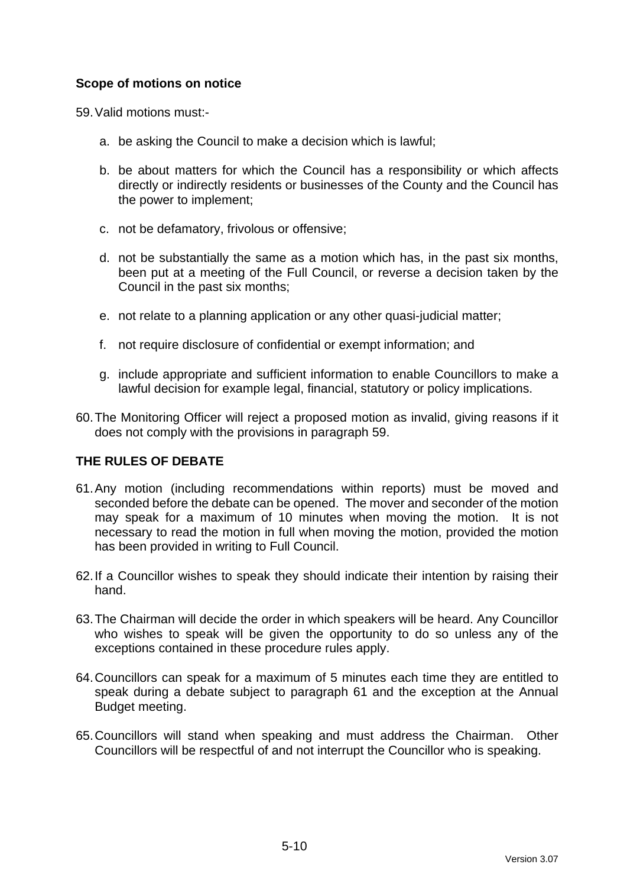**Scope of motions on notice**

59. Valid motions must:-

    a. be asking the Council to make a decision which is lawful;

    b. be about matters for which the Council has a responsibility or which affects directly or indirectly residents or businesses of the County and the Council has the power to implement;

    c. not be defamatory, frivolous or offensive;

    d. not be substantially the same as a motion which has, in the past six months, been put at a meeting of the Full Council, or reverse a decision taken by the Council in the past six months;

    e. not relate to a planning application or any other quasi-judicial matter;

    f. not require disclosure of confidential or exempt information; and

    g. include appropriate and sufficient information to enable Councillors to make a lawful decision for example legal, financial, statutory or policy implications.

60. The Monitoring Officer will reject a proposed motion as invalid, giving reasons if it does not comply with the provisions in paragraph 59.

**THE RULES OF DEBATE**

61. Any motion (including recommendations within reports) must be moved and seconded before the debate can be opened. The mover and seconder of the motion may speak for a maximum of 10 minutes when moving the motion. It is not necessary to read the motion in full when moving the motion, provided the motion has been provided in writing to Full Council.

62. If a Councillor wishes to speak they should indicate their intention by raising their hand.

63. The Chairman will decide the order in which speakers will be heard. Any Councillor who wishes to speak will be given the opportunity to do so unless any of the exceptions contained in these procedure rules apply.

64. Councillors can speak for a maximum of 5 minutes each time they are entitled to speak during a debate subject to paragraph 61 and the exception at the Annual Budget meeting.

65. Councillors will stand when speaking and must address the Chairman. Other Councillors will be respectful of and not interrupt the Councillor who is speaking.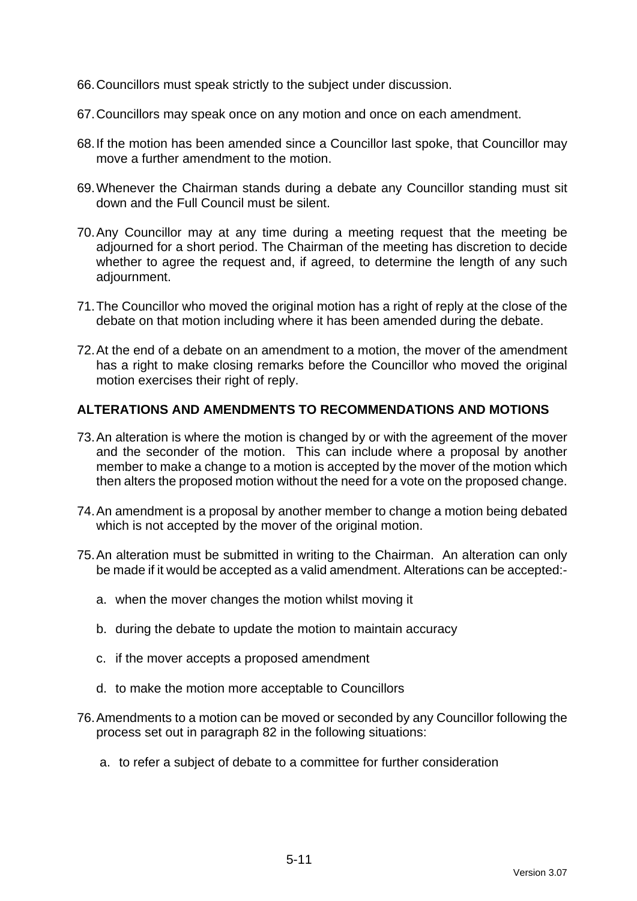66. Councillors must speak strictly to the subject under discussion.

67. Councillors may speak once on any motion and once on each amendment.

68. If the motion has been amended since a Councillor last spoke, that Councillor may move a further amendment to the motion.

69. Whenever the Chairman stands during a debate any Councillor standing must sit down and the Full Council must be silent.

70. Any Councillor may at any time during a meeting request that the meeting be adjourned for a short period. The Chairman of the meeting has discretion to decide whether to agree the request and, if agreed, to determine the length of any such adjournment.

71. The Councillor who moved the original motion has a right of reply at the close of the debate on that motion including where it has been amended during the debate.

72. At the end of a debate on an amendment to a motion, the mover of the amendment has a right to make closing remarks before the Councillor who moved the original motion exercises their right of reply.

**ALTERATIONS AND AMENDMENTS TO RECOMMENDATIONS AND MOTIONS**

73. An alteration is where the motion is changed by or with the agreement of the mover and the seconder of the motion. This can include where a proposal by another member to make a change to a motion is accepted by the mover of the motion which then alters the proposed motion without the need for a vote on the proposed change.

74. An amendment is a proposal by another member to change a motion being debated which is not accepted by the mover of the original motion.

75. An alteration must be submitted in writing to the Chairman. An alteration can only be made if it would be accepted as a valid amendment. Alterations can be accepted:-

    a. when the mover changes the motion whilst moving it

    b. during the debate to update the motion to maintain accuracy

    c. if the mover accepts a proposed amendment

    d. to make the motion more acceptable to Councillors

76. Amendments to a motion can be moved or seconded by any Councillor following the process set out in paragraph 82 in the following situations:

    a. to refer a subject of debate to a committee for further consideration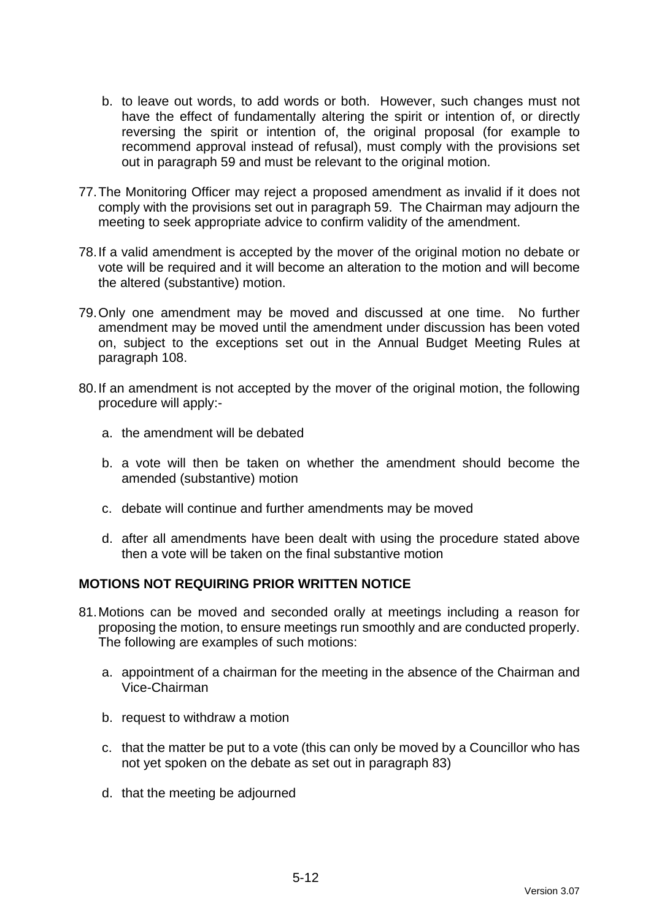b. to leave out words, to add words or both. However, such changes must not have the effect of fundamentally altering the spirit or intention of, or directly reversing the spirit or intention of, the original proposal (for example to recommend approval instead of refusal), must comply with the provisions set out in paragraph 59 and must be relevant to the original motion.

77. The Monitoring Officer may reject a proposed amendment as invalid if it does not comply with the provisions set out in paragraph 59. The Chairman may adjourn the meeting to seek appropriate advice to confirm validity of the amendment.

78. If a valid amendment is accepted by the mover of the original motion no debate or vote will be required and it will become an alteration to the motion and will become the altered (substantive) motion.

79. Only one amendment may be moved and discussed at one time. No further amendment may be moved until the amendment under discussion has been voted on, subject to the exceptions set out in the Annual Budget Meeting Rules at paragraph 108.

80. If an amendment is not accepted by the mover of the original motion, the following procedure will apply:-

   a. the amendment will be debated

   b. a vote will then be taken on whether the amendment should become the amended (substantive) motion

   c. debate will continue and further amendments may be moved

   d. after all amendments have been dealt with using the procedure stated above then a vote will be taken on the final substantive motion

**MOTIONS NOT REQUIRING PRIOR WRITTEN NOTICE**

81. Motions can be moved and seconded orally at meetings including a reason for proposing the motion, to ensure meetings run smoothly and are conducted properly. The following are examples of such motions:

   a. appointment of a chairman for the meeting in the absence of the Chairman and Vice-Chairman

   b. request to withdraw a motion

   c. that the matter be put to a vote (this can only be moved by a Councillor who has not yet spoken on the debate as set out in paragraph 83)

   d. that the meeting be adjourned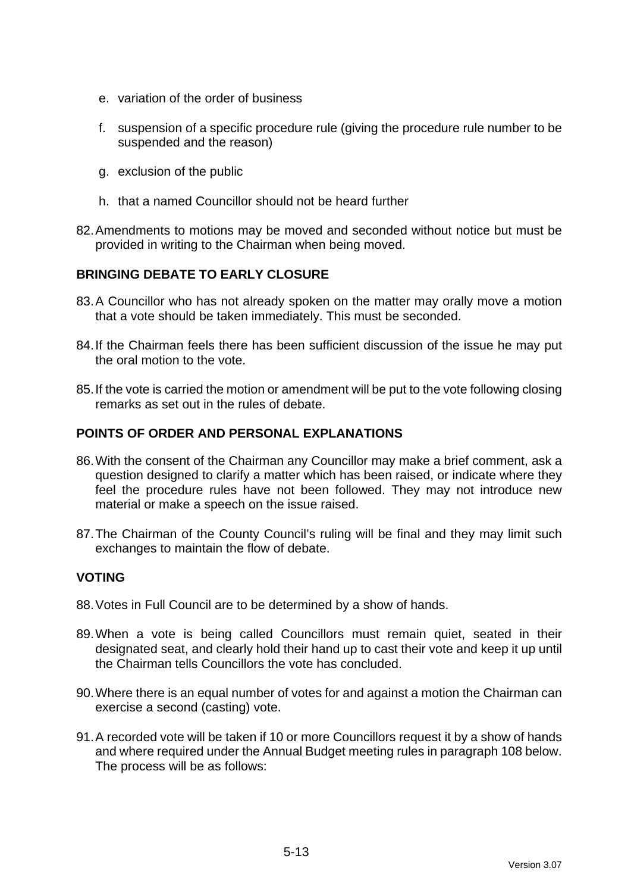e. variation of the order of business

f. suspension of a specific procedure rule (giving the procedure rule number to be suspended and the reason)

g. exclusion of the public

h. that a named Councillor should not be heard further

82. Amendments to motions may be moved and seconded without notice but must be provided in writing to the Chairman when being moved.

## BRINGING DEBATE TO EARLY CLOSURE

83. A Councillor who has not already spoken on the matter may orally move a motion that a vote should be taken immediately. This must be seconded.

84. If the Chairman feels there has been sufficient discussion of the issue he may put the oral motion to the vote.

85. If the vote is carried the motion or amendment will be put to the vote following closing remarks as set out in the rules of debate.

## POINTS OF ORDER AND PERSONAL EXPLANATIONS

86. With the consent of the Chairman any Councillor may make a brief comment, ask a question designed to clarify a matter which has been raised, or indicate where they feel the procedure rules have not been followed. They may not introduce new material or make a speech on the issue raised.

87. The Chairman of the County Council's ruling will be final and they may limit such exchanges to maintain the flow of debate.

## VOTING

88. Votes in Full Council are to be determined by a show of hands.

89. When a vote is being called Councillors must remain quiet, seated in their designated seat, and clearly hold their hand up to cast their vote and keep it up until the Chairman tells Councillors the vote has concluded.

90. Where there is an equal number of votes for and against a motion the Chairman can exercise a second (casting) vote.

91. A recorded vote will be taken if 10 or more Councillors request it by a show of hands and where required under the Annual Budget meeting rules in paragraph 108 below. The process will be as follows: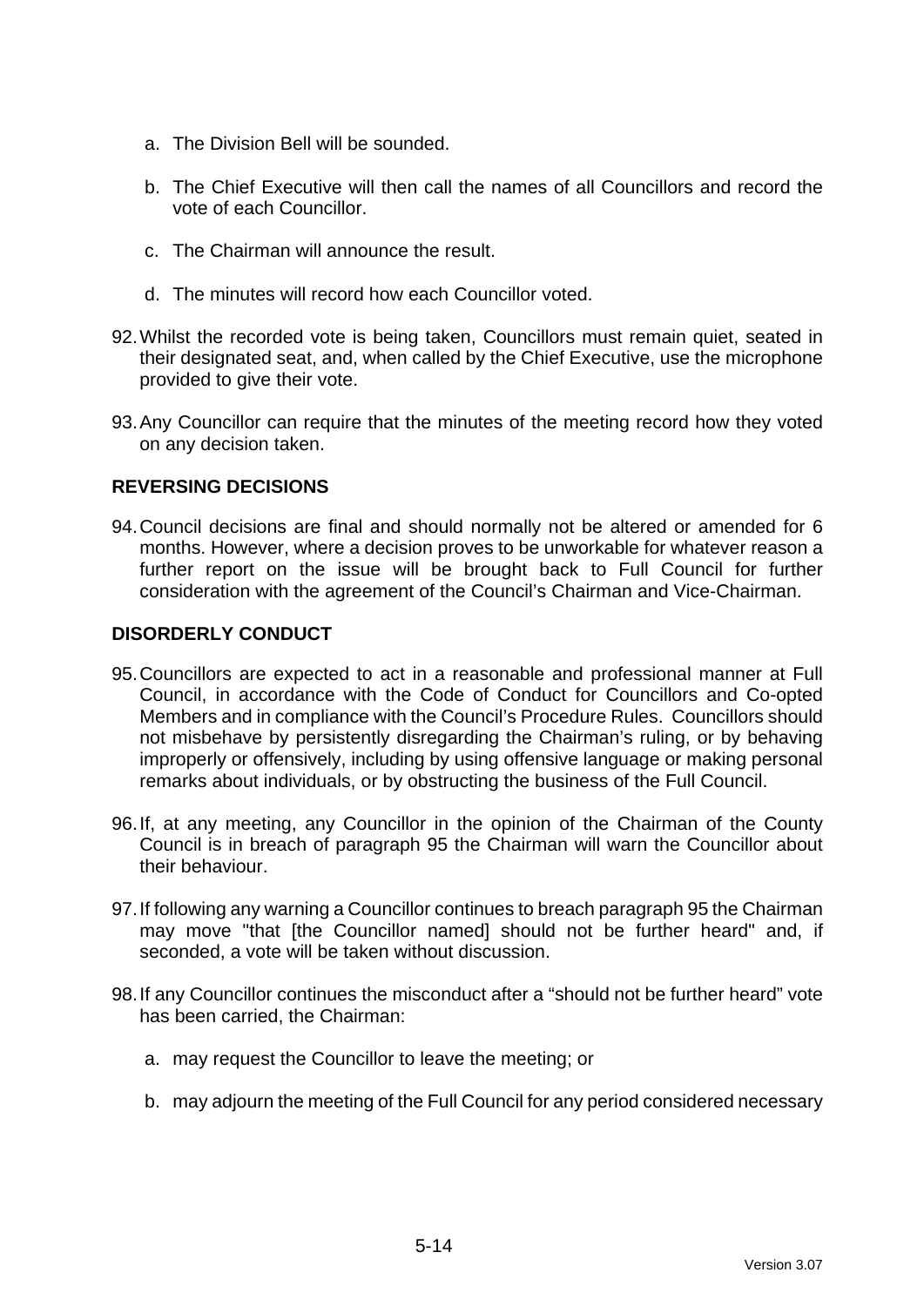a. The Division Bell will be sounded.

b. The Chief Executive will then call the names of all Councillors and record the vote of each Councillor.

c. The Chairman will announce the result.

d. The minutes will record how each Councillor voted.

92. Whilst the recorded vote is being taken, Councillors must remain quiet, seated in their designated seat, and, when called by the Chief Executive, use the microphone provided to give their vote.

93. Any Councillor can require that the minutes of the meeting record how they voted on any decision taken.

**REVERSING DECISIONS**

94. Council decisions are final and should normally not be altered or amended for 6 months. However, where a decision proves to be unworkable for whatever reason a further report on the issue will be brought back to Full Council for further consideration with the agreement of the Council's Chairman and Vice-Chairman.

**DISORDERLY CONDUCT**

95. Councillors are expected to act in a reasonable and professional manner at Full Council, in accordance with the Code of Conduct for Councillors and Co-opted Members and in compliance with the Council's Procedure Rules. Councillors should not misbehave by persistently disregarding the Chairman's ruling, or by behaving improperly or offensively, including by using offensive language or making personal remarks about individuals, or by obstructing the business of the Full Council.

96. If, at any meeting, any Councillor in the opinion of the Chairman of the County Council is in breach of paragraph 95 the Chairman will warn the Councillor about their behaviour.

97. If following any warning a Councillor continues to breach paragraph 95 the Chairman may move "that [the Councillor named] should not be further heard" and, if seconded, a vote will be taken without discussion.

98. If any Councillor continues the misconduct after a "should not be further heard" vote has been carried, the Chairman:

a. may request the Councillor to leave the meeting; or

b. may adjourn the meeting of the Full Council for any period considered necessary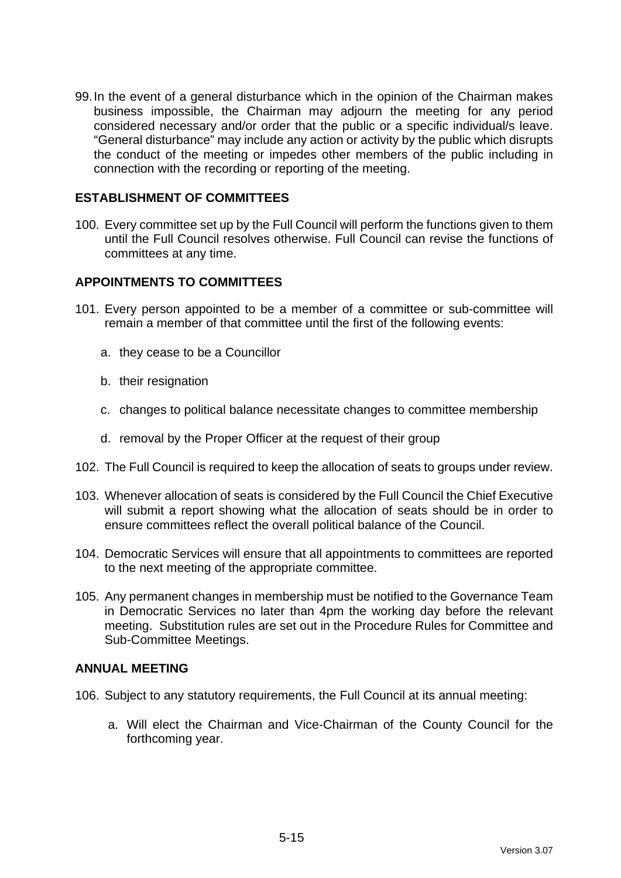99. In the event of a general disturbance which in the opinion of the Chairman makes business impossible, the Chairman may adjourn the meeting for any period considered necessary and/or order that the public or a specific individual/s leave. “General disturbance” may include any action or activity by the public which disrupts the conduct of the meeting or impedes other members of the public including in connection with the recording or reporting of the meeting.

## ESTABLISHMENT OF COMMITTEES

100. Every committee set up by the Full Council will perform the functions given to them until the Full Council resolves otherwise. Full Council can revise the functions of committees at any time.

## APPOINTMENTS TO COMMITTEES

101. Every person appointed to be a member of a committee or sub-committee will remain a member of that committee until the first of the following events:

    a. they cease to be a Councillor

    b. their resignation

    c. changes to political balance necessitate changes to committee membership

    d. removal by the Proper Officer at the request of their group

102. The Full Council is required to keep the allocation of seats to groups under review.

103. Whenever allocation of seats is considered by the Full Council the Chief Executive will submit a report showing what the allocation of seats should be in order to ensure committees reflect the overall political balance of the Council.

104. Democratic Services will ensure that all appointments to committees are reported to the next meeting of the appropriate committee.

105. Any permanent changes in membership must be notified to the Governance Team in Democratic Services no later than 4pm the working day before the relevant meeting. Substitution rules are set out in the Procedure Rules for Committee and Sub-Committee Meetings.

## ANNUAL MEETING

106. Subject to any statutory requirements, the Full Council at its annual meeting:

    a. Will elect the Chairman and Vice-Chairman of the County Council for the forthcoming year.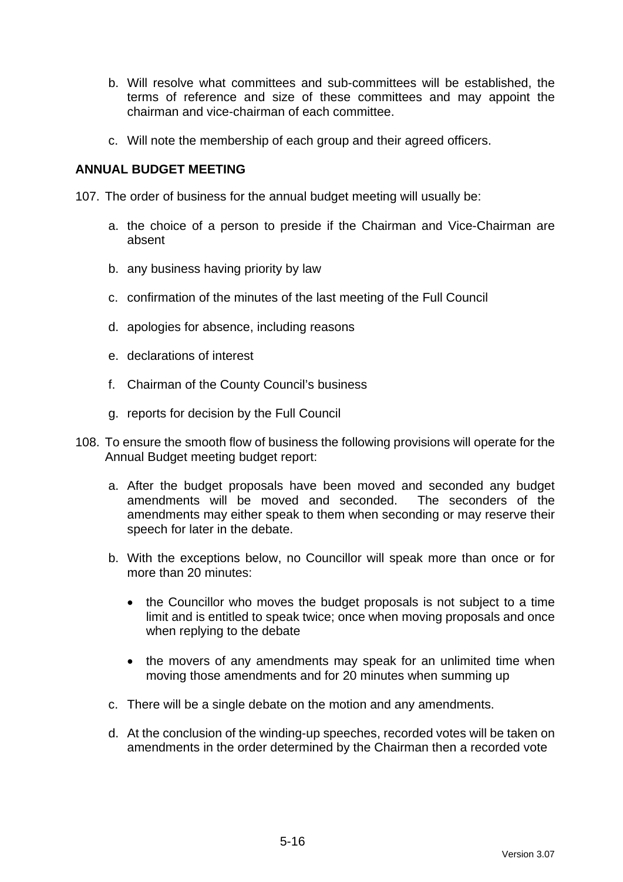b. Will resolve what committees and sub-committees will be established, the terms of reference and size of these committees and may appoint the chairman and vice-chairman of each committee.

c. Will note the membership of each group and their agreed officers.

**ANNUAL BUDGET MEETING**

107. The order of business for the annual budget meeting will usually be:

   a. the choice of a person to preside if the Chairman and Vice-Chairman are absent

   b. any business having priority by law

   c. confirmation of the minutes of the last meeting of the Full Council

   d. apologies for absence, including reasons

   e. declarations of interest

   f. Chairman of the County Council's business

   g. reports for decision by the Full Council

108. To ensure the smooth flow of business the following provisions will operate for the Annual Budget meeting budget report:

   a. After the budget proposals have been moved and seconded any budget amendments will be moved and seconded. The seconders of the amendments may either speak to them when seconding or may reserve their speech for later in the debate.

   b. With the exceptions below, no Councillor will speak more than once or for more than 20 minutes:

      - the Councillor who moves the budget proposals is not subject to a time limit and is entitled to speak twice; once when moving proposals and once when replying to the debate

      - the movers of any amendments may speak for an unlimited time when moving those amendments and for 20 minutes when summing up

   c. There will be a single debate on the motion and any amendments.

   d. At the conclusion of the winding-up speeches, recorded votes will be taken on amendments in the order determined by the Chairman then a recorded vote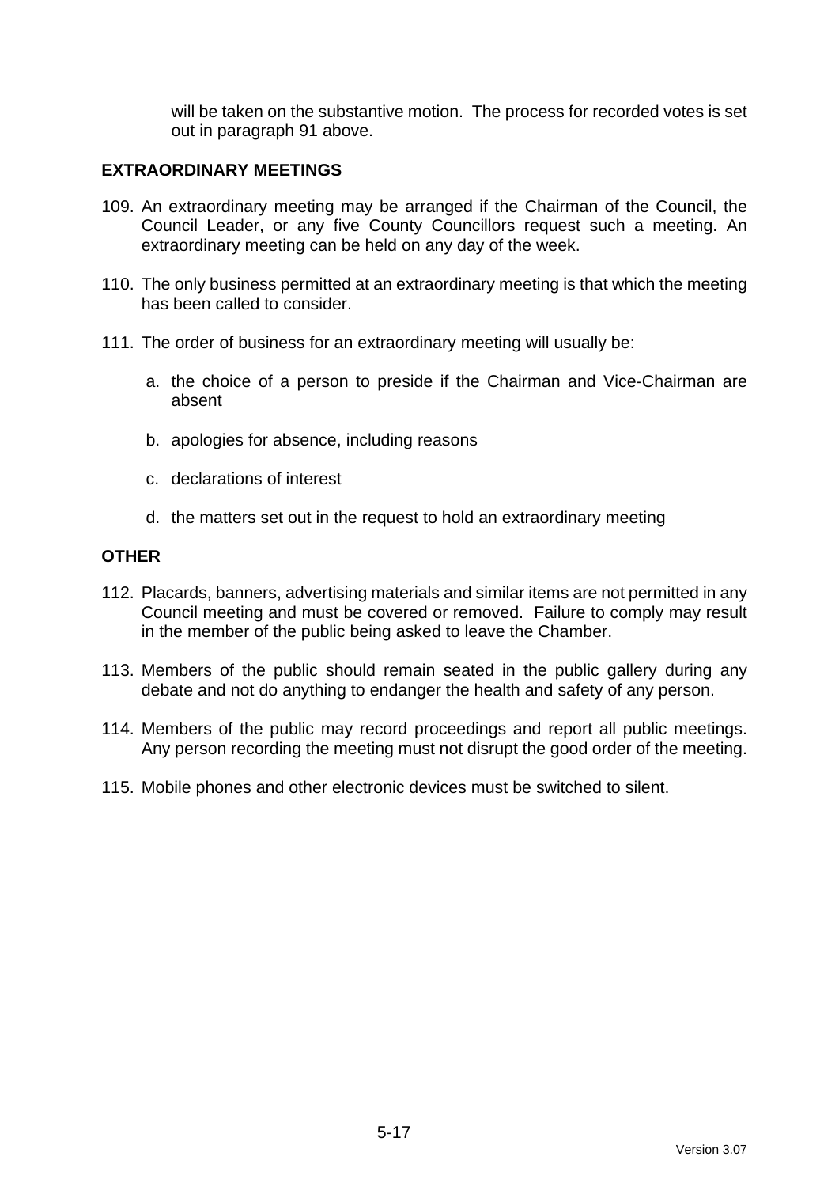will be taken on the substantive motion. The process for recorded votes is set out in paragraph 91 above.

## EXTRAORDINARY MEETINGS

109. An extraordinary meeting may be arranged if the Chairman of the Council, the Council Leader, or any five County Councillors request such a meeting. An extraordinary meeting can be held on any day of the week.

110. The only business permitted at an extraordinary meeting is that which the meeting has been called to consider.

111. The order of business for an extraordinary meeting will usually be:

    a. the choice of a person to preside if the Chairman and Vice-Chairman are absent

    b. apologies for absence, including reasons

    c. declarations of interest

    d. the matters set out in the request to hold an extraordinary meeting

## OTHER

112. Placards, banners, advertising materials and similar items are not permitted in any Council meeting and must be covered or removed. Failure to comply may result in the member of the public being asked to leave the Chamber.

113. Members of the public should remain seated in the public gallery during any debate and not do anything to endanger the health and safety of any person.

114. Members of the public may record proceedings and report all public meetings. Any person recording the meeting must not disrupt the good order of the meeting.

115. Mobile phones and other electronic devices must be switched to silent.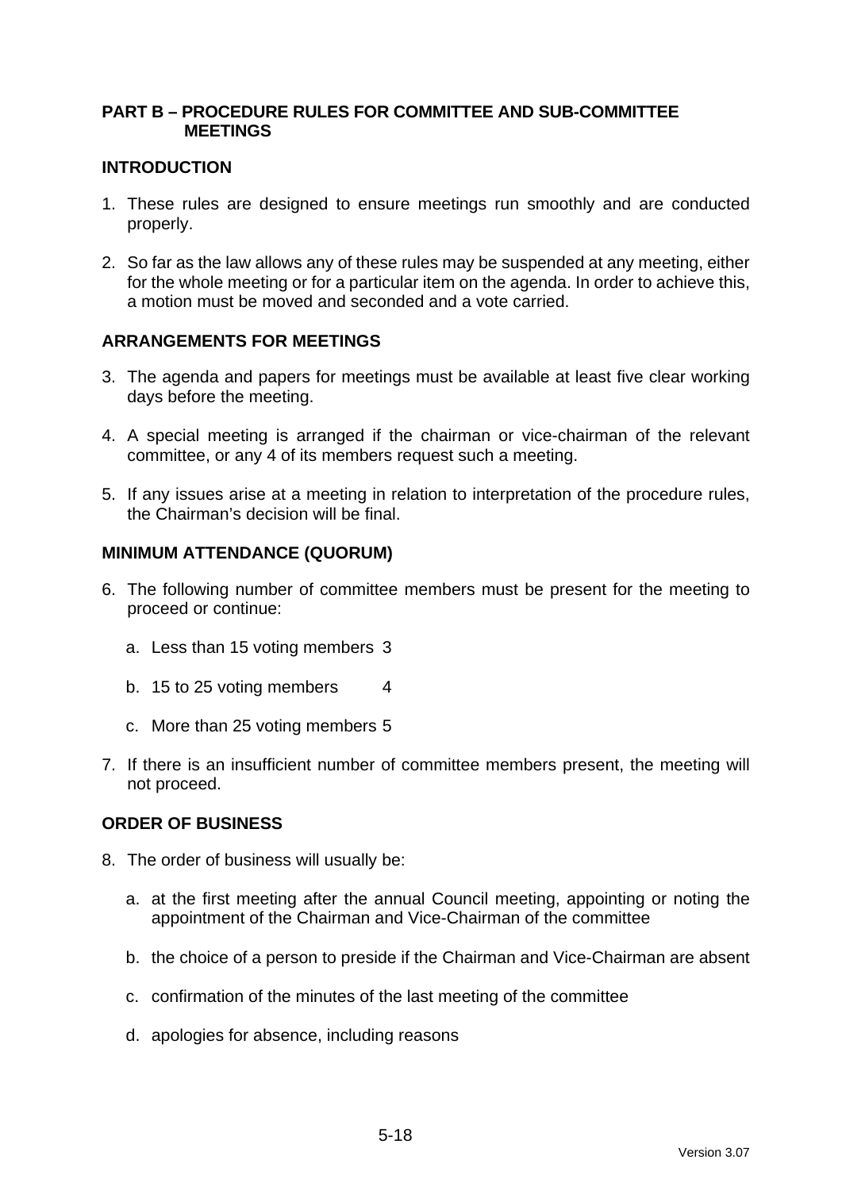## PART B – PROCEDURE RULES FOR COMMITTEE AND SUB-COMMITTEE MEETINGS

### INTRODUCTION

1. These rules are designed to ensure meetings run smoothly and are conducted properly.

2. So far as the law allows any of these rules may be suspended at any meeting, either for the whole meeting or for a particular item on the agenda. In order to achieve this, a motion must be moved and seconded and a vote carried.

### ARRANGEMENTS FOR MEETINGS

3. The agenda and papers for meetings must be available at least five clear working days before the meeting.

4. A special meeting is arranged if the chairman or vice-chairman of the relevant committee, or any 4 of its members request such a meeting.

5. If any issues arise at a meeting in relation to interpretation of the procedure rules, the Chairman's decision will be final.

### MINIMUM ATTENDANCE (QUORUM)

6. The following number of committee members must be present for the meeting to proceed or continue:

   a. Less than 15 voting members 3

   b. 15 to 25 voting members 4

   c. More than 25 voting members 5

7. If there is an insufficient number of committee members present, the meeting will not proceed.

### ORDER OF BUSINESS

8. The order of business will usually be:

   a. at the first meeting after the annual Council meeting, appointing or noting the appointment of the Chairman and Vice-Chairman of the committee

   b. the choice of a person to preside if the Chairman and Vice-Chairman are absent

   c. confirmation of the minutes of the last meeting of the committee

   d. apologies for absence, including reasons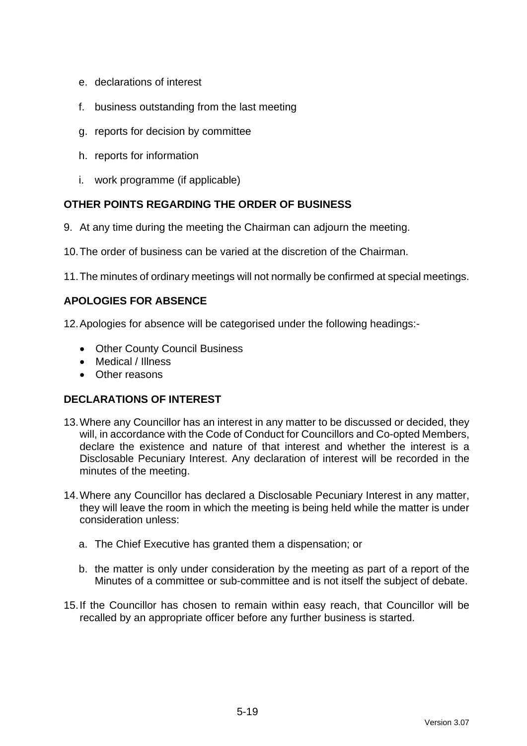e. declarations of interest

f. business outstanding from the last meeting

g. reports for decision by committee

h. reports for information

i. work programme (if applicable)

## OTHER POINTS REGARDING THE ORDER OF BUSINESS

9. At any time during the meeting the Chairman can adjourn the meeting.

10. The order of business can be varied at the discretion of the Chairman.

11. The minutes of ordinary meetings will not normally be confirmed at special meetings.

## APOLOGIES FOR ABSENCE

12. Apologies for absence will be categorised under the following headings:-

- Other County Council Business
- Medical / Illness
- Other reasons

## DECLARATIONS OF INTEREST

13. Where any Councillor has an interest in any matter to be discussed or decided, they will, in accordance with the Code of Conduct for Councillors and Co-opted Members, declare the existence and nature of that interest and whether the interest is a Disclosable Pecuniary Interest. Any declaration of interest will be recorded in the minutes of the meeting.

14. Where any Councillor has declared a Disclosable Pecuniary Interest in any matter, they will leave the room in which the meeting is being held while the matter is under consideration unless:

    a. The Chief Executive has granted them a dispensation; or

    b. the matter is only under consideration by the meeting as part of a report of the Minutes of a committee or sub-committee and is not itself the subject of debate.

15. If the Councillor has chosen to remain within easy reach, that Councillor will be recalled by an appropriate officer before any further business is started.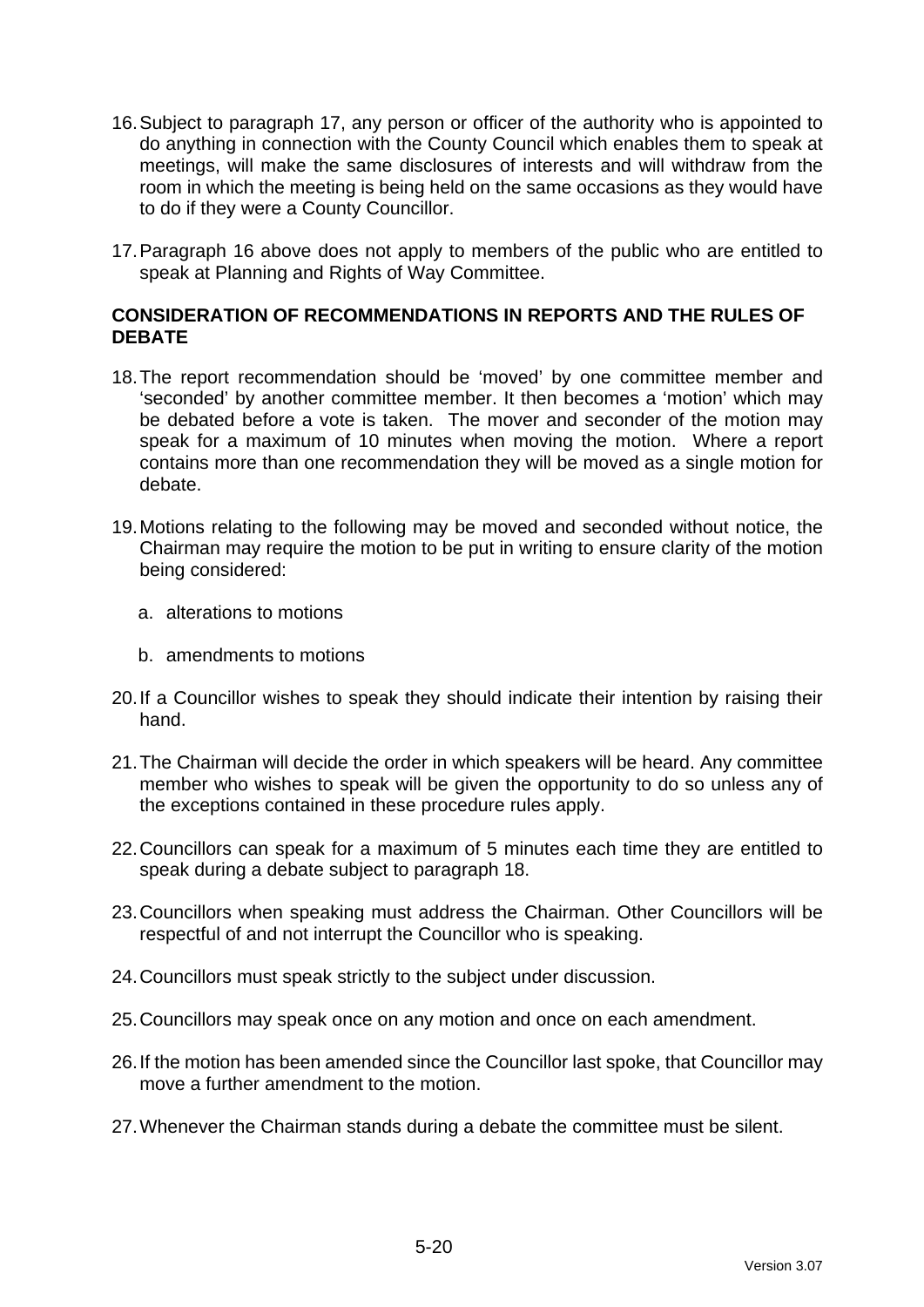16. Subject to paragraph 17, any person or officer of the authority who is appointed to do anything in connection with the County Council which enables them to speak at meetings, will make the same disclosures of interests and will withdraw from the room in which the meeting is being held on the same occasions as they would have to do if they were a County Councillor.

17. Paragraph 16 above does not apply to members of the public who are entitled to speak at Planning and Rights of Way Committee.

**CONSIDERATION OF RECOMMENDATIONS IN REPORTS AND THE RULES OF DEBATE**

18. The report recommendation should be 'moved' by one committee member and 'seconded' by another committee member. It then becomes a 'motion' which may be debated before a vote is taken. The mover and seconder of the motion may speak for a maximum of 10 minutes when moving the motion. Where a report contains more than one recommendation they will be moved as a single motion for debate.

19. Motions relating to the following may be moved and seconded without notice, the Chairman may require the motion to be put in writing to ensure clarity of the motion being considered:

    a. alterations to motions

    b. amendments to motions

20. If a Councillor wishes to speak they should indicate their intention by raising their hand.

21. The Chairman will decide the order in which speakers will be heard. Any committee member who wishes to speak will be given the opportunity to do so unless any of the exceptions contained in these procedure rules apply.

22. Councillors can speak for a maximum of 5 minutes each time they are entitled to speak during a debate subject to paragraph 18.

23. Councillors when speaking must address the Chairman. Other Councillors will be respectful of and not interrupt the Councillor who is speaking.

24. Councillors must speak strictly to the subject under discussion.

25. Councillors may speak once on any motion and once on each amendment.

26. If the motion has been amended since the Councillor last spoke, that Councillor may move a further amendment to the motion.

27. Whenever the Chairman stands during a debate the committee must be silent.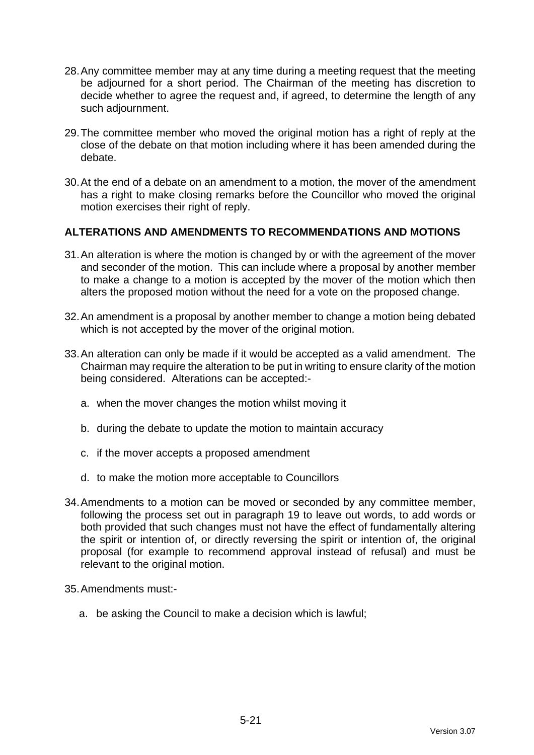28. Any committee member may at any time during a meeting request that the meeting be adjourned for a short period. The Chairman of the meeting has discretion to decide whether to agree the request and, if agreed, to determine the length of any such adjournment.

29. The committee member who moved the original motion has a right of reply at the close of the debate on that motion including where it has been amended during the debate.

30. At the end of a debate on an amendment to a motion, the mover of the amendment has a right to make closing remarks before the Councillor who moved the original motion exercises their right of reply.

## ALTERATIONS AND AMENDMENTS TO RECOMMENDATIONS AND MOTIONS

31. An alteration is where the motion is changed by or with the agreement of the mover and seconder of the motion. This can include where a proposal by another member to make a change to a motion is accepted by the mover of the motion which then alters the proposed motion without the need for a vote on the proposed change.

32. An amendment is a proposal by another member to change a motion being debated which is not accepted by the mover of the original motion.

33. An alteration can only be made if it would be accepted as a valid amendment. The Chairman may require the alteration to be put in writing to ensure clarity of the motion being considered. Alterations can be accepted:-

    a. when the mover changes the motion whilst moving it

    b. during the debate to update the motion to maintain accuracy

    c. if the mover accepts a proposed amendment

    d. to make the motion more acceptable to Councillors

34. Amendments to a motion can be moved or seconded by any committee member, following the process set out in paragraph 19 to leave out words, to add words or both provided that such changes must not have the effect of fundamentally altering the spirit or intention of, or directly reversing the spirit or intention of, the original proposal (for example to recommend approval instead of refusal) and must be relevant to the original motion.

35. Amendments must:-

    a. be asking the Council to make a decision which is lawful;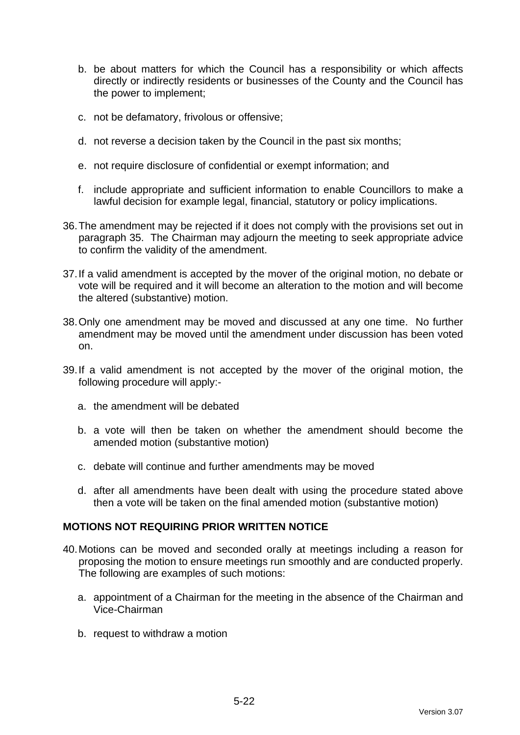b. be about matters for which the Council has a responsibility or which affects directly or indirectly residents or businesses of the County and the Council has the power to implement;

c. not be defamatory, frivolous or offensive;

d. not reverse a decision taken by the Council in the past six months;

e. not require disclosure of confidential or exempt information; and

f. include appropriate and sufficient information to enable Councillors to make a lawful decision for example legal, financial, statutory or policy implications.

36. The amendment may be rejected if it does not comply with the provisions set out in paragraph 35. The Chairman may adjourn the meeting to seek appropriate advice to confirm the validity of the amendment.

37. If a valid amendment is accepted by the mover of the original motion, no debate or vote will be required and it will become an alteration to the motion and will become the altered (substantive) motion.

38. Only one amendment may be moved and discussed at any one time. No further amendment may be moved until the amendment under discussion has been voted on.

39. If a valid amendment is not accepted by the mover of the original motion, the following procedure will apply:-

    a. the amendment will be debated

    b. a vote will then be taken on whether the amendment should become the amended motion (substantive motion)

    c. debate will continue and further amendments may be moved

    d. after all amendments have been dealt with using the procedure stated above then a vote will be taken on the final amended motion (substantive motion)

## MOTIONS NOT REQUIRING PRIOR WRITTEN NOTICE

40. Motions can be moved and seconded orally at meetings including a reason for proposing the motion to ensure meetings run smoothly and are conducted properly. The following are examples of such motions:

    a. appointment of a Chairman for the meeting in the absence of the Chairman and Vice-Chairman

    b. request to withdraw a motion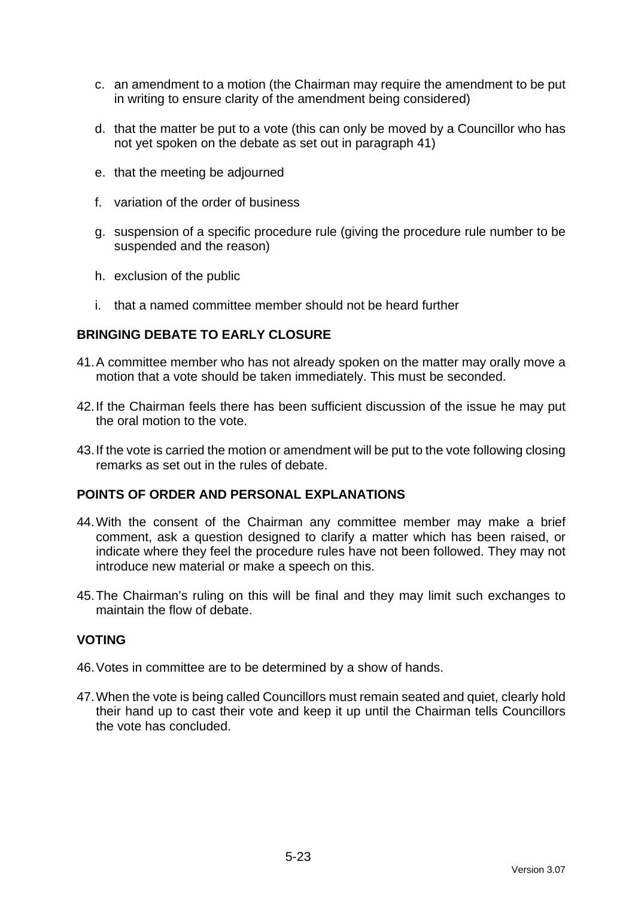c. an amendment to a motion (the Chairman may require the amendment to be put in writing to ensure clarity of the amendment being considered)

d. that the matter be put to a vote (this can only be moved by a Councillor who has not yet spoken on the debate as set out in paragraph 41)

e. that the meeting be adjourned

f. variation of the order of business

g. suspension of a specific procedure rule (giving the procedure rule number to be suspended and the reason)

h. exclusion of the public

i. that a named committee member should not be heard further

## BRINGING DEBATE TO EARLY CLOSURE

41. A committee member who has not already spoken on the matter may orally move a motion that a vote should be taken immediately. This must be seconded.

42. If the Chairman feels there has been sufficient discussion of the issue he may put the oral motion to the vote.

43. If the vote is carried the motion or amendment will be put to the vote following closing remarks as set out in the rules of debate.

## POINTS OF ORDER AND PERSONAL EXPLANATIONS

44. With the consent of the Chairman any committee member may make a brief comment, ask a question designed to clarify a matter which has been raised, or indicate where they feel the procedure rules have not been followed. They may not introduce new material or make a speech on this.

45. The Chairman's ruling on this will be final and they may limit such exchanges to maintain the flow of debate.

## VOTING

46. Votes in committee are to be determined by a show of hands.

47. When the vote is being called Councillors must remain seated and quiet, clearly hold their hand up to cast their vote and keep it up until the Chairman tells Councillors the vote has concluded.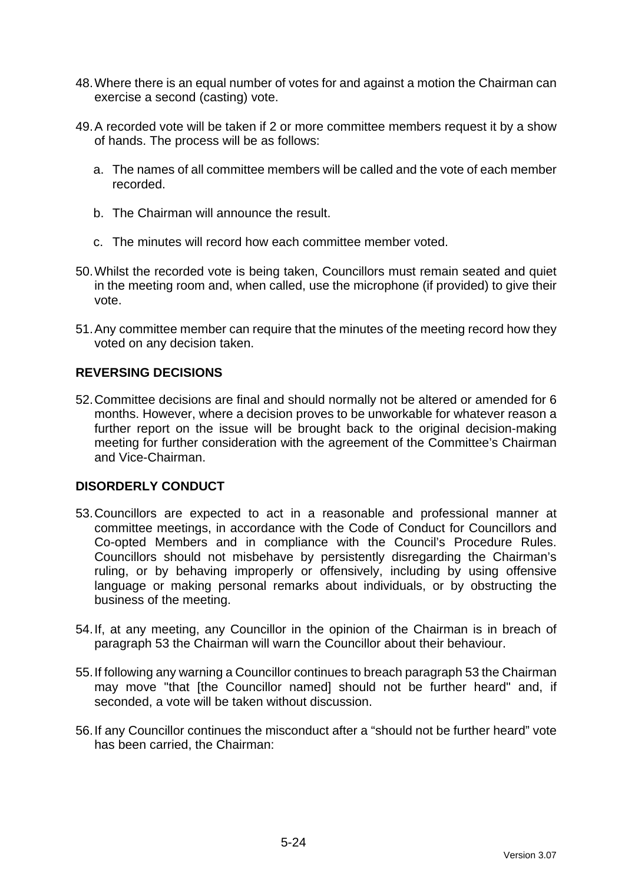48. Where there is an equal number of votes for and against a motion the Chairman can exercise a second (casting) vote.

49. A recorded vote will be taken if 2 or more committee members request it by a show of hands. The process will be as follows:

    a. The names of all committee members will be called and the vote of each member recorded.

    b. The Chairman will announce the result.

    c. The minutes will record how each committee member voted.

50. Whilst the recorded vote is being taken, Councillors must remain seated and quiet in the meeting room and, when called, use the microphone (if provided) to give their vote.

51. Any committee member can require that the minutes of the meeting record how they voted on any decision taken.

## REVERSING DECISIONS

52. Committee decisions are final and should normally not be altered or amended for 6 months. However, where a decision proves to be unworkable for whatever reason a further report on the issue will be brought back to the original decision-making meeting for further consideration with the agreement of the Committee's Chairman and Vice-Chairman.

## DISORDERLY CONDUCT

53. Councillors are expected to act in a reasonable and professional manner at committee meetings, in accordance with the Code of Conduct for Councillors and Co-opted Members and in compliance with the Council's Procedure Rules. Councillors should not misbehave by persistently disregarding the Chairman's ruling, or by behaving improperly or offensively, including by using offensive language or making personal remarks about individuals, or by obstructing the business of the meeting.

54. If, at any meeting, any Councillor in the opinion of the Chairman is in breach of paragraph 53 the Chairman will warn the Councillor about their behaviour.

55. If following any warning a Councillor continues to breach paragraph 53 the Chairman may move "that [the Councillor named] should not be further heard" and, if seconded, a vote will be taken without discussion.

56. If any Councillor continues the misconduct after a "should not be further heard" vote has been carried, the Chairman: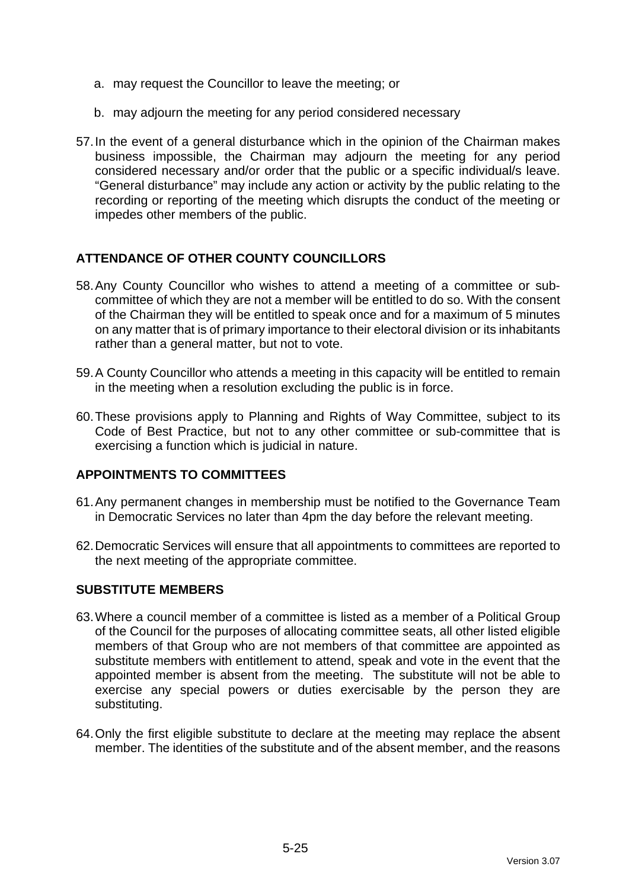a. may request the Councillor to leave the meeting; or

   b. may adjourn the meeting for any period considered necessary

57. In the event of a general disturbance which in the opinion of the Chairman makes business impossible, the Chairman may adjourn the meeting for any period considered necessary and/or order that the public or a specific individual/s leave. "General disturbance" may include any action or activity by the public relating to the recording or reporting of the meeting which disrupts the conduct of the meeting or impedes other members of the public.

## ATTENDANCE OF OTHER COUNTY COUNCILLORS

58. Any County Councillor who wishes to attend a meeting of a committee or sub-committee of which they are not a member will be entitled to do so. With the consent of the Chairman they will be entitled to speak once and for a maximum of 5 minutes on any matter that is of primary importance to their electoral division or its inhabitants rather than a general matter, but not to vote.

59. A County Councillor who attends a meeting in this capacity will be entitled to remain in the meeting when a resolution excluding the public is in force.

60. These provisions apply to Planning and Rights of Way Committee, subject to its Code of Best Practice, but not to any other committee or sub-committee that is exercising a function which is judicial in nature.

## APPOINTMENTS TO COMMITTEES

61. Any permanent changes in membership must be notified to the Governance Team in Democratic Services no later than 4pm the day before the relevant meeting.

62. Democratic Services will ensure that all appointments to committees are reported to the next meeting of the appropriate committee.

## SUBSTITUTE MEMBERS

63. Where a council member of a committee is listed as a member of a Political Group of the Council for the purposes of allocating committee seats, all other listed eligible members of that Group who are not members of that committee are appointed as substitute members with entitlement to attend, speak and vote in the event that the appointed member is absent from the meeting. The substitute will not be able to exercise any special powers or duties exercisable by the person they are substituting.

64. Only the first eligible substitute to declare at the meeting may replace the absent member. The identities of the substitute and of the absent member, and the reasons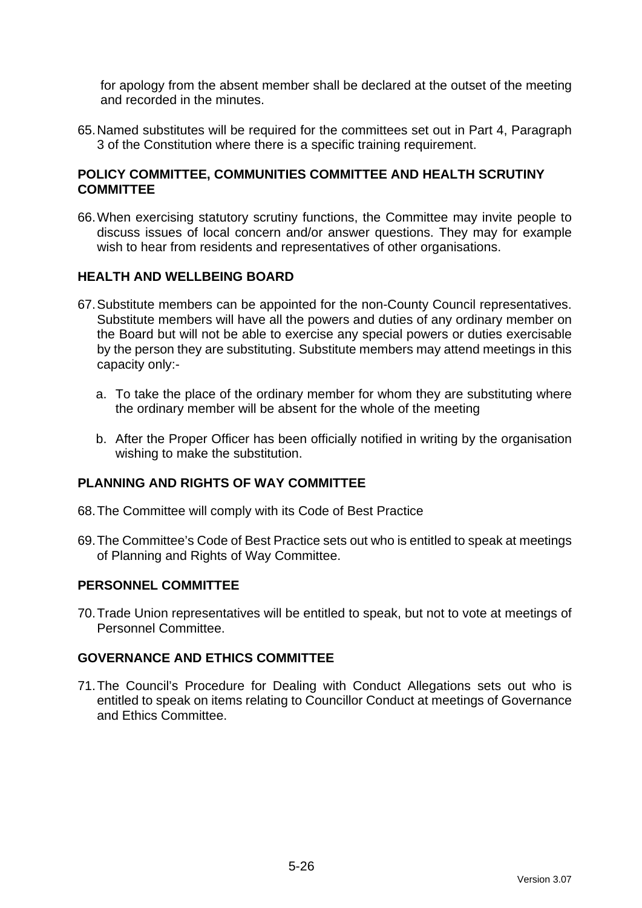for apology from the absent member shall be declared at the outset of the meeting and recorded in the minutes.

65. Named substitutes will be required for the committees set out in Part 4, Paragraph 3 of the Constitution where there is a specific training requirement.

## POLICY COMMITTEE, COMMUNITIES COMMITTEE AND HEALTH SCRUTINY COMMITTEE

66. When exercising statutory scrutiny functions, the Committee may invite people to discuss issues of local concern and/or answer questions. They may for example wish to hear from residents and representatives of other organisations.

## HEALTH AND WELLBEING BOARD

67. Substitute members can be appointed for the non-County Council representatives. Substitute members will have all the powers and duties of any ordinary member on the Board but will not be able to exercise any special powers or duties exercisable by the person they are substituting. Substitute members may attend meetings in this capacity only:-

    a. To take the place of the ordinary member for whom they are substituting where the ordinary member will be absent for the whole of the meeting

    b. After the Proper Officer has been officially notified in writing by the organisation wishing to make the substitution.

## PLANNING AND RIGHTS OF WAY COMMITTEE

68. The Committee will comply with its Code of Best Practice

69. The Committee's Code of Best Practice sets out who is entitled to speak at meetings of Planning and Rights of Way Committee.

## PERSONNEL COMMITTEE

70. Trade Union representatives will be entitled to speak, but not to vote at meetings of Personnel Committee.

## GOVERNANCE AND ETHICS COMMITTEE

71. The Council's Procedure for Dealing with Conduct Allegations sets out who is entitled to speak on items relating to Councillor Conduct at meetings of Governance and Ethics Committee.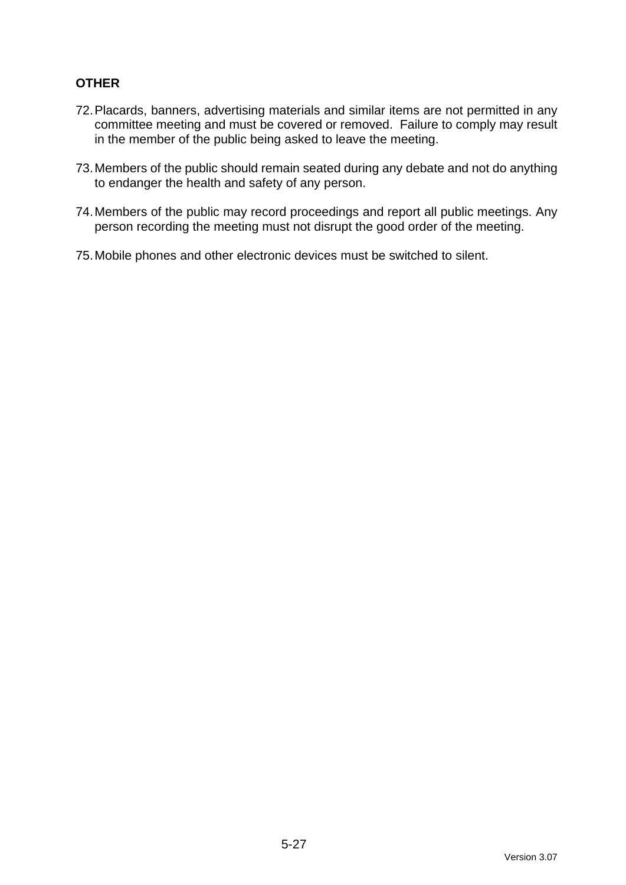**OTHER**

72. Placards, banners, advertising materials and similar items are not permitted in any committee meeting and must be covered or removed. Failure to comply may result in the member of the public being asked to leave the meeting.

73. Members of the public should remain seated during any debate and not do anything to endanger the health and safety of any person.

74. Members of the public may record proceedings and report all public meetings. Any person recording the meeting must not disrupt the good order of the meeting.

75. Mobile phones and other electronic devices must be switched to silent.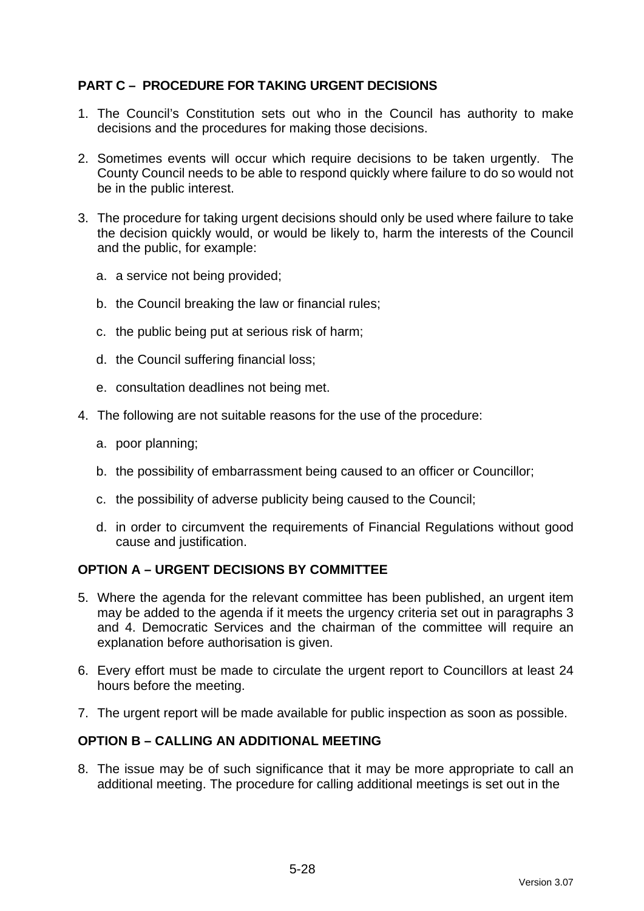## PART C – PROCEDURE FOR TAKING URGENT DECISIONS

1. The Council's Constitution sets out who in the Council has authority to make decisions and the procedures for making those decisions.

2. Sometimes events will occur which require decisions to be taken urgently. The County Council needs to be able to respond quickly where failure to do so would not be in the public interest.

3. The procedure for taking urgent decisions should only be used where failure to take the decision quickly would, or would be likely to, harm the interests of the Council and the public, for example:

   a. a service not being provided;

   b. the Council breaking the law or financial rules;

   c. the public being put at serious risk of harm;

   d. the Council suffering financial loss;

   e. consultation deadlines not being met.

4. The following are not suitable reasons for the use of the procedure:

   a. poor planning;

   b. the possibility of embarrassment being caused to an officer or Councillor;

   c. the possibility of adverse publicity being caused to the Council;

   d. in order to circumvent the requirements of Financial Regulations without good cause and justification.

### OPTION A – URGENT DECISIONS BY COMMITTEE

5. Where the agenda for the relevant committee has been published, an urgent item may be added to the agenda if it meets the urgency criteria set out in paragraphs 3 and 4. Democratic Services and the chairman of the committee will require an explanation before authorisation is given.

6. Every effort must be made to circulate the urgent report to Councillors at least 24 hours before the meeting.

7. The urgent report will be made available for public inspection as soon as possible.

### OPTION B – CALLING AN ADDITIONAL MEETING

8. The issue may be of such significance that it may be more appropriate to call an additional meeting. The procedure for calling additional meetings is set out in the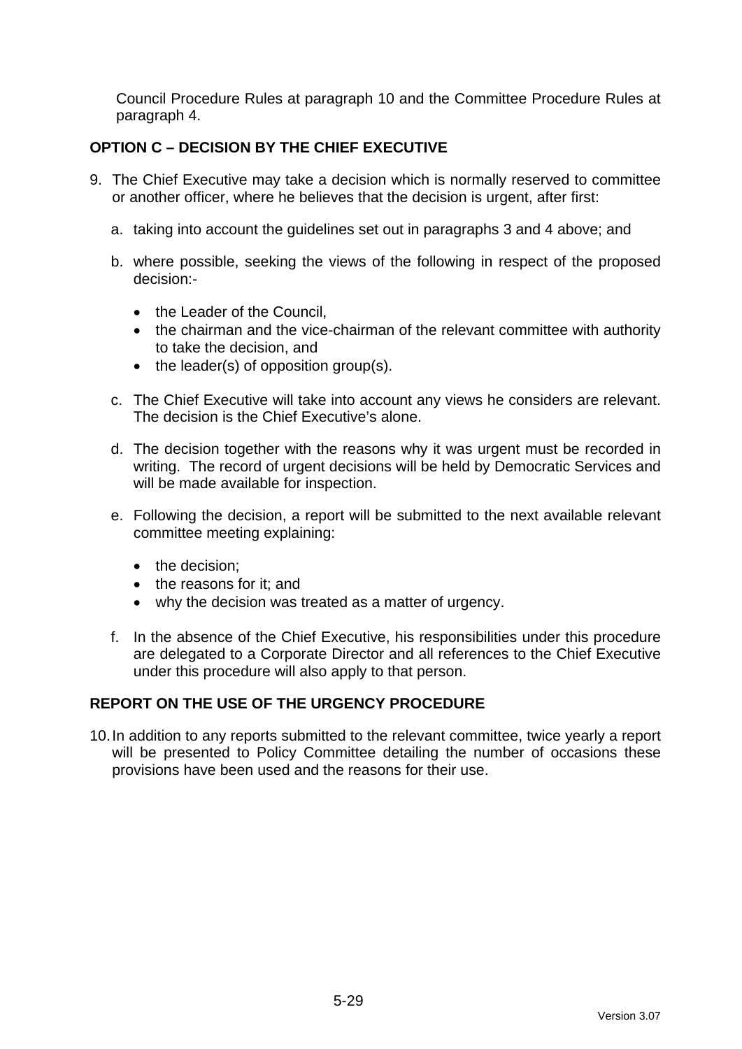Council Procedure Rules at paragraph 10 and the Committee Procedure Rules at paragraph 4.

## OPTION C – DECISION BY THE CHIEF EXECUTIVE

9. The Chief Executive may take a decision which is normally reserved to committee or another officer, where he believes that the decision is urgent, after first:

   a. taking into account the guidelines set out in paragraphs 3 and 4 above; and

   b. where possible, seeking the views of the following in respect of the proposed decision:-

      - the Leader of the Council,
      - the chairman and the vice-chairman of the relevant committee with authority to take the decision, and
      - the leader(s) of opposition group(s).

   c. The Chief Executive will take into account any views he considers are relevant. The decision is the Chief Executive's alone.

   d. The decision together with the reasons why it was urgent must be recorded in writing. The record of urgent decisions will be held by Democratic Services and will be made available for inspection.

   e. Following the decision, a report will be submitted to the next available relevant committee meeting explaining:

      - the decision;
      - the reasons for it; and
      - why the decision was treated as a matter of urgency.

   f. In the absence of the Chief Executive, his responsibilities under this procedure are delegated to a Corporate Director and all references to the Chief Executive under this procedure will also apply to that person.

## REPORT ON THE USE OF THE URGENCY PROCEDURE

10. In addition to any reports submitted to the relevant committee, twice yearly a report will be presented to Policy Committee detailing the number of occasions these provisions have been used and the reasons for their use.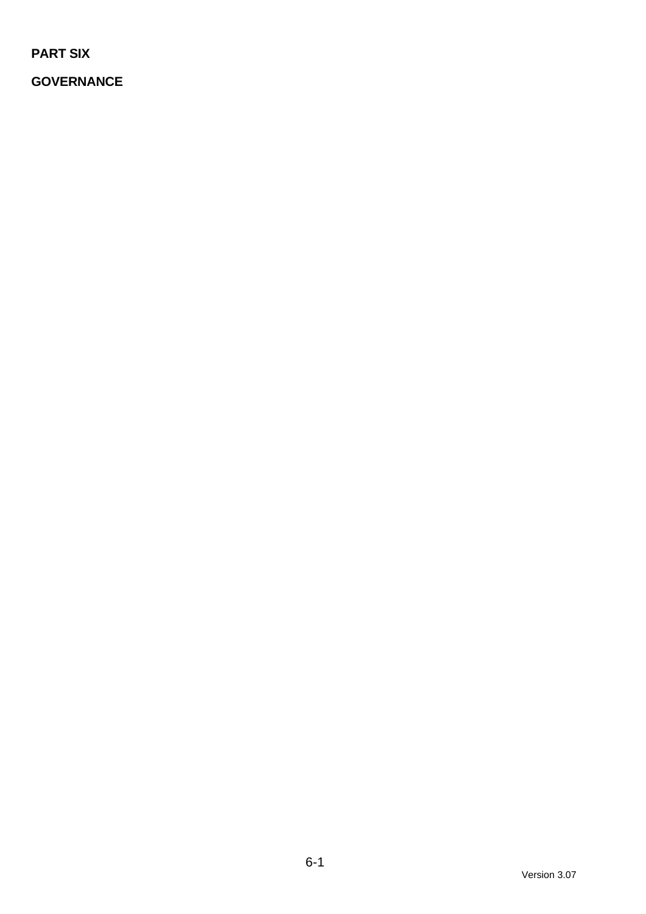# PART SIX

## GOVERNANCE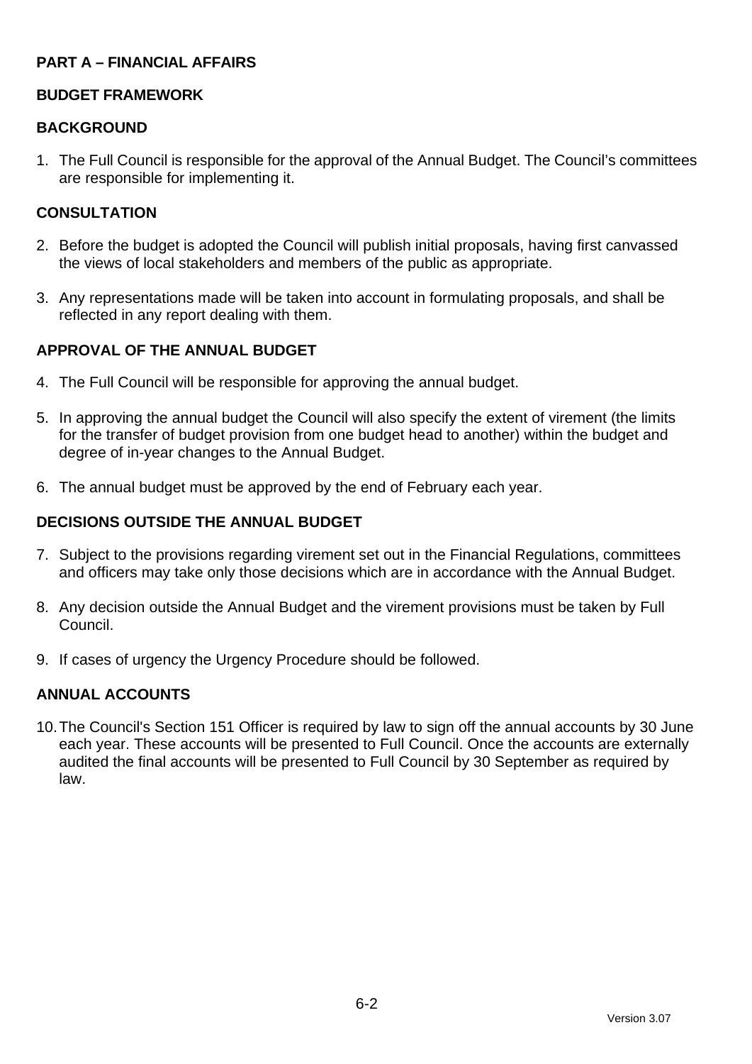# PART A – FINANCIAL AFFAIRS

## BUDGET FRAMEWORK

### BACKGROUND

1. The Full Council is responsible for the approval of the Annual Budget. The Council's committees are responsible for implementing it.

### CONSULTATION

2. Before the budget is adopted the Council will publish initial proposals, having first canvassed the views of local stakeholders and members of the public as appropriate.

3. Any representations made will be taken into account in formulating proposals, and shall be reflected in any report dealing with them.

### APPROVAL OF THE ANNUAL BUDGET

4. The Full Council will be responsible for approving the annual budget.

5. In approving the annual budget the Council will also specify the extent of virement (the limits for the transfer of budget provision from one budget head to another) within the budget and degree of in-year changes to the Annual Budget.

6. The annual budget must be approved by the end of February each year.

### DECISIONS OUTSIDE THE ANNUAL BUDGET

7. Subject to the provisions regarding virement set out in the Financial Regulations, committees and officers may take only those decisions which are in accordance with the Annual Budget.

8. Any decision outside the Annual Budget and the virement provisions must be taken by Full Council.

9. If cases of urgency the Urgency Procedure should be followed.

### ANNUAL ACCOUNTS

10. The Council's Section 151 Officer is required by law to sign off the annual accounts by 30 June each year. These accounts will be presented to Full Council. Once the accounts are externally audited the final accounts will be presented to Full Council by 30 September as required by law.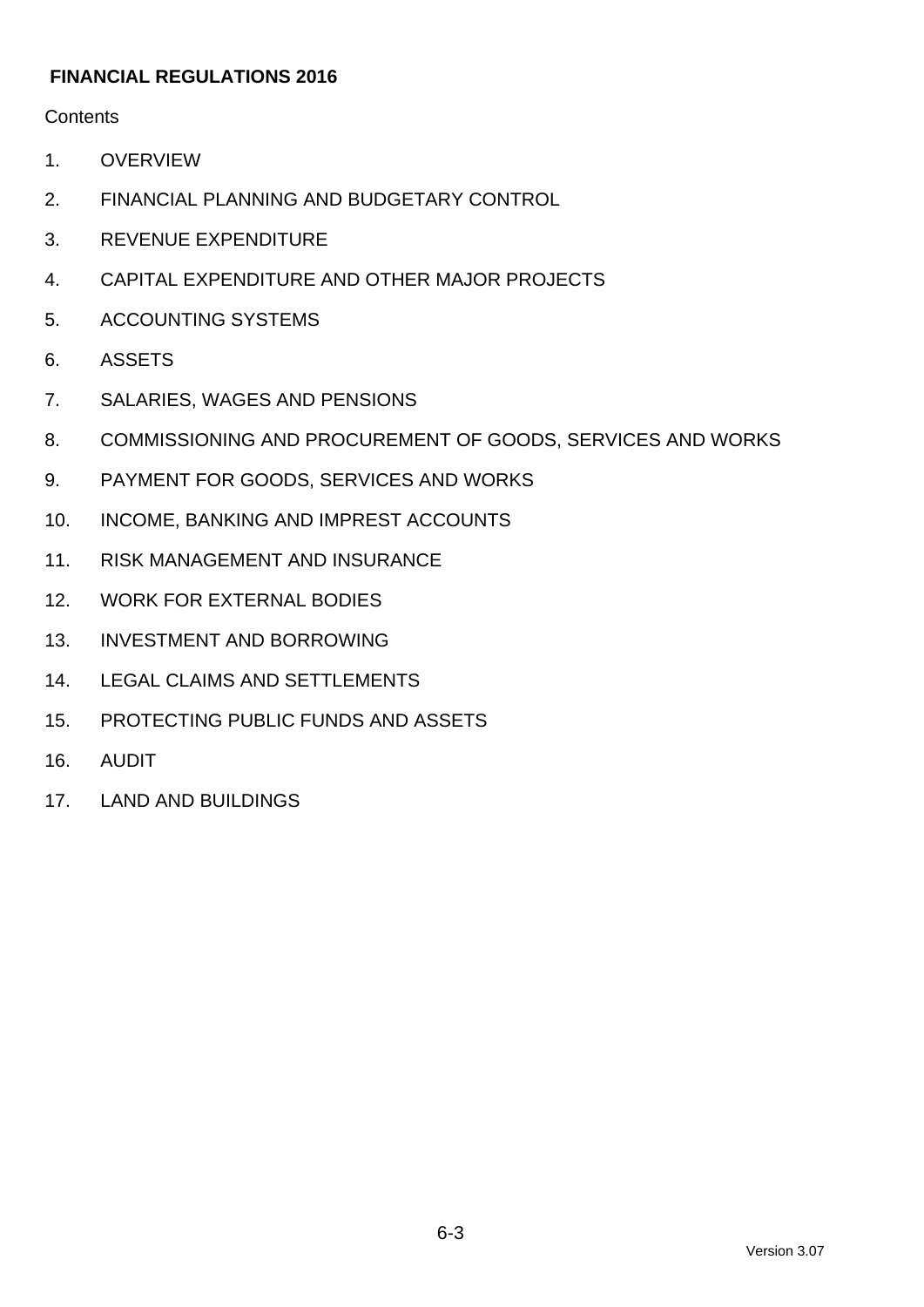**FINANCIAL REGULATIONS 2016**

Contents

1. OVERVIEW
2. FINANCIAL PLANNING AND BUDGETARY CONTROL
3. REVENUE EXPENDITURE
4. CAPITAL EXPENDITURE AND OTHER MAJOR PROJECTS
5. ACCOUNTING SYSTEMS
6. ASSETS
7. SALARIES, WAGES AND PENSIONS
8. COMMISSIONING AND PROCUREMENT OF GOODS, SERVICES AND WORKS
9. PAYMENT FOR GOODS, SERVICES AND WORKS
10. INCOME, BANKING AND IMPREST ACCOUNTS
11. RISK MANAGEMENT AND INSURANCE
12. WORK FOR EXTERNAL BODIES
13. INVESTMENT AND BORROWING
14. LEGAL CLAIMS AND SETTLEMENTS
15. PROTECTING PUBLIC FUNDS AND ASSETS
16. AUDIT
17. LAND AND BUILDINGS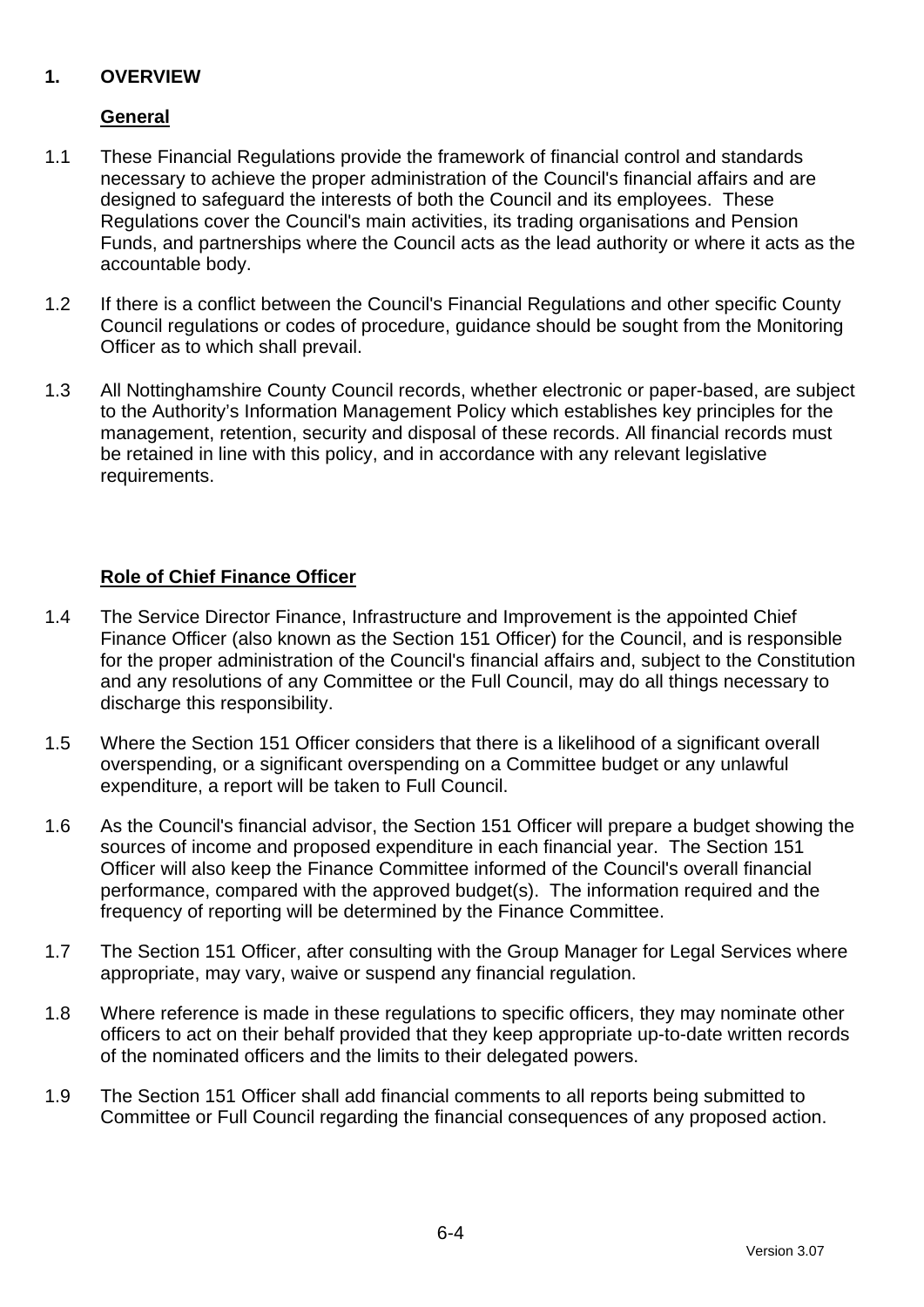## 1. OVERVIEW

### General

1.1 These Financial Regulations provide the framework of financial control and standards necessary to achieve the proper administration of the Council's financial affairs and are designed to safeguard the interests of both the Council and its employees. These Regulations cover the Council's main activities, its trading organisations and Pension Funds, and partnerships where the Council acts as the lead authority or where it acts as the accountable body.

1.2 If there is a conflict between the Council's Financial Regulations and other specific County Council regulations or codes of procedure, guidance should be sought from the Monitoring Officer as to which shall prevail.

1.3 All Nottinghamshire County Council records, whether electronic or paper-based, are subject to the Authority's Information Management Policy which establishes key principles for the management, retention, security and disposal of these records. All financial records must be retained in line with this policy, and in accordance with any relevant legislative requirements.

### Role of Chief Finance Officer

1.4 The Service Director Finance, Infrastructure and Improvement is the appointed Chief Finance Officer (also known as the Section 151 Officer) for the Council, and is responsible for the proper administration of the Council's financial affairs and, subject to the Constitution and any resolutions of any Committee or the Full Council, may do all things necessary to discharge this responsibility.

1.5 Where the Section 151 Officer considers that there is a likelihood of a significant overall overspending, or a significant overspending on a Committee budget or any unlawful expenditure, a report will be taken to Full Council.

1.6 As the Council's financial advisor, the Section 151 Officer will prepare a budget showing the sources of income and proposed expenditure in each financial year. The Section 151 Officer will also keep the Finance Committee informed of the Council's overall financial performance, compared with the approved budget(s). The information required and the frequency of reporting will be determined by the Finance Committee.

1.7 The Section 151 Officer, after consulting with the Group Manager for Legal Services where appropriate, may vary, waive or suspend any financial regulation.

1.8 Where reference is made in these regulations to specific officers, they may nominate other officers to act on their behalf provided that they keep appropriate up-to-date written records of the nominated officers and the limits to their delegated powers.

1.9 The Section 151 Officer shall add financial comments to all reports being submitted to Committee or Full Council regarding the financial consequences of any proposed action.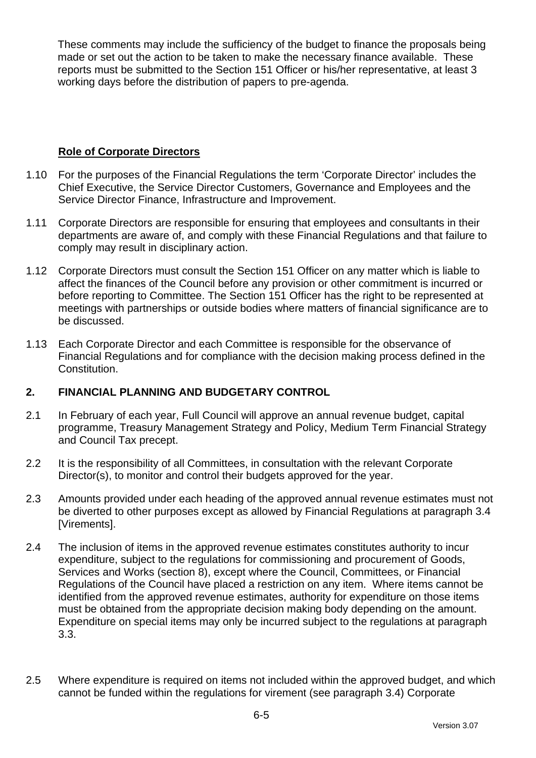These comments may include the sufficiency of the budget to finance the proposals being made or set out the action to be taken to make the necessary finance available. These reports must be submitted to the Section 151 Officer or his/her representative, at least 3 working days before the distribution of papers to pre-agenda.

**Role of Corporate Directors**

1.10 For the purposes of the Financial Regulations the term 'Corporate Director' includes the Chief Executive, the Service Director Customers, Governance and Employees and the Service Director Finance, Infrastructure and Improvement.

1.11 Corporate Directors are responsible for ensuring that employees and consultants in their departments are aware of, and comply with these Financial Regulations and that failure to comply may result in disciplinary action.

1.12 Corporate Directors must consult the Section 151 Officer on any matter which is liable to affect the finances of the Council before any provision or other commitment is incurred or before reporting to Committee. The Section 151 Officer has the right to be represented at meetings with partnerships or outside bodies where matters of financial significance are to be discussed.

1.13 Each Corporate Director and each Committee is responsible for the observance of Financial Regulations and for compliance with the decision making process defined in the Constitution.

## 2. FINANCIAL PLANNING AND BUDGETARY CONTROL

2.1 In February of each year, Full Council will approve an annual revenue budget, capital programme, Treasury Management Strategy and Policy, Medium Term Financial Strategy and Council Tax precept.

2.2 It is the responsibility of all Committees, in consultation with the relevant Corporate Director(s), to monitor and control their budgets approved for the year.

2.3 Amounts provided under each heading of the approved annual revenue estimates must not be diverted to other purposes except as allowed by Financial Regulations at paragraph 3.4 [Virements].

2.4 The inclusion of items in the approved revenue estimates constitutes authority to incur expenditure, subject to the regulations for commissioning and procurement of Goods, Services and Works (section 8), except where the Council, Committees, or Financial Regulations of the Council have placed a restriction on any item. Where items cannot be identified from the approved revenue estimates, authority for expenditure on those items must be obtained from the appropriate decision making body depending on the amount. Expenditure on special items may only be incurred subject to the regulations at paragraph 3.3.

2.5 Where expenditure is required on items not included within the approved budget, and which cannot be funded within the regulations for virement (see paragraph 3.4) Corporate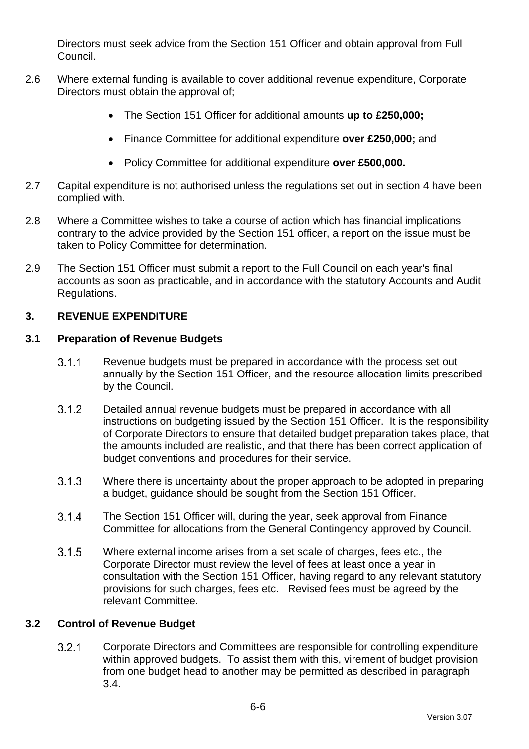Directors must seek advice from the Section 151 Officer and obtain approval from Full Council.

2.6 Where external funding is available to cover additional revenue expenditure, Corporate Directors must obtain the approval of;

- The Section 151 Officer for additional amounts **up to £250,000;**
- Finance Committee for additional expenditure **over £250,000;** and
- Policy Committee for additional expenditure **over £500,000.**

2.7 Capital expenditure is not authorised unless the regulations set out in section 4 have been complied with.

2.8 Where a Committee wishes to take a course of action which has financial implications contrary to the advice provided by the Section 151 officer, a report on the issue must be taken to Policy Committee for determination.

2.9 The Section 151 Officer must submit a report to the Full Council on each year's final accounts as soon as practicable, and in accordance with the statutory Accounts and Audit Regulations.

## 3. REVENUE EXPENDITURE

### 3.1 Preparation of Revenue Budgets

3.1.1 Revenue budgets must be prepared in accordance with the process set out annually by the Section 151 Officer, and the resource allocation limits prescribed by the Council.

3.1.2 Detailed annual revenue budgets must be prepared in accordance with all instructions on budgeting issued by the Section 151 Officer. It is the responsibility of Corporate Directors to ensure that detailed budget preparation takes place, that the amounts included are realistic, and that there has been correct application of budget conventions and procedures for their service.

3.1.3 Where there is uncertainty about the proper approach to be adopted in preparing a budget, guidance should be sought from the Section 151 Officer.

3.1.4 The Section 151 Officer will, during the year, seek approval from Finance Committee for allocations from the General Contingency approved by Council.

3.1.5 Where external income arises from a set scale of charges, fees etc., the Corporate Director must review the level of fees at least once a year in consultation with the Section 151 Officer, having regard to any relevant statutory provisions for such charges, fees etc. Revised fees must be agreed by the relevant Committee.

### 3.2 Control of Revenue Budget

3.2.1 Corporate Directors and Committees are responsible for controlling expenditure within approved budgets. To assist them with this, virement of budget provision from one budget head to another may be permitted as described in paragraph 3.4.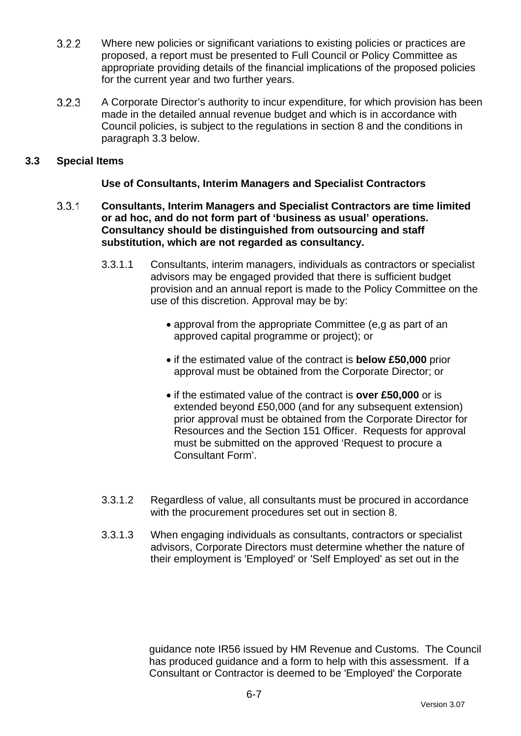3.2.2 Where new policies or significant variations to existing policies or practices are proposed, a report must be presented to Full Council or Policy Committee as appropriate providing details of the financial implications of the proposed policies for the current year and two further years.

3.2.3 A Corporate Director's authority to incur expenditure, for which provision has been made in the detailed annual revenue budget and which is in accordance with Council policies, is subject to the regulations in section 8 and the conditions in paragraph 3.3 below.

## 3.3 Special Items

**Use of Consultants, Interim Managers and Specialist Contractors**

3.3.1 **Consultants, Interim Managers and Specialist Contractors are time limited or ad hoc, and do not form part of 'business as usual' operations. Consultancy should be distinguished from outsourcing and staff substitution, which are not regarded as consultancy.**

3.3.1.1 Consultants, interim managers, individuals as contractors or specialist advisors may be engaged provided that there is sufficient budget provision and an annual report is made to the Policy Committee on the use of this discretion. Approval may be by:

- approval from the appropriate Committee (e,g as part of an approved capital programme or project); or
- if the estimated value of the contract is **below £50,000** prior approval must be obtained from the Corporate Director; or
- if the estimated value of the contract is **over £50,000** or is extended beyond £50,000 (and for any subsequent extension) prior approval must be obtained from the Corporate Director for Resources and the Section 151 Officer. Requests for approval must be submitted on the approved 'Request to procure a Consultant Form'.

3.3.1.2 Regardless of value, all consultants must be procured in accordance with the procurement procedures set out in section 8.

3.3.1.3 When engaging individuals as consultants, contractors or specialist advisors, Corporate Directors must determine whether the nature of their employment is 'Employed' or 'Self Employed' as set out in the guidance note IR56 issued by HM Revenue and Customs. The Council has produced guidance and a form to help with this assessment. If a Consultant or Contractor is deemed to be 'Employed' the Corporate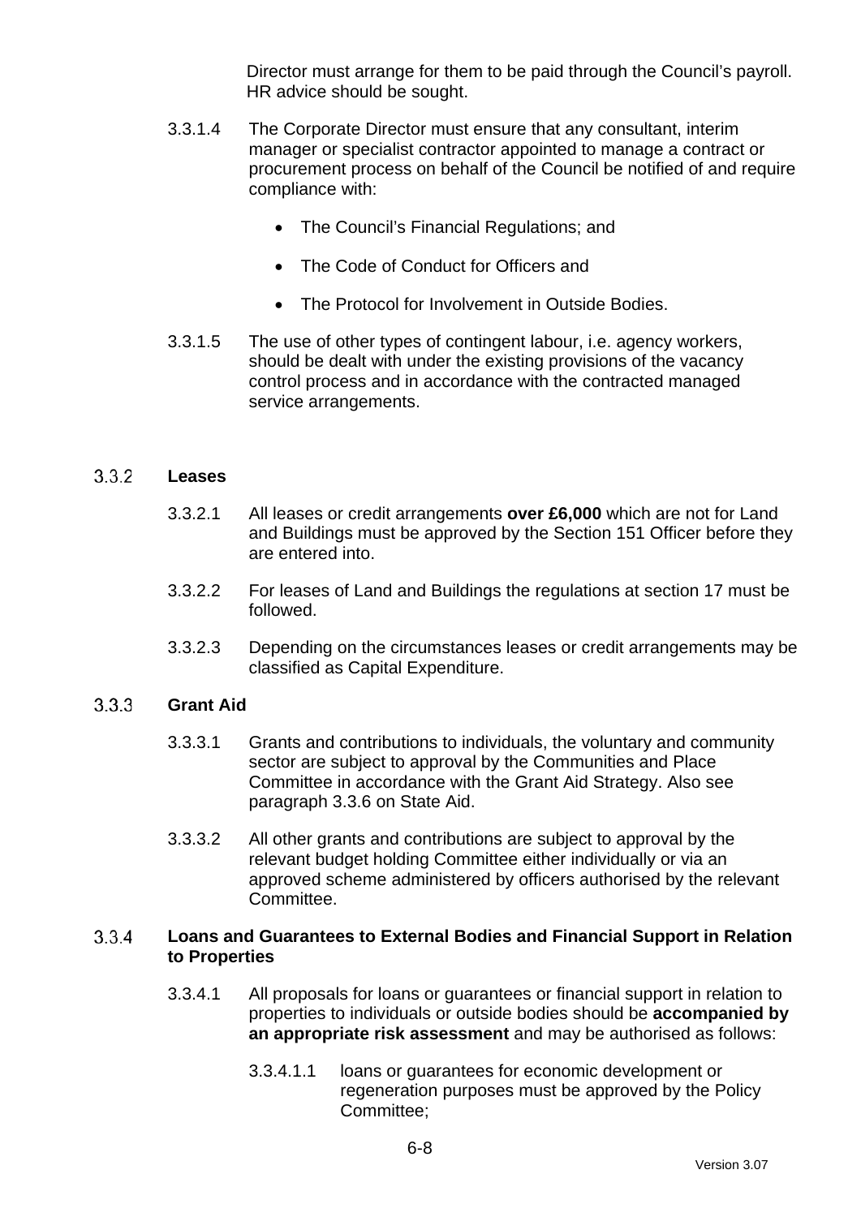Director must arrange for them to be paid through the Council's payroll. HR advice should be sought.

3.3.1.4 The Corporate Director must ensure that any consultant, interim manager or specialist contractor appointed to manage a contract or procurement process on behalf of the Council be notified of and require compliance with:

- The Council's Financial Regulations; and
- The Code of Conduct for Officers and
- The Protocol for Involvement in Outside Bodies.

3.3.1.5 The use of other types of contingent labour, i.e. agency workers, should be dealt with under the existing provisions of the vacancy control process and in accordance with the contracted managed service arrangements.

### 3.3.2 Leases

3.3.2.1 All leases or credit arrangements **over £6,000** which are not for Land and Buildings must be approved by the Section 151 Officer before they are entered into.

3.3.2.2 For leases of Land and Buildings the regulations at section 17 must be followed.

3.3.2.3 Depending on the circumstances leases or credit arrangements may be classified as Capital Expenditure.

### 3.3.3 Grant Aid

3.3.3.1 Grants and contributions to individuals, the voluntary and community sector are subject to approval by the Communities and Place Committee in accordance with the Grant Aid Strategy. Also see paragraph 3.3.6 on State Aid.

3.3.3.2 All other grants and contributions are subject to approval by the relevant budget holding Committee either individually or via an approved scheme administered by officers authorised by the relevant Committee.

### 3.3.4 Loans and Guarantees to External Bodies and Financial Support in Relation to Properties

3.3.4.1 All proposals for loans or guarantees or financial support in relation to properties to individuals or outside bodies should be **accompanied by an appropriate risk assessment** and may be authorised as follows:

3.3.4.1.1 loans or guarantees for economic development or regeneration purposes must be approved by the Policy Committee;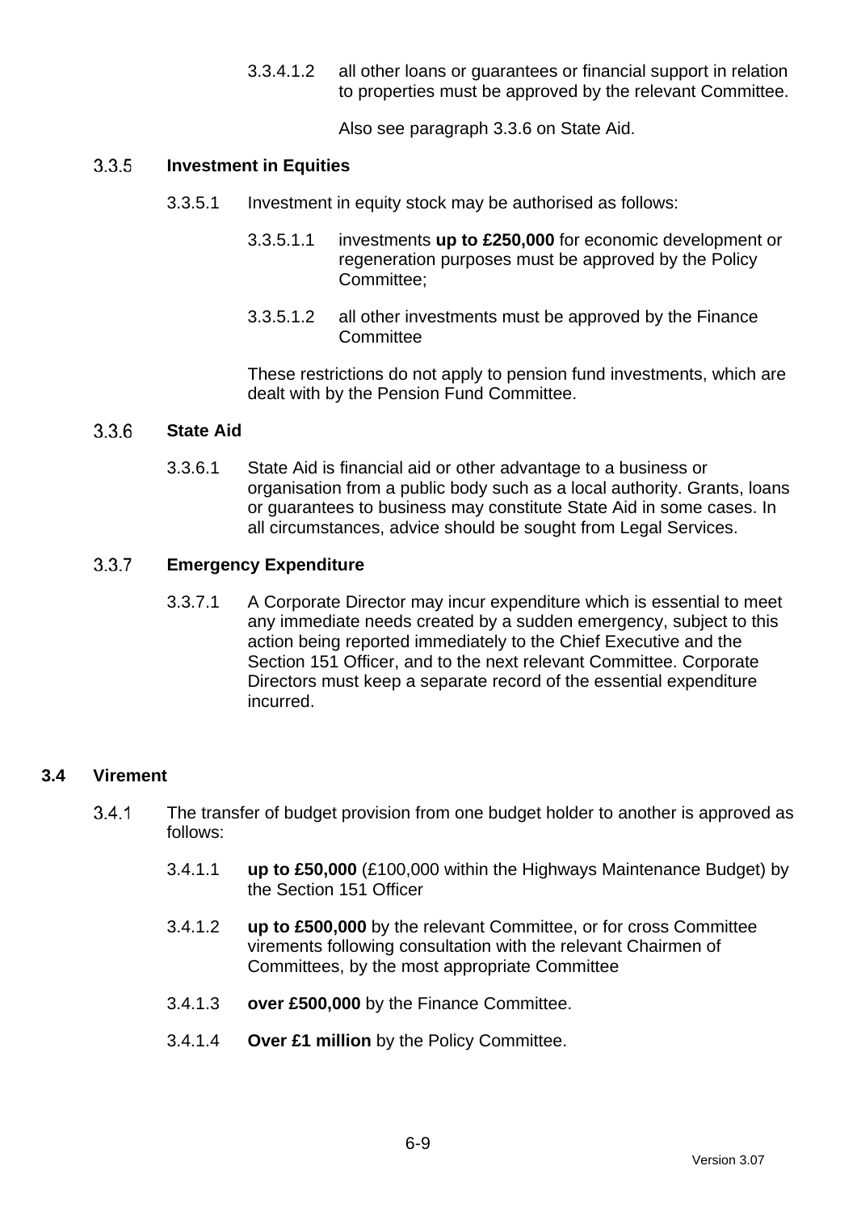3.3.4.1.2 all other loans or guarantees or financial support in relation to properties must be approved by the relevant Committee.

Also see paragraph 3.3.6 on State Aid.

### 3.3.5 Investment in Equities

3.3.5.1 Investment in equity stock may be authorised as follows:

3.3.5.1.1 investments **up to £250,000** for economic development or regeneration purposes must be approved by the Policy Committee;

3.3.5.1.2 all other investments must be approved by the Finance Committee

These restrictions do not apply to pension fund investments, which are dealt with by the Pension Fund Committee.

### 3.3.6 State Aid

3.3.6.1 State Aid is financial aid or other advantage to a business or organisation from a public body such as a local authority. Grants, loans or guarantees to business may constitute State Aid in some cases. In all circumstances, advice should be sought from Legal Services.

### 3.3.7 Emergency Expenditure

3.3.7.1 A Corporate Director may incur expenditure which is essential to meet any immediate needs created by a sudden emergency, subject to this action being reported immediately to the Chief Executive and the Section 151 Officer, and to the next relevant Committee. Corporate Directors must keep a separate record of the essential expenditure incurred.

## 3.4 Virement

3.4.1 The transfer of budget provision from one budget holder to another is approved as follows:

3.4.1.1 **up to £50,000** (£100,000 within the Highways Maintenance Budget) by the Section 151 Officer

3.4.1.2 **up to £500,000** by the relevant Committee, or for cross Committee virements following consultation with the relevant Chairmen of Committees, by the most appropriate Committee

3.4.1.3 **over £500,000** by the Finance Committee.

3.4.1.4 **Over £1 million** by the Policy Committee.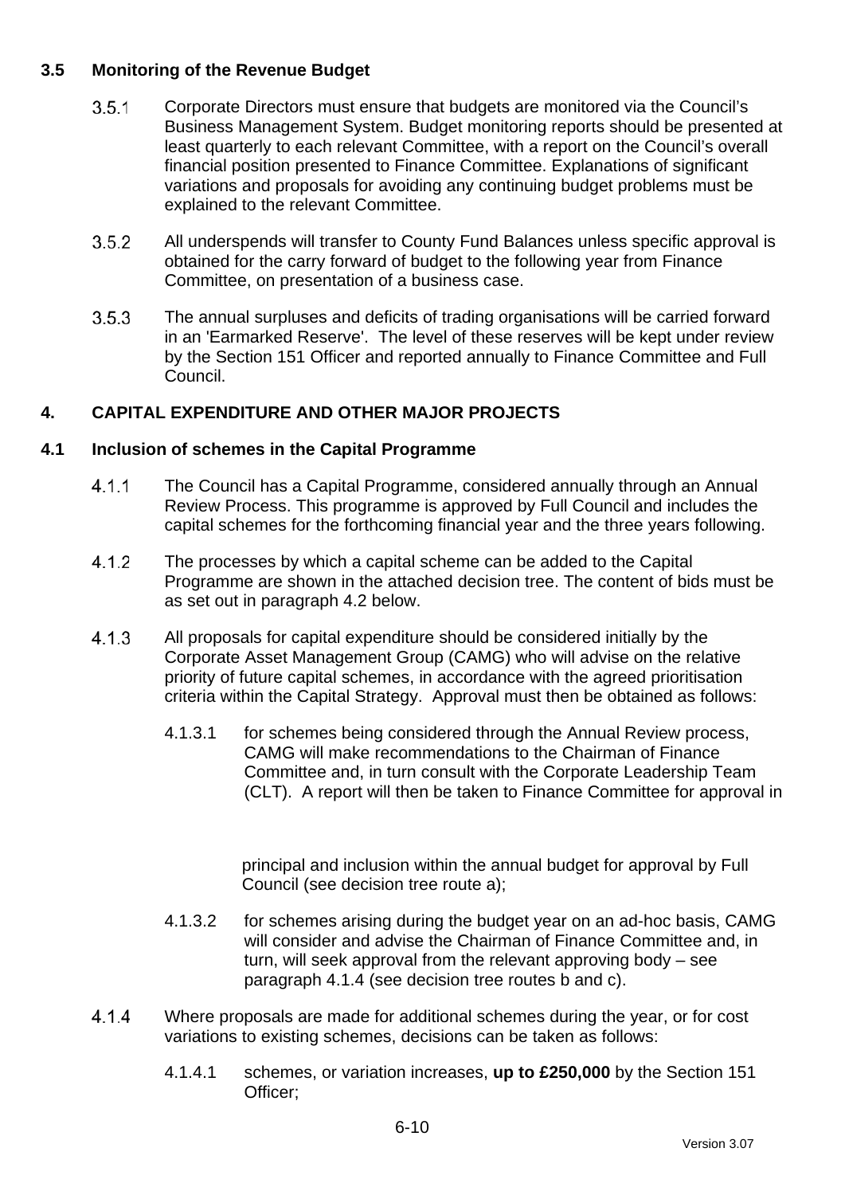### 3.5 Monitoring of the Revenue Budget

3.5.1 Corporate Directors must ensure that budgets are monitored via the Council's Business Management System. Budget monitoring reports should be presented at least quarterly to each relevant Committee, with a report on the Council's overall financial position presented to Finance Committee. Explanations of significant variations and proposals for avoiding any continuing budget problems must be explained to the relevant Committee.

3.5.2 All underspends will transfer to County Fund Balances unless specific approval is obtained for the carry forward of budget to the following year from Finance Committee, on presentation of a business case.

3.5.3 The annual surpluses and deficits of trading organisations will be carried forward in an 'Earmarked Reserve'. The level of these reserves will be kept under review by the Section 151 Officer and reported annually to Finance Committee and Full Council.

## 4. CAPITAL EXPENDITURE AND OTHER MAJOR PROJECTS

### 4.1 Inclusion of schemes in the Capital Programme

4.1.1 The Council has a Capital Programme, considered annually through an Annual Review Process. This programme is approved by Full Council and includes the capital schemes for the forthcoming financial year and the three years following.

4.1.2 The processes by which a capital scheme can be added to the Capital Programme are shown in the attached decision tree. The content of bids must be as set out in paragraph 4.2 below.

4.1.3 All proposals for capital expenditure should be considered initially by the Corporate Asset Management Group (CAMG) who will advise on the relative priority of future capital schemes, in accordance with the agreed prioritisation criteria within the Capital Strategy. Approval must then be obtained as follows:

4.1.3.1 for schemes being considered through the Annual Review process, CAMG will make recommendations to the Chairman of Finance Committee and, in turn consult with the Corporate Leadership Team (CLT). A report will then be taken to Finance Committee for approval in principal and inclusion within the annual budget for approval by Full Council (see decision tree route a);

4.1.3.2 for schemes arising during the budget year on an ad-hoc basis, CAMG will consider and advise the Chairman of Finance Committee and, in turn, will seek approval from the relevant approving body – see paragraph 4.1.4 (see decision tree routes b and c).

4.1.4 Where proposals are made for additional schemes during the year, or for cost variations to existing schemes, decisions can be taken as follows:

4.1.4.1 schemes, or variation increases, **up to £250,000** by the Section 151 Officer;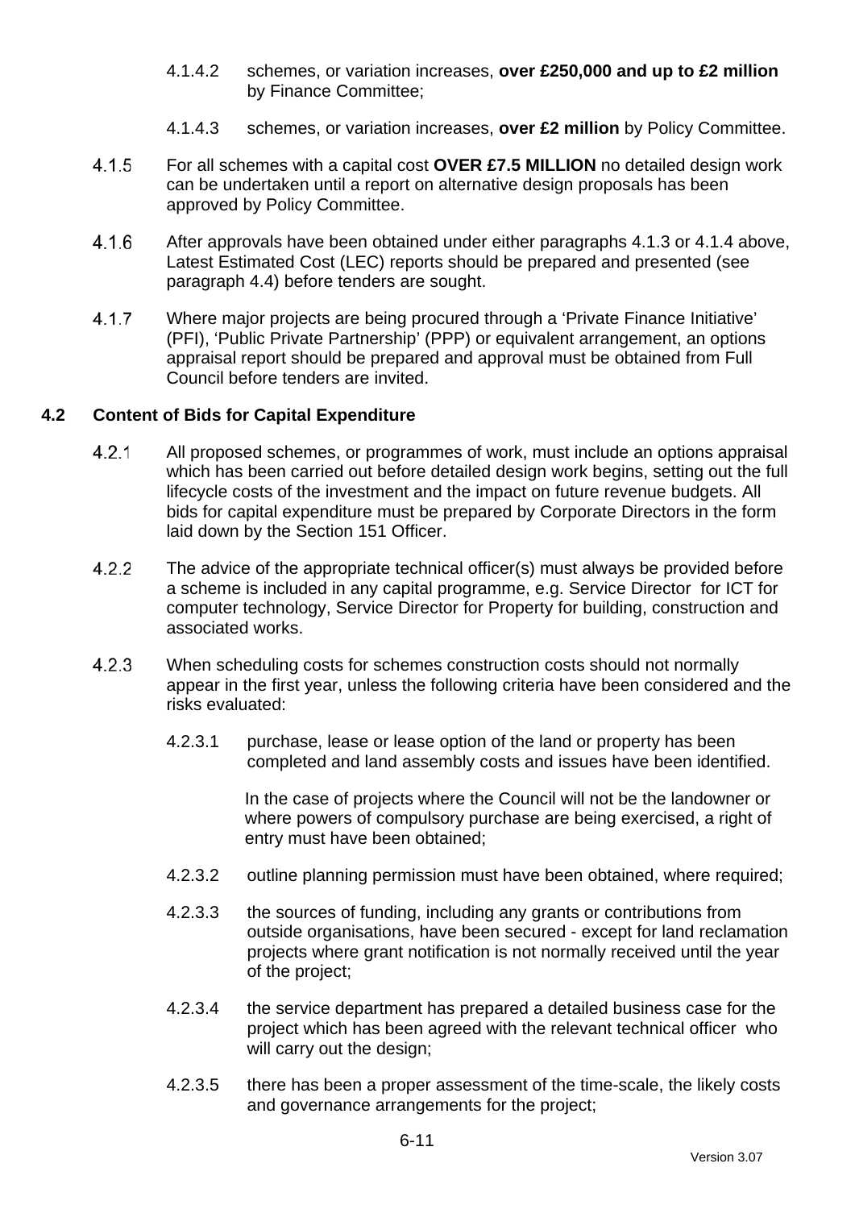4.1.4.2 schemes, or variation increases, **over £250,000 and up to £2 million** by Finance Committee;

4.1.4.3 schemes, or variation increases, **over £2 million** by Policy Committee.

4.1.5 For all schemes with a capital cost **OVER £7.5 MILLION** no detailed design work can be undertaken until a report on alternative design proposals has been approved by Policy Committee.

4.1.6 After approvals have been obtained under either paragraphs 4.1.3 or 4.1.4 above, Latest Estimated Cost (LEC) reports should be prepared and presented (see paragraph 4.4) before tenders are sought.

4.1.7 Where major projects are being procured through a 'Private Finance Initiative' (PFI), 'Public Private Partnership' (PPP) or equivalent arrangement, an options appraisal report should be prepared and approval must be obtained from Full Council before tenders are invited.

## 4.2 Content of Bids for Capital Expenditure

4.2.1 All proposed schemes, or programmes of work, must include an options appraisal which has been carried out before detailed design work begins, setting out the full lifecycle costs of the investment and the impact on future revenue budgets. All bids for capital expenditure must be prepared by Corporate Directors in the form laid down by the Section 151 Officer.

4.2.2 The advice of the appropriate technical officer(s) must always be provided before a scheme is included in any capital programme, e.g. Service Director for ICT for computer technology, Service Director for Property for building, construction and associated works.

4.2.3 When scheduling costs for schemes construction costs should not normally appear in the first year, unless the following criteria have been considered and the risks evaluated:

4.2.3.1 purchase, lease or lease option of the land or property has been completed and land assembly costs and issues have been identified.

In the case of projects where the Council will not be the landowner or where powers of compulsory purchase are being exercised, a right of entry must have been obtained;

4.2.3.2 outline planning permission must have been obtained, where required;

4.2.3.3 the sources of funding, including any grants or contributions from outside organisations, have been secured - except for land reclamation projects where grant notification is not normally received until the year of the project;

4.2.3.4 the service department has prepared a detailed business case for the project which has been agreed with the relevant technical officer who will carry out the design;

4.2.3.5 there has been a proper assessment of the time-scale, the likely costs and governance arrangements for the project;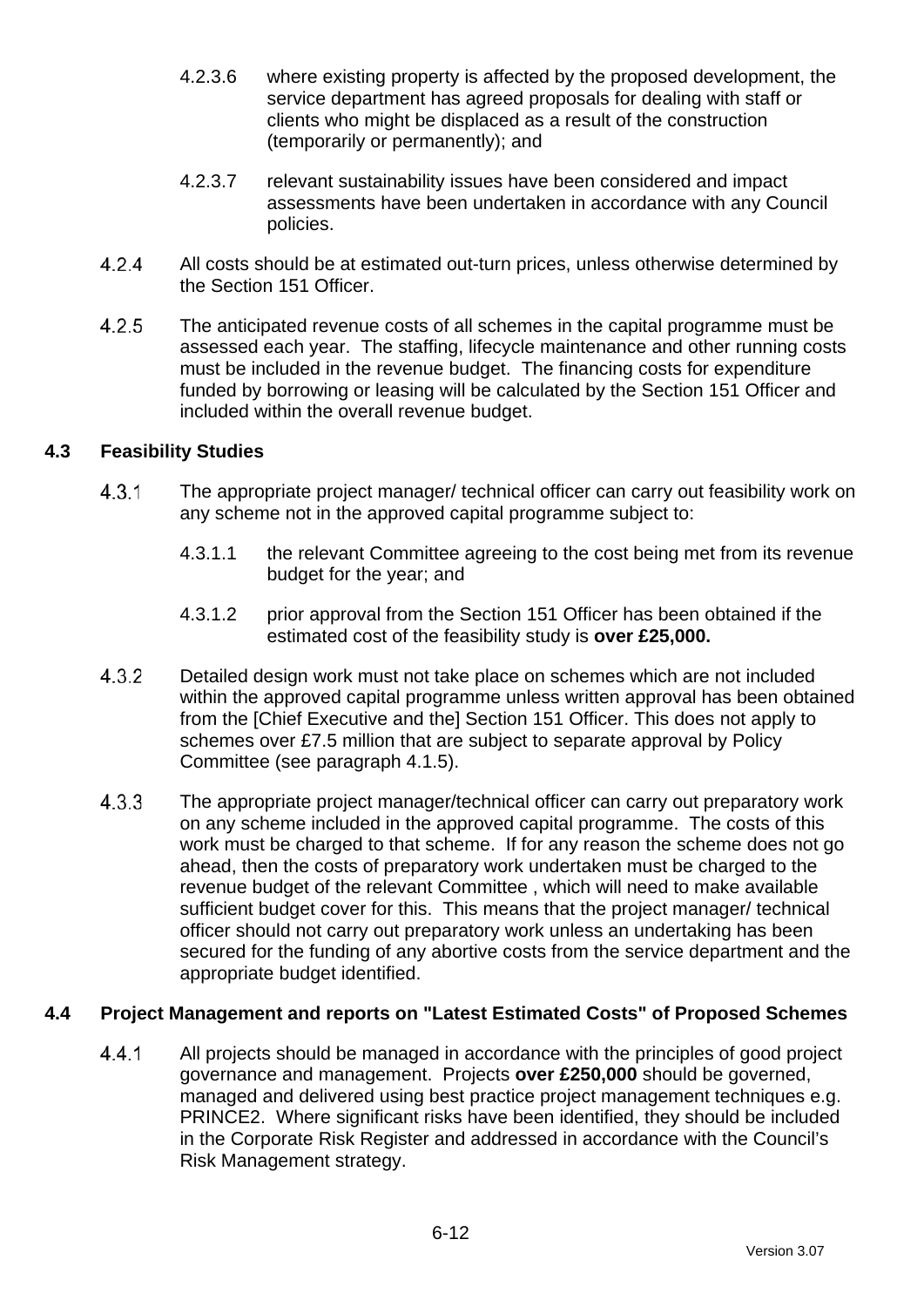4.2.3.6 where existing property is affected by the proposed development, the service department has agreed proposals for dealing with staff or clients who might be displaced as a result of the construction (temporarily or permanently); and

4.2.3.7 relevant sustainability issues have been considered and impact assessments have been undertaken in accordance with any Council policies.

4.2.4 All costs should be at estimated out-turn prices, unless otherwise determined by the Section 151 Officer.

4.2.5 The anticipated revenue costs of all schemes in the capital programme must be assessed each year. The staffing, lifecycle maintenance and other running costs must be included in the revenue budget. The financing costs for expenditure funded by borrowing or leasing will be calculated by the Section 151 Officer and included within the overall revenue budget.

## 4.3 Feasibility Studies

4.3.1 The appropriate project manager/ technical officer can carry out feasibility work on any scheme not in the approved capital programme subject to:

4.3.1.1 the relevant Committee agreeing to the cost being met from its revenue budget for the year; and

4.3.1.2 prior approval from the Section 151 Officer has been obtained if the estimated cost of the feasibility study is **over £25,000.**

4.3.2 Detailed design work must not take place on schemes which are not included within the approved capital programme unless written approval has been obtained from the [Chief Executive and the] Section 151 Officer. This does not apply to schemes over £7.5 million that are subject to separate approval by Policy Committee (see paragraph 4.1.5).

4.3.3 The appropriate project manager/technical officer can carry out preparatory work on any scheme included in the approved capital programme. The costs of this work must be charged to that scheme. If for any reason the scheme does not go ahead, then the costs of preparatory work undertaken must be charged to the revenue budget of the relevant Committee , which will need to make available sufficient budget cover for this. This means that the project manager/ technical officer should not carry out preparatory work unless an undertaking has been secured for the funding of any abortive costs from the service department and the appropriate budget identified.

## 4.4 Project Management and reports on "Latest Estimated Costs" of Proposed Schemes

4.4.1 All projects should be managed in accordance with the principles of good project governance and management. Projects **over £250,000** should be governed, managed and delivered using best practice project management techniques e.g. PRINCE2. Where significant risks have been identified, they should be included in the Corporate Risk Register and addressed in accordance with the Council's Risk Management strategy.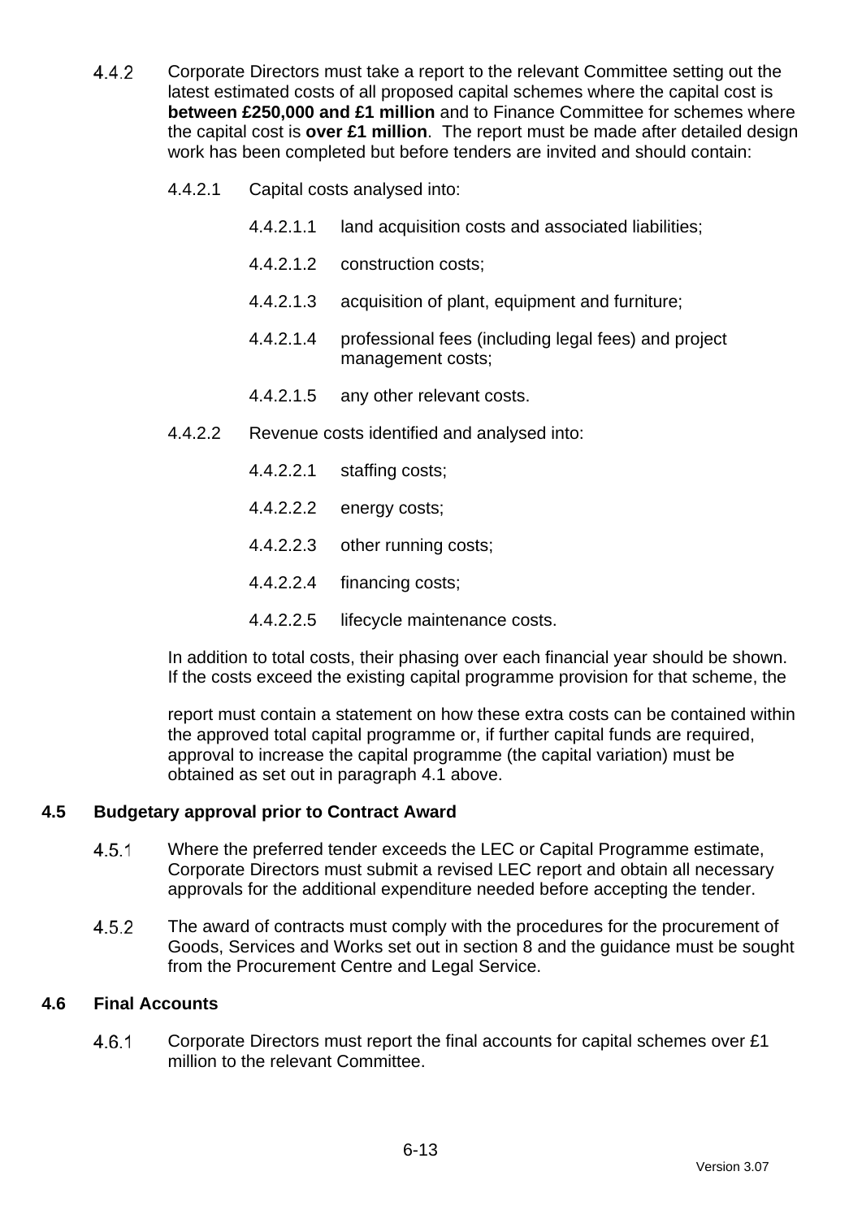4.4.2 Corporate Directors must take a report to the relevant Committee setting out the latest estimated costs of all proposed capital schemes where the capital cost is **between £250,000 and £1 million** and to Finance Committee for schemes where the capital cost is **over £1 million**. The report must be made after detailed design work has been completed but before tenders are invited and should contain:

4.4.2.1 Capital costs analysed into:

4.4.2.1.1 land acquisition costs and associated liabilities;

4.4.2.1.2 construction costs;

4.4.2.1.3 acquisition of plant, equipment and furniture;

4.4.2.1.4 professional fees (including legal fees) and project management costs;

4.4.2.1.5 any other relevant costs.

4.4.2.2 Revenue costs identified and analysed into:

4.4.2.2.1 staffing costs;

4.4.2.2.2 energy costs;

4.4.2.2.3 other running costs;

4.4.2.2.4 financing costs;

4.4.2.2.5 lifecycle maintenance costs.

In addition to total costs, their phasing over each financial year should be shown. If the costs exceed the existing capital programme provision for that scheme, the report must contain a statement on how these extra costs can be contained within the approved total capital programme or, if further capital funds are required, approval to increase the capital programme (the capital variation) must be obtained as set out in paragraph 4.1 above.

### 4.5 Budgetary approval prior to Contract Award

4.5.1 Where the preferred tender exceeds the LEC or Capital Programme estimate, Corporate Directors must submit a revised LEC report and obtain all necessary approvals for the additional expenditure needed before accepting the tender.

4.5.2 The award of contracts must comply with the procedures for the procurement of Goods, Services and Works set out in section 8 and the guidance must be sought from the Procurement Centre and Legal Service.

### 4.6 Final Accounts

4.6.1 Corporate Directors must report the final accounts for capital schemes over £1 million to the relevant Committee.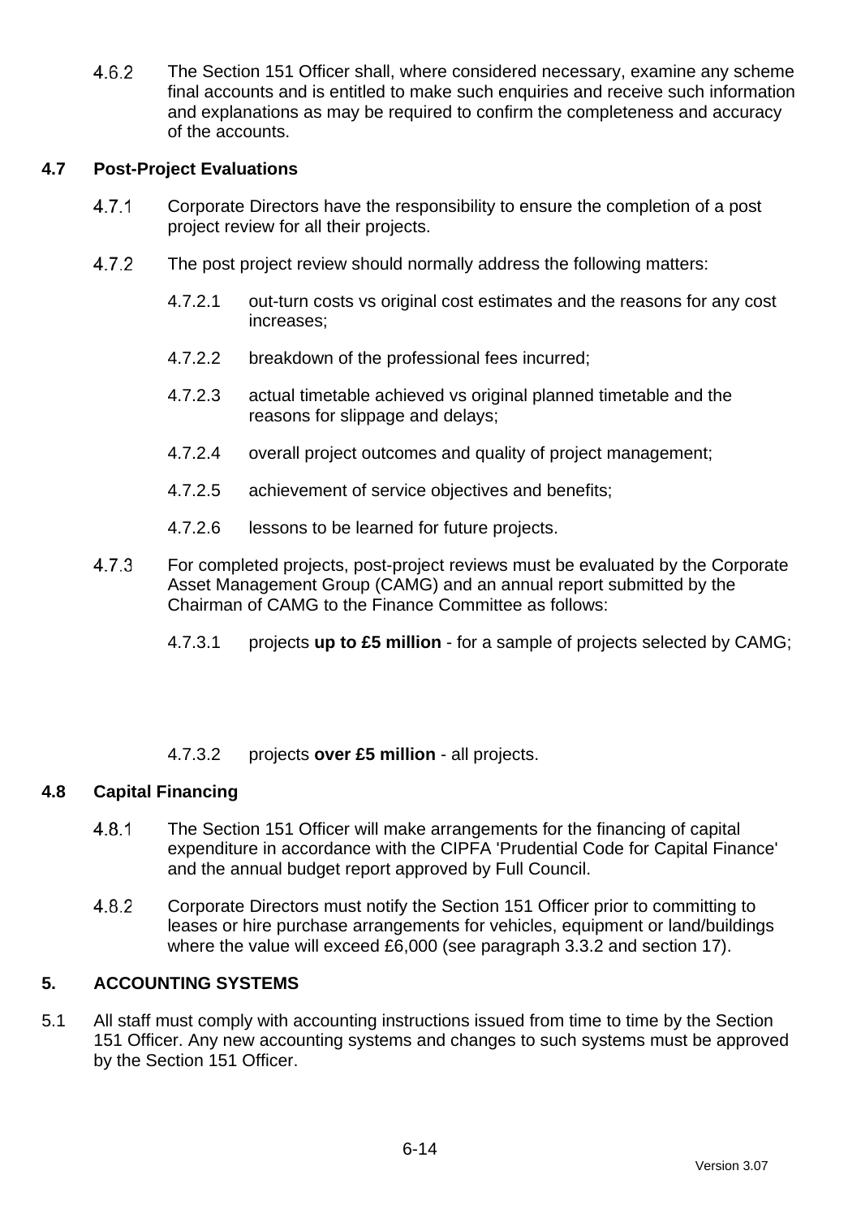4.6.2 The Section 151 Officer shall, where considered necessary, examine any scheme final accounts and is entitled to make such enquiries and receive such information and explanations as may be required to confirm the completeness and accuracy of the accounts.

## 4.7 Post-Project Evaluations

4.7.1 Corporate Directors have the responsibility to ensure the completion of a post project review for all their projects.

4.7.2 The post project review should normally address the following matters:

4.7.2.1 out-turn costs vs original cost estimates and the reasons for any cost increases;

4.7.2.2 breakdown of the professional fees incurred;

4.7.2.3 actual timetable achieved vs original planned timetable and the reasons for slippage and delays;

4.7.2.4 overall project outcomes and quality of project management;

4.7.2.5 achievement of service objectives and benefits;

4.7.2.6 lessons to be learned for future projects.

4.7.3 For completed projects, post-project reviews must be evaluated by the Corporate Asset Management Group (CAMG) and an annual report submitted by the Chairman of CAMG to the Finance Committee as follows:

4.7.3.1 projects **up to £5 million** - for a sample of projects selected by CAMG;

4.7.3.2 projects **over £5 million** - all projects.

## 4.8 Capital Financing

4.8.1 The Section 151 Officer will make arrangements for the financing of capital expenditure in accordance with the CIPFA 'Prudential Code for Capital Finance' and the annual budget report approved by Full Council.

4.8.2 Corporate Directors must notify the Section 151 Officer prior to committing to leases or hire purchase arrangements for vehicles, equipment or land/buildings where the value will exceed £6,000 (see paragraph 3.3.2 and section 17).

# 5. ACCOUNTING SYSTEMS

5.1 All staff must comply with accounting instructions issued from time to time by the Section 151 Officer. Any new accounting systems and changes to such systems must be approved by the Section 151 Officer.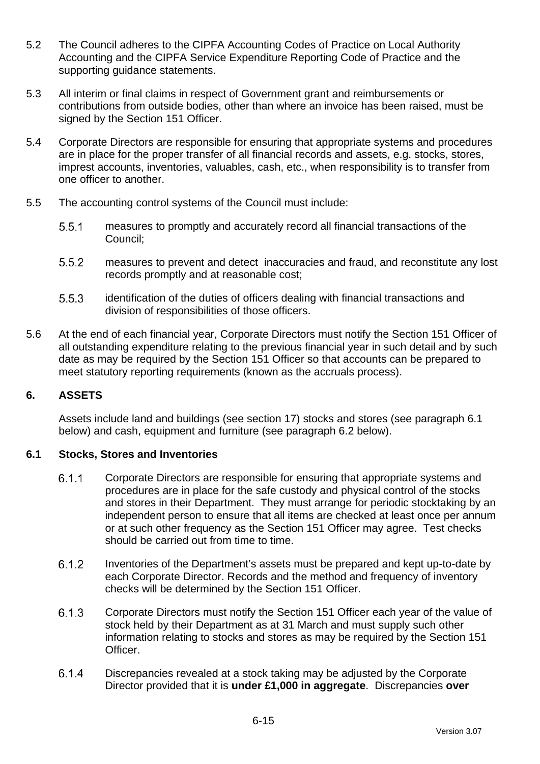5.2 The Council adheres to the CIPFA Accounting Codes of Practice on Local Authority Accounting and the CIPFA Service Expenditure Reporting Code of Practice and the supporting guidance statements.

5.3 All interim or final claims in respect of Government grant and reimbursements or contributions from outside bodies, other than where an invoice has been raised, must be signed by the Section 151 Officer.

5.4 Corporate Directors are responsible for ensuring that appropriate systems and procedures are in place for the proper transfer of all financial records and assets, e.g. stocks, stores, imprest accounts, inventories, valuables, cash, etc., when responsibility is to transfer from one officer to another.

5.5 The accounting control systems of the Council must include:

5.5.1 measures to promptly and accurately record all financial transactions of the Council;

5.5.2 measures to prevent and detect inaccuracies and fraud, and reconstitute any lost records promptly and at reasonable cost;

5.5.3 identification of the duties of officers dealing with financial transactions and division of responsibilities of those officers.

5.6 At the end of each financial year, Corporate Directors must notify the Section 151 Officer of all outstanding expenditure relating to the previous financial year in such detail and by such date as may be required by the Section 151 Officer so that accounts can be prepared to meet statutory reporting requirements (known as the accruals process).

## 6. ASSETS

Assets include land and buildings (see section 17) stocks and stores (see paragraph 6.1 below) and cash, equipment and furniture (see paragraph 6.2 below).

### 6.1 Stocks, Stores and Inventories

6.1.1 Corporate Directors are responsible for ensuring that appropriate systems and procedures are in place for the safe custody and physical control of the stocks and stores in their Department. They must arrange for periodic stocktaking by an independent person to ensure that all items are checked at least once per annum or at such other frequency as the Section 151 Officer may agree. Test checks should be carried out from time to time.

6.1.2 Inventories of the Department's assets must be prepared and kept up-to-date by each Corporate Director. Records and the method and frequency of inventory checks will be determined by the Section 151 Officer.

6.1.3 Corporate Directors must notify the Section 151 Officer each year of the value of stock held by their Department as at 31 March and must supply such other information relating to stocks and stores as may be required by the Section 151 Officer.

6.1.4 Discrepancies revealed at a stock taking may be adjusted by the Corporate Director provided that it is **under £1,000 in aggregate**. Discrepancies **over**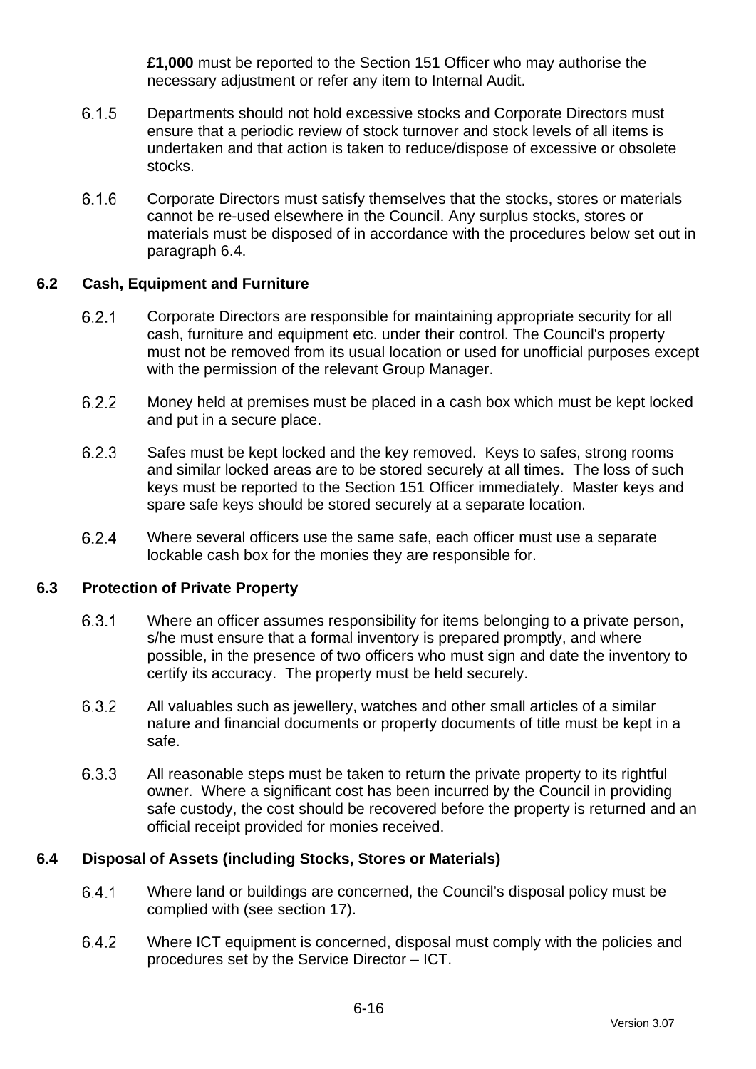**£1,000** must be reported to the Section 151 Officer who may authorise the necessary adjustment or refer any item to Internal Audit.

6.1.5 Departments should not hold excessive stocks and Corporate Directors must ensure that a periodic review of stock turnover and stock levels of all items is undertaken and that action is taken to reduce/dispose of excessive or obsolete stocks.

6.1.6 Corporate Directors must satisfy themselves that the stocks, stores or materials cannot be re-used elsewhere in the Council. Any surplus stocks, stores or materials must be disposed of in accordance with the procedures below set out in paragraph 6.4.

### 6.2 Cash, Equipment and Furniture

6.2.1 Corporate Directors are responsible for maintaining appropriate security for all cash, furniture and equipment etc. under their control. The Council's property must not be removed from its usual location or used for unofficial purposes except with the permission of the relevant Group Manager.

6.2.2 Money held at premises must be placed in a cash box which must be kept locked and put in a secure place.

6.2.3 Safes must be kept locked and the key removed. Keys to safes, strong rooms and similar locked areas are to be stored securely at all times. The loss of such keys must be reported to the Section 151 Officer immediately. Master keys and spare safe keys should be stored securely at a separate location.

6.2.4 Where several officers use the same safe, each officer must use a separate lockable cash box for the monies they are responsible for.

### 6.3 Protection of Private Property

6.3.1 Where an officer assumes responsibility for items belonging to a private person, s/he must ensure that a formal inventory is prepared promptly, and where possible, in the presence of two officers who must sign and date the inventory to certify its accuracy. The property must be held securely.

6.3.2 All valuables such as jewellery, watches and other small articles of a similar nature and financial documents or property documents of title must be kept in a safe.

6.3.3 All reasonable steps must be taken to return the private property to its rightful owner. Where a significant cost has been incurred by the Council in providing safe custody, the cost should be recovered before the property is returned and an official receipt provided for monies received.

### 6.4 Disposal of Assets (including Stocks, Stores or Materials)

6.4.1 Where land or buildings are concerned, the Council's disposal policy must be complied with (see section 17).

6.4.2 Where ICT equipment is concerned, disposal must comply with the policies and procedures set by the Service Director – ICT.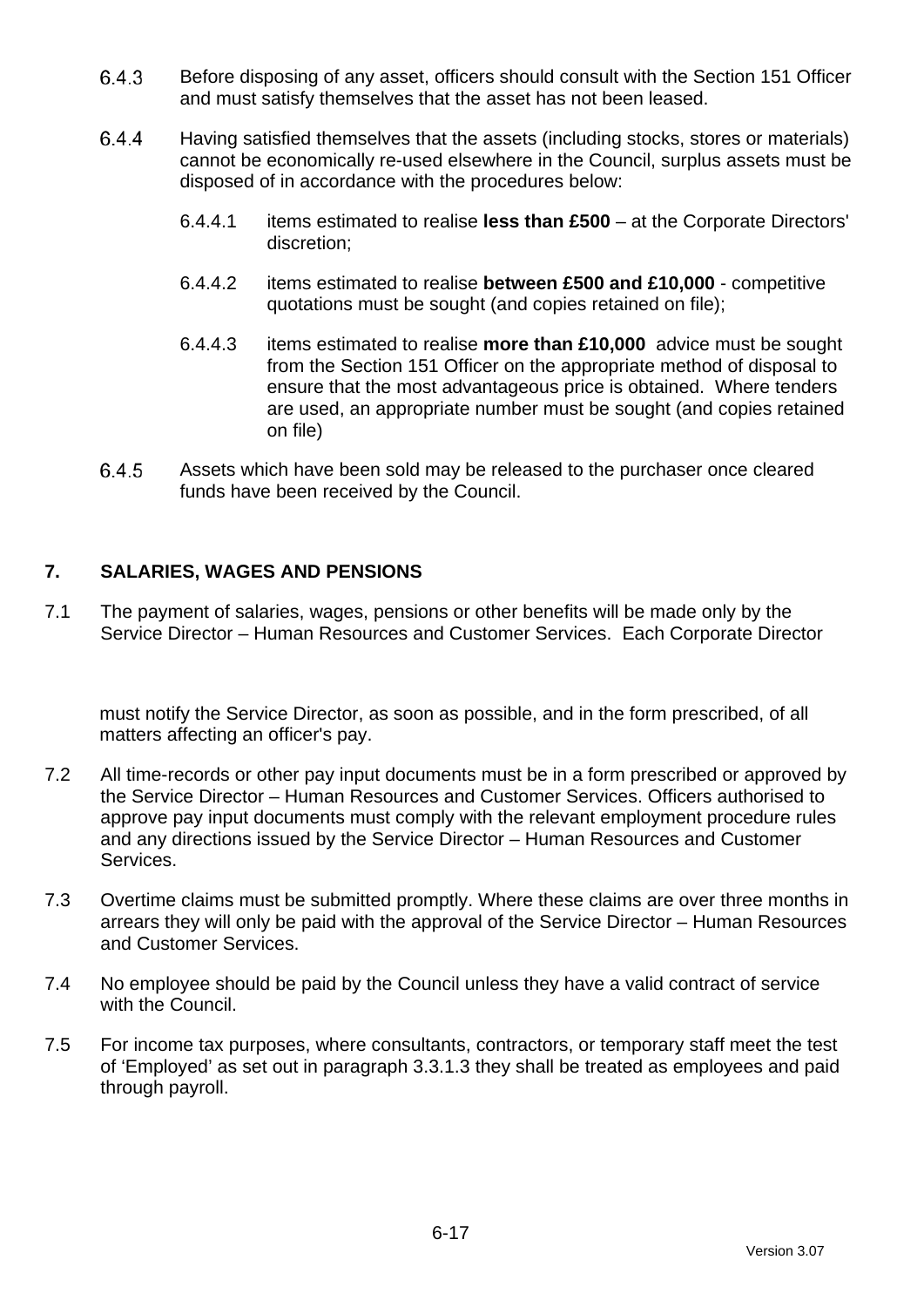6.4.3 Before disposing of any asset, officers should consult with the Section 151 Officer and must satisfy themselves that the asset has not been leased.

6.4.4 Having satisfied themselves that the assets (including stocks, stores or materials) cannot be economically re-used elsewhere in the Council, surplus assets must be disposed of in accordance with the procedures below:

6.4.4.1 items estimated to realise **less than £500** – at the Corporate Directors' discretion;

6.4.4.2 items estimated to realise **between £500 and £10,000** - competitive quotations must be sought (and copies retained on file);

6.4.4.3 items estimated to realise **more than £10,000** advice must be sought from the Section 151 Officer on the appropriate method of disposal to ensure that the most advantageous price is obtained. Where tenders are used, an appropriate number must be sought (and copies retained on file)

6.4.5 Assets which have been sold may be released to the purchaser once cleared funds have been received by the Council.

## 7. SALARIES, WAGES AND PENSIONS

7.1 The payment of salaries, wages, pensions or other benefits will be made only by the Service Director – Human Resources and Customer Services. Each Corporate Director must notify the Service Director, as soon as possible, and in the form prescribed, of all matters affecting an officer's pay.

7.2 All time-records or other pay input documents must be in a form prescribed or approved by the Service Director – Human Resources and Customer Services. Officers authorised to approve pay input documents must comply with the relevant employment procedure rules and any directions issued by the Service Director – Human Resources and Customer Services.

7.3 Overtime claims must be submitted promptly. Where these claims are over three months in arrears they will only be paid with the approval of the Service Director – Human Resources and Customer Services.

7.4 No employee should be paid by the Council unless they have a valid contract of service with the Council.

7.5 For income tax purposes, where consultants, contractors, or temporary staff meet the test of 'Employed' as set out in paragraph 3.3.1.3 they shall be treated as employees and paid through payroll.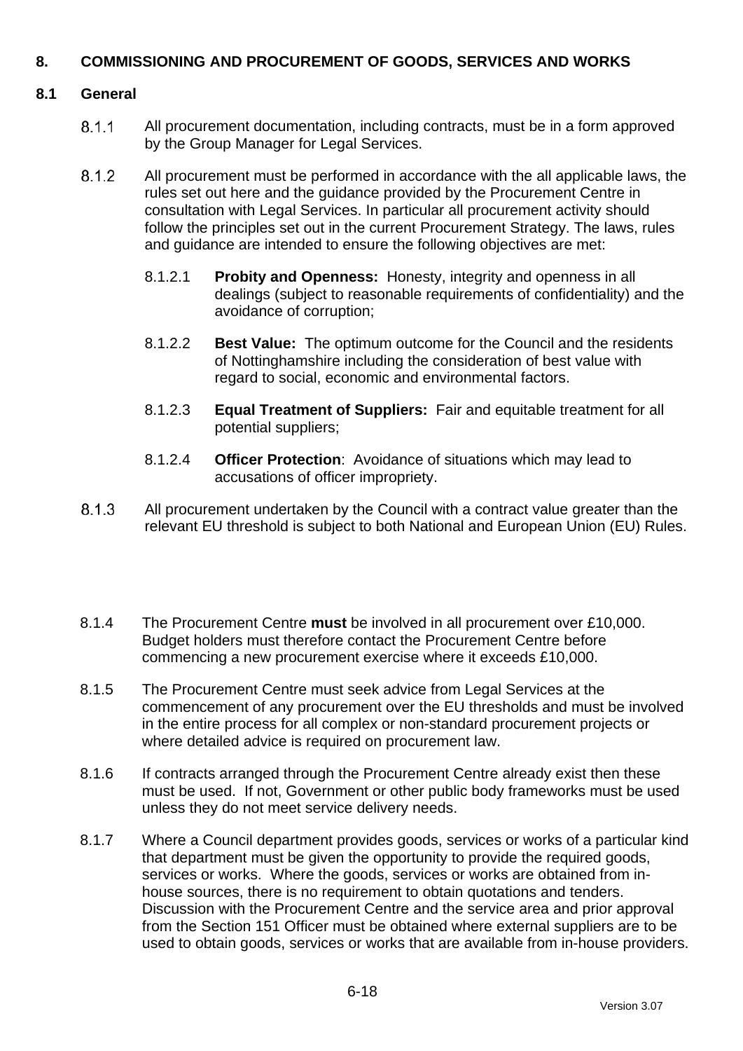## 8. COMMISSIONING AND PROCUREMENT OF GOODS, SERVICES AND WORKS

### 8.1 General

8.1.1 All procurement documentation, including contracts, must be in a form approved by the Group Manager for Legal Services.

8.1.2 All procurement must be performed in accordance with the all applicable laws, the rules set out here and the guidance provided by the Procurement Centre in consultation with Legal Services. In particular all procurement activity should follow the principles set out in the current Procurement Strategy. The laws, rules and guidance are intended to ensure the following objectives are met:

8.1.2.1 **Probity and Openness:** Honesty, integrity and openness in all dealings (subject to reasonable requirements of confidentiality) and the avoidance of corruption;

8.1.2.2 **Best Value:** The optimum outcome for the Council and the residents of Nottinghamshire including the consideration of best value with regard to social, economic and environmental factors.

8.1.2.3 **Equal Treatment of Suppliers:** Fair and equitable treatment for all potential suppliers;

8.1.2.4 **Officer Protection**: Avoidance of situations which may lead to accusations of officer impropriety.

8.1.3 All procurement undertaken by the Council with a contract value greater than the relevant EU threshold is subject to both National and European Union (EU) Rules.

8.1.4 The Procurement Centre **must** be involved in all procurement over £10,000. Budget holders must therefore contact the Procurement Centre before commencing a new procurement exercise where it exceeds £10,000.

8.1.5 The Procurement Centre must seek advice from Legal Services at the commencement of any procurement over the EU thresholds and must be involved in the entire process for all complex or non-standard procurement projects or where detailed advice is required on procurement law.

8.1.6 If contracts arranged through the Procurement Centre already exist then these must be used. If not, Government or other public body frameworks must be used unless they do not meet service delivery needs.

8.1.7 Where a Council department provides goods, services or works of a particular kind that department must be given the opportunity to provide the required goods, services or works. Where the goods, services or works are obtained from in-house sources, there is no requirement to obtain quotations and tenders. Discussion with the Procurement Centre and the service area and prior approval from the Section 151 Officer must be obtained where external suppliers are to be used to obtain goods, services or works that are available from in-house providers.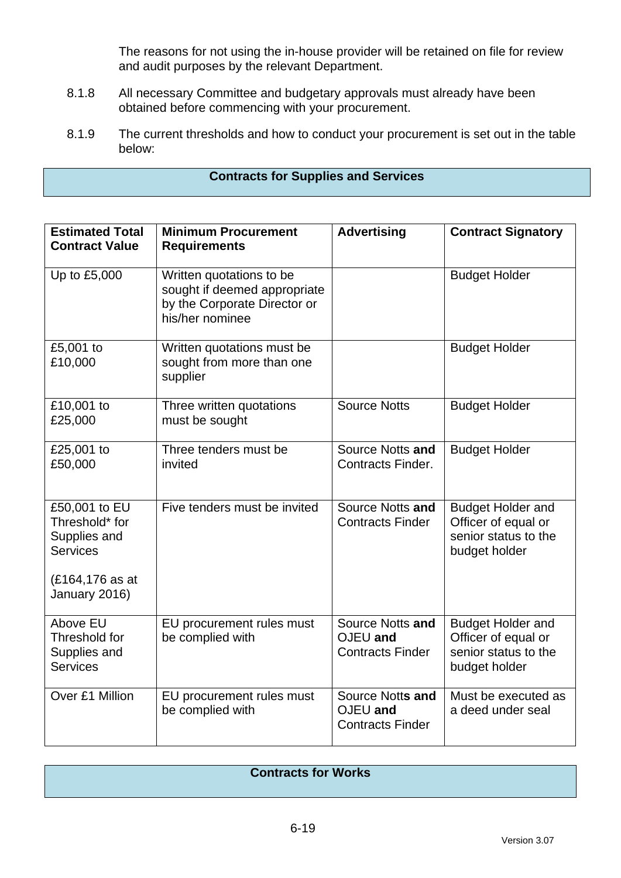The reasons for not using the in-house provider will be retained on file for review and audit purposes by the relevant Department.

8.1.8 All necessary Committee and budgetary approvals must already have been obtained before commencing with your procurement.

8.1.9 The current thresholds and how to conduct your procurement is set out in the table below:

**Contracts for Supplies and Services**

| Estimated Total Contract Value | Minimum Procurement Requirements | Advertising | Contract Signatory |
|---|---|---|---|
| Up to £5,000 | Written quotations to be sought if deemed appropriate by the Corporate Director or his/her nominee | | Budget Holder |
| £5,001 to £10,000 | Written quotations must be sought from more than one supplier | | Budget Holder |
| £10,001 to £25,000 | Three written quotations must be sought | Source Notts | Budget Holder |
| £25,001 to £50,000 | Three tenders must be invited | Source Notts **and** Contracts Finder. | Budget Holder |
| £50,001 to EU Threshold* for Supplies and Services (£164,176 as at January 2016) | Five tenders must be invited | Source Notts **and** Contracts Finder | Budget Holder and Officer of equal or senior status to the budget holder |
| Above EU Threshold for Supplies and Services | EU procurement rules must be complied with | Source Notts **and** OJEU **and** Contracts Finder | Budget Holder and Officer of equal or senior status to the budget holder |
| Over £1 Million | EU procurement rules must be complied with | Source Notts **and** OJEU **and** Contracts Finder | Must be executed as a deed under seal |

**Contracts for Works**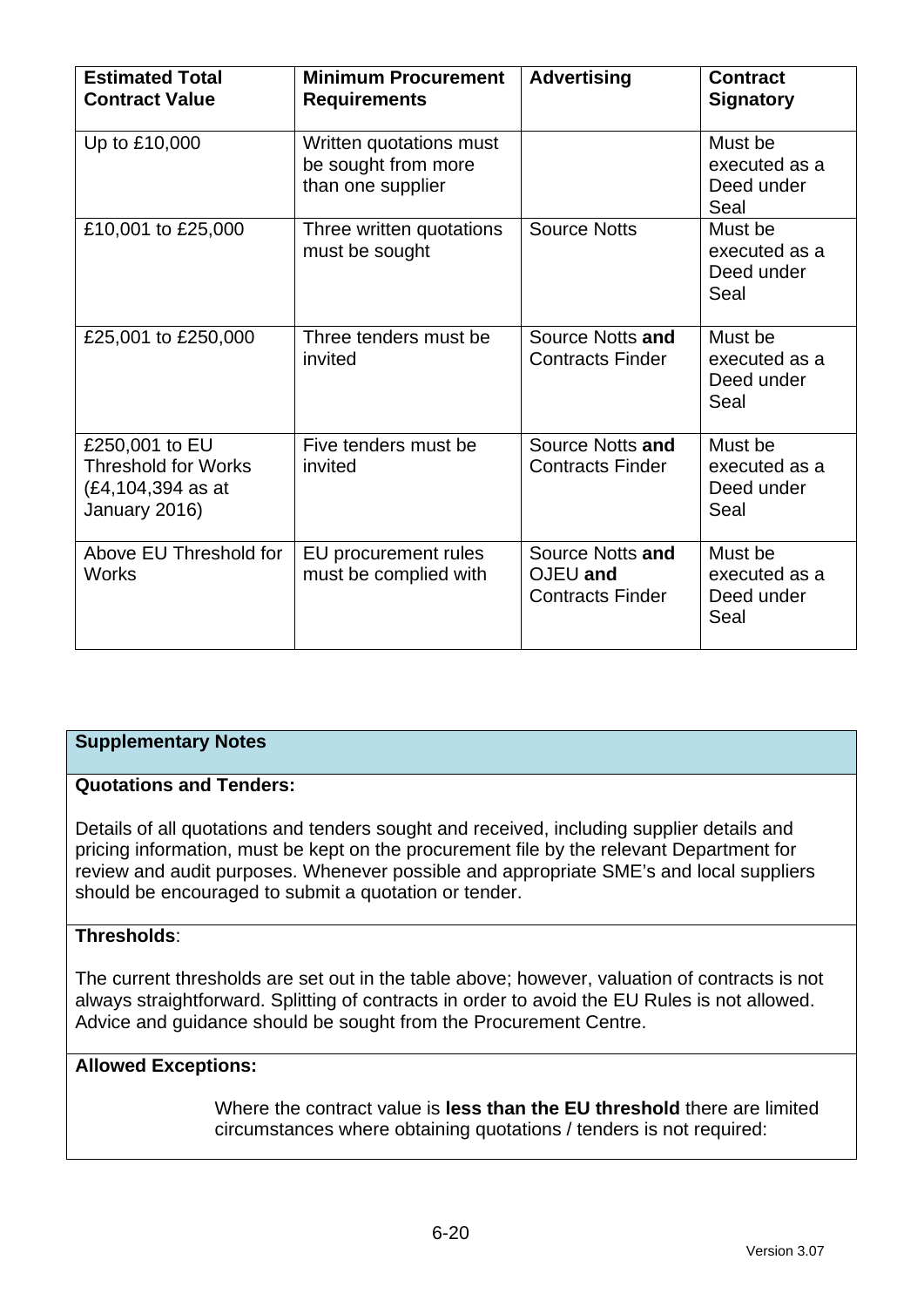| **Estimated Total Contract Value** | **Minimum Procurement Requirements** | **Advertising** | **Contract Signatory** |
|---|---|---|---|
| Up to £10,000 | Written quotations must be sought from more than one supplier | | Must be executed as a Deed under Seal |
| £10,001 to £25,000 | Three written quotations must be sought | Source Notts | Must be executed as a Deed under Seal |
| £25,001 to £250,000 | Three tenders must be invited | Source Notts **and** Contracts Finder | Must be executed as a Deed under Seal |
| £250,001 to EU Threshold for Works (£4,104,394 as at January 2016) | Five tenders must be invited | Source Notts **and** Contracts Finder | Must be executed as a Deed under Seal |
| Above EU Threshold for Works | EU procurement rules must be complied with | Source Notts **and** OJEU **and** Contracts Finder | Must be executed as a Deed under Seal |

**Supplementary Notes**

**Quotations and Tenders:**

Details of all quotations and tenders sought and received, including supplier details and pricing information, must be kept on the procurement file by the relevant Department for review and audit purposes. Whenever possible and appropriate SME's and local suppliers should be encouraged to submit a quotation or tender.

**Thresholds**:

The current thresholds are set out in the table above; however, valuation of contracts is not always straightforward. Splitting of contracts in order to avoid the EU Rules is not allowed. Advice and guidance should be sought from the Procurement Centre.

**Allowed Exceptions:**

Where the contract value is **less than the EU threshold** there are limited circumstances where obtaining quotations / tenders is not required: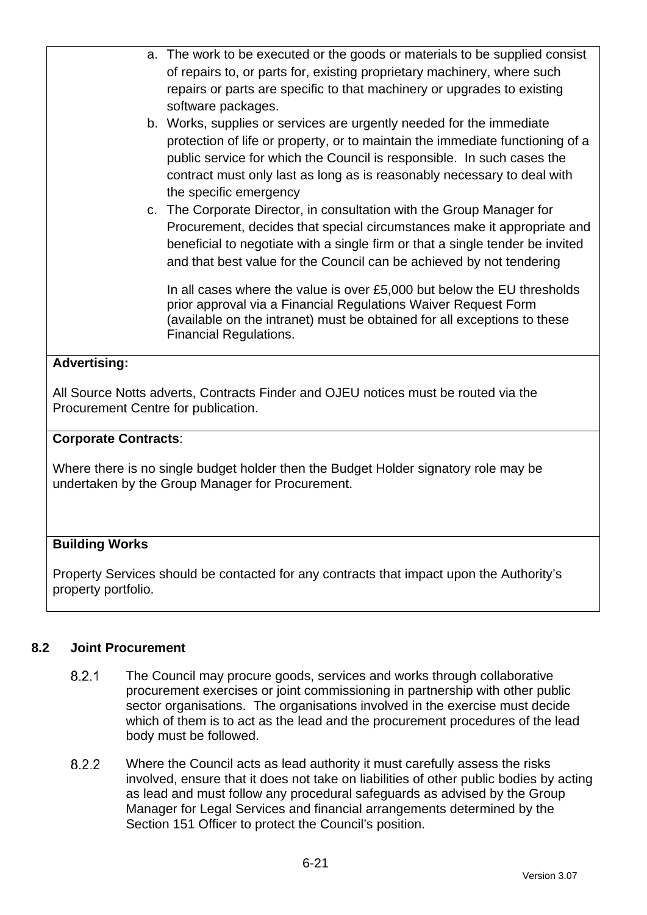a. The work to be executed or the goods or materials to be supplied consist of repairs to, or parts for, existing proprietary machinery, where such repairs or parts are specific to that machinery or upgrades to existing software packages.
b. Works, supplies or services are urgently needed for the immediate protection of life or property, or to maintain the immediate functioning of a public service for which the Council is responsible. In such cases the contract must only last as long as is reasonably necessary to deal with the specific emergency
c. The Corporate Director, in consultation with the Group Manager for Procurement, decides that special circumstances make it appropriate and beneficial to negotiate with a single firm or that a single tender be invited and that best value for the Council can be achieved by not tendering

In all cases where the value is over £5,000 but below the EU thresholds prior approval via a Financial Regulations Waiver Request Form (available on the intranet) must be obtained for all exceptions to these Financial Regulations.

**Advertising:**

All Source Notts adverts, Contracts Finder and OJEU notices must be routed via the Procurement Centre for publication.

**Corporate Contracts**:

Where there is no single budget holder then the Budget Holder signatory role may be undertaken by the Group Manager for Procurement.

**Building Works**

Property Services should be contacted for any contracts that impact upon the Authority's property portfolio.

## 8.2 Joint Procurement

8.2.1 The Council may procure goods, services and works through collaborative procurement exercises or joint commissioning in partnership with other public sector organisations. The organisations involved in the exercise must decide which of them is to act as the lead and the procurement procedures of the lead body must be followed.

8.2.2 Where the Council acts as lead authority it must carefully assess the risks involved, ensure that it does not take on liabilities of other public bodies by acting as lead and must follow any procedural safeguards as advised by the Group Manager for Legal Services and financial arrangements determined by the Section 151 Officer to protect the Council's position.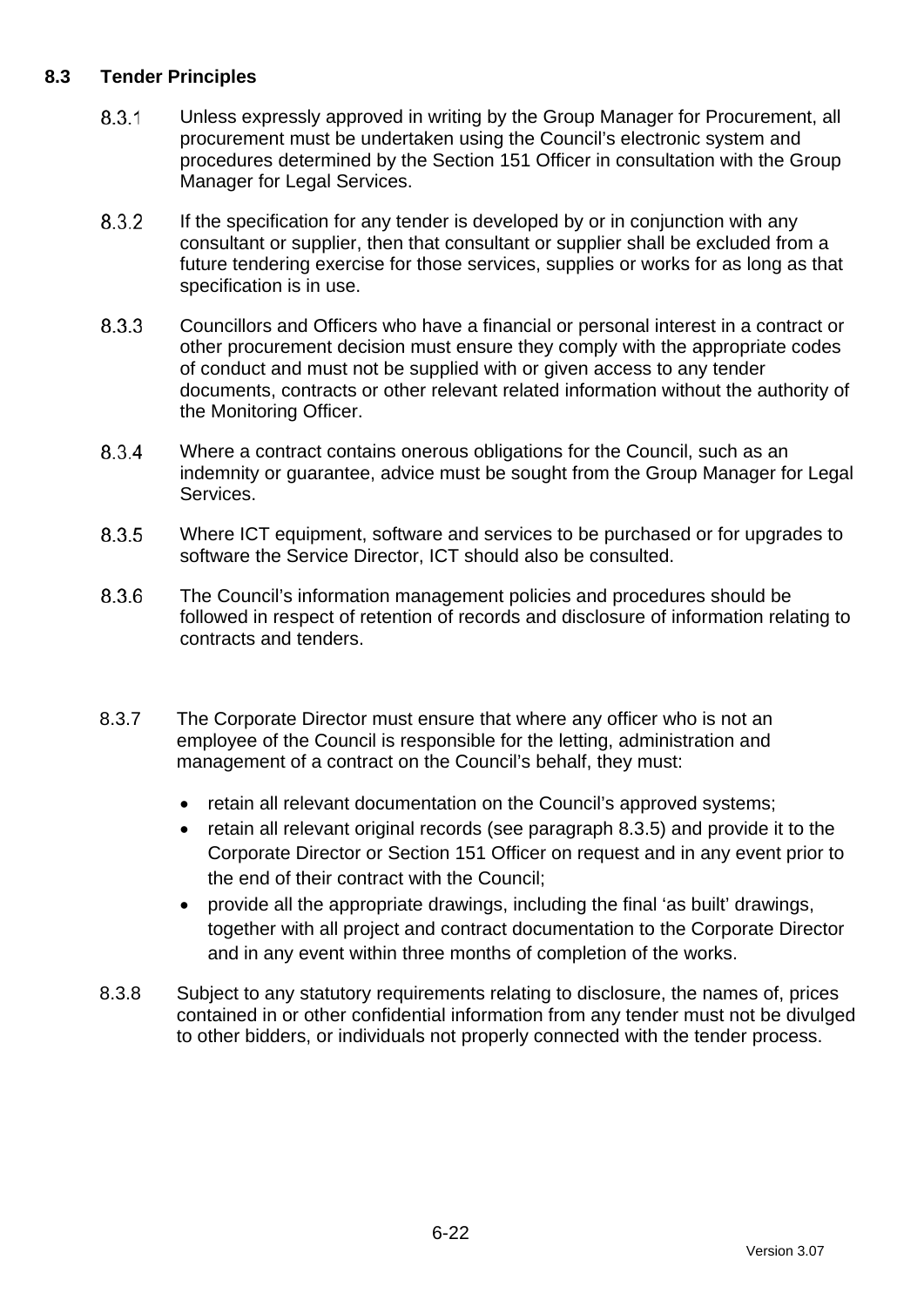### 8.3 Tender Principles

8.3.1 Unless expressly approved in writing by the Group Manager for Procurement, all procurement must be undertaken using the Council's electronic system and procedures determined by the Section 151 Officer in consultation with the Group Manager for Legal Services.

8.3.2 If the specification for any tender is developed by or in conjunction with any consultant or supplier, then that consultant or supplier shall be excluded from a future tendering exercise for those services, supplies or works for as long as that specification is in use.

8.3.3 Councillors and Officers who have a financial or personal interest in a contract or other procurement decision must ensure they comply with the appropriate codes of conduct and must not be supplied with or given access to any tender documents, contracts or other relevant related information without the authority of the Monitoring Officer.

8.3.4 Where a contract contains onerous obligations for the Council, such as an indemnity or guarantee, advice must be sought from the Group Manager for Legal Services.

8.3.5 Where ICT equipment, software and services to be purchased or for upgrades to software the Service Director, ICT should also be consulted.

8.3.6 The Council's information management policies and procedures should be followed in respect of retention of records and disclosure of information relating to contracts and tenders.

8.3.7 The Corporate Director must ensure that where any officer who is not an employee of the Council is responsible for the letting, administration and management of a contract on the Council's behalf, they must:

- retain all relevant documentation on the Council's approved systems;
- retain all relevant original records (see paragraph 8.3.5) and provide it to the Corporate Director or Section 151 Officer on request and in any event prior to the end of their contract with the Council;
- provide all the appropriate drawings, including the final 'as built' drawings, together with all project and contract documentation to the Corporate Director and in any event within three months of completion of the works.

8.3.8 Subject to any statutory requirements relating to disclosure, the names of, prices contained in or other confidential information from any tender must not be divulged to other bidders, or individuals not properly connected with the tender process.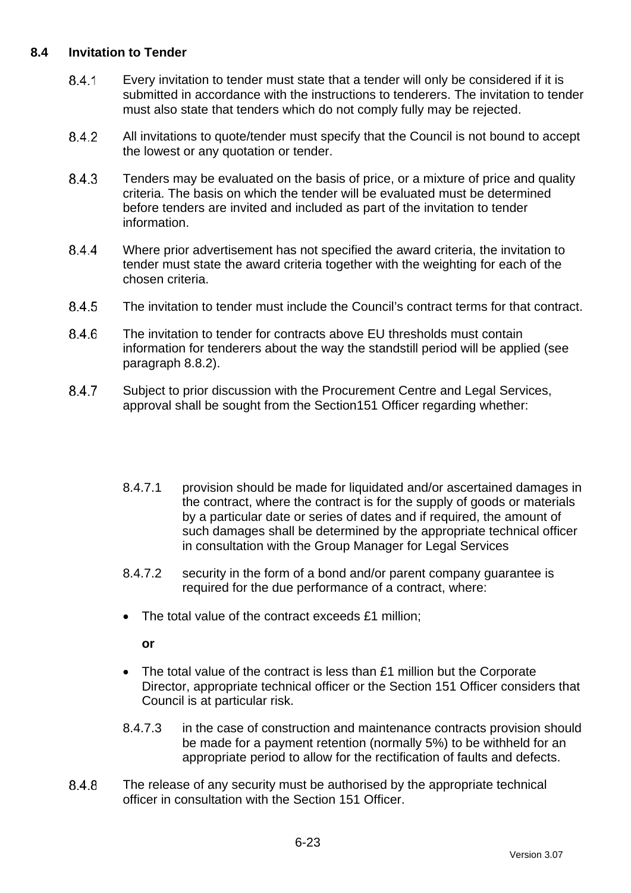## 8.4 Invitation to Tender

8.4.1 Every invitation to tender must state that a tender will only be considered if it is submitted in accordance with the instructions to tenderers. The invitation to tender must also state that tenders which do not comply fully may be rejected.

8.4.2 All invitations to quote/tender must specify that the Council is not bound to accept the lowest or any quotation or tender.

8.4.3 Tenders may be evaluated on the basis of price, or a mixture of price and quality criteria. The basis on which the tender will be evaluated must be determined before tenders are invited and included as part of the invitation to tender information.

8.4.4 Where prior advertisement has not specified the award criteria, the invitation to tender must state the award criteria together with the weighting for each of the chosen criteria.

8.4.5 The invitation to tender must include the Council's contract terms for that contract.

8.4.6 The invitation to tender for contracts above EU thresholds must contain information for tenderers about the way the standstill period will be applied (see paragraph 8.8.2).

8.4.7 Subject to prior discussion with the Procurement Centre and Legal Services, approval shall be sought from the Section151 Officer regarding whether:

8.4.7.1 provision should be made for liquidated and/or ascertained damages in the contract, where the contract is for the supply of goods or materials by a particular date or series of dates and if required, the amount of such damages shall be determined by the appropriate technical officer in consultation with the Group Manager for Legal Services

8.4.7.2 security in the form of a bond and/or parent company guarantee is required for the due performance of a contract, where:

- The total value of the contract exceeds £1 million;

  **or**

- The total value of the contract is less than £1 million but the Corporate Director, appropriate technical officer or the Section 151 Officer considers that Council is at particular risk.

8.4.7.3 in the case of construction and maintenance contracts provision should be made for a payment retention (normally 5%) to be withheld for an appropriate period to allow for the rectification of faults and defects.

8.4.8 The release of any security must be authorised by the appropriate technical officer in consultation with the Section 151 Officer.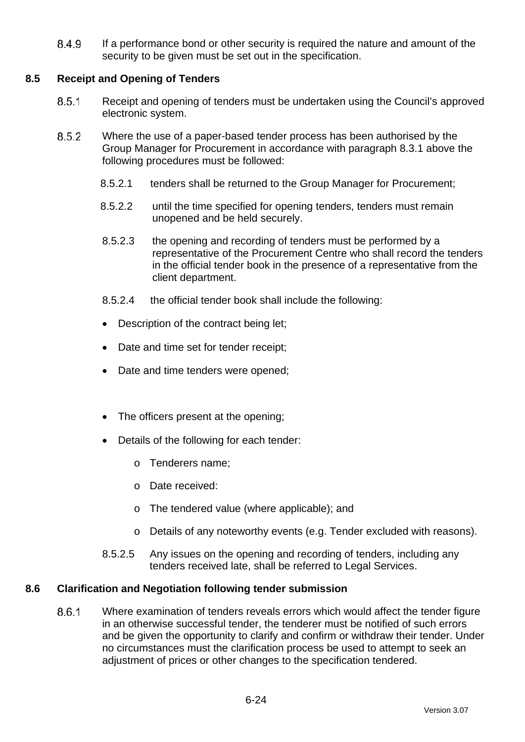8.4.9 If a performance bond or other security is required the nature and amount of the security to be given must be set out in the specification.

### 8.5 Receipt and Opening of Tenders

8.5.1 Receipt and opening of tenders must be undertaken using the Council's approved electronic system.

8.5.2 Where the use of a paper-based tender process has been authorised by the Group Manager for Procurement in accordance with paragraph 8.3.1 above the following procedures must be followed:

8.5.2.1 tenders shall be returned to the Group Manager for Procurement;

8.5.2.2 until the time specified for opening tenders, tenders must remain unopened and be held securely.

8.5.2.3 the opening and recording of tenders must be performed by a representative of the Procurement Centre who shall record the tenders in the official tender book in the presence of a representative from the client department.

8.5.2.4 the official tender book shall include the following:

- Description of the contract being let;
- Date and time set for tender receipt;
- Date and time tenders were opened;
- The officers present at the opening;
- Details of the following for each tender:
  - Tenderers name;
  - Date received:
  - The tendered value (where applicable); and
  - Details of any noteworthy events (e.g. Tender excluded with reasons).

8.5.2.5 Any issues on the opening and recording of tenders, including any tenders received late, shall be referred to Legal Services.

### 8.6 Clarification and Negotiation following tender submission

8.6.1 Where examination of tenders reveals errors which would affect the tender figure in an otherwise successful tender, the tenderer must be notified of such errors and be given the opportunity to clarify and confirm or withdraw their tender. Under no circumstances must the clarification process be used to attempt to seek an adjustment of prices or other changes to the specification tendered.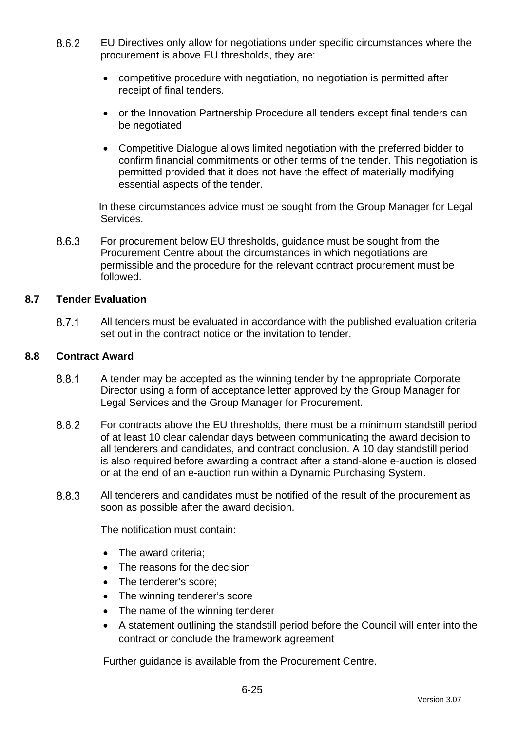8.6.2 EU Directives only allow for negotiations under specific circumstances where the procurement is above EU thresholds, they are:

- competitive procedure with negotiation, no negotiation is permitted after receipt of final tenders.
- or the Innovation Partnership Procedure all tenders except final tenders can be negotiated
- Competitive Dialogue allows limited negotiation with the preferred bidder to confirm financial commitments or other terms of the tender. This negotiation is permitted provided that it does not have the effect of materially modifying essential aspects of the tender.

In these circumstances advice must be sought from the Group Manager for Legal Services.

8.6.3 For procurement below EU thresholds, guidance must be sought from the Procurement Centre about the circumstances in which negotiations are permissible and the procedure for the relevant contract procurement must be followed.

## 8.7 Tender Evaluation

8.7.1 All tenders must be evaluated in accordance with the published evaluation criteria set out in the contract notice or the invitation to tender.

## 8.8 Contract Award

8.8.1 A tender may be accepted as the winning tender by the appropriate Corporate Director using a form of acceptance letter approved by the Group Manager for Legal Services and the Group Manager for Procurement.

8.8.2 For contracts above the EU thresholds, there must be a minimum standstill period of at least 10 clear calendar days between communicating the award decision to all tenderers and candidates, and contract conclusion. A 10 day standstill period is also required before awarding a contract after a stand-alone e-auction is closed or at the end of an e-auction run within a Dynamic Purchasing System.

8.8.3 All tenderers and candidates must be notified of the result of the procurement as soon as possible after the award decision.

The notification must contain:

- The award criteria;
- The reasons for the decision
- The tenderer's score;
- The winning tenderer's score
- The name of the winning tenderer
- A statement outlining the standstill period before the Council will enter into the contract or conclude the framework agreement

Further guidance is available from the Procurement Centre.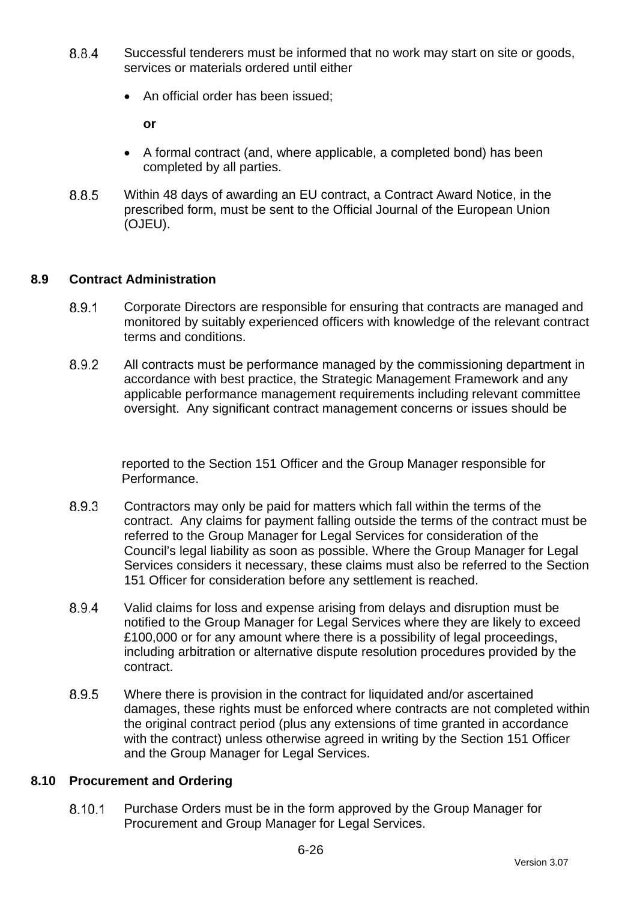8.8.4 Successful tenderers must be informed that no work may start on site or goods, services or materials ordered until either

- An official order has been issued;

  **or**

- A formal contract (and, where applicable, a completed bond) has been completed by all parties.

8.8.5 Within 48 days of awarding an EU contract, a Contract Award Notice, in the prescribed form, must be sent to the Official Journal of the European Union (OJEU).

## 8.9 Contract Administration

8.9.1 Corporate Directors are responsible for ensuring that contracts are managed and monitored by suitably experienced officers with knowledge of the relevant contract terms and conditions.

8.9.2 All contracts must be performance managed by the commissioning department in accordance with best practice, the Strategic Management Framework and any applicable performance management requirements including relevant committee oversight. Any significant contract management concerns or issues should be reported to the Section 151 Officer and the Group Manager responsible for Performance.

8.9.3 Contractors may only be paid for matters which fall within the terms of the contract. Any claims for payment falling outside the terms of the contract must be referred to the Group Manager for Legal Services for consideration of the Council's legal liability as soon as possible. Where the Group Manager for Legal Services considers it necessary, these claims must also be referred to the Section 151 Officer for consideration before any settlement is reached.

8.9.4 Valid claims for loss and expense arising from delays and disruption must be notified to the Group Manager for Legal Services where they are likely to exceed £100,000 or for any amount where there is a possibility of legal proceedings, including arbitration or alternative dispute resolution procedures provided by the contract.

8.9.5 Where there is provision in the contract for liquidated and/or ascertained damages, these rights must be enforced where contracts are not completed within the original contract period (plus any extensions of time granted in accordance with the contract) unless otherwise agreed in writing by the Section 151 Officer and the Group Manager for Legal Services.

## 8.10 Procurement and Ordering

8.10.1 Purchase Orders must be in the form approved by the Group Manager for Procurement and Group Manager for Legal Services.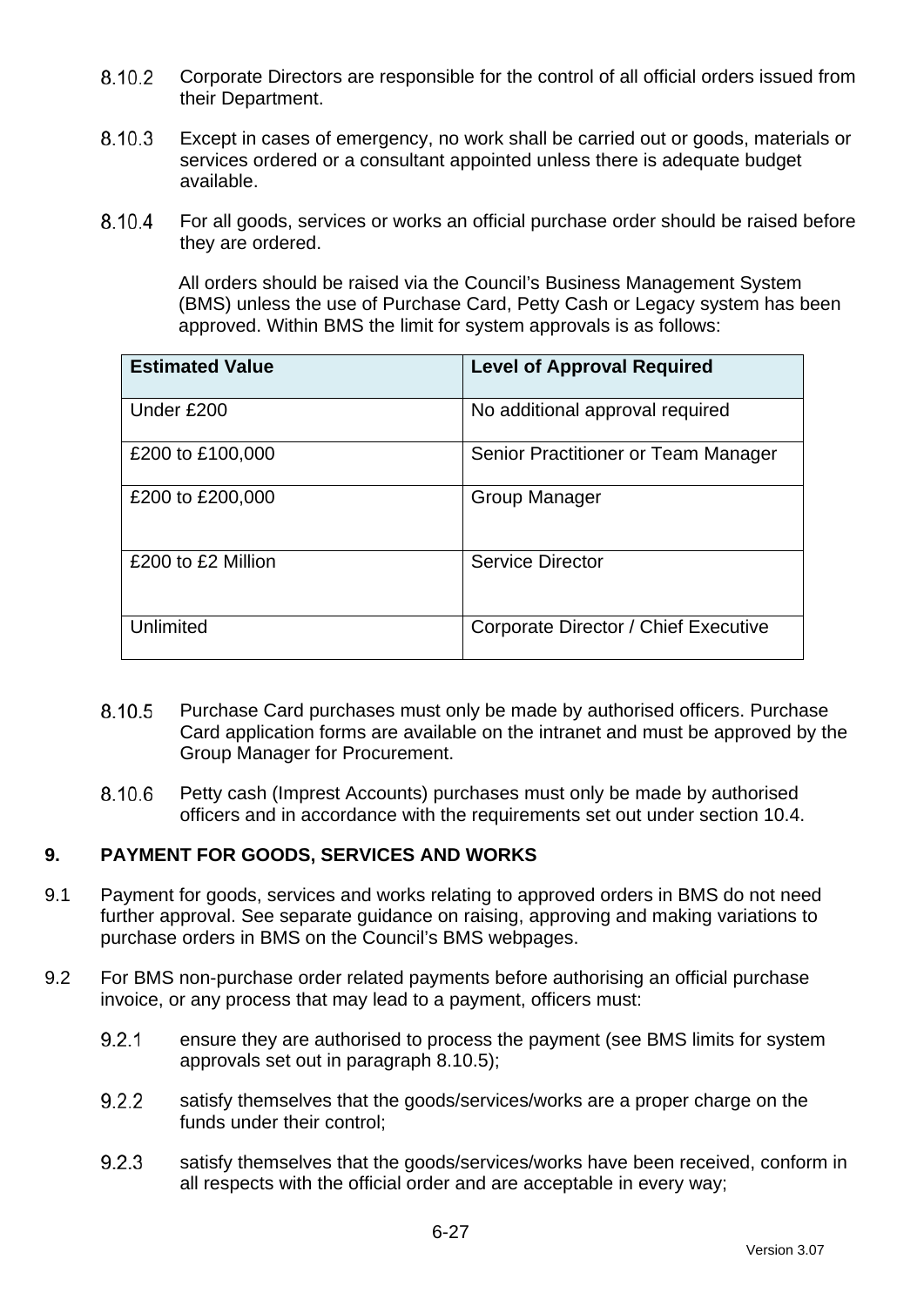8.10.2 Corporate Directors are responsible for the control of all official orders issued from their Department.

8.10.3 Except in cases of emergency, no work shall be carried out or goods, materials or services ordered or a consultant appointed unless there is adequate budget available.

8.10.4 For all goods, services or works an official purchase order should be raised before they are ordered.

All orders should be raised via the Council's Business Management System (BMS) unless the use of Purchase Card, Petty Cash or Legacy system has been approved. Within BMS the limit for system approvals is as follows:

| Estimated Value | Level of Approval Required |
|---|---|
| Under £200 | No additional approval required |
| £200 to £100,000 | Senior Practitioner or Team Manager |
| £200 to £200,000 | Group Manager |
| £200 to £2 Million | Service Director |
| Unlimited | Corporate Director / Chief Executive |

8.10.5 Purchase Card purchases must only be made by authorised officers. Purchase Card application forms are available on the intranet and must be approved by the Group Manager for Procurement.

8.10.6 Petty cash (Imprest Accounts) purchases must only be made by authorised officers and in accordance with the requirements set out under section 10.4.

## 9. PAYMENT FOR GOODS, SERVICES AND WORKS

9.1 Payment for goods, services and works relating to approved orders in BMS do not need further approval. See separate guidance on raising, approving and making variations to purchase orders in BMS on the Council's BMS webpages.

9.2 For BMS non-purchase order related payments before authorising an official purchase invoice, or any process that may lead to a payment, officers must:

9.2.1 ensure they are authorised to process the payment (see BMS limits for system approvals set out in paragraph 8.10.5);

9.2.2 satisfy themselves that the goods/services/works are a proper charge on the funds under their control;

9.2.3 satisfy themselves that the goods/services/works have been received, conform in all respects with the official order and are acceptable in every way;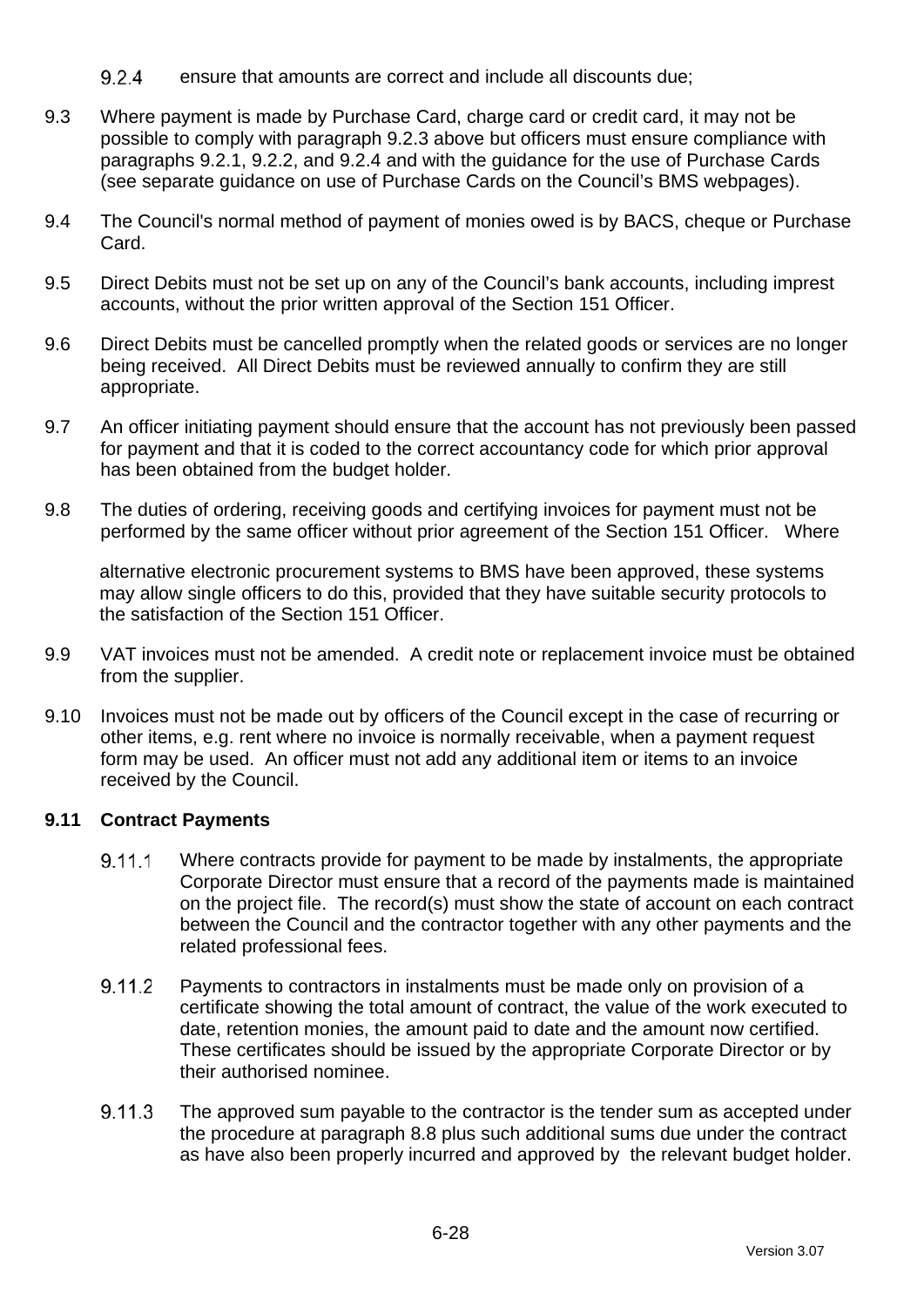9.2.4 ensure that amounts are correct and include all discounts due;

9.3 Where payment is made by Purchase Card, charge card or credit card, it may not be possible to comply with paragraph 9.2.3 above but officers must ensure compliance with paragraphs 9.2.1, 9.2.2, and 9.2.4 and with the guidance for the use of Purchase Cards (see separate guidance on use of Purchase Cards on the Council's BMS webpages).

9.4 The Council's normal method of payment of monies owed is by BACS, cheque or Purchase Card.

9.5 Direct Debits must not be set up on any of the Council's bank accounts, including imprest accounts, without the prior written approval of the Section 151 Officer.

9.6 Direct Debits must be cancelled promptly when the related goods or services are no longer being received. All Direct Debits must be reviewed annually to confirm they are still appropriate.

9.7 An officer initiating payment should ensure that the account has not previously been passed for payment and that it is coded to the correct accountancy code for which prior approval has been obtained from the budget holder.

9.8 The duties of ordering, receiving goods and certifying invoices for payment must not be performed by the same officer without prior agreement of the Section 151 Officer. Where alternative electronic procurement systems to BMS have been approved, these systems may allow single officers to do this, provided that they have suitable security protocols to the satisfaction of the Section 151 Officer.

9.9 VAT invoices must not be amended. A credit note or replacement invoice must be obtained from the supplier.

9.10 Invoices must not be made out by officers of the Council except in the case of recurring or other items, e.g. rent where no invoice is normally receivable, when a payment request form may be used. An officer must not add any additional item or items to an invoice received by the Council.

**9.11 Contract Payments**

9.11.1 Where contracts provide for payment to be made by instalments, the appropriate Corporate Director must ensure that a record of the payments made is maintained on the project file. The record(s) must show the state of account on each contract between the Council and the contractor together with any other payments and the related professional fees.

9.11.2 Payments to contractors in instalments must be made only on provision of a certificate showing the total amount of contract, the value of the work executed to date, retention monies, the amount paid to date and the amount now certified. These certificates should be issued by the appropriate Corporate Director or by their authorised nominee.

9.11.3 The approved sum payable to the contractor is the tender sum as accepted under the procedure at paragraph 8.8 plus such additional sums due under the contract as have also been properly incurred and approved by the relevant budget holder.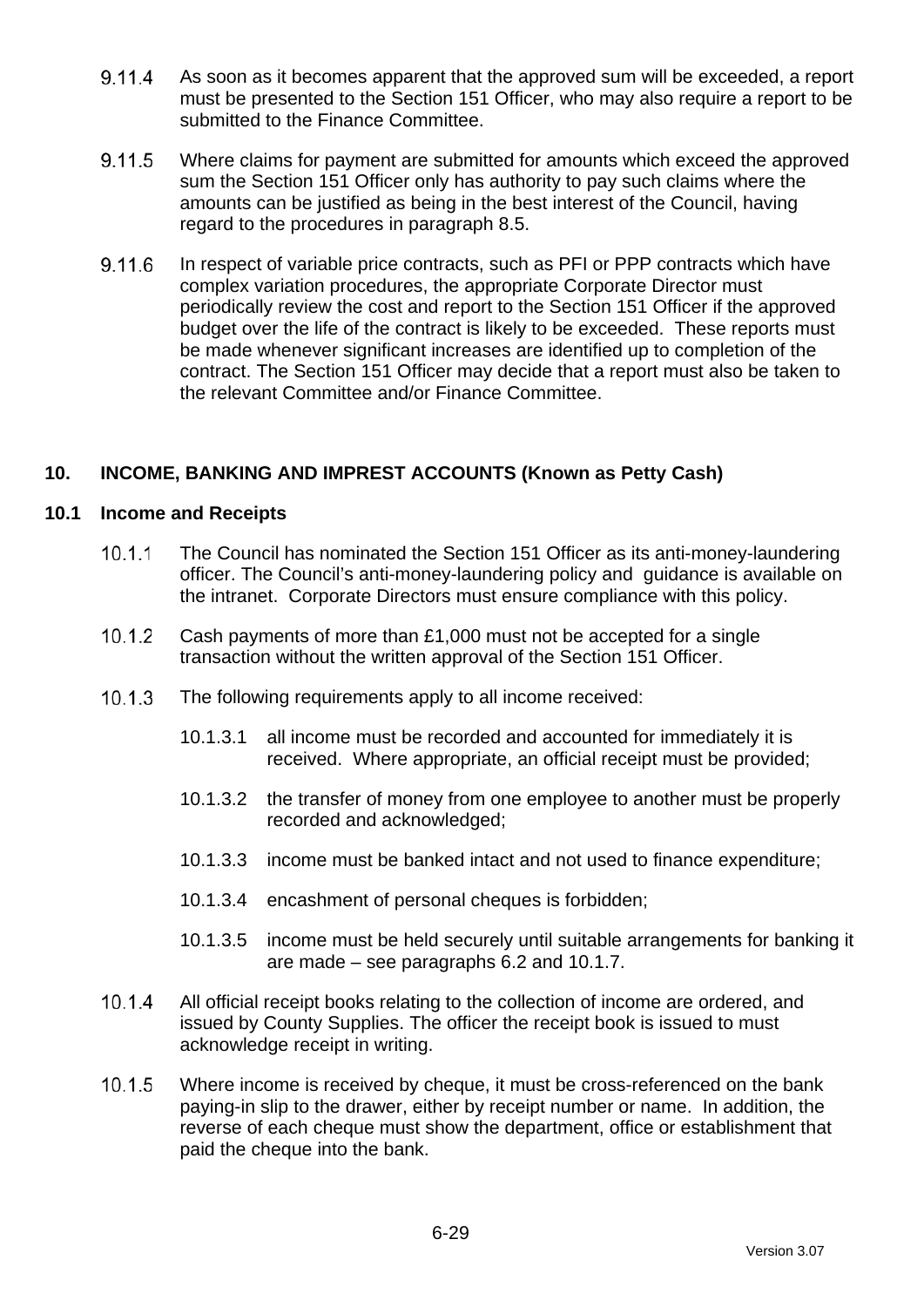9.11.4 As soon as it becomes apparent that the approved sum will be exceeded, a report must be presented to the Section 151 Officer, who may also require a report to be submitted to the Finance Committee.

9.11.5 Where claims for payment are submitted for amounts which exceed the approved sum the Section 151 Officer only has authority to pay such claims where the amounts can be justified as being in the best interest of the Council, having regard to the procedures in paragraph 8.5.

9.11.6 In respect of variable price contracts, such as PFI or PPP contracts which have complex variation procedures, the appropriate Corporate Director must periodically review the cost and report to the Section 151 Officer if the approved budget over the life of the contract is likely to be exceeded. These reports must be made whenever significant increases are identified up to completion of the contract. The Section 151 Officer may decide that a report must also be taken to the relevant Committee and/or Finance Committee.

## 10. INCOME, BANKING AND IMPREST ACCOUNTS (Known as Petty Cash)

### 10.1 Income and Receipts

10.1.1 The Council has nominated the Section 151 Officer as its anti-money-laundering officer. The Council's anti-money-laundering policy and guidance is available on the intranet. Corporate Directors must ensure compliance with this policy.

10.1.2 Cash payments of more than £1,000 must not be accepted for a single transaction without the written approval of the Section 151 Officer.

10.1.3 The following requirements apply to all income received:

- 10.1.3.1 all income must be recorded and accounted for immediately it is received. Where appropriate, an official receipt must be provided;
- 10.1.3.2 the transfer of money from one employee to another must be properly recorded and acknowledged;
- 10.1.3.3 income must be banked intact and not used to finance expenditure;
- 10.1.3.4 encashment of personal cheques is forbidden;
- 10.1.3.5 income must be held securely until suitable arrangements for banking it are made – see paragraphs 6.2 and 10.1.7.

10.1.4 All official receipt books relating to the collection of income are ordered, and issued by County Supplies. The officer the receipt book is issued to must acknowledge receipt in writing.

10.1.5 Where income is received by cheque, it must be cross-referenced on the bank paying-in slip to the drawer, either by receipt number or name. In addition, the reverse of each cheque must show the department, office or establishment that paid the cheque into the bank.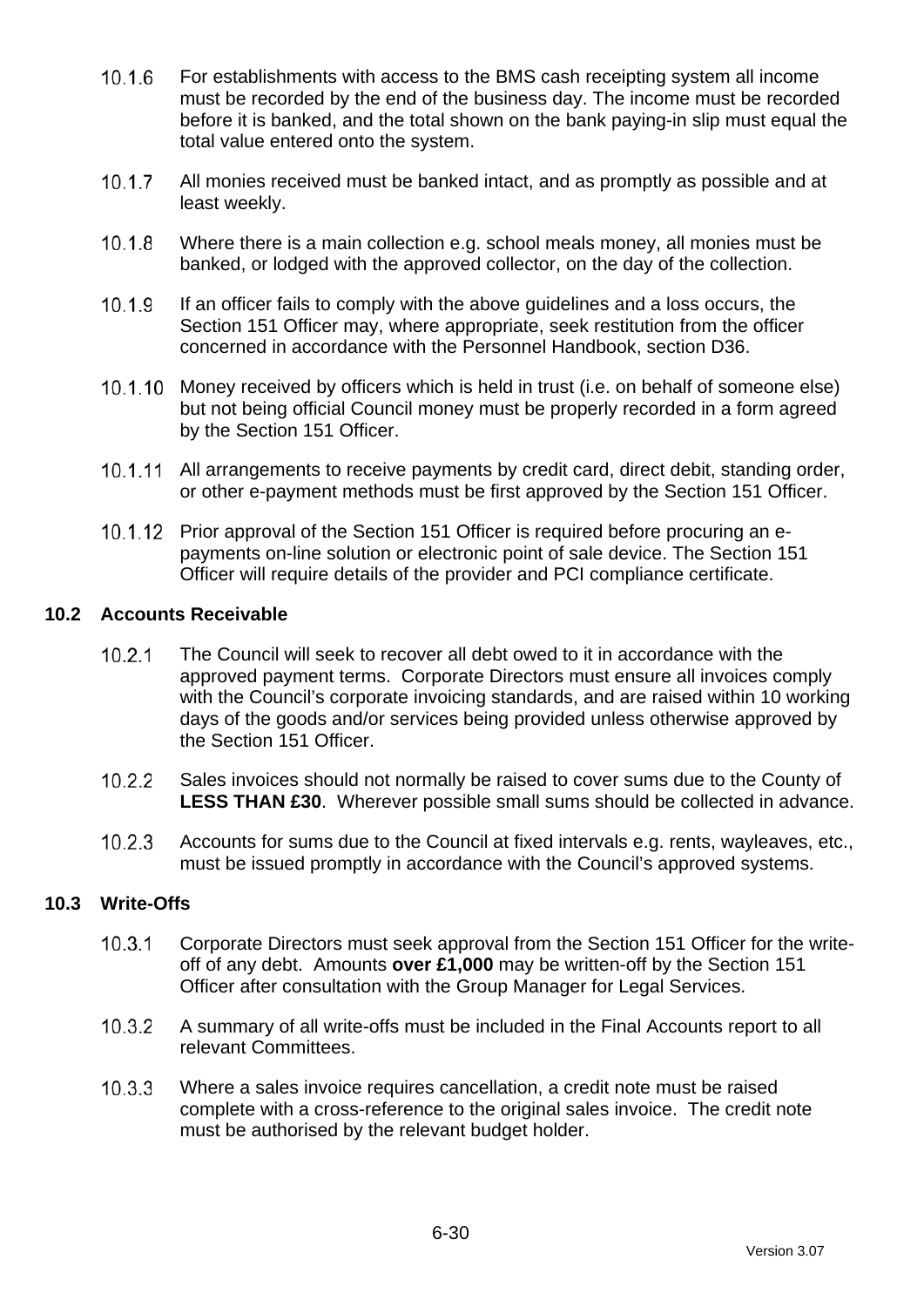10.1.6 For establishments with access to the BMS cash receipting system all income must be recorded by the end of the business day. The income must be recorded before it is banked, and the total shown on the bank paying-in slip must equal the total value entered onto the system.

10.1.7 All monies received must be banked intact, and as promptly as possible and at least weekly.

10.1.8 Where there is a main collection e.g. school meals money, all monies must be banked, or lodged with the approved collector, on the day of the collection.

10.1.9 If an officer fails to comply with the above guidelines and a loss occurs, the Section 151 Officer may, where appropriate, seek restitution from the officer concerned in accordance with the Personnel Handbook, section D36.

10.1.10 Money received by officers which is held in trust (i.e. on behalf of someone else) but not being official Council money must be properly recorded in a form agreed by the Section 151 Officer.

10.1.11 All arrangements to receive payments by credit card, direct debit, standing order, or other e-payment methods must be first approved by the Section 151 Officer.

10.1.12 Prior approval of the Section 151 Officer is required before procuring an e-payments on-line solution or electronic point of sale device. The Section 151 Officer will require details of the provider and PCI compliance certificate.

### 10.2 Accounts Receivable

10.2.1 The Council will seek to recover all debt owed to it in accordance with the approved payment terms. Corporate Directors must ensure all invoices comply with the Council's corporate invoicing standards, and are raised within 10 working days of the goods and/or services being provided unless otherwise approved by the Section 151 Officer.

10.2.2 Sales invoices should not normally be raised to cover sums due to the County of **LESS THAN £30**. Wherever possible small sums should be collected in advance.

10.2.3 Accounts for sums due to the Council at fixed intervals e.g. rents, wayleaves, etc., must be issued promptly in accordance with the Council's approved systems.

### 10.3 Write-Offs

10.3.1 Corporate Directors must seek approval from the Section 151 Officer for the write-off of any debt. Amounts **over £1,000** may be written-off by the Section 151 Officer after consultation with the Group Manager for Legal Services.

10.3.2 A summary of all write-offs must be included in the Final Accounts report to all relevant Committees.

10.3.3 Where a sales invoice requires cancellation, a credit note must be raised complete with a cross-reference to the original sales invoice. The credit note must be authorised by the relevant budget holder.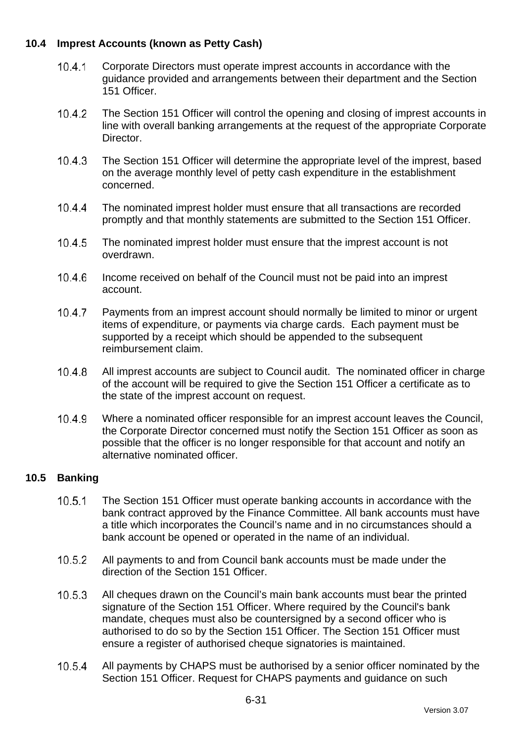### 10.4 Imprest Accounts (known as Petty Cash)

10.4.1 Corporate Directors must operate imprest accounts in accordance with the guidance provided and arrangements between their department and the Section 151 Officer.

10.4.2 The Section 151 Officer will control the opening and closing of imprest accounts in line with overall banking arrangements at the request of the appropriate Corporate Director.

10.4.3 The Section 151 Officer will determine the appropriate level of the imprest, based on the average monthly level of petty cash expenditure in the establishment concerned.

10.4.4 The nominated imprest holder must ensure that all transactions are recorded promptly and that monthly statements are submitted to the Section 151 Officer.

10.4.5 The nominated imprest holder must ensure that the imprest account is not overdrawn.

10.4.6 Income received on behalf of the Council must not be paid into an imprest account.

10.4.7 Payments from an imprest account should normally be limited to minor or urgent items of expenditure, or payments via charge cards. Each payment must be supported by a receipt which should be appended to the subsequent reimbursement claim.

10.4.8 All imprest accounts are subject to Council audit. The nominated officer in charge of the account will be required to give the Section 151 Officer a certificate as to the state of the imprest account on request.

10.4.9 Where a nominated officer responsible for an imprest account leaves the Council, the Corporate Director concerned must notify the Section 151 Officer as soon as possible that the officer is no longer responsible for that account and notify an alternative nominated officer.

### 10.5 Banking

10.5.1 The Section 151 Officer must operate banking accounts in accordance with the bank contract approved by the Finance Committee. All bank accounts must have a title which incorporates the Council's name and in no circumstances should a bank account be opened or operated in the name of an individual.

10.5.2 All payments to and from Council bank accounts must be made under the direction of the Section 151 Officer.

10.5.3 All cheques drawn on the Council's main bank accounts must bear the printed signature of the Section 151 Officer. Where required by the Council's bank mandate, cheques must also be countersigned by a second officer who is authorised to do so by the Section 151 Officer. The Section 151 Officer must ensure a register of authorised cheque signatories is maintained.

10.5.4 All payments by CHAPS must be authorised by a senior officer nominated by the Section 151 Officer. Request for CHAPS payments and guidance on such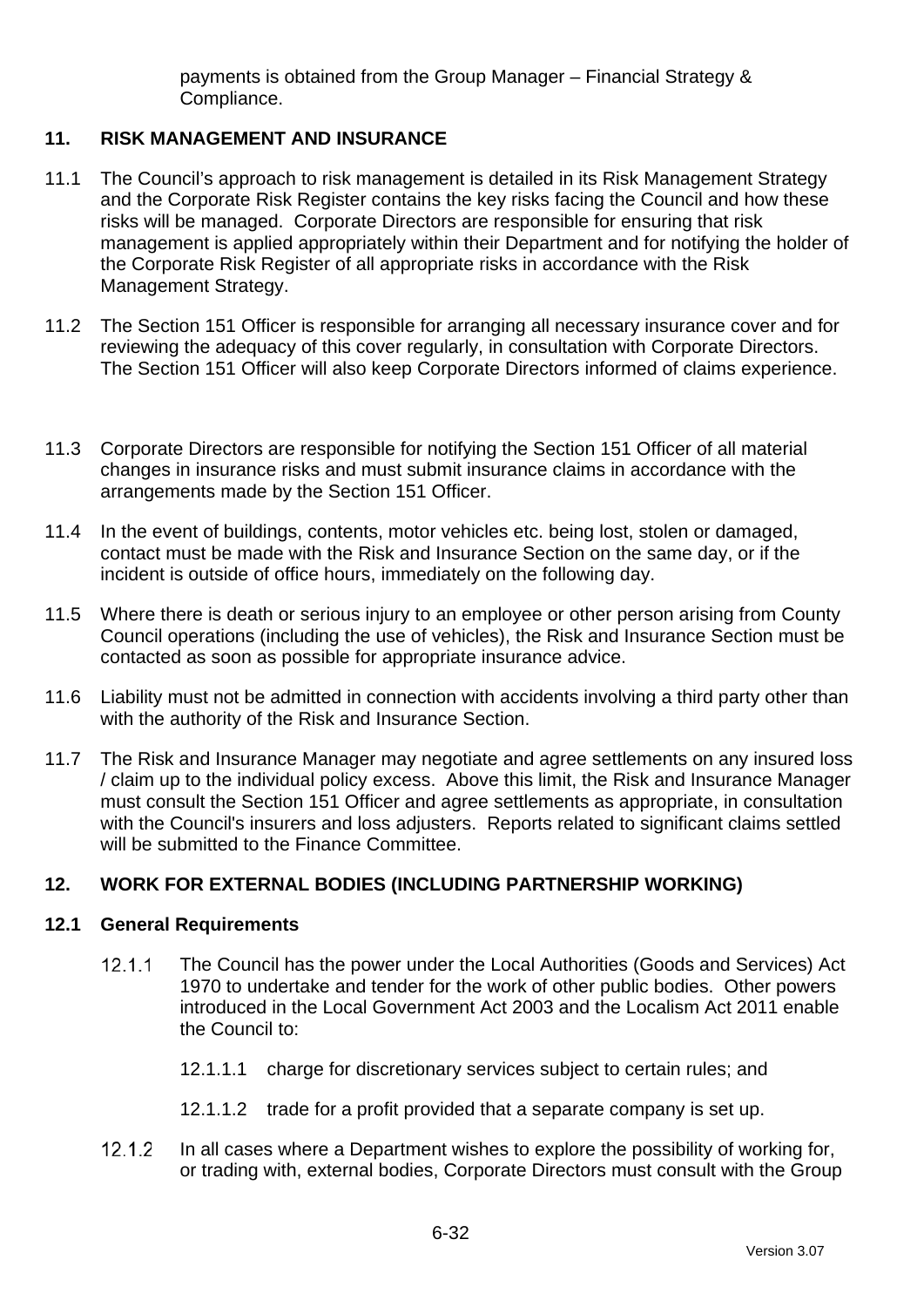payments is obtained from the Group Manager – Financial Strategy & Compliance.

## 11. RISK MANAGEMENT AND INSURANCE

11.1 The Council's approach to risk management is detailed in its Risk Management Strategy and the Corporate Risk Register contains the key risks facing the Council and how these risks will be managed. Corporate Directors are responsible for ensuring that risk management is applied appropriately within their Department and for notifying the holder of the Corporate Risk Register of all appropriate risks in accordance with the Risk Management Strategy.

11.2 The Section 151 Officer is responsible for arranging all necessary insurance cover and for reviewing the adequacy of this cover regularly, in consultation with Corporate Directors. The Section 151 Officer will also keep Corporate Directors informed of claims experience.

11.3 Corporate Directors are responsible for notifying the Section 151 Officer of all material changes in insurance risks and must submit insurance claims in accordance with the arrangements made by the Section 151 Officer.

11.4 In the event of buildings, contents, motor vehicles etc. being lost, stolen or damaged, contact must be made with the Risk and Insurance Section on the same day, or if the incident is outside of office hours, immediately on the following day.

11.5 Where there is death or serious injury to an employee or other person arising from County Council operations (including the use of vehicles), the Risk and Insurance Section must be contacted as soon as possible for appropriate insurance advice.

11.6 Liability must not be admitted in connection with accidents involving a third party other than with the authority of the Risk and Insurance Section.

11.7 The Risk and Insurance Manager may negotiate and agree settlements on any insured loss / claim up to the individual policy excess. Above this limit, the Risk and Insurance Manager must consult the Section 151 Officer and agree settlements as appropriate, in consultation with the Council's insurers and loss adjusters. Reports related to significant claims settled will be submitted to the Finance Committee.

## 12. WORK FOR EXTERNAL BODIES (INCLUDING PARTNERSHIP WORKING)

### 12.1 General Requirements

12.1.1 The Council has the power under the Local Authorities (Goods and Services) Act 1970 to undertake and tender for the work of other public bodies. Other powers introduced in the Local Government Act 2003 and the Localism Act 2011 enable the Council to:

12.1.1.1 charge for discretionary services subject to certain rules; and

12.1.1.2 trade for a profit provided that a separate company is set up.

12.1.2 In all cases where a Department wishes to explore the possibility of working for, or trading with, external bodies, Corporate Directors must consult with the Group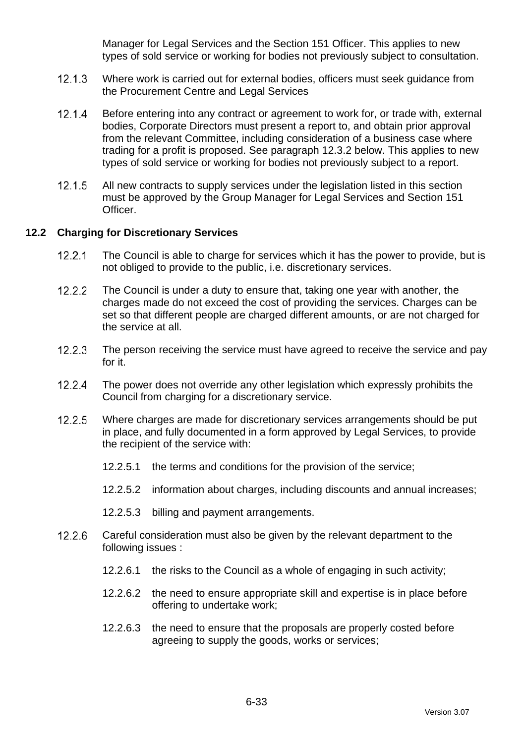Manager for Legal Services and the Section 151 Officer. This applies to new types of sold service or working for bodies not previously subject to consultation.

12.1.3 Where work is carried out for external bodies, officers must seek guidance from the Procurement Centre and Legal Services

12.1.4 Before entering into any contract or agreement to work for, or trade with, external bodies, Corporate Directors must present a report to, and obtain prior approval from the relevant Committee, including consideration of a business case where trading for a profit is proposed. See paragraph 12.3.2 below. This applies to new types of sold service or working for bodies not previously subject to a report.

12.1.5 All new contracts to supply services under the legislation listed in this section must be approved by the Group Manager for Legal Services and Section 151 Officer.

## 12.2 Charging for Discretionary Services

12.2.1 The Council is able to charge for services which it has the power to provide, but is not obliged to provide to the public, i.e. discretionary services.

12.2.2 The Council is under a duty to ensure that, taking one year with another, the charges made do not exceed the cost of providing the services. Charges can be set so that different people are charged different amounts, or are not charged for the service at all.

12.2.3 The person receiving the service must have agreed to receive the service and pay for it.

12.2.4 The power does not override any other legislation which expressly prohibits the Council from charging for a discretionary service.

12.2.5 Where charges are made for discretionary services arrangements should be put in place, and fully documented in a form approved by Legal Services, to provide the recipient of the service with:

12.2.5.1 the terms and conditions for the provision of the service;

12.2.5.2 information about charges, including discounts and annual increases;

12.2.5.3 billing and payment arrangements.

12.2.6 Careful consideration must also be given by the relevant department to the following issues :

12.2.6.1 the risks to the Council as a whole of engaging in such activity;

12.2.6.2 the need to ensure appropriate skill and expertise is in place before offering to undertake work;

12.2.6.3 the need to ensure that the proposals are properly costed before agreeing to supply the goods, works or services;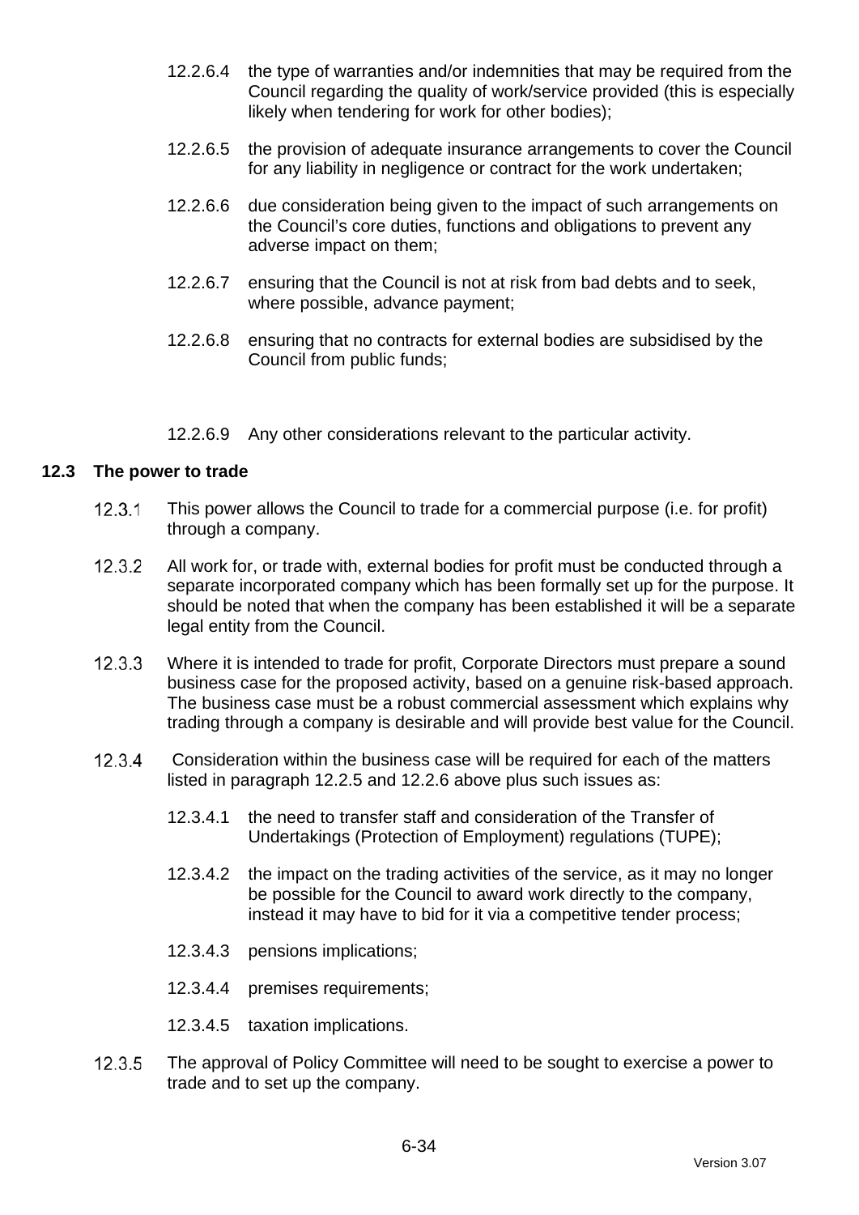12.2.6.4 the type of warranties and/or indemnities that may be required from the Council regarding the quality of work/service provided (this is especially likely when tendering for work for other bodies);

12.2.6.5 the provision of adequate insurance arrangements to cover the Council for any liability in negligence or contract for the work undertaken;

12.2.6.6 due consideration being given to the impact of such arrangements on the Council's core duties, functions and obligations to prevent any adverse impact on them;

12.2.6.7 ensuring that the Council is not at risk from bad debts and to seek, where possible, advance payment;

12.2.6.8 ensuring that no contracts for external bodies are subsidised by the Council from public funds;

12.2.6.9 Any other considerations relevant to the particular activity.

## 12.3 The power to trade

12.3.1 This power allows the Council to trade for a commercial purpose (i.e. for profit) through a company.

12.3.2 All work for, or trade with, external bodies for profit must be conducted through a separate incorporated company which has been formally set up for the purpose. It should be noted that when the company has been established it will be a separate legal entity from the Council.

12.3.3 Where it is intended to trade for profit, Corporate Directors must prepare a sound business case for the proposed activity, based on a genuine risk-based approach. The business case must be a robust commercial assessment which explains why trading through a company is desirable and will provide best value for the Council.

12.3.4 Consideration within the business case will be required for each of the matters listed in paragraph 12.2.5 and 12.2.6 above plus such issues as:

12.3.4.1 the need to transfer staff and consideration of the Transfer of Undertakings (Protection of Employment) regulations (TUPE);

12.3.4.2 the impact on the trading activities of the service, as it may no longer be possible for the Council to award work directly to the company, instead it may have to bid for it via a competitive tender process;

12.3.4.3 pensions implications;

12.3.4.4 premises requirements;

12.3.4.5 taxation implications.

12.3.5 The approval of Policy Committee will need to be sought to exercise a power to trade and to set up the company.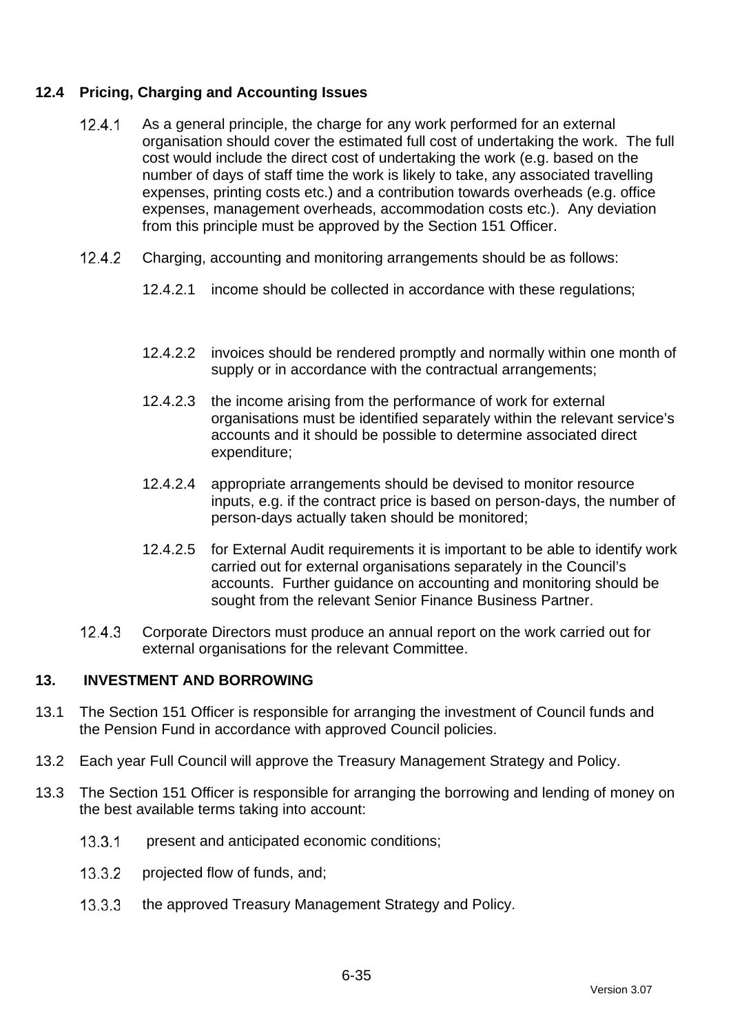### 12.4 Pricing, Charging and Accounting Issues

12.4.1 As a general principle, the charge for any work performed for an external organisation should cover the estimated full cost of undertaking the work. The full cost would include the direct cost of undertaking the work (e.g. based on the number of days of staff time the work is likely to take, any associated travelling expenses, printing costs etc.) and a contribution towards overheads (e.g. office expenses, management overheads, accommodation costs etc.). Any deviation from this principle must be approved by the Section 151 Officer.

12.4.2 Charging, accounting and monitoring arrangements should be as follows:

12.4.2.1 income should be collected in accordance with these regulations;

12.4.2.2 invoices should be rendered promptly and normally within one month of supply or in accordance with the contractual arrangements;

12.4.2.3 the income arising from the performance of work for external organisations must be identified separately within the relevant service's accounts and it should be possible to determine associated direct expenditure;

12.4.2.4 appropriate arrangements should be devised to monitor resource inputs, e.g. if the contract price is based on person-days, the number of person-days actually taken should be monitored;

12.4.2.5 for External Audit requirements it is important to be able to identify work carried out for external organisations separately in the Council's accounts. Further guidance on accounting and monitoring should be sought from the relevant Senior Finance Business Partner.

12.4.3 Corporate Directors must produce an annual report on the work carried out for external organisations for the relevant Committee.

## 13. INVESTMENT AND BORROWING

13.1 The Section 151 Officer is responsible for arranging the investment of Council funds and the Pension Fund in accordance with approved Council policies.

13.2 Each year Full Council will approve the Treasury Management Strategy and Policy.

13.3 The Section 151 Officer is responsible for arranging the borrowing and lending of money on the best available terms taking into account:

13.3.1 present and anticipated economic conditions;

13.3.2 projected flow of funds, and;

13.3.3 the approved Treasury Management Strategy and Policy.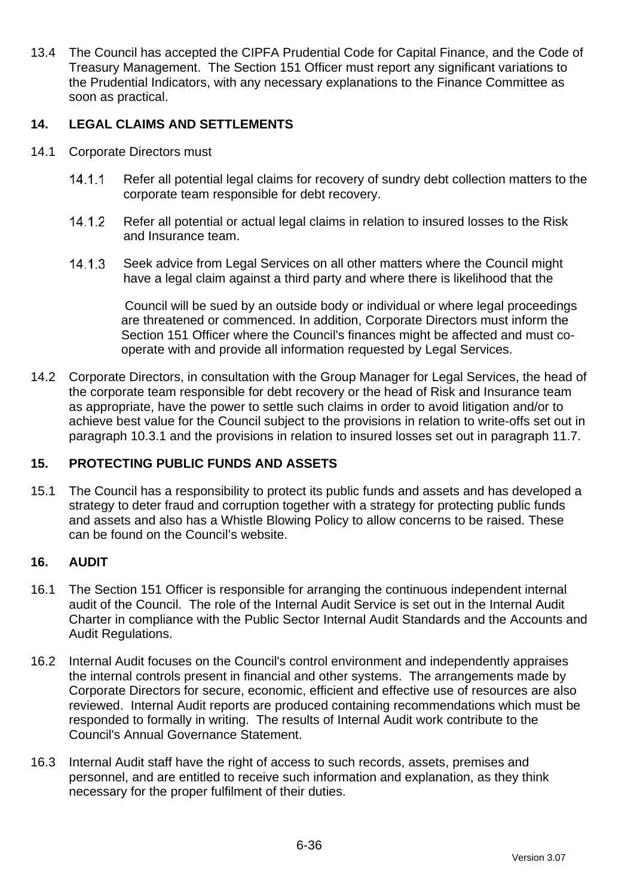13.4 The Council has accepted the CIPFA Prudential Code for Capital Finance, and the Code of Treasury Management. The Section 151 Officer must report any significant variations to the Prudential Indicators, with any necessary explanations to the Finance Committee as soon as practical.

## 14. LEGAL CLAIMS AND SETTLEMENTS

14.1 Corporate Directors must

14.1.1 Refer all potential legal claims for recovery of sundry debt collection matters to the corporate team responsible for debt recovery.

14.1.2 Refer all potential or actual legal claims in relation to insured losses to the Risk and Insurance team.

14.1.3 Seek advice from Legal Services on all other matters where the Council might have a legal claim against a third party and where there is likelihood that the Council will be sued by an outside body or individual or where legal proceedings are threatened or commenced. In addition, Corporate Directors must inform the Section 151 Officer where the Council's finances might be affected and must co-operate with and provide all information requested by Legal Services.

14.2 Corporate Directors, in consultation with the Group Manager for Legal Services, the head of the corporate team responsible for debt recovery or the head of Risk and Insurance team as appropriate, have the power to settle such claims in order to avoid litigation and/or to achieve best value for the Council subject to the provisions in relation to write-offs set out in paragraph 10.3.1 and the provisions in relation to insured losses set out in paragraph 11.7.

## 15. PROTECTING PUBLIC FUNDS AND ASSETS

15.1 The Council has a responsibility to protect its public funds and assets and has developed a strategy to deter fraud and corruption together with a strategy for protecting public funds and assets and also has a Whistle Blowing Policy to allow concerns to be raised. These can be found on the Council's website.

## 16. AUDIT

16.1 The Section 151 Officer is responsible for arranging the continuous independent internal audit of the Council. The role of the Internal Audit Service is set out in the Internal Audit Charter in compliance with the Public Sector Internal Audit Standards and the Accounts and Audit Regulations.

16.2 Internal Audit focuses on the Council's control environment and independently appraises the internal controls present in financial and other systems. The arrangements made by Corporate Directors for secure, economic, efficient and effective use of resources are also reviewed. Internal Audit reports are produced containing recommendations which must be responded to formally in writing. The results of Internal Audit work contribute to the Council's Annual Governance Statement.

16.3 Internal Audit staff have the right of access to such records, assets, premises and personnel, and are entitled to receive such information and explanation, as they think necessary for the proper fulfilment of their duties.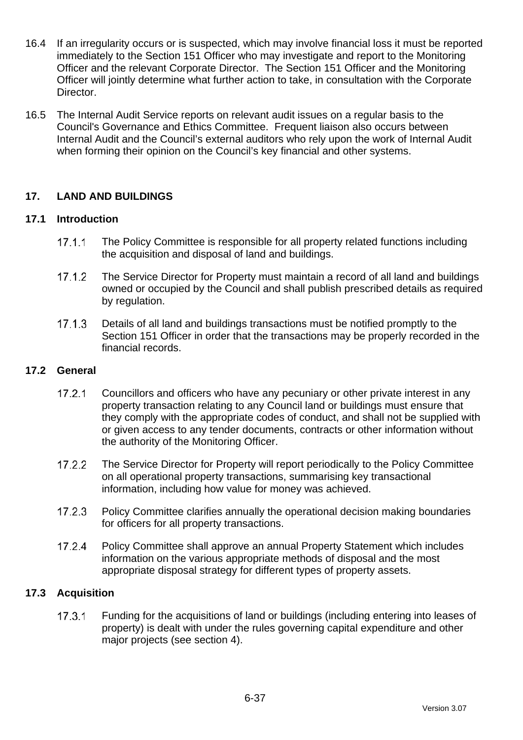16.4 If an irregularity occurs or is suspected, which may involve financial loss it must be reported immediately to the Section 151 Officer who may investigate and report to the Monitoring Officer and the relevant Corporate Director. The Section 151 Officer and the Monitoring Officer will jointly determine what further action to take, in consultation with the Corporate Director.

16.5 The Internal Audit Service reports on relevant audit issues on a regular basis to the Council's Governance and Ethics Committee. Frequent liaison also occurs between Internal Audit and the Council's external auditors who rely upon the work of Internal Audit when forming their opinion on the Council's key financial and other systems.

## 17. LAND AND BUILDINGS

### 17.1 Introduction

17.1.1 The Policy Committee is responsible for all property related functions including the acquisition and disposal of land and buildings.

17.1.2 The Service Director for Property must maintain a record of all land and buildings owned or occupied by the Council and shall publish prescribed details as required by regulation.

17.1.3 Details of all land and buildings transactions must be notified promptly to the Section 151 Officer in order that the transactions may be properly recorded in the financial records.

### 17.2 General

17.2.1 Councillors and officers who have any pecuniary or other private interest in any property transaction relating to any Council land or buildings must ensure that they comply with the appropriate codes of conduct, and shall not be supplied with or given access to any tender documents, contracts or other information without the authority of the Monitoring Officer.

17.2.2 The Service Director for Property will report periodically to the Policy Committee on all operational property transactions, summarising key transactional information, including how value for money was achieved.

17.2.3 Policy Committee clarifies annually the operational decision making boundaries for officers for all property transactions.

17.2.4 Policy Committee shall approve an annual Property Statement which includes information on the various appropriate methods of disposal and the most appropriate disposal strategy for different types of property assets.

### 17.3 Acquisition

17.3.1 Funding for the acquisitions of land or buildings (including entering into leases of property) is dealt with under the rules governing capital expenditure and other major projects (see section 4).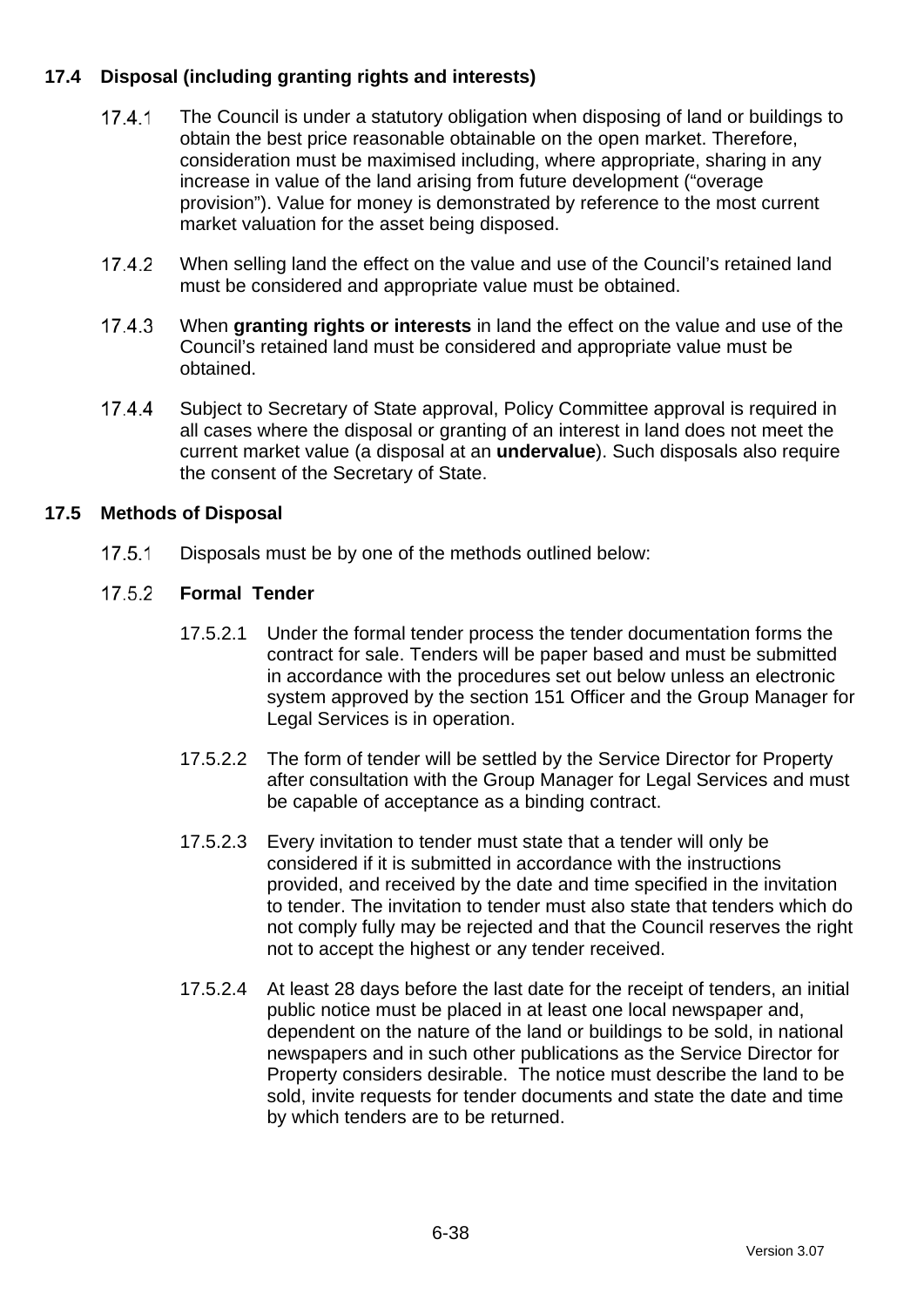## 17.4 Disposal (including granting rights and interests)

17.4.1 The Council is under a statutory obligation when disposing of land or buildings to obtain the best price reasonable obtainable on the open market. Therefore, consideration must be maximised including, where appropriate, sharing in any increase in value of the land arising from future development ("overage provision"). Value for money is demonstrated by reference to the most current market valuation for the asset being disposed.

17.4.2 When selling land the effect on the value and use of the Council's retained land must be considered and appropriate value must be obtained.

17.4.3 When **granting rights or interests** in land the effect on the value and use of the Council's retained land must be considered and appropriate value must be obtained.

17.4.4 Subject to Secretary of State approval, Policy Committee approval is required in all cases where the disposal or granting of an interest in land does not meet the current market value (a disposal at an **undervalue**). Such disposals also require the consent of the Secretary of State.

## 17.5 Methods of Disposal

17.5.1 Disposals must be by one of the methods outlined below:

17.5.2 **Formal Tender**

17.5.2.1 Under the formal tender process the tender documentation forms the contract for sale. Tenders will be paper based and must be submitted in accordance with the procedures set out below unless an electronic system approved by the section 151 Officer and the Group Manager for Legal Services is in operation.

17.5.2.2 The form of tender will be settled by the Service Director for Property after consultation with the Group Manager for Legal Services and must be capable of acceptance as a binding contract.

17.5.2.3 Every invitation to tender must state that a tender will only be considered if it is submitted in accordance with the instructions provided, and received by the date and time specified in the invitation to tender. The invitation to tender must also state that tenders which do not comply fully may be rejected and that the Council reserves the right not to accept the highest or any tender received.

17.5.2.4 At least 28 days before the last date for the receipt of tenders, an initial public notice must be placed in at least one local newspaper and, dependent on the nature of the land or buildings to be sold, in national newspapers and in such other publications as the Service Director for Property considers desirable. The notice must describe the land to be sold, invite requests for tender documents and state the date and time by which tenders are to be returned.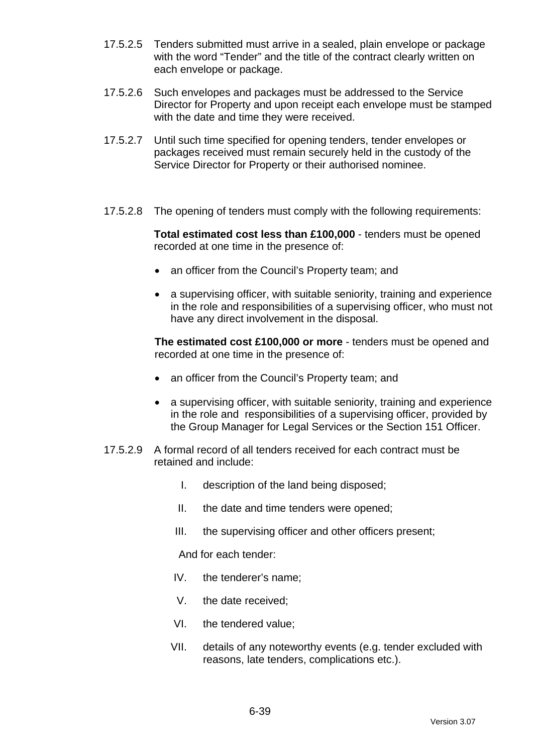17.5.2.5 Tenders submitted must arrive in a sealed, plain envelope or package with the word “Tender” and the title of the contract clearly written on each envelope or package.

17.5.2.6 Such envelopes and packages must be addressed to the Service Director for Property and upon receipt each envelope must be stamped with the date and time they were received.

17.5.2.7 Until such time specified for opening tenders, tender envelopes or packages received must remain securely held in the custody of the Service Director for Property or their authorised nominee.

17.5.2.8 The opening of tenders must comply with the following requirements:

**Total estimated cost less than £100,000** - tenders must be opened recorded at one time in the presence of:

- an officer from the Council’s Property team; and
- a supervising officer, with suitable seniority, training and experience in the role and responsibilities of a supervising officer, who must not have any direct involvement in the disposal.

**The estimated cost £100,000 or more** - tenders must be opened and recorded at one time in the presence of:

- an officer from the Council’s Property team; and
- a supervising officer, with suitable seniority, training and experience in the role and responsibilities of a supervising officer, provided by the Group Manager for Legal Services or the Section 151 Officer.

17.5.2.9 A formal record of all tenders received for each contract must be retained and include:

I. description of the land being disposed;

II. the date and time tenders were opened;

III. the supervising officer and other officers present;

And for each tender:

IV. the tenderer’s name;

V. the date received;

VI. the tendered value;

VII. details of any noteworthy events (e.g. tender excluded with reasons, late tenders, complications etc.).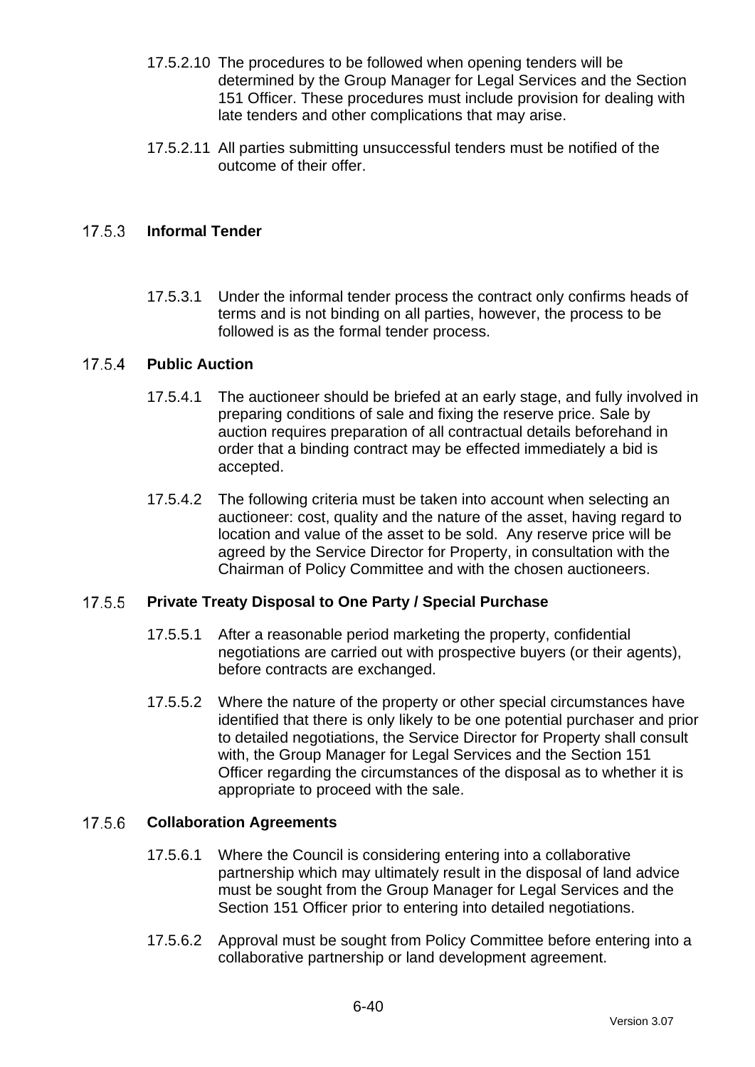17.5.2.10 The procedures to be followed when opening tenders will be determined by the Group Manager for Legal Services and the Section 151 Officer. These procedures must include provision for dealing with late tenders and other complications that may arise.

17.5.2.11 All parties submitting unsuccessful tenders must be notified of the outcome of their offer.

### 17.5.3 Informal Tender

17.5.3.1 Under the informal tender process the contract only confirms heads of terms and is not binding on all parties, however, the process to be followed is as the formal tender process.

### 17.5.4 Public Auction

17.5.4.1 The auctioneer should be briefed at an early stage, and fully involved in preparing conditions of sale and fixing the reserve price. Sale by auction requires preparation of all contractual details beforehand in order that a binding contract may be effected immediately a bid is accepted.

17.5.4.2 The following criteria must be taken into account when selecting an auctioneer: cost, quality and the nature of the asset, having regard to location and value of the asset to be sold. Any reserve price will be agreed by the Service Director for Property, in consultation with the Chairman of Policy Committee and with the chosen auctioneers.

### 17.5.5 Private Treaty Disposal to One Party / Special Purchase

17.5.5.1 After a reasonable period marketing the property, confidential negotiations are carried out with prospective buyers (or their agents), before contracts are exchanged.

17.5.5.2 Where the nature of the property or other special circumstances have identified that there is only likely to be one potential purchaser and prior to detailed negotiations, the Service Director for Property shall consult with, the Group Manager for Legal Services and the Section 151 Officer regarding the circumstances of the disposal as to whether it is appropriate to proceed with the sale.

### 17.5.6 Collaboration Agreements

17.5.6.1 Where the Council is considering entering into a collaborative partnership which may ultimately result in the disposal of land advice must be sought from the Group Manager for Legal Services and the Section 151 Officer prior to entering into detailed negotiations.

17.5.6.2 Approval must be sought from Policy Committee before entering into a collaborative partnership or land development agreement.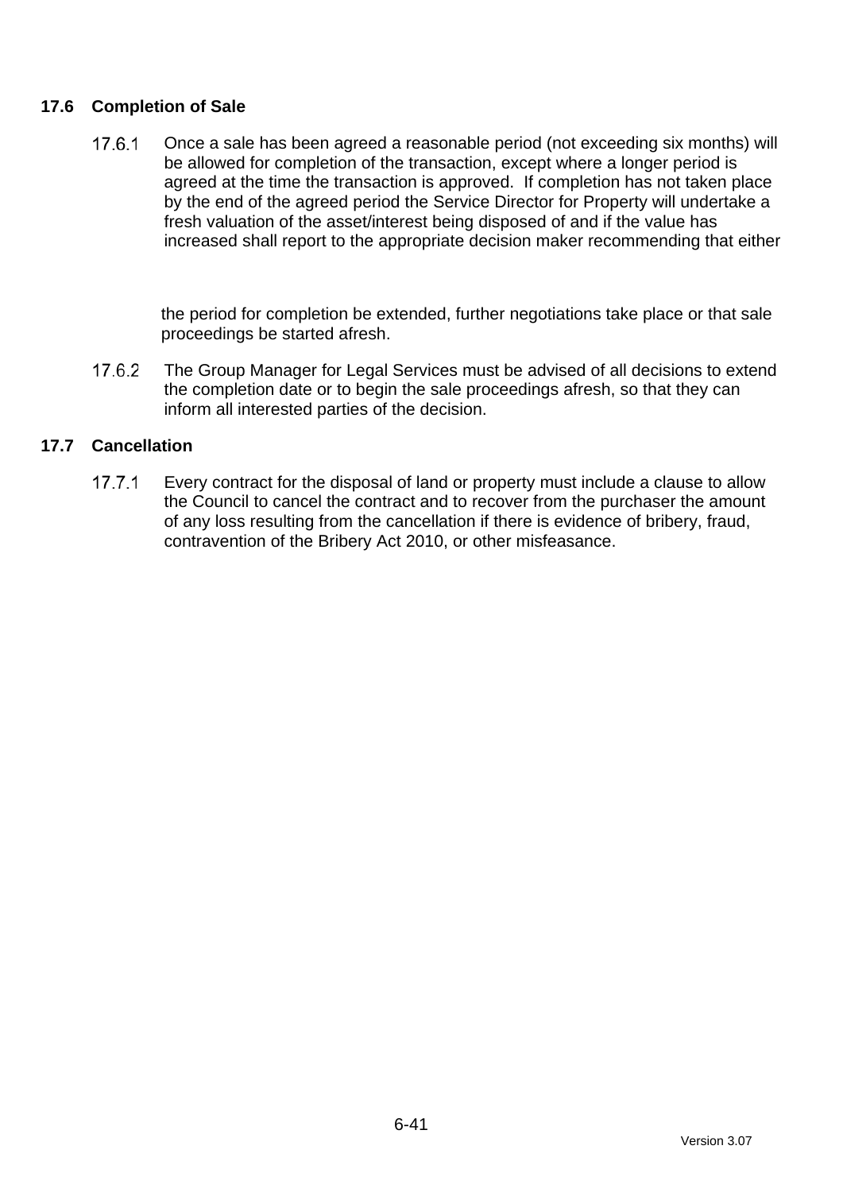## 17.6 Completion of Sale

17.6.1 Once a sale has been agreed a reasonable period (not exceeding six months) will be allowed for completion of the transaction, except where a longer period is agreed at the time the transaction is approved. If completion has not taken place by the end of the agreed period the Service Director for Property will undertake a fresh valuation of the asset/interest being disposed of and if the value has increased shall report to the appropriate decision maker recommending that either

the period for completion be extended, further negotiations take place or that sale proceedings be started afresh.

17.6.2 The Group Manager for Legal Services must be advised of all decisions to extend the completion date or to begin the sale proceedings afresh, so that they can inform all interested parties of the decision.

## 17.7 Cancellation

17.7.1 Every contract for the disposal of land or property must include a clause to allow the Council to cancel the contract and to recover from the purchaser the amount of any loss resulting from the cancellation if there is evidence of bribery, fraud, contravention of the Bribery Act 2010, or other misfeasance.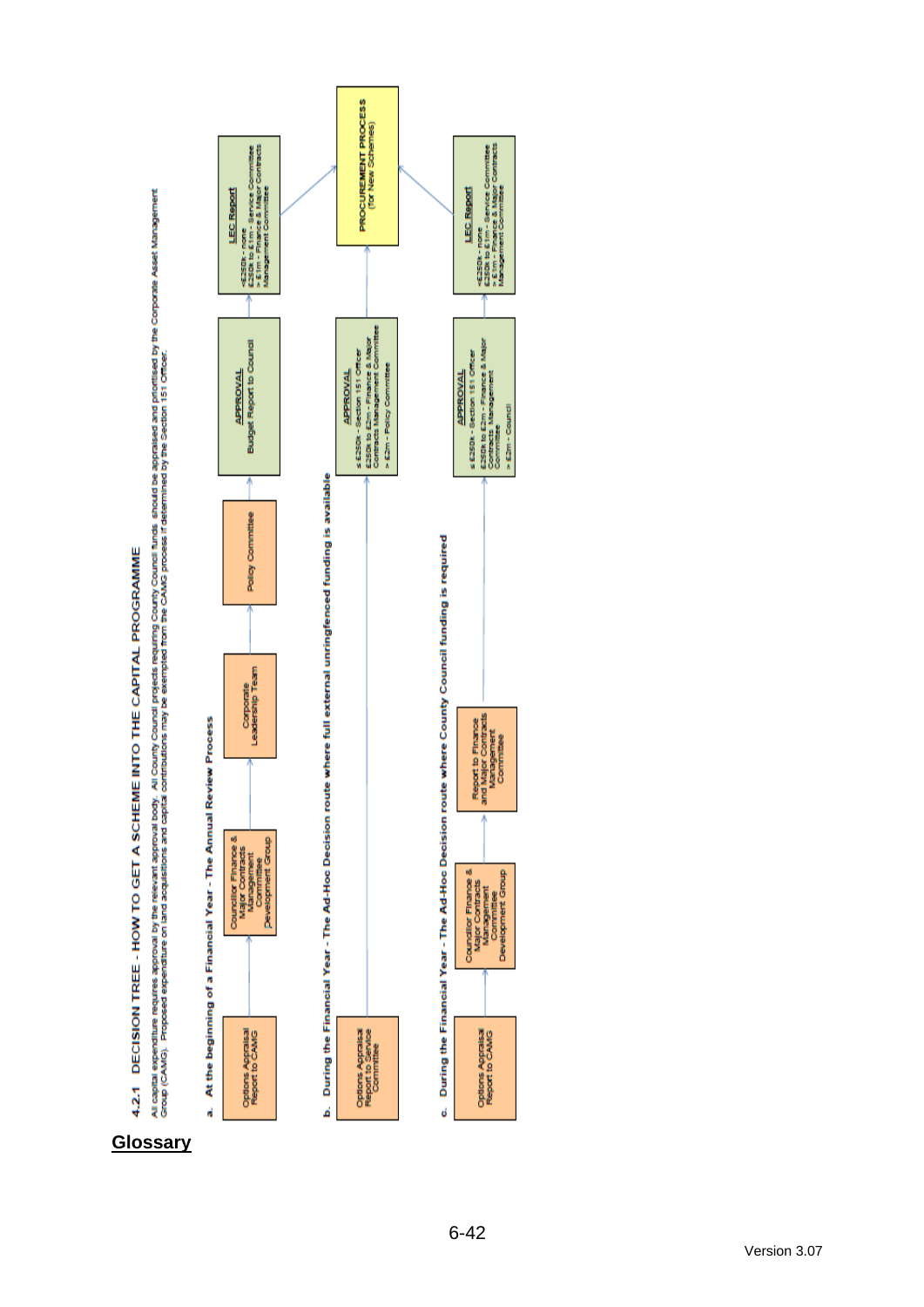## 4.2.1 DECISION TREE - HOW TO GET A SCHEME INTO THE CAPITAL PROGRAMME

All capital expenditure requires approval by the relevant approval body. All County Council projects requiring County Council funds should be appraised and prioritised by the Corporate Asset Management Group (CAMG). Proposed expenditure on land acquisitions and capital contributions may be exempted from the CAMG process if determined by the Section 151 Officer.

**a. At the beginning of a Financial Year - The Annual Review Process**

Options Appraisal Report to CAMG → Councillor Finance & Major Contracts Management Committee Development Group → Corporate Leadership Team → Policy Committee → **APPROVAL** Budget Report to Council → **LEC Report** <£250k - none; £250k to £1m - Service Committee; > £1m - Finance & Major Contracts Management Committee → PROCUREMENT PROCESS (for New Schemes)

**b. During the Financial Year - The Ad-Hoc Decision route where full external unringfenced funding is available**

Options Appraisal Report to Service Committee → **APPROVAL** ≤ £250k - Section 151 Officer; £250k to £2m - Finance & Major Contracts Management Committee; > £2m - Policy Committee → PROCUREMENT PROCESS (for New Schemes)

**c. During the Financial Year - The Ad-Hoc Decision route where County Council funding is required**

Options Appraisal Report to CAMG → Councillor Finance & Major Contracts Management Committee Development Group → Report to Finance and Major Contracts Management Committee → **APPROVAL** ≤ £250k - Section 151 Officer; £250k to £2m - Finance & Major Contracts Management Committee; > £2m - Council → **LEC Report** <£250k - none; £250k to £1m - Service Committee; > £1m - Finance & Major Contracts Management Committee → PROCUREMENT PROCESS (for New Schemes)

## Glossary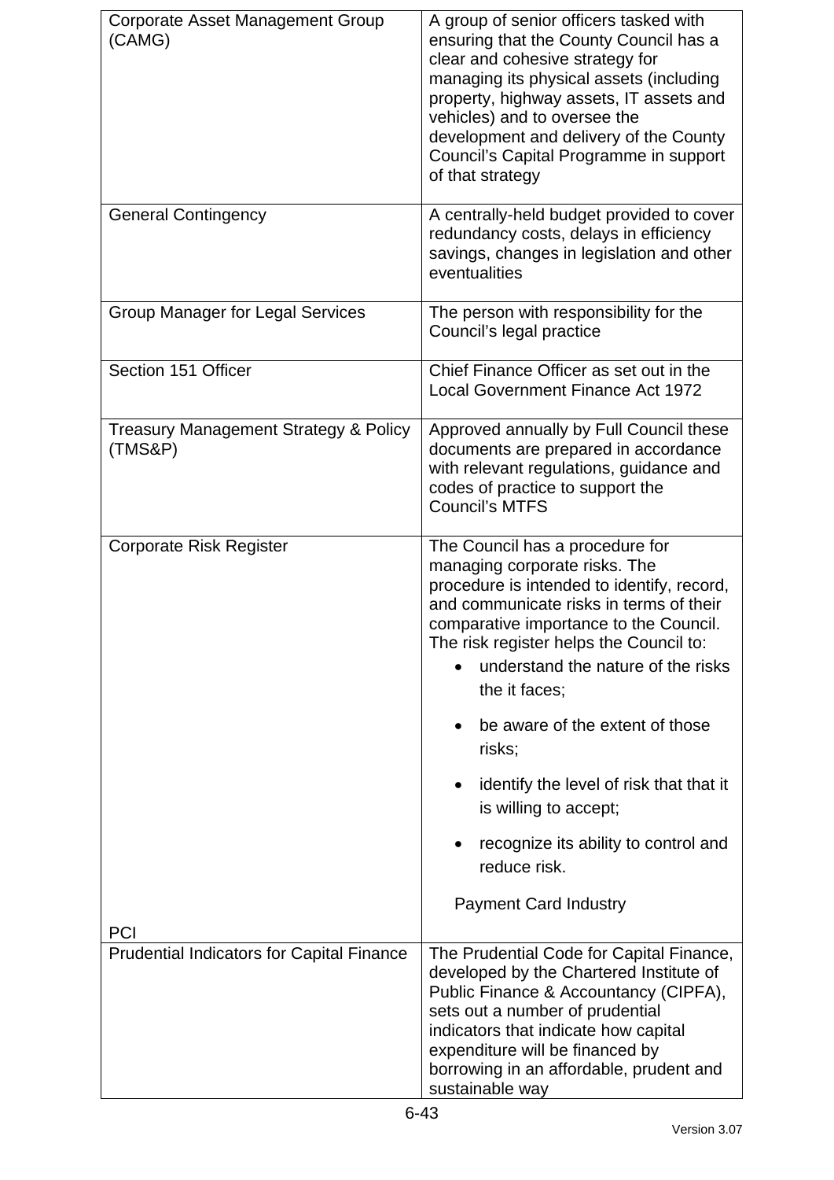| | |
|---|---|
| Corporate Asset Management Group (CAMG) | A group of senior officers tasked with ensuring that the County Council has a clear and cohesive strategy for managing its physical assets (including property, highway assets, IT assets and vehicles) and to oversee the development and delivery of the County Council's Capital Programme in support of that strategy |
| General Contingency | A centrally-held budget provided to cover redundancy costs, delays in efficiency savings, changes in legislation and other eventualities |
| Group Manager for Legal Services | The person with responsibility for the Council's legal practice |
| Section 151 Officer | Chief Finance Officer as set out in the Local Government Finance Act 1972 |
| Treasury Management Strategy & Policy (TMS&P) | Approved annually by Full Council these documents are prepared in accordance with relevant regulations, guidance and codes of practice to support the Council's MTFS |
| Corporate Risk Register | The Council has a procedure for managing corporate risks. The procedure is intended to identify, record, and communicate risks in terms of their comparative importance to the Council. The risk register helps the Council to:<br>• understand the nature of the risks the it faces;<br>• be aware of the extent of those risks;<br>• identify the level of risk that that it is willing to accept;<br>• recognize its ability to control and reduce risk. |
| PCI | Payment Card Industry |
| Prudential Indicators for Capital Finance | The Prudential Code for Capital Finance, developed by the Chartered Institute of Public Finance & Accountancy (CIPFA), sets out a number of prudential indicators that indicate how capital expenditure will be financed by borrowing in an affordable, prudent and sustainable way |

Version 3.07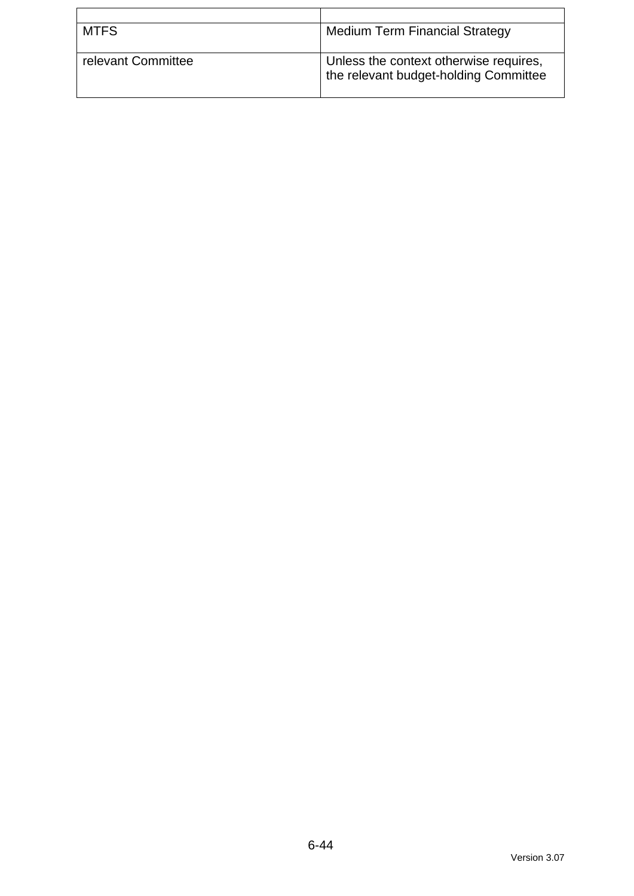| | |
|---|---|
| MTFS | Medium Term Financial Strategy |
| relevant Committee | Unless the context otherwise requires, the relevant budget-holding Committee |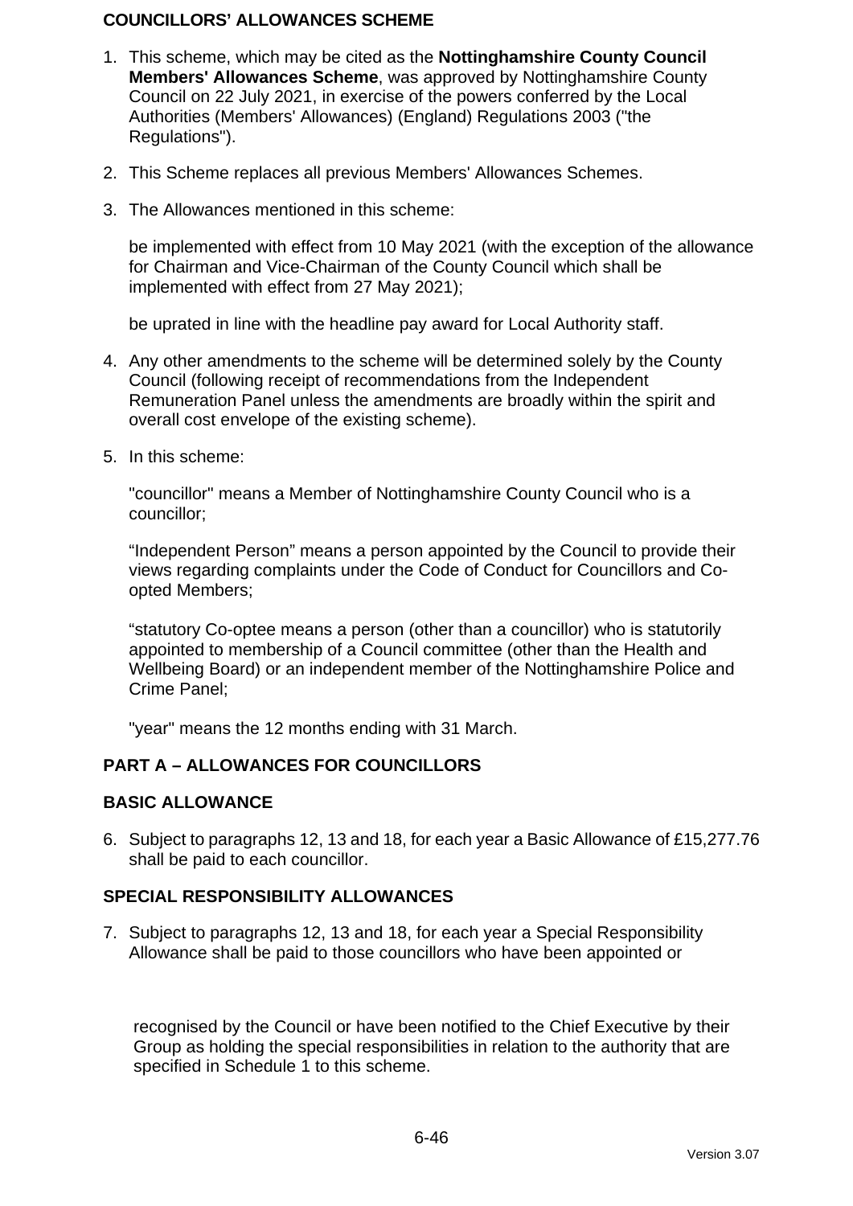## COUNCILLORS' ALLOWANCES SCHEME

1. This scheme, which may be cited as the **Nottinghamshire County Council Members' Allowances Scheme**, was approved by Nottinghamshire County Council on 22 July 2021, in exercise of the powers conferred by the Local Authorities (Members' Allowances) (England) Regulations 2003 ("the Regulations").

2. This Scheme replaces all previous Members' Allowances Schemes.

3. The Allowances mentioned in this scheme:

   be implemented with effect from 10 May 2021 (with the exception of the allowance for Chairman and Vice-Chairman of the County Council which shall be implemented with effect from 27 May 2021);

   be uprated in line with the headline pay award for Local Authority staff.

4. Any other amendments to the scheme will be determined solely by the County Council (following receipt of recommendations from the Independent Remuneration Panel unless the amendments are broadly within the spirit and overall cost envelope of the existing scheme).

5. In this scheme:

   "councillor" means a Member of Nottinghamshire County Council who is a councillor;

   "Independent Person" means a person appointed by the Council to provide their views regarding complaints under the Code of Conduct for Councillors and Co-opted Members;

   "statutory Co-optee means a person (other than a councillor) who is statutorily appointed to membership of a Council committee (other than the Health and Wellbeing Board) or an independent member of the Nottinghamshire Police and Crime Panel;

   "year" means the 12 months ending with 31 March.

## PART A – ALLOWANCES FOR COUNCILLORS

### BASIC ALLOWANCE

6. Subject to paragraphs 12, 13 and 18, for each year a Basic Allowance of £15,277.76 shall be paid to each councillor.

### SPECIAL RESPONSIBILITY ALLOWANCES

7. Subject to paragraphs 12, 13 and 18, for each year a Special Responsibility Allowance shall be paid to those councillors who have been appointed or recognised by the Council or have been notified to the Chief Executive by their Group as holding the special responsibilities in relation to the authority that are specified in Schedule 1 to this scheme.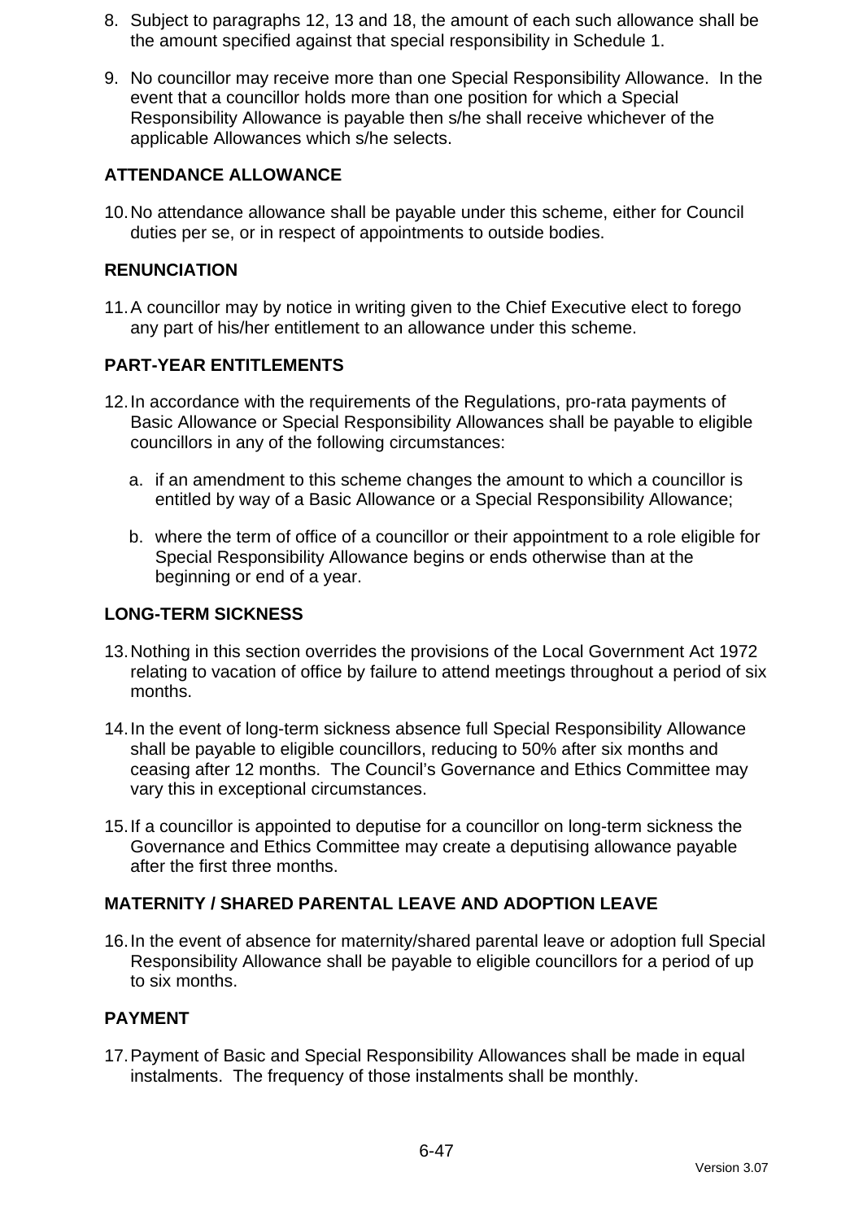8. Subject to paragraphs 12, 13 and 18, the amount of each such allowance shall be the amount specified against that special responsibility in Schedule 1.

9. No councillor may receive more than one Special Responsibility Allowance. In the event that a councillor holds more than one position for which a Special Responsibility Allowance is payable then s/he shall receive whichever of the applicable Allowances which s/he selects.

## ATTENDANCE ALLOWANCE

10. No attendance allowance shall be payable under this scheme, either for Council duties per se, or in respect of appointments to outside bodies.

## RENUNCIATION

11. A councillor may by notice in writing given to the Chief Executive elect to forego any part of his/her entitlement to an allowance under this scheme.

## PART-YEAR ENTITLEMENTS

12. In accordance with the requirements of the Regulations, pro-rata payments of Basic Allowance or Special Responsibility Allowances shall be payable to eligible councillors in any of the following circumstances:

    a. if an amendment to this scheme changes the amount to which a councillor is entitled by way of a Basic Allowance or a Special Responsibility Allowance;

    b. where the term of office of a councillor or their appointment to a role eligible for Special Responsibility Allowance begins or ends otherwise than at the beginning or end of a year.

## LONG-TERM SICKNESS

13. Nothing in this section overrides the provisions of the Local Government Act 1972 relating to vacation of office by failure to attend meetings throughout a period of six months.

14. In the event of long-term sickness absence full Special Responsibility Allowance shall be payable to eligible councillors, reducing to 50% after six months and ceasing after 12 months. The Council's Governance and Ethics Committee may vary this in exceptional circumstances.

15. If a councillor is appointed to deputise for a councillor on long-term sickness the Governance and Ethics Committee may create a deputising allowance payable after the first three months.

## MATERNITY / SHARED PARENTAL LEAVE AND ADOPTION LEAVE

16. In the event of absence for maternity/shared parental leave or adoption full Special Responsibility Allowance shall be payable to eligible councillors for a period of up to six months.

## PAYMENT

17. Payment of Basic and Special Responsibility Allowances shall be made in equal instalments. The frequency of those instalments shall be monthly.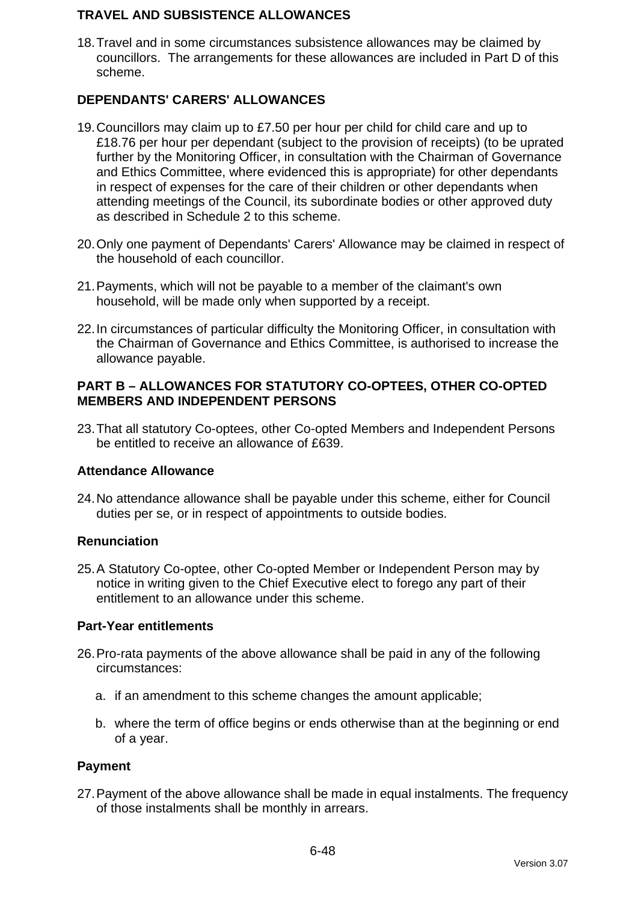## TRAVEL AND SUBSISTENCE ALLOWANCES

18. Travel and in some circumstances subsistence allowances may be claimed by councillors. The arrangements for these allowances are included in Part D of this scheme.

## DEPENDANTS' CARERS' ALLOWANCES

19. Councillors may claim up to £7.50 per hour per child for child care and up to £18.76 per hour per dependant (subject to the provision of receipts) (to be uprated further by the Monitoring Officer, in consultation with the Chairman of Governance and Ethics Committee, where evidenced this is appropriate) for other dependants in respect of expenses for the care of their children or other dependants when attending meetings of the Council, its subordinate bodies or other approved duty as described in Schedule 2 to this scheme.

20. Only one payment of Dependants' Carers' Allowance may be claimed in respect of the household of each councillor.

21. Payments, which will not be payable to a member of the claimant's own household, will be made only when supported by a receipt.

22. In circumstances of particular difficulty the Monitoring Officer, in consultation with the Chairman of Governance and Ethics Committee, is authorised to increase the allowance payable.

## PART B – ALLOWANCES FOR STATUTORY CO-OPTEES, OTHER CO-OPTED MEMBERS AND INDEPENDENT PERSONS

23. That all statutory Co-optees, other Co-opted Members and Independent Persons be entitled to receive an allowance of £639.

### Attendance Allowance

24. No attendance allowance shall be payable under this scheme, either for Council duties per se, or in respect of appointments to outside bodies.

### Renunciation

25. A Statutory Co-optee, other Co-opted Member or Independent Person may by notice in writing given to the Chief Executive elect to forego any part of their entitlement to an allowance under this scheme.

### Part-Year entitlements

26. Pro-rata payments of the above allowance shall be paid in any of the following circumstances:

    a. if an amendment to this scheme changes the amount applicable;

    b. where the term of office begins or ends otherwise than at the beginning or end of a year.

### Payment

27. Payment of the above allowance shall be made in equal instalments. The frequency of those instalments shall be monthly in arrears.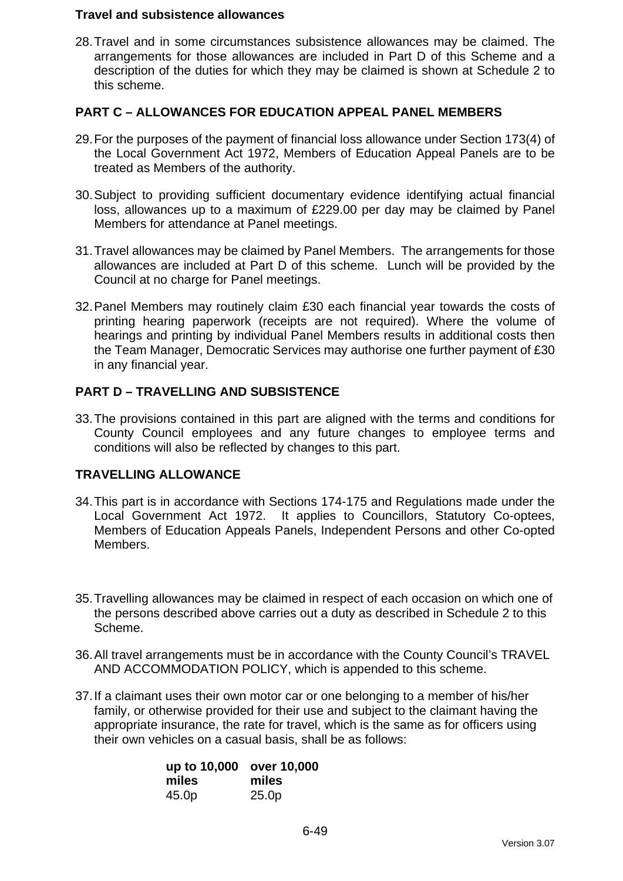**Travel and subsistence allowances**

28. Travel and in some circumstances subsistence allowances may be claimed. The arrangements for those allowances are included in Part D of this Scheme and a description of the duties for which they may be claimed is shown at Schedule 2 to this scheme.

## PART C – ALLOWANCES FOR EDUCATION APPEAL PANEL MEMBERS

29. For the purposes of the payment of financial loss allowance under Section 173(4) of the Local Government Act 1972, Members of Education Appeal Panels are to be treated as Members of the authority.

30. Subject to providing sufficient documentary evidence identifying actual financial loss, allowances up to a maximum of £229.00 per day may be claimed by Panel Members for attendance at Panel meetings.

31. Travel allowances may be claimed by Panel Members. The arrangements for those allowances are included at Part D of this scheme. Lunch will be provided by the Council at no charge for Panel meetings.

32. Panel Members may routinely claim £30 each financial year towards the costs of printing hearing paperwork (receipts are not required). Where the volume of hearings and printing by individual Panel Members results in additional costs then the Team Manager, Democratic Services may authorise one further payment of £30 in any financial year.

## PART D – TRAVELLING AND SUBSISTENCE

33. The provisions contained in this part are aligned with the terms and conditions for County Council employees and any future changes to employee terms and conditions will also be reflected by changes to this part.

### TRAVELLING ALLOWANCE

34. This part is in accordance with Sections 174-175 and Regulations made under the Local Government Act 1972. It applies to Councillors, Statutory Co-optees, Members of Education Appeals Panels, Independent Persons and other Co-opted Members.

35. Travelling allowances may be claimed in respect of each occasion on which one of the persons described above carries out a duty as described in Schedule 2 to this Scheme.

36. All travel arrangements must be in accordance with the County Council's TRAVEL AND ACCOMMODATION POLICY, which is appended to this scheme.

37. If a claimant uses their own motor car or one belonging to a member of his/her family, or otherwise provided for their use and subject to the claimant having the appropriate insurance, the rate for travel, which is the same as for officers using their own vehicles on a casual basis, shall be as follows:

| up to 10,000 miles | over 10,000 miles |
|---|---|
| 45.0p | 25.0p |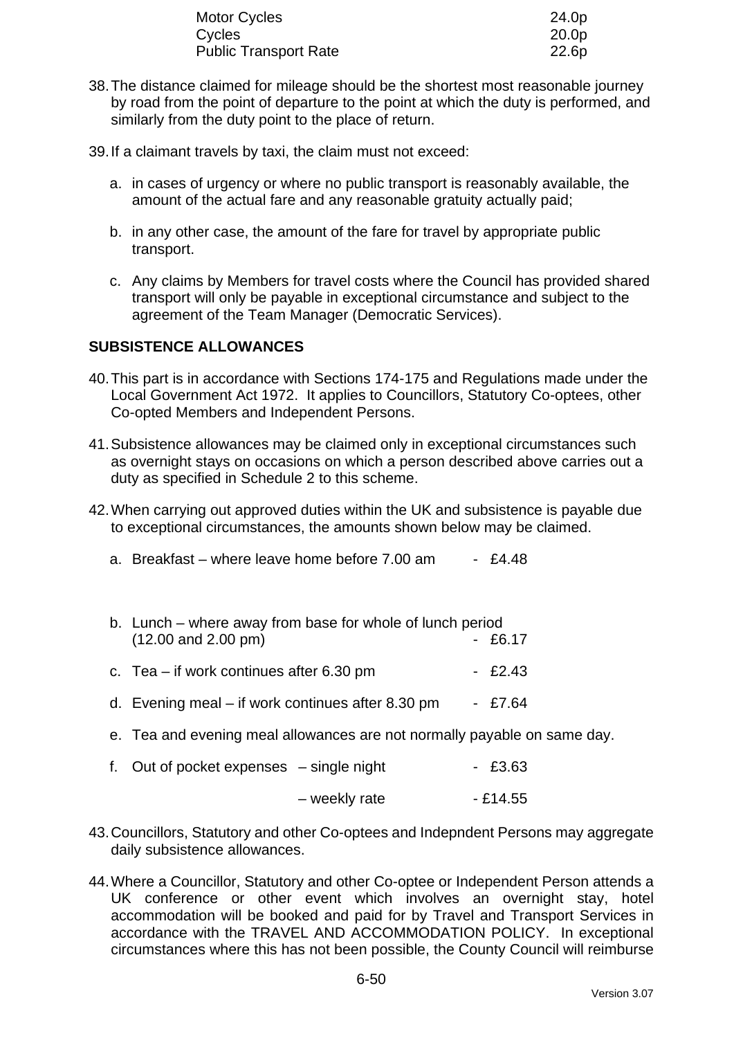| | |
|---|---|
| Motor Cycles | 24.0p |
| Cycles | 20.0p |
| Public Transport Rate | 22.6p |

38. The distance claimed for mileage should be the shortest most reasonable journey by road from the point of departure to the point at which the duty is performed, and similarly from the duty point to the place of return.

39. If a claimant travels by taxi, the claim must not exceed:

    a. in cases of urgency or where no public transport is reasonably available, the amount of the actual fare and any reasonable gratuity actually paid;

    b. in any other case, the amount of the fare for travel by appropriate public transport.

    c. Any claims by Members for travel costs where the Council has provided shared transport will only be payable in exceptional circumstance and subject to the agreement of the Team Manager (Democratic Services).

**SUBSISTENCE ALLOWANCES**

40. This part is in accordance with Sections 174-175 and Regulations made under the Local Government Act 1972. It applies to Councillors, Statutory Co-optees, other Co-opted Members and Independent Persons.

41. Subsistence allowances may be claimed only in exceptional circumstances such as overnight stays on occasions on which a person described above carries out a duty as specified in Schedule 2 to this scheme.

42. When carrying out approved duties within the UK and subsistence is payable due to exceptional circumstances, the amounts shown below may be claimed.

    a. Breakfast – where leave home before 7.00 am - £4.48

    b. Lunch – where away from base for whole of lunch period (12.00 and 2.00 pm) - £6.17

    c. Tea – if work continues after 6.30 pm - £2.43

    d. Evening meal – if work continues after 8.30 pm - £7.64

    e. Tea and evening meal allowances are not normally payable on same day.

    f. Out of pocket expenses – single night - £3.63

       – weekly rate - £14.55

43. Councillors, Statutory and other Co-optees and Indepndent Persons may aggregate daily subsistence allowances.

44. Where a Councillor, Statutory and other Co-optee or Independent Person attends a UK conference or other event which involves an overnight stay, hotel accommodation will be booked and paid for by Travel and Transport Services in accordance with the TRAVEL AND ACCOMMODATION POLICY. In exceptional circumstances where this has not been possible, the County Council will reimburse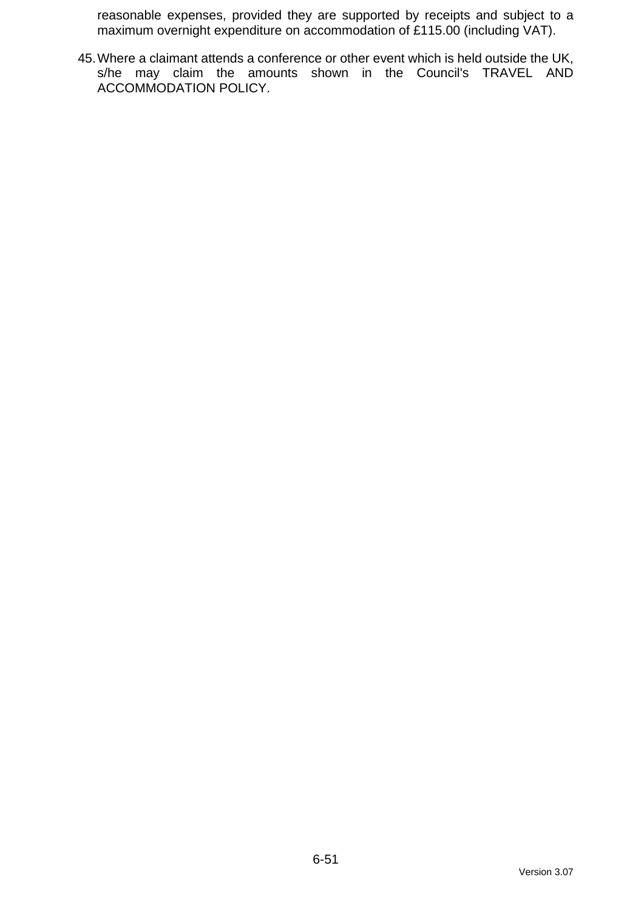reasonable expenses, provided they are supported by receipts and subject to a maximum overnight expenditure on accommodation of £115.00 (including VAT).

45. Where a claimant attends a conference or other event which is held outside the UK, s/he may claim the amounts shown in the Council's TRAVEL AND ACCOMMODATION POLICY.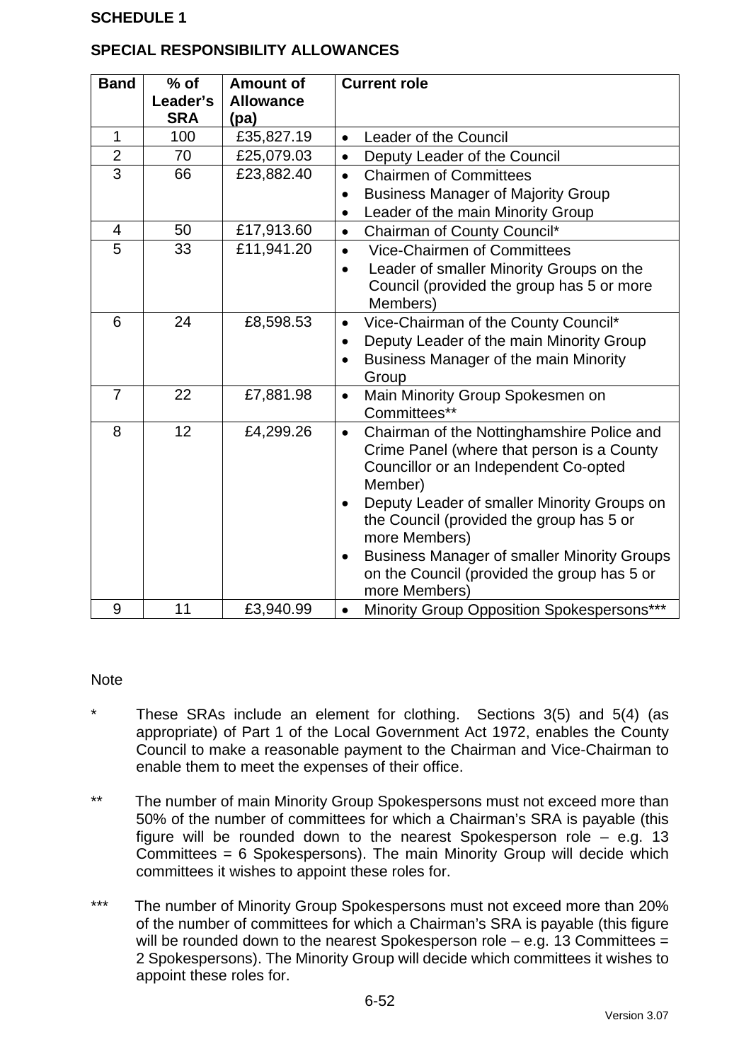**SCHEDULE 1**

**SPECIAL RESPONSIBILITY ALLOWANCES**

| Band | % of Leader's SRA | Amount of Allowance (pa) | Current role |
|---|---|---|---|
| 1 | 100 | £35,827.19 | • Leader of the Council |
| 2 | 70 | £25,079.03 | • Deputy Leader of the Council |
| 3 | 66 | £23,882.40 | • Chairmen of Committees<br>• Business Manager of Majority Group<br>• Leader of the main Minority Group |
| 4 | 50 | £17,913.60 | • Chairman of County Council* |
| 5 | 33 | £11,941.20 | • Vice-Chairmen of Committees<br>• Leader of smaller Minority Groups on the Council (provided the group has 5 or more Members) |
| 6 | 24 | £8,598.53 | • Vice-Chairman of the County Council*<br>• Deputy Leader of the main Minority Group<br>• Business Manager of the main Minority Group |
| 7 | 22 | £7,881.98 | • Main Minority Group Spokesmen on Committees** |
| 8 | 12 | £4,299.26 | • Chairman of the Nottinghamshire Police and Crime Panel (where that person is a County Councillor or an Independent Co-opted Member)<br>• Deputy Leader of smaller Minority Groups on the Council (provided the group has 5 or more Members)<br>• Business Manager of smaller Minority Groups on the Council (provided the group has 5 or more Members) |
| 9 | 11 | £3,940.99 | • Minority Group Opposition Spokespersons*** |

Note

\* These SRAs include an element for clothing. Sections 3(5) and 5(4) (as appropriate) of Part 1 of the Local Government Act 1972, enables the County Council to make a reasonable payment to the Chairman and Vice-Chairman to enable them to meet the expenses of their office.

\*\* The number of main Minority Group Spokespersons must not exceed more than 50% of the number of committees for which a Chairman's SRA is payable (this figure will be rounded down to the nearest Spokesperson role – e.g. 13 Committees = 6 Spokespersons). The main Minority Group will decide which committees it wishes to appoint these roles for.

\*\*\* The number of Minority Group Spokespersons must not exceed more than 20% of the number of committees for which a Chairman's SRA is payable (this figure will be rounded down to the nearest Spokesperson role – e.g. 13 Committees = 2 Spokespersons). The Minority Group will decide which committees it wishes to appoint these roles for.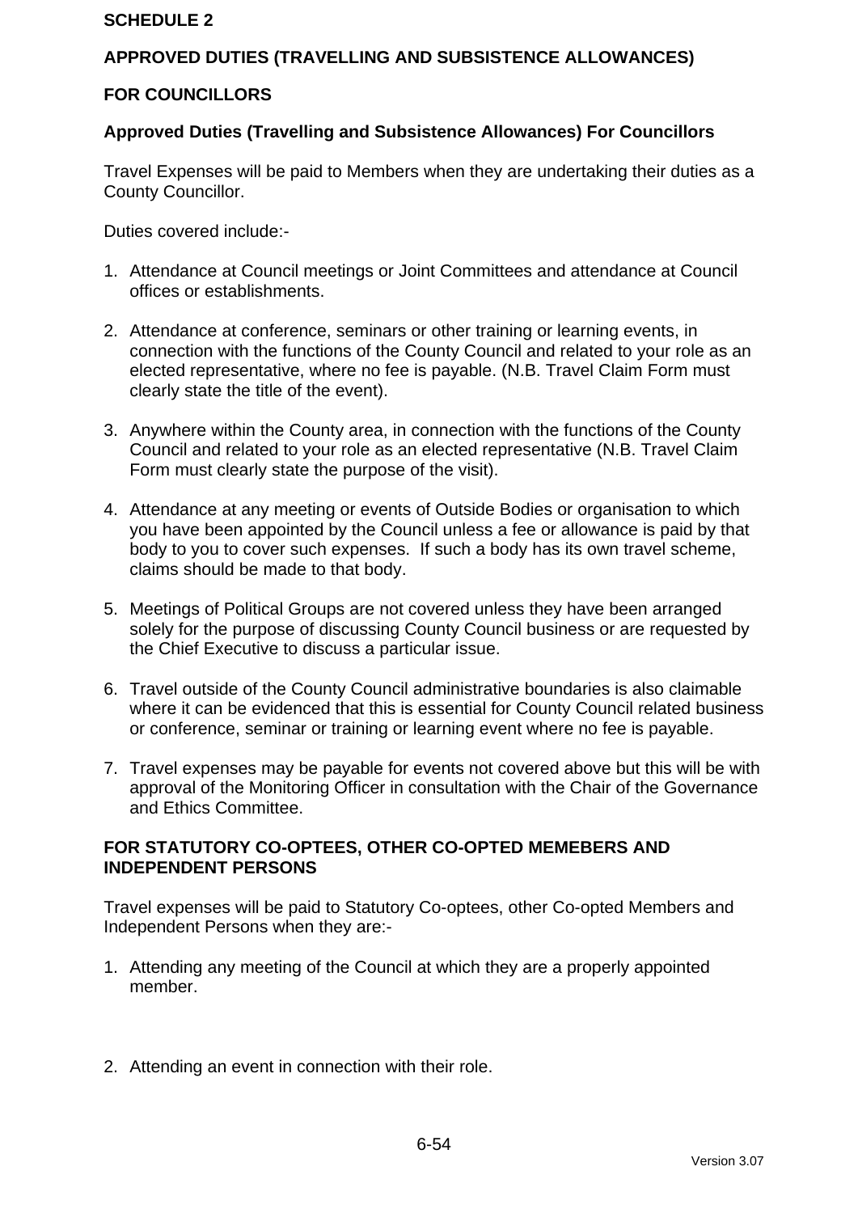## SCHEDULE 2

## APPROVED DUTIES (TRAVELLING AND SUBSISTENCE ALLOWANCES)

## FOR COUNCILLORS

### Approved Duties (Travelling and Subsistence Allowances) For Councillors

Travel Expenses will be paid to Members when they are undertaking their duties as a County Councillor.

Duties covered include:-

1. Attendance at Council meetings or Joint Committees and attendance at Council offices or establishments.

2. Attendance at conference, seminars or other training or learning events, in connection with the functions of the County Council and related to your role as an elected representative, where no fee is payable. (N.B. Travel Claim Form must clearly state the title of the event).

3. Anywhere within the County area, in connection with the functions of the County Council and related to your role as an elected representative (N.B. Travel Claim Form must clearly state the purpose of the visit).

4. Attendance at any meeting or events of Outside Bodies or organisation to which you have been appointed by the Council unless a fee or allowance is paid by that body to you to cover such expenses. If such a body has its own travel scheme, claims should be made to that body.

5. Meetings of Political Groups are not covered unless they have been arranged solely for the purpose of discussing County Council business or are requested by the Chief Executive to discuss a particular issue.

6. Travel outside of the County Council administrative boundaries is also claimable where it can be evidenced that this is essential for County Council related business or conference, seminar or training or learning event where no fee is payable.

7. Travel expenses may be payable for events not covered above but this will be with approval of the Monitoring Officer in consultation with the Chair of the Governance and Ethics Committee.

## FOR STATUTORY CO-OPTEES, OTHER CO-OPTED MEMEBERS AND INDEPENDENT PERSONS

Travel expenses will be paid to Statutory Co-optees, other Co-opted Members and Independent Persons when they are:-

1. Attending any meeting of the Council at which they are a properly appointed member.

2. Attending an event in connection with their role.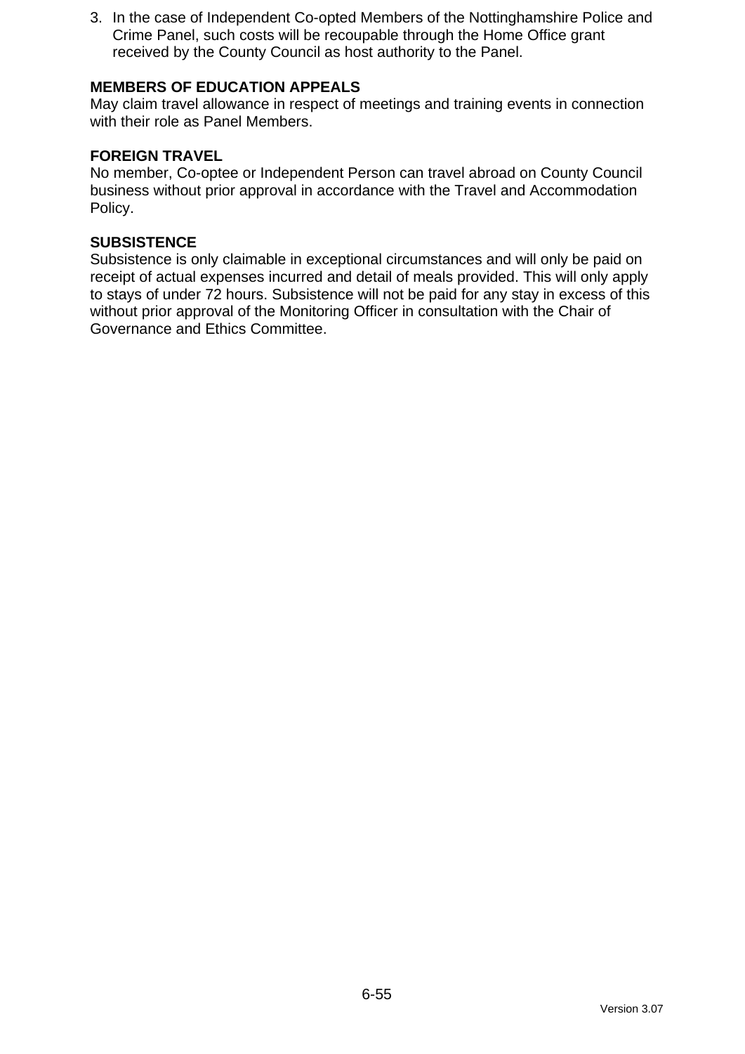3. In the case of Independent Co-opted Members of the Nottinghamshire Police and Crime Panel, such costs will be recoupable through the Home Office grant received by the County Council as host authority to the Panel.

**MEMBERS OF EDUCATION APPEALS**

May claim travel allowance in respect of meetings and training events in connection with their role as Panel Members.

**FOREIGN TRAVEL**

No member, Co-optee or Independent Person can travel abroad on County Council business without prior approval in accordance with the Travel and Accommodation Policy.

**SUBSISTENCE**

Subsistence is only claimable in exceptional circumstances and will only be paid on receipt of actual expenses incurred and detail of meals provided. This will only apply to stays of under 72 hours. Subsistence will not be paid for any stay in excess of this without prior approval of the Monitoring Officer in consultation with the Chair of Governance and Ethics Committee.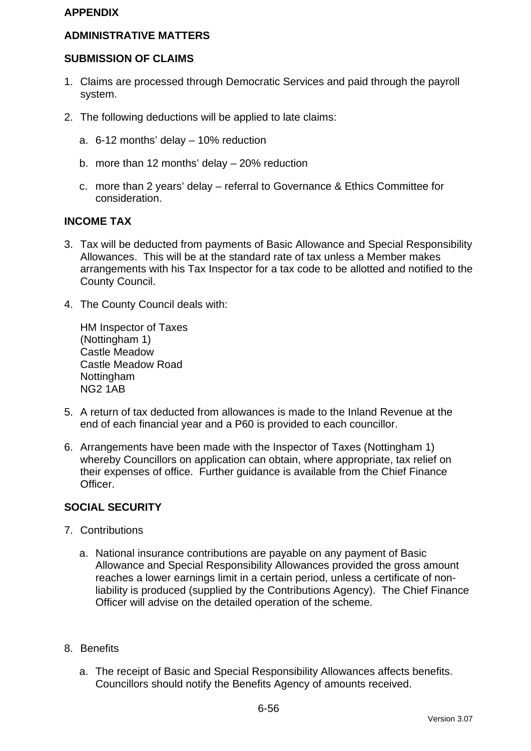# APPENDIX

## ADMINISTRATIVE MATTERS

### SUBMISSION OF CLAIMS

1. Claims are processed through Democratic Services and paid through the payroll system.

2. The following deductions will be applied to late claims:

   a. 6-12 months' delay – 10% reduction

   b. more than 12 months' delay – 20% reduction

   c. more than 2 years' delay – referral to Governance & Ethics Committee for consideration.

### INCOME TAX

3. Tax will be deducted from payments of Basic Allowance and Special Responsibility Allowances. This will be at the standard rate of tax unless a Member makes arrangements with his Tax Inspector for a tax code to be allotted and notified to the County Council.

4. The County Council deals with:

   HM Inspector of Taxes
   (Nottingham 1)
   Castle Meadow
   Castle Meadow Road
   Nottingham
   NG2 1AB

5. A return of tax deducted from allowances is made to the Inland Revenue at the end of each financial year and a P60 is provided to each councillor.

6. Arrangements have been made with the Inspector of Taxes (Nottingham 1) whereby Councillors on application can obtain, where appropriate, tax relief on their expenses of office. Further guidance is available from the Chief Finance Officer.

### SOCIAL SECURITY

7. Contributions

   a. National insurance contributions are payable on any payment of Basic Allowance and Special Responsibility Allowances provided the gross amount reaches a lower earnings limit in a certain period, unless a certificate of non-liability is produced (supplied by the Contributions Agency). The Chief Finance Officer will advise on the detailed operation of the scheme.

8. Benefits

   a. The receipt of Basic and Special Responsibility Allowances affects benefits. Councillors should notify the Benefits Agency of amounts received.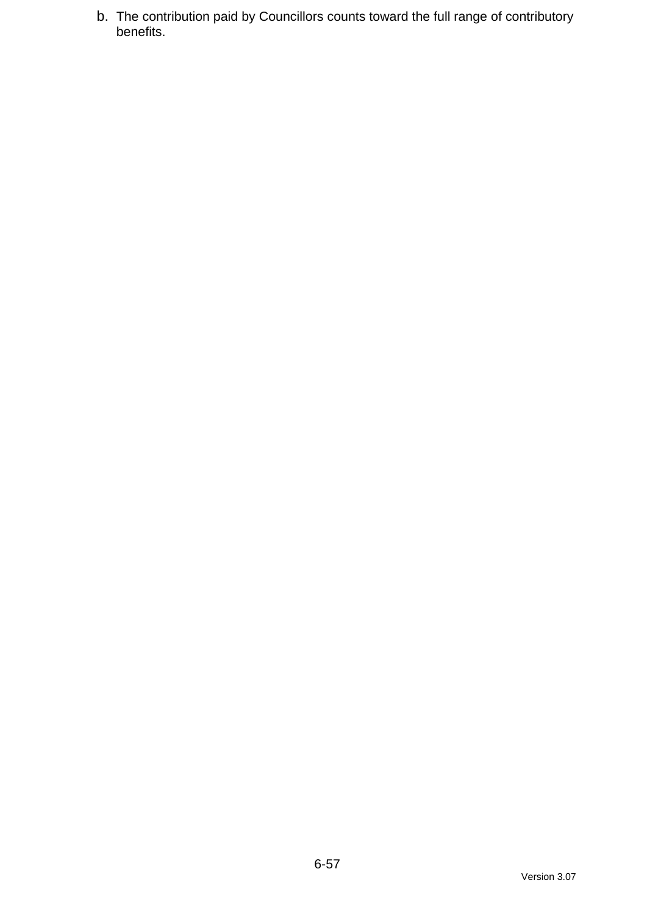b. The contribution paid by Councillors counts toward the full range of contributory benefits.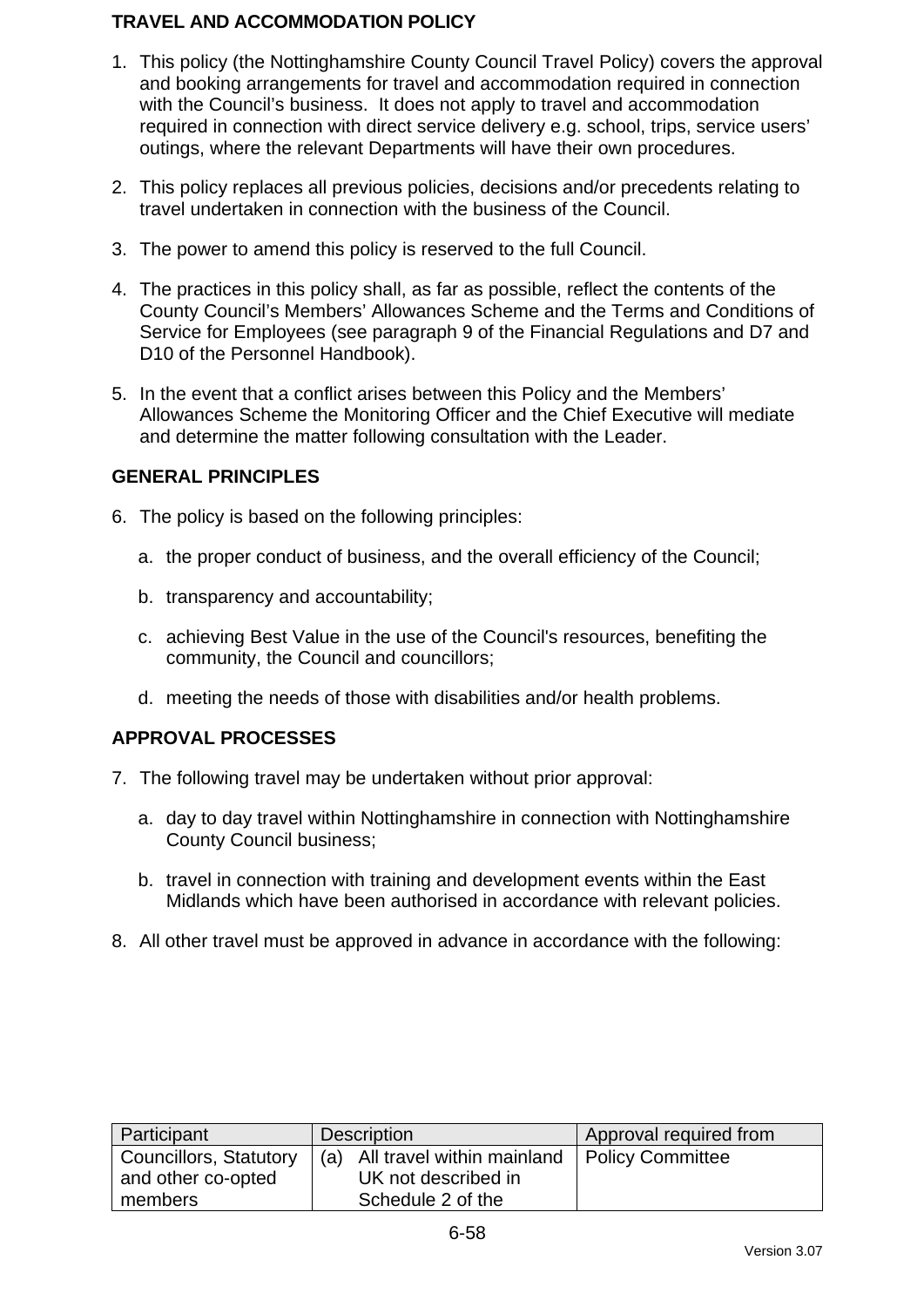# TRAVEL AND ACCOMMODATION POLICY

1. This policy (the Nottinghamshire County Council Travel Policy) covers the approval and booking arrangements for travel and accommodation required in connection with the Council's business. It does not apply to travel and accommodation required in connection with direct service delivery e.g. school, trips, service users' outings, where the relevant Departments will have their own procedures.

2. This policy replaces all previous policies, decisions and/or precedents relating to travel undertaken in connection with the business of the Council.

3. The power to amend this policy is reserved to the full Council.

4. The practices in this policy shall, as far as possible, reflect the contents of the County Council's Members' Allowances Scheme and the Terms and Conditions of Service for Employees (see paragraph 9 of the Financial Regulations and D7 and D10 of the Personnel Handbook).

5. In the event that a conflict arises between this Policy and the Members' Allowances Scheme the Monitoring Officer and the Chief Executive will mediate and determine the matter following consultation with the Leader.

## GENERAL PRINCIPLES

6. The policy is based on the following principles:

   a. the proper conduct of business, and the overall efficiency of the Council;

   b. transparency and accountability;

   c. achieving Best Value in the use of the Council's resources, benefiting the community, the Council and councillors;

   d. meeting the needs of those with disabilities and/or health problems.

## APPROVAL PROCESSES

7. The following travel may be undertaken without prior approval:

   a. day to day travel within Nottinghamshire in connection with Nottinghamshire County Council business;

   b. travel in connection with training and development events within the East Midlands which have been authorised in accordance with relevant policies.

8. All other travel must be approved in advance in accordance with the following:

| Participant | Description | Approval required from |
|---|---|---|
| Councillors, Statutory and other co-opted members | (a) All travel within mainland UK not described in Schedule 2 of the | Policy Committee |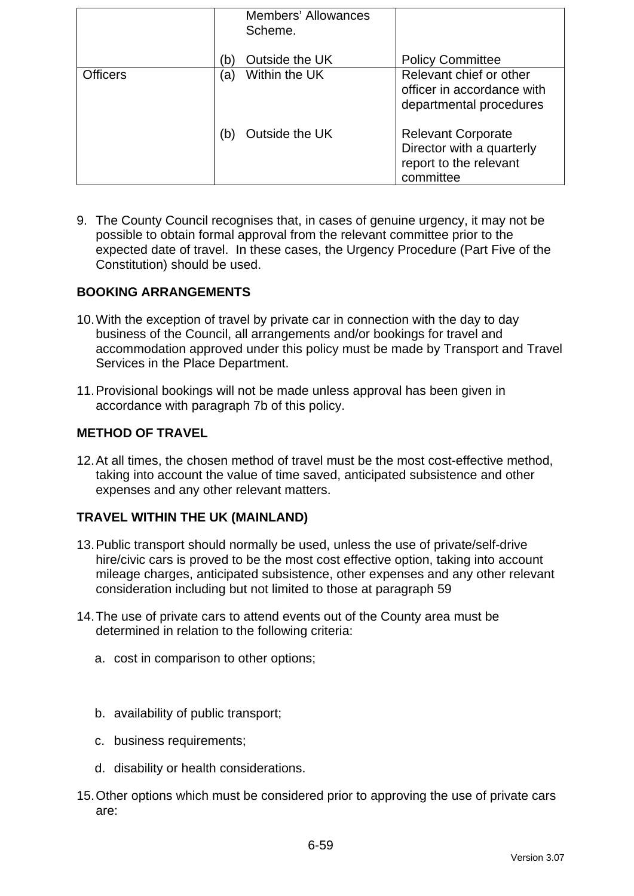| | | |
|---|---|---|
| | Members' Allowances Scheme.<br><br>(b) Outside the UK | <br><br>Policy Committee |
| Officers | (a) Within the UK<br><br><br>(b) Outside the UK | Relevant chief or other officer in accordance with departmental procedures<br><br>Relevant Corporate Director with a quarterly report to the relevant committee |

9. The County Council recognises that, in cases of genuine urgency, it may not be possible to obtain formal approval from the relevant committee prior to the expected date of travel. In these cases, the Urgency Procedure (Part Five of the Constitution) should be used.

**BOOKING ARRANGEMENTS**

10. With the exception of travel by private car in connection with the day to day business of the Council, all arrangements and/or bookings for travel and accommodation approved under this policy must be made by Transport and Travel Services in the Place Department.

11. Provisional bookings will not be made unless approval has been given in accordance with paragraph 7b of this policy.

**METHOD OF TRAVEL**

12. At all times, the chosen method of travel must be the most cost-effective method, taking into account the value of time saved, anticipated subsistence and other expenses and any other relevant matters.

**TRAVEL WITHIN THE UK (MAINLAND)**

13. Public transport should normally be used, unless the use of private/self-drive hire/civic cars is proved to be the most cost effective option, taking into account mileage charges, anticipated subsistence, other expenses and any other relevant consideration including but not limited to those at paragraph 59

14. The use of private cars to attend events out of the County area must be determined in relation to the following criteria:

    a. cost in comparison to other options;

    b. availability of public transport;

    c. business requirements;

    d. disability or health considerations.

15. Other options which must be considered prior to approving the use of private cars are: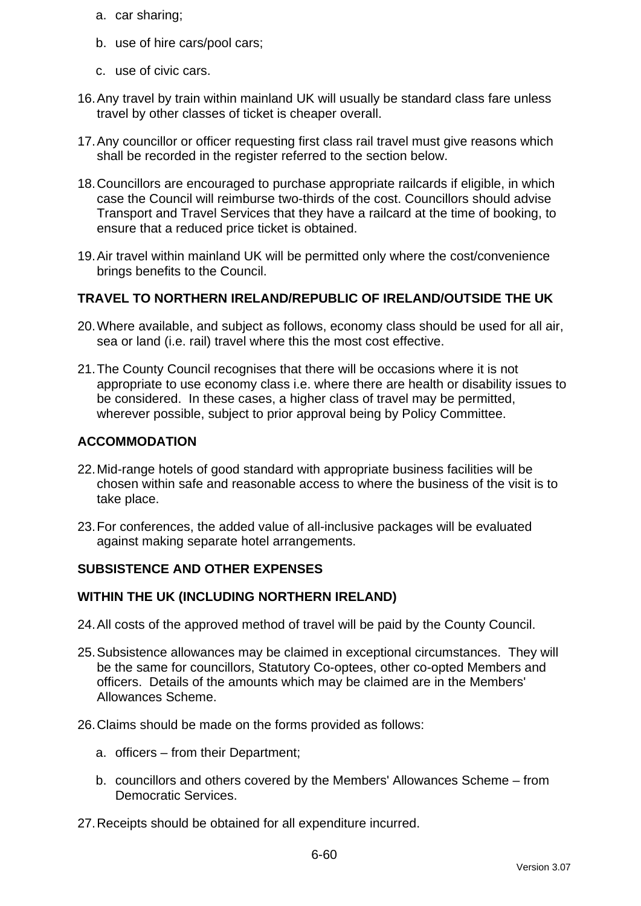a. car sharing;

   b. use of hire cars/pool cars;

   c. use of civic cars.

16. Any travel by train within mainland UK will usually be standard class fare unless travel by other classes of ticket is cheaper overall.

17. Any councillor or officer requesting first class rail travel must give reasons which shall be recorded in the register referred to the section below.

18. Councillors are encouraged to purchase appropriate railcards if eligible, in which case the Council will reimburse two-thirds of the cost. Councillors should advise Transport and Travel Services that they have a railcard at the time of booking, to ensure that a reduced price ticket is obtained.

19. Air travel within mainland UK will be permitted only where the cost/convenience brings benefits to the Council.

**TRAVEL TO NORTHERN IRELAND/REPUBLIC OF IRELAND/OUTSIDE THE UK**

20. Where available, and subject as follows, economy class should be used for all air, sea or land (i.e. rail) travel where this the most cost effective.

21. The County Council recognises that there will be occasions where it is not appropriate to use economy class i.e. where there are health or disability issues to be considered. In these cases, a higher class of travel may be permitted, wherever possible, subject to prior approval being by Policy Committee.

**ACCOMMODATION**

22. Mid-range hotels of good standard with appropriate business facilities will be chosen within safe and reasonable access to where the business of the visit is to take place.

23. For conferences, the added value of all-inclusive packages will be evaluated against making separate hotel arrangements.

**SUBSISTENCE AND OTHER EXPENSES**

**WITHIN THE UK (INCLUDING NORTHERN IRELAND)**

24. All costs of the approved method of travel will be paid by the County Council.

25. Subsistence allowances may be claimed in exceptional circumstances. They will be the same for councillors, Statutory Co-optees, other co-opted Members and officers. Details of the amounts which may be claimed are in the Members' Allowances Scheme.

26. Claims should be made on the forms provided as follows:

   a. officers – from their Department;

   b. councillors and others covered by the Members' Allowances Scheme – from Democratic Services.

27. Receipts should be obtained for all expenditure incurred.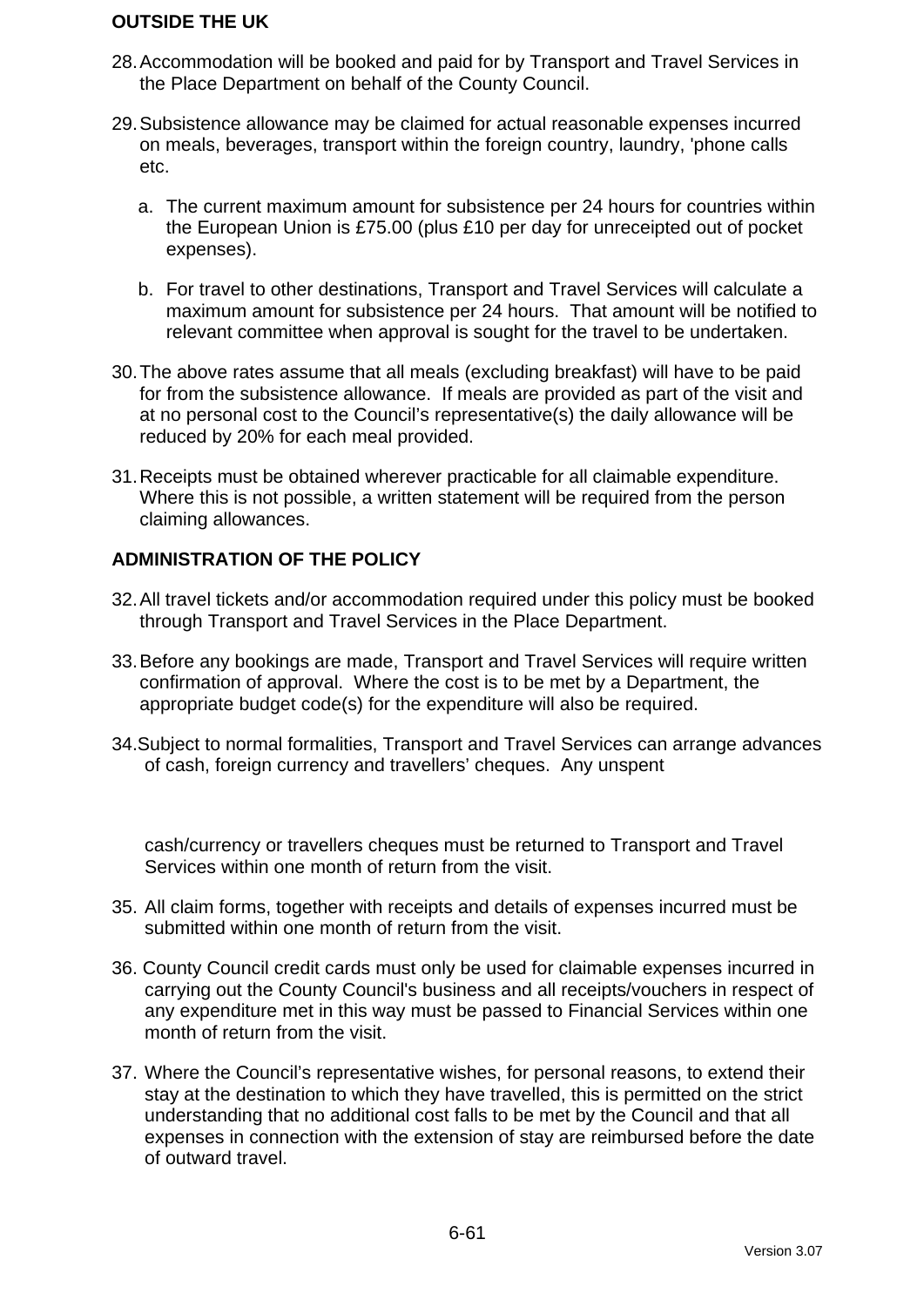**OUTSIDE THE UK**

28. Accommodation will be booked and paid for by Transport and Travel Services in the Place Department on behalf of the County Council.

29. Subsistence allowance may be claimed for actual reasonable expenses incurred on meals, beverages, transport within the foreign country, laundry, 'phone calls etc.

    a. The current maximum amount for subsistence per 24 hours for countries within the European Union is £75.00 (plus £10 per day for unreceipted out of pocket expenses).

    b. For travel to other destinations, Transport and Travel Services will calculate a maximum amount for subsistence per 24 hours. That amount will be notified to relevant committee when approval is sought for the travel to be undertaken.

30. The above rates assume that all meals (excluding breakfast) will have to be paid for from the subsistence allowance. If meals are provided as part of the visit and at no personal cost to the Council's representative(s) the daily allowance will be reduced by 20% for each meal provided.

31. Receipts must be obtained wherever practicable for all claimable expenditure. Where this is not possible, a written statement will be required from the person claiming allowances.

**ADMINISTRATION OF THE POLICY**

32. All travel tickets and/or accommodation required under this policy must be booked through Transport and Travel Services in the Place Department.

33. Before any bookings are made, Transport and Travel Services will require written confirmation of approval. Where the cost is to be met by a Department, the appropriate budget code(s) for the expenditure will also be required.

34. Subject to normal formalities, Transport and Travel Services can arrange advances of cash, foreign currency and travellers' cheques. Any unspent cash/currency or travellers cheques must be returned to Transport and Travel Services within one month of return from the visit.

35. All claim forms, together with receipts and details of expenses incurred must be submitted within one month of return from the visit.

36. County Council credit cards must only be used for claimable expenses incurred in carrying out the County Council's business and all receipts/vouchers in respect of any expenditure met in this way must be passed to Financial Services within one month of return from the visit.

37. Where the Council's representative wishes, for personal reasons, to extend their stay at the destination to which they have travelled, this is permitted on the strict understanding that no additional cost falls to be met by the Council and that all expenses in connection with the extension of stay are reimbursed before the date of outward travel.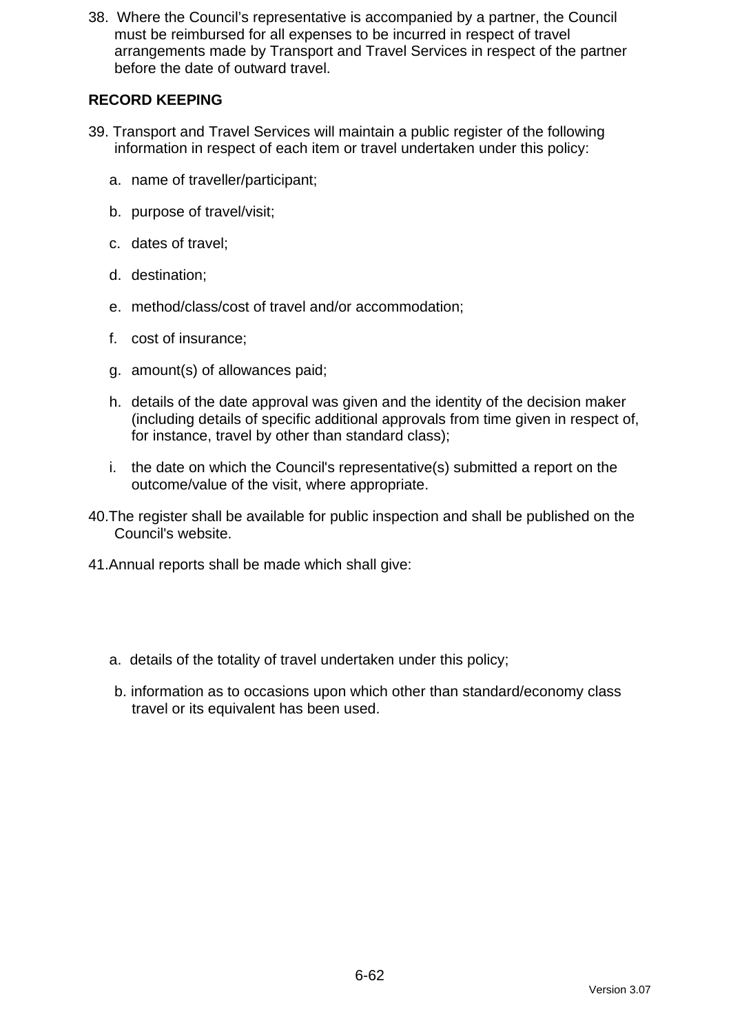38. Where the Council's representative is accompanied by a partner, the Council must be reimbursed for all expenses to be incurred in respect of travel arrangements made by Transport and Travel Services in respect of the partner before the date of outward travel.

**RECORD KEEPING**

39. Transport and Travel Services will maintain a public register of the following information in respect of each item or travel undertaken under this policy:

    a. name of traveller/participant;

    b. purpose of travel/visit;

    c. dates of travel;

    d. destination;

    e. method/class/cost of travel and/or accommodation;

    f. cost of insurance;

    g. amount(s) of allowances paid;

    h. details of the date approval was given and the identity of the decision maker (including details of specific additional approvals from time given in respect of, for instance, travel by other than standard class);

    i. the date on which the Council's representative(s) submitted a report on the outcome/value of the visit, where appropriate.

40. The register shall be available for public inspection and shall be published on the Council's website.

41. Annual reports shall be made which shall give:

    a. details of the totality of travel undertaken under this policy;

    b. information as to occasions upon which other than standard/economy class travel or its equivalent has been used.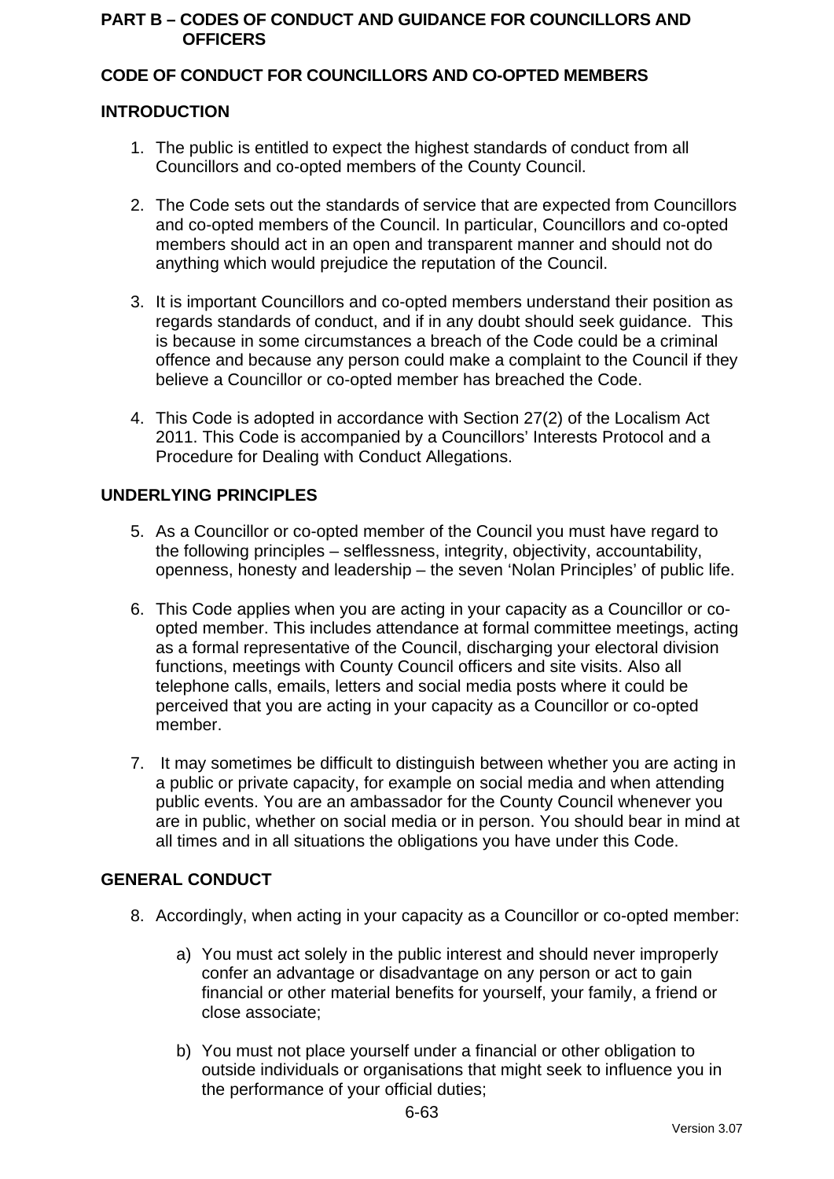# PART B – CODES OF CONDUCT AND GUIDANCE FOR COUNCILLORS AND OFFICERS

## CODE OF CONDUCT FOR COUNCILLORS AND CO-OPTED MEMBERS

### INTRODUCTION

1. The public is entitled to expect the highest standards of conduct from all Councillors and co-opted members of the County Council.

2. The Code sets out the standards of service that are expected from Councillors and co-opted members of the Council. In particular, Councillors and co-opted members should act in an open and transparent manner and should not do anything which would prejudice the reputation of the Council.

3. It is important Councillors and co-opted members understand their position as regards standards of conduct, and if in any doubt should seek guidance. This is because in some circumstances a breach of the Code could be a criminal offence and because any person could make a complaint to the Council if they believe a Councillor or co-opted member has breached the Code.

4. This Code is adopted in accordance with Section 27(2) of the Localism Act 2011. This Code is accompanied by a Councillors' Interests Protocol and a Procedure for Dealing with Conduct Allegations.

### UNDERLYING PRINCIPLES

5. As a Councillor or co-opted member of the Council you must have regard to the following principles – selflessness, integrity, objectivity, accountability, openness, honesty and leadership – the seven 'Nolan Principles' of public life.

6. This Code applies when you are acting in your capacity as a Councillor or co-opted member. This includes attendance at formal committee meetings, acting as a formal representative of the Council, discharging your electoral division functions, meetings with County Council officers and site visits. Also all telephone calls, emails, letters and social media posts where it could be perceived that you are acting in your capacity as a Councillor or co-opted member.

7. It may sometimes be difficult to distinguish between whether you are acting in a public or private capacity, for example on social media and when attending public events. You are an ambassador for the County Council whenever you are in public, whether on social media or in person. You should bear in mind at all times and in all situations the obligations you have under this Code.

### GENERAL CONDUCT

8. Accordingly, when acting in your capacity as a Councillor or co-opted member:

   a) You must act solely in the public interest and should never improperly confer an advantage or disadvantage on any person or act to gain financial or other material benefits for yourself, your family, a friend or close associate;

   b) You must not place yourself under a financial or other obligation to outside individuals or organisations that might seek to influence you in the performance of your official duties;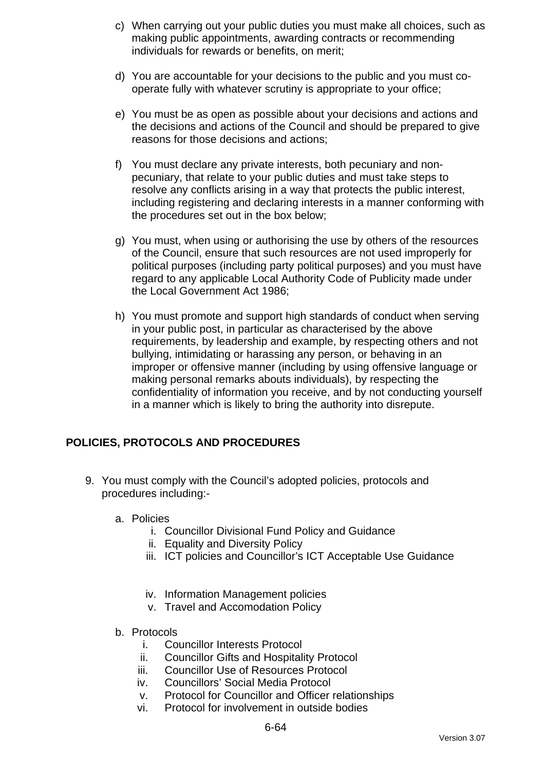c) When carrying out your public duties you must make all choices, such as making public appointments, awarding contracts or recommending individuals for rewards or benefits, on merit;

d) You are accountable for your decisions to the public and you must co-operate fully with whatever scrutiny is appropriate to your office;

e) You must be as open as possible about your decisions and actions and the decisions and actions of the Council and should be prepared to give reasons for those decisions and actions;

f) You must declare any private interests, both pecuniary and non-pecuniary, that relate to your public duties and must take steps to resolve any conflicts arising in a way that protects the public interest, including registering and declaring interests in a manner conforming with the procedures set out in the box below;

g) You must, when using or authorising the use by others of the resources of the Council, ensure that such resources are not used improperly for political purposes (including party political purposes) and you must have regard to any applicable Local Authority Code of Publicity made under the Local Government Act 1986;

h) You must promote and support high standards of conduct when serving in your public post, in particular as characterised by the above requirements, by leadership and example, by respecting others and not bullying, intimidating or harassing any person, or behaving in an improper or offensive manner (including by using offensive language or making personal remarks abouts individuals), by respecting the confidentiality of information you receive, and by not conducting yourself in a manner which is likely to bring the authority into disrepute.

## POLICIES, PROTOCOLS AND PROCEDURES

9. You must comply with the Council's adopted policies, protocols and procedures including:-

   a. Policies
      i. Councillor Divisional Fund Policy and Guidance
      ii. Equality and Diversity Policy
      iii. ICT policies and Councillor's ICT Acceptable Use Guidance
      iv. Information Management policies
      v. Travel and Accomodation Policy

   b. Protocols
      i. Councillor Interests Protocol
      ii. Councillor Gifts and Hospitality Protocol
      iii. Councillor Use of Resources Protocol
      iv. Councillors' Social Media Protocol
      v. Protocol for Councillor and Officer relationships
      vi. Protocol for involvement in outside bodies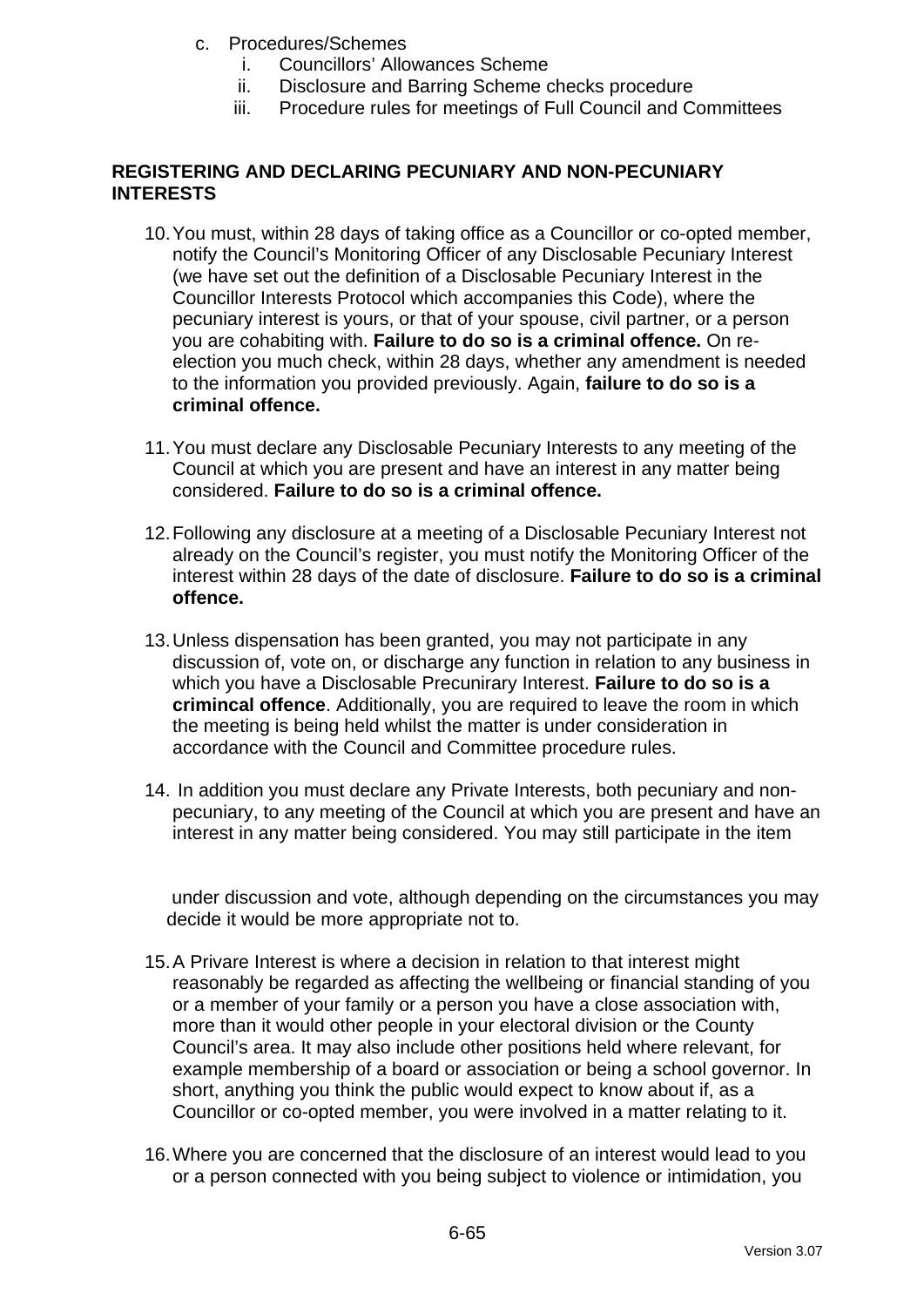c. Procedures/Schemes
    i. Councillors' Allowances Scheme
    ii. Disclosure and Barring Scheme checks procedure
    iii. Procedure rules for meetings of Full Council and Committees

## REGISTERING AND DECLARING PECUNIARY AND NON-PECUNIARY INTERESTS

10. You must, within 28 days of taking office as a Councillor or co-opted member, notify the Council's Monitoring Officer of any Disclosable Pecuniary Interest (we have set out the definition of a Disclosable Pecuniary Interest in the Councillor Interests Protocol which accompanies this Code), where the pecuniary interest is yours, or that of your spouse, civil partner, or a person you are cohabiting with. **Failure to do so is a criminal offence.** On re-election you much check, within 28 days, whether any amendment is needed to the information you provided previously. Again, **failure to do so is a criminal offence.**

11. You must declare any Disclosable Pecuniary Interests to any meeting of the Council at which you are present and have an interest in any matter being considered. **Failure to do so is a criminal offence.**

12. Following any disclosure at a meeting of a Disclosable Pecuniary Interest not already on the Council's register, you must notify the Monitoring Officer of the interest within 28 days of the date of disclosure. **Failure to do so is a criminal offence.**

13. Unless dispensation has been granted, you may not participate in any discussion of, vote on, or discharge any function in relation to any business in which you have a Disclosable Precunirary Interest. **Failure to do so is a crimincal offence**. Additionally, you are required to leave the room in which the meeting is being held whilst the matter is under consideration in accordance with the Council and Committee procedure rules.

14. In addition you must declare any Private Interests, both pecuniary and non-pecuniary, to any meeting of the Council at which you are present and have an interest in any matter being considered. You may still participate in the item under discussion and vote, although depending on the circumstances you may decide it would be more appropriate not to.

15. A Privare Interest is where a decision in relation to that interest might reasonably be regarded as affecting the wellbeing or financial standing of you or a member of your family or a person you have a close association with, more than it would other people in your electoral division or the County Council's area. It may also include other positions held where relevant, for example membership of a board or association or being a school governor. In short, anything you think the public would expect to know about if, as a Councillor or co-opted member, you were involved in a matter relating to it.

16. Where you are concerned that the disclosure of an interest would lead to you or a person connected with you being subject to violence or intimidation, you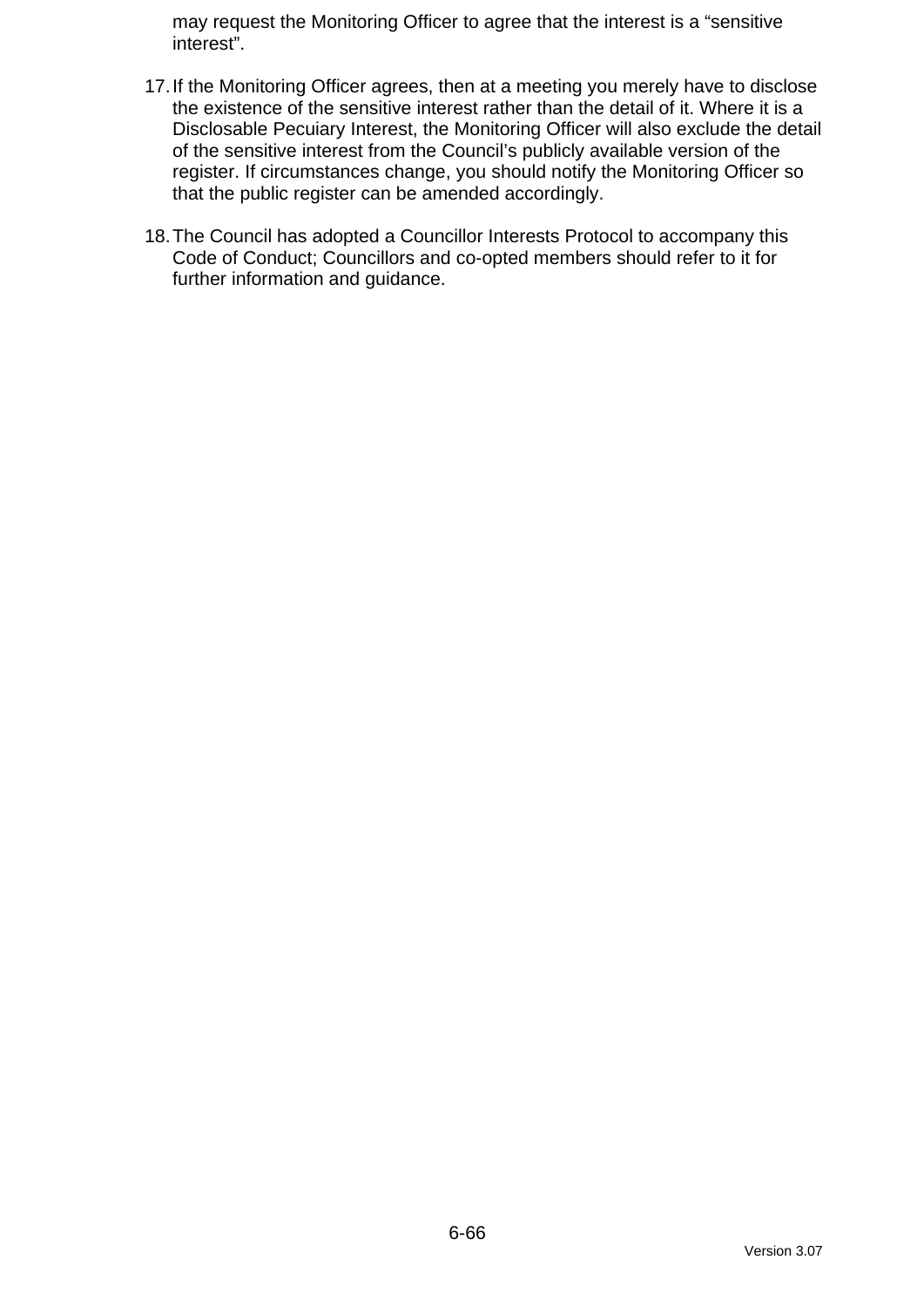may request the Monitoring Officer to agree that the interest is a “sensitive interest”.

17. If the Monitoring Officer agrees, then at a meeting you merely have to disclose the existence of the sensitive interest rather than the detail of it. Where it is a Disclosable Pecuiary Interest, the Monitoring Officer will also exclude the detail of the sensitive interest from the Council’s publicly available version of the register. If circumstances change, you should notify the Monitoring Officer so that the public register can be amended accordingly.

18. The Council has adopted a Councillor Interests Protocol to accompany this Code of Conduct; Councillors and co-opted members should refer to it for further information and guidance.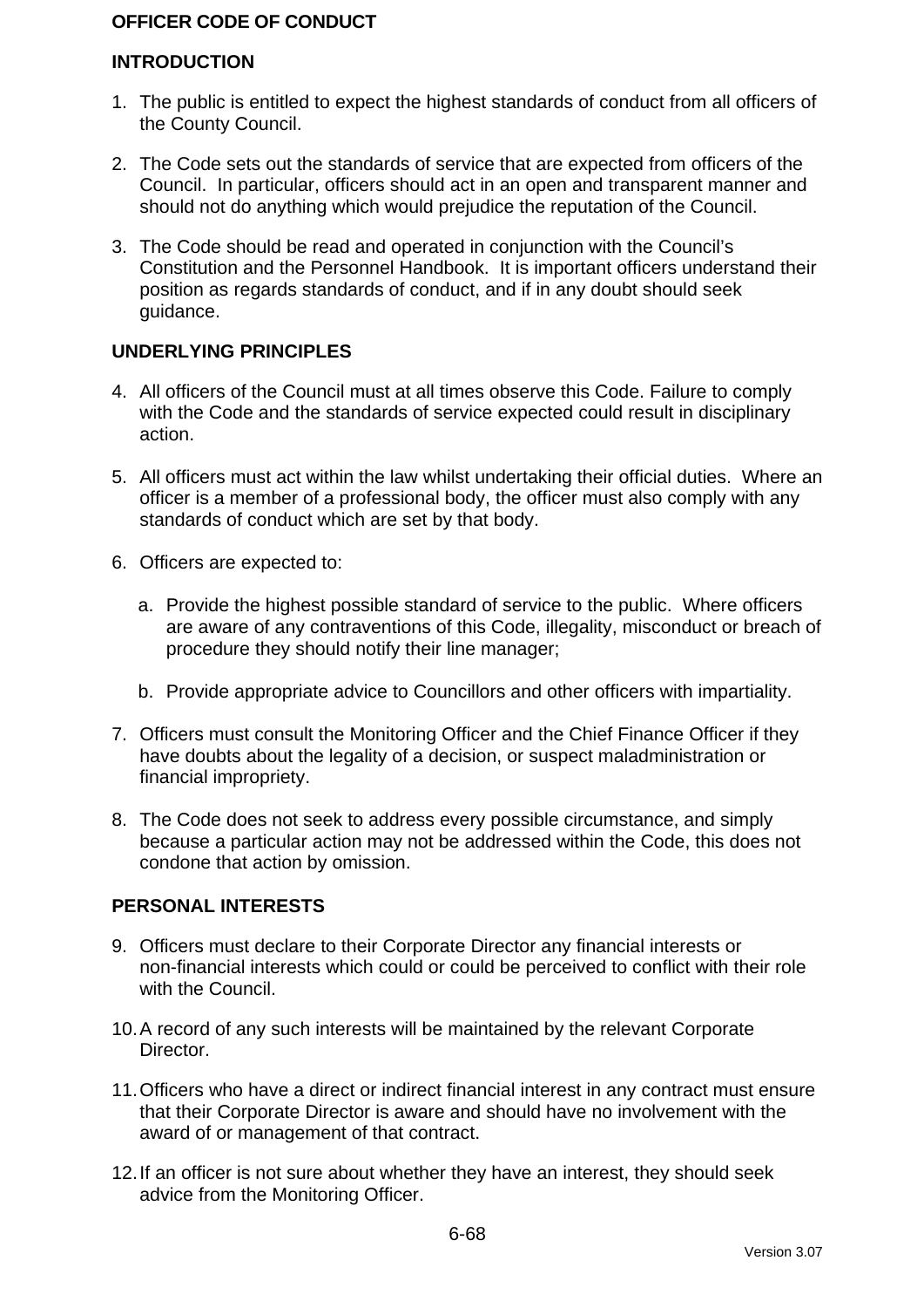# OFFICER CODE OF CONDUCT

## INTRODUCTION

1. The public is entitled to expect the highest standards of conduct from all officers of the County Council.

2. The Code sets out the standards of service that are expected from officers of the Council. In particular, officers should act in an open and transparent manner and should not do anything which would prejudice the reputation of the Council.

3. The Code should be read and operated in conjunction with the Council's Constitution and the Personnel Handbook. It is important officers understand their position as regards standards of conduct, and if in any doubt should seek guidance.

## UNDERLYING PRINCIPLES

4. All officers of the Council must at all times observe this Code. Failure to comply with the Code and the standards of service expected could result in disciplinary action.

5. All officers must act within the law whilst undertaking their official duties. Where an officer is a member of a professional body, the officer must also comply with any standards of conduct which are set by that body.

6. Officers are expected to:

   a. Provide the highest possible standard of service to the public. Where officers are aware of any contraventions of this Code, illegality, misconduct or breach of procedure they should notify their line manager;

   b. Provide appropriate advice to Councillors and other officers with impartiality.

7. Officers must consult the Monitoring Officer and the Chief Finance Officer if they have doubts about the legality of a decision, or suspect maladministration or financial impropriety.

8. The Code does not seek to address every possible circumstance, and simply because a particular action may not be addressed within the Code, this does not condone that action by omission.

## PERSONAL INTERESTS

9. Officers must declare to their Corporate Director any financial interests or non-financial interests which could or could be perceived to conflict with their role with the Council.

10. A record of any such interests will be maintained by the relevant Corporate Director.

11. Officers who have a direct or indirect financial interest in any contract must ensure that their Corporate Director is aware and should have no involvement with the award of or management of that contract.

12. If an officer is not sure about whether they have an interest, they should seek advice from the Monitoring Officer.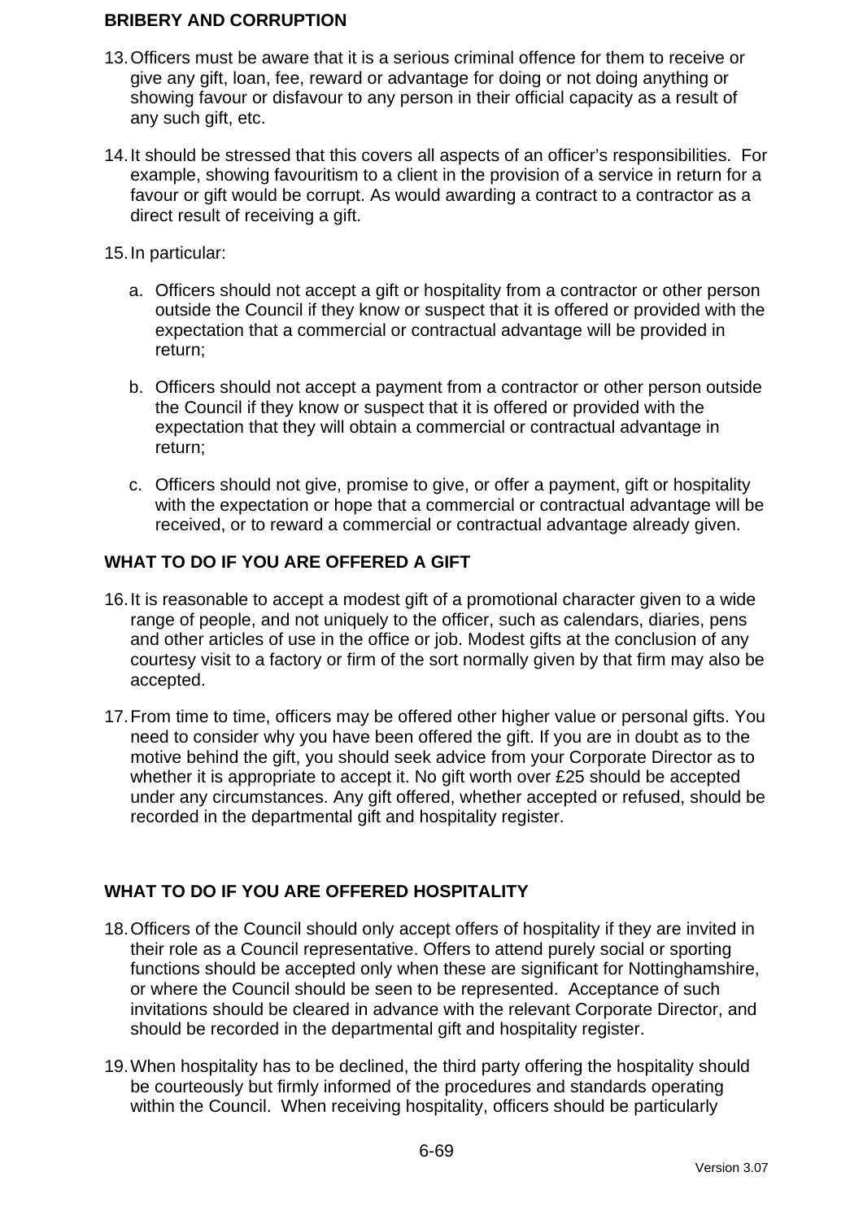## BRIBERY AND CORRUPTION

13. Officers must be aware that it is a serious criminal offence for them to receive or give any gift, loan, fee, reward or advantage for doing or not doing anything or showing favour or disfavour to any person in their official capacity as a result of any such gift, etc.

14. It should be stressed that this covers all aspects of an officer's responsibilities. For example, showing favouritism to a client in the provision of a service in return for a favour or gift would be corrupt. As would awarding a contract to a contractor as a direct result of receiving a gift.

15. In particular:

    a. Officers should not accept a gift or hospitality from a contractor or other person outside the Council if they know or suspect that it is offered or provided with the expectation that a commercial or contractual advantage will be provided in return;

    b. Officers should not accept a payment from a contractor or other person outside the Council if they know or suspect that it is offered or provided with the expectation that they will obtain a commercial or contractual advantage in return;

    c. Officers should not give, promise to give, or offer a payment, gift or hospitality with the expectation or hope that a commercial or contractual advantage will be received, or to reward a commercial or contractual advantage already given.

## WHAT TO DO IF YOU ARE OFFERED A GIFT

16. It is reasonable to accept a modest gift of a promotional character given to a wide range of people, and not uniquely to the officer, such as calendars, diaries, pens and other articles of use in the office or job. Modest gifts at the conclusion of any courtesy visit to a factory or firm of the sort normally given by that firm may also be accepted.

17. From time to time, officers may be offered other higher value or personal gifts. You need to consider why you have been offered the gift. If you are in doubt as to the motive behind the gift, you should seek advice from your Corporate Director as to whether it is appropriate to accept it. No gift worth over £25 should be accepted under any circumstances. Any gift offered, whether accepted or refused, should be recorded in the departmental gift and hospitality register.

## WHAT TO DO IF YOU ARE OFFERED HOSPITALITY

18. Officers of the Council should only accept offers of hospitality if they are invited in their role as a Council representative. Offers to attend purely social or sporting functions should be accepted only when these are significant for Nottinghamshire, or where the Council should be seen to be represented. Acceptance of such invitations should be cleared in advance with the relevant Corporate Director, and should be recorded in the departmental gift and hospitality register.

19. When hospitality has to be declined, the third party offering the hospitality should be courteously but firmly informed of the procedures and standards operating within the Council. When receiving hospitality, officers should be particularly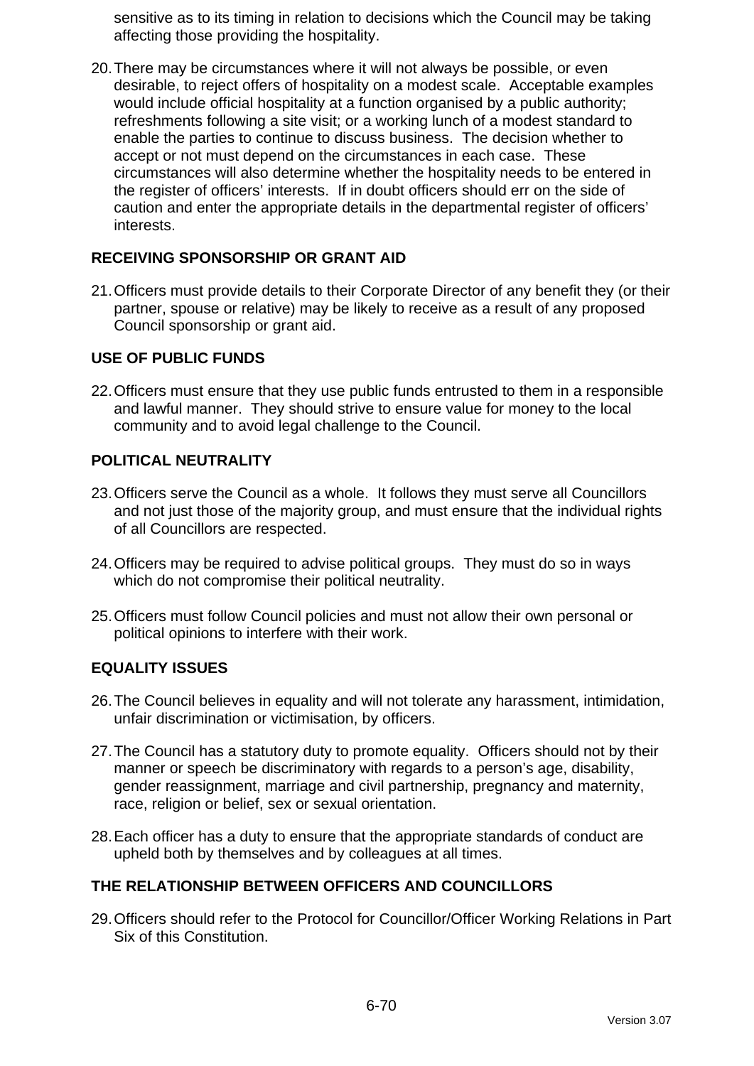sensitive as to its timing in relation to decisions which the Council may be taking affecting those providing the hospitality.

20. There may be circumstances where it will not always be possible, or even desirable, to reject offers of hospitality on a modest scale. Acceptable examples would include official hospitality at a function organised by a public authority; refreshments following a site visit; or a working lunch of a modest standard to enable the parties to continue to discuss business. The decision whether to accept or not must depend on the circumstances in each case. These circumstances will also determine whether the hospitality needs to be entered in the register of officers' interests. If in doubt officers should err on the side of caution and enter the appropriate details in the departmental register of officers' interests.

## RECEIVING SPONSORSHIP OR GRANT AID

21. Officers must provide details to their Corporate Director of any benefit they (or their partner, spouse or relative) may be likely to receive as a result of any proposed Council sponsorship or grant aid.

## USE OF PUBLIC FUNDS

22. Officers must ensure that they use public funds entrusted to them in a responsible and lawful manner. They should strive to ensure value for money to the local community and to avoid legal challenge to the Council.

## POLITICAL NEUTRALITY

23. Officers serve the Council as a whole. It follows they must serve all Councillors and not just those of the majority group, and must ensure that the individual rights of all Councillors are respected.

24. Officers may be required to advise political groups. They must do so in ways which do not compromise their political neutrality.

25. Officers must follow Council policies and must not allow their own personal or political opinions to interfere with their work.

## EQUALITY ISSUES

26. The Council believes in equality and will not tolerate any harassment, intimidation, unfair discrimination or victimisation, by officers.

27. The Council has a statutory duty to promote equality. Officers should not by their manner or speech be discriminatory with regards to a person's age, disability, gender reassignment, marriage and civil partnership, pregnancy and maternity, race, religion or belief, sex or sexual orientation.

28. Each officer has a duty to ensure that the appropriate standards of conduct are upheld both by themselves and by colleagues at all times.

## THE RELATIONSHIP BETWEEN OFFICERS AND COUNCILLORS

29. Officers should refer to the Protocol for Councillor/Officer Working Relations in Part Six of this Constitution.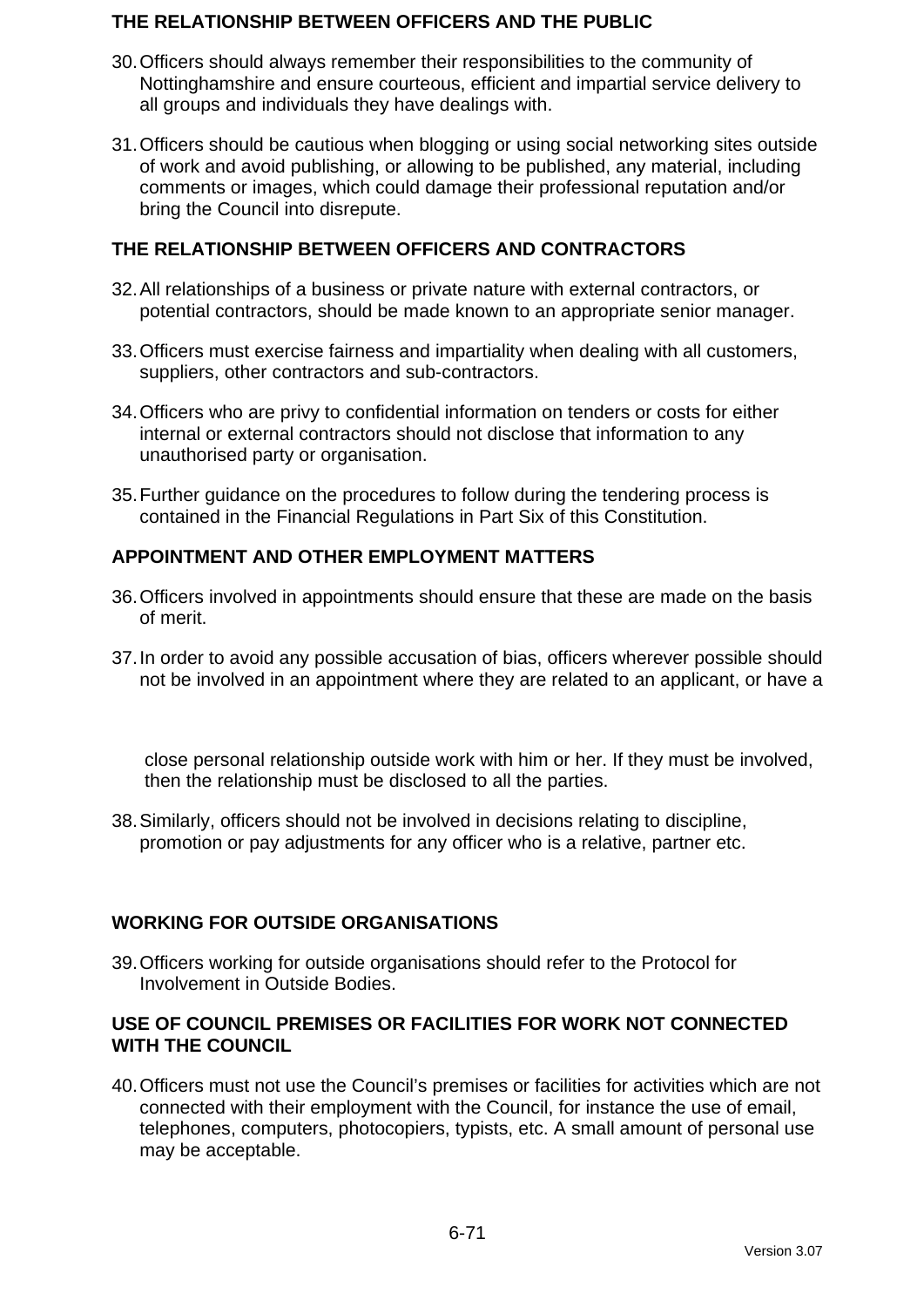## THE RELATIONSHIP BETWEEN OFFICERS AND THE PUBLIC

30. Officers should always remember their responsibilities to the community of Nottinghamshire and ensure courteous, efficient and impartial service delivery to all groups and individuals they have dealings with.

31. Officers should be cautious when blogging or using social networking sites outside of work and avoid publishing, or allowing to be published, any material, including comments or images, which could damage their professional reputation and/or bring the Council into disrepute.

## THE RELATIONSHIP BETWEEN OFFICERS AND CONTRACTORS

32. All relationships of a business or private nature with external contractors, or potential contractors, should be made known to an appropriate senior manager.

33. Officers must exercise fairness and impartiality when dealing with all customers, suppliers, other contractors and sub-contractors.

34. Officers who are privy to confidential information on tenders or costs for either internal or external contractors should not disclose that information to any unauthorised party or organisation.

35. Further guidance on the procedures to follow during the tendering process is contained in the Financial Regulations in Part Six of this Constitution.

## APPOINTMENT AND OTHER EMPLOYMENT MATTERS

36. Officers involved in appointments should ensure that these are made on the basis of merit.

37. In order to avoid any possible accusation of bias, officers wherever possible should not be involved in an appointment where they are related to an applicant, or have a close personal relationship outside work with him or her. If they must be involved, then the relationship must be disclosed to all the parties.

38. Similarly, officers should not be involved in decisions relating to discipline, promotion or pay adjustments for any officer who is a relative, partner etc.

## WORKING FOR OUTSIDE ORGANISATIONS

39. Officers working for outside organisations should refer to the Protocol for Involvement in Outside Bodies.

## USE OF COUNCIL PREMISES OR FACILITIES FOR WORK NOT CONNECTED WITH THE COUNCIL

40. Officers must not use the Council's premises or facilities for activities which are not connected with their employment with the Council, for instance the use of email, telephones, computers, photocopiers, typists, etc. A small amount of personal use may be acceptable.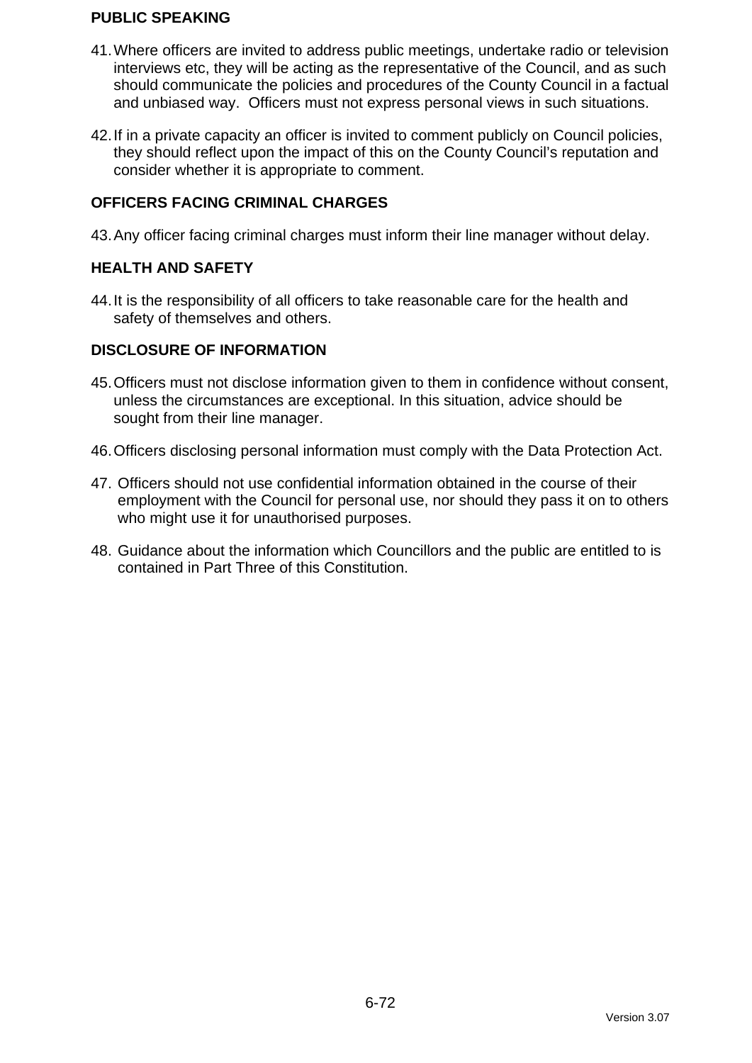## PUBLIC SPEAKING

41. Where officers are invited to address public meetings, undertake radio or television interviews etc, they will be acting as the representative of the Council, and as such should communicate the policies and procedures of the County Council in a factual and unbiased way. Officers must not express personal views in such situations.

42. If in a private capacity an officer is invited to comment publicly on Council policies, they should reflect upon the impact of this on the County Council's reputation and consider whether it is appropriate to comment.

## OFFICERS FACING CRIMINAL CHARGES

43. Any officer facing criminal charges must inform their line manager without delay.

## HEALTH AND SAFETY

44. It is the responsibility of all officers to take reasonable care for the health and safety of themselves and others.

## DISCLOSURE OF INFORMATION

45. Officers must not disclose information given to them in confidence without consent, unless the circumstances are exceptional. In this situation, advice should be sought from their line manager.

46. Officers disclosing personal information must comply with the Data Protection Act.

47. Officers should not use confidential information obtained in the course of their employment with the Council for personal use, nor should they pass it on to others who might use it for unauthorised purposes.

48. Guidance about the information which Councillors and the public are entitled to is contained in Part Three of this Constitution.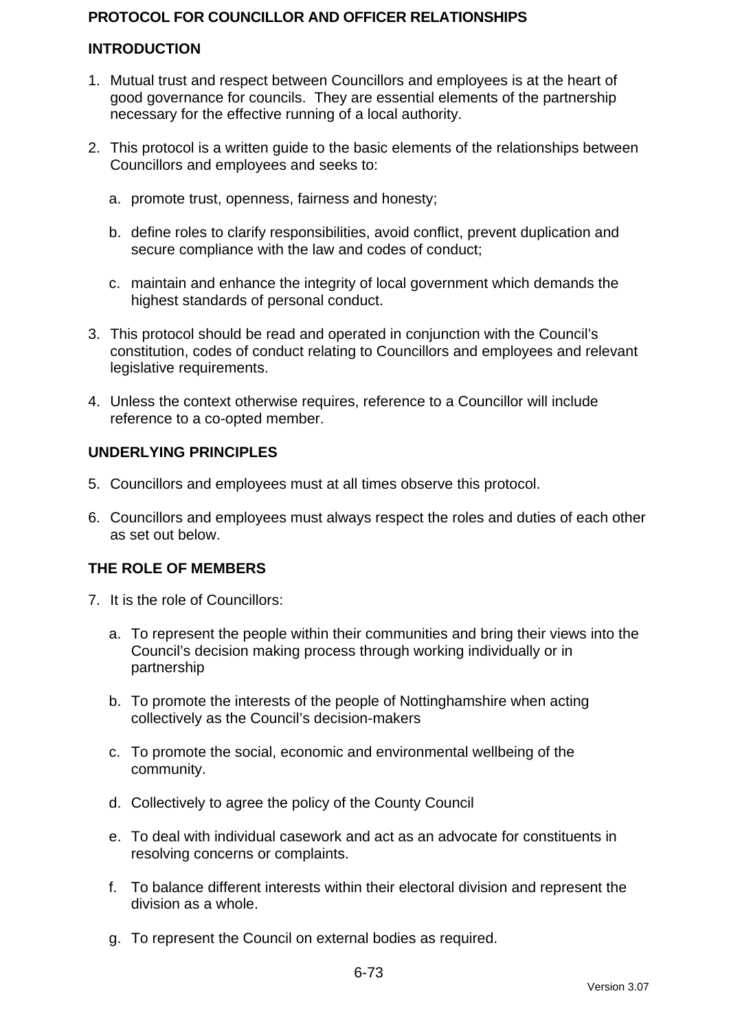# PROTOCOL FOR COUNCILLOR AND OFFICER RELATIONSHIPS

## INTRODUCTION

1. Mutual trust and respect between Councillors and employees is at the heart of good governance for councils. They are essential elements of the partnership necessary for the effective running of a local authority.

2. This protocol is a written guide to the basic elements of the relationships between Councillors and employees and seeks to:

   a. promote trust, openness, fairness and honesty;

   b. define roles to clarify responsibilities, avoid conflict, prevent duplication and secure compliance with the law and codes of conduct;

   c. maintain and enhance the integrity of local government which demands the highest standards of personal conduct.

3. This protocol should be read and operated in conjunction with the Council's constitution, codes of conduct relating to Councillors and employees and relevant legislative requirements.

4. Unless the context otherwise requires, reference to a Councillor will include reference to a co-opted member.

## UNDERLYING PRINCIPLES

5. Councillors and employees must at all times observe this protocol.

6. Councillors and employees must always respect the roles and duties of each other as set out below.

## THE ROLE OF MEMBERS

7. It is the role of Councillors:

   a. To represent the people within their communities and bring their views into the Council's decision making process through working individually or in partnership

   b. To promote the interests of the people of Nottinghamshire when acting collectively as the Council's decision-makers

   c. To promote the social, economic and environmental wellbeing of the community.

   d. Collectively to agree the policy of the County Council

   e. To deal with individual casework and act as an advocate for constituents in resolving concerns or complaints.

   f. To balance different interests within their electoral division and represent the division as a whole.

   g. To represent the Council on external bodies as required.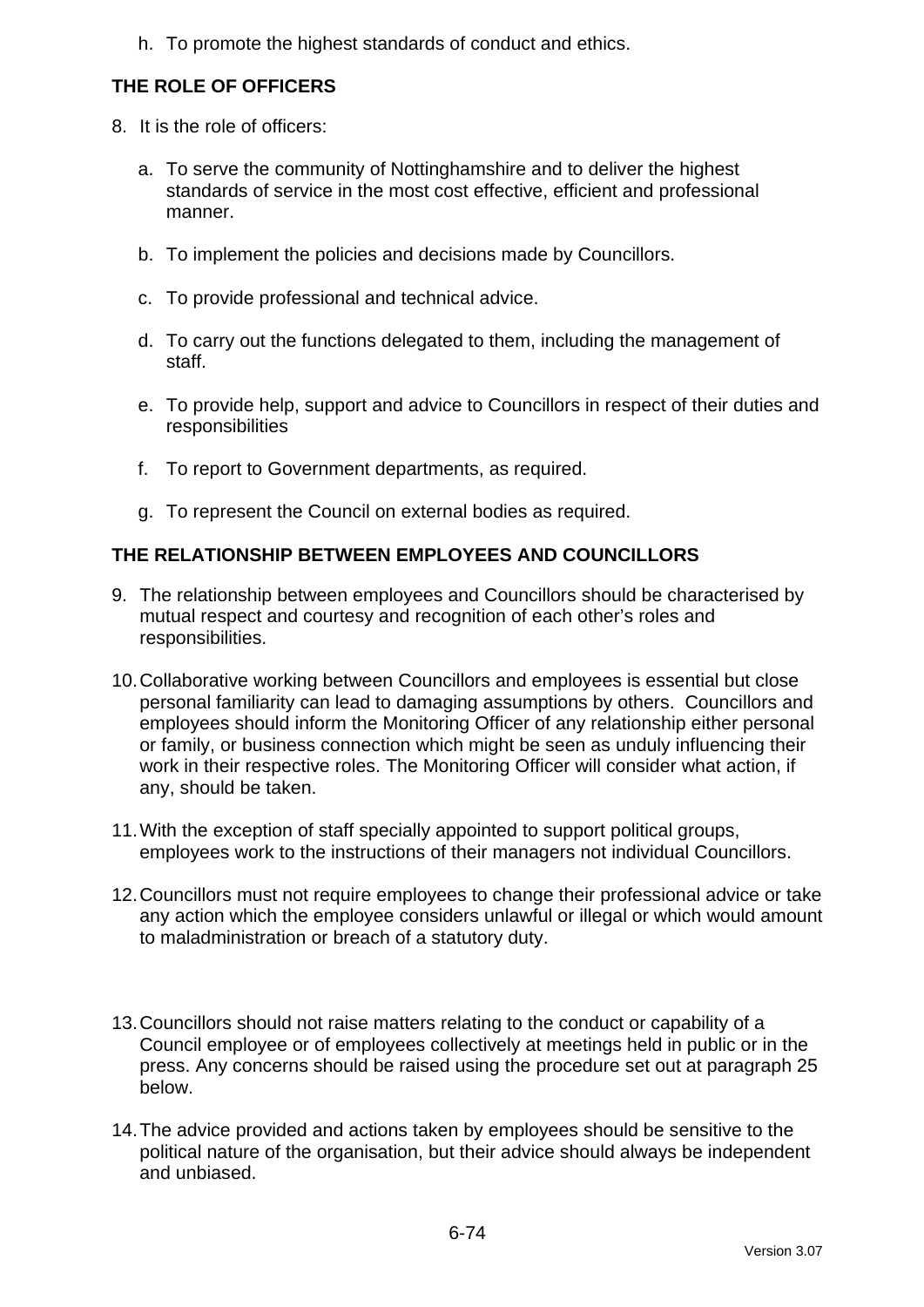h. To promote the highest standards of conduct and ethics.

## THE ROLE OF OFFICERS

8. It is the role of officers:

   a. To serve the community of Nottinghamshire and to deliver the highest standards of service in the most cost effective, efficient and professional manner.

   b. To implement the policies and decisions made by Councillors.

   c. To provide professional and technical advice.

   d. To carry out the functions delegated to them, including the management of staff.

   e. To provide help, support and advice to Councillors in respect of their duties and responsibilities

   f. To report to Government departments, as required.

   g. To represent the Council on external bodies as required.

## THE RELATIONSHIP BETWEEN EMPLOYEES AND COUNCILLORS

9. The relationship between employees and Councillors should be characterised by mutual respect and courtesy and recognition of each other's roles and responsibilities.

10. Collaborative working between Councillors and employees is essential but close personal familiarity can lead to damaging assumptions by others. Councillors and employees should inform the Monitoring Officer of any relationship either personal or family, or business connection which might be seen as unduly influencing their work in their respective roles. The Monitoring Officer will consider what action, if any, should be taken.

11. With the exception of staff specially appointed to support political groups, employees work to the instructions of their managers not individual Councillors.

12. Councillors must not require employees to change their professional advice or take any action which the employee considers unlawful or illegal or which would amount to maladministration or breach of a statutory duty.

13. Councillors should not raise matters relating to the conduct or capability of a Council employee or of employees collectively at meetings held in public or in the press. Any concerns should be raised using the procedure set out at paragraph 25 below.

14. The advice provided and actions taken by employees should be sensitive to the political nature of the organisation, but their advice should always be independent and unbiased.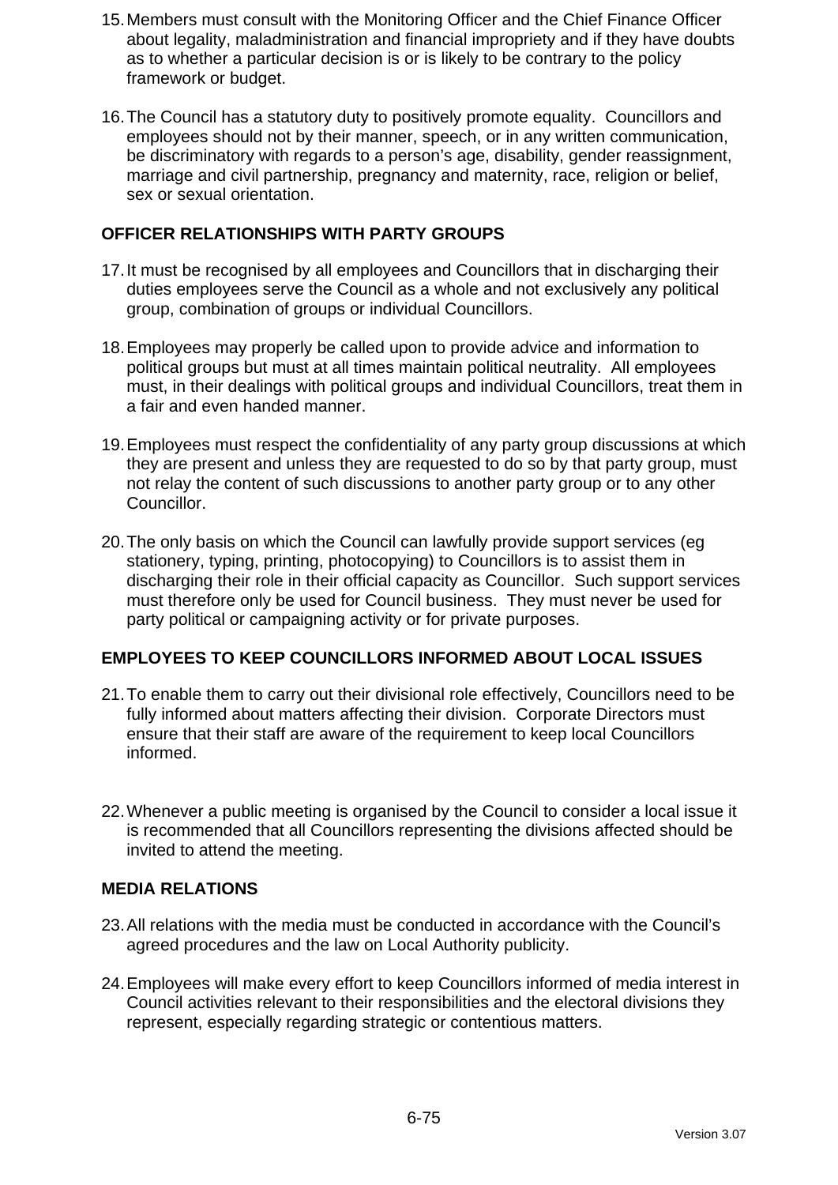15. Members must consult with the Monitoring Officer and the Chief Finance Officer about legality, maladministration and financial impropriety and if they have doubts as to whether a particular decision is or is likely to be contrary to the policy framework or budget.

16. The Council has a statutory duty to positively promote equality. Councillors and employees should not by their manner, speech, or in any written communication, be discriminatory with regards to a person's age, disability, gender reassignment, marriage and civil partnership, pregnancy and maternity, race, religion or belief, sex or sexual orientation.

**OFFICER RELATIONSHIPS WITH PARTY GROUPS**

17. It must be recognised by all employees and Councillors that in discharging their duties employees serve the Council as a whole and not exclusively any political group, combination of groups or individual Councillors.

18. Employees may properly be called upon to provide advice and information to political groups but must at all times maintain political neutrality. All employees must, in their dealings with political groups and individual Councillors, treat them in a fair and even handed manner.

19. Employees must respect the confidentiality of any party group discussions at which they are present and unless they are requested to do so by that party group, must not relay the content of such discussions to another party group or to any other Councillor.

20. The only basis on which the Council can lawfully provide support services (eg stationery, typing, printing, photocopying) to Councillors is to assist them in discharging their role in their official capacity as Councillor. Such support services must therefore only be used for Council business. They must never be used for party political or campaigning activity or for private purposes.

**EMPLOYEES TO KEEP COUNCILLORS INFORMED ABOUT LOCAL ISSUES**

21. To enable them to carry out their divisional role effectively, Councillors need to be fully informed about matters affecting their division. Corporate Directors must ensure that their staff are aware of the requirement to keep local Councillors informed.

22. Whenever a public meeting is organised by the Council to consider a local issue it is recommended that all Councillors representing the divisions affected should be invited to attend the meeting.

**MEDIA RELATIONS**

23. All relations with the media must be conducted in accordance with the Council's agreed procedures and the law on Local Authority publicity.

24. Employees will make every effort to keep Councillors informed of media interest in Council activities relevant to their responsibilities and the electoral divisions they represent, especially regarding strategic or contentious matters.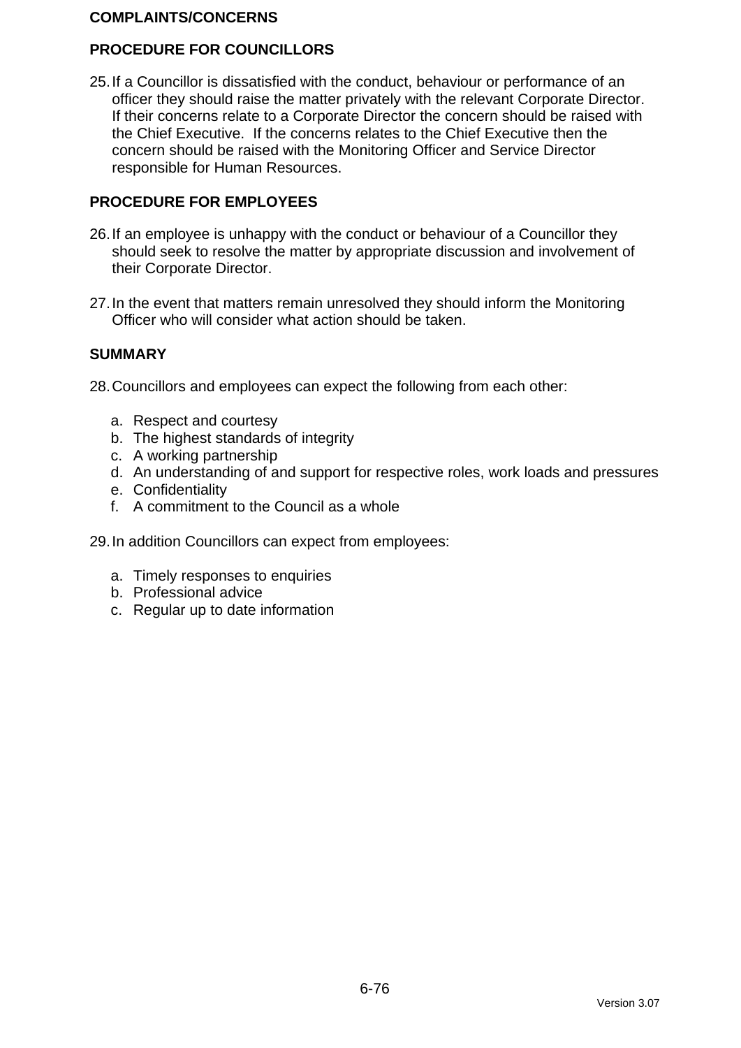## COMPLAINTS/CONCERNS

### PROCEDURE FOR COUNCILLORS

25. If a Councillor is dissatisfied with the conduct, behaviour or performance of an officer they should raise the matter privately with the relevant Corporate Director. If their concerns relate to a Corporate Director the concern should be raised with the Chief Executive. If the concerns relates to the Chief Executive then the concern should be raised with the Monitoring Officer and Service Director responsible for Human Resources.

### PROCEDURE FOR EMPLOYEES

26. If an employee is unhappy with the conduct or behaviour of a Councillor they should seek to resolve the matter by appropriate discussion and involvement of their Corporate Director.

27. In the event that matters remain unresolved they should inform the Monitoring Officer who will consider what action should be taken.

### SUMMARY

28. Councillors and employees can expect the following from each other:

    a. Respect and courtesy
    b. The highest standards of integrity
    c. A working partnership
    d. An understanding of and support for respective roles, work loads and pressures
    e. Confidentiality
    f. A commitment to the Council as a whole

29. In addition Councillors can expect from employees:

    a. Timely responses to enquiries
    b. Professional advice
    c. Regular up to date information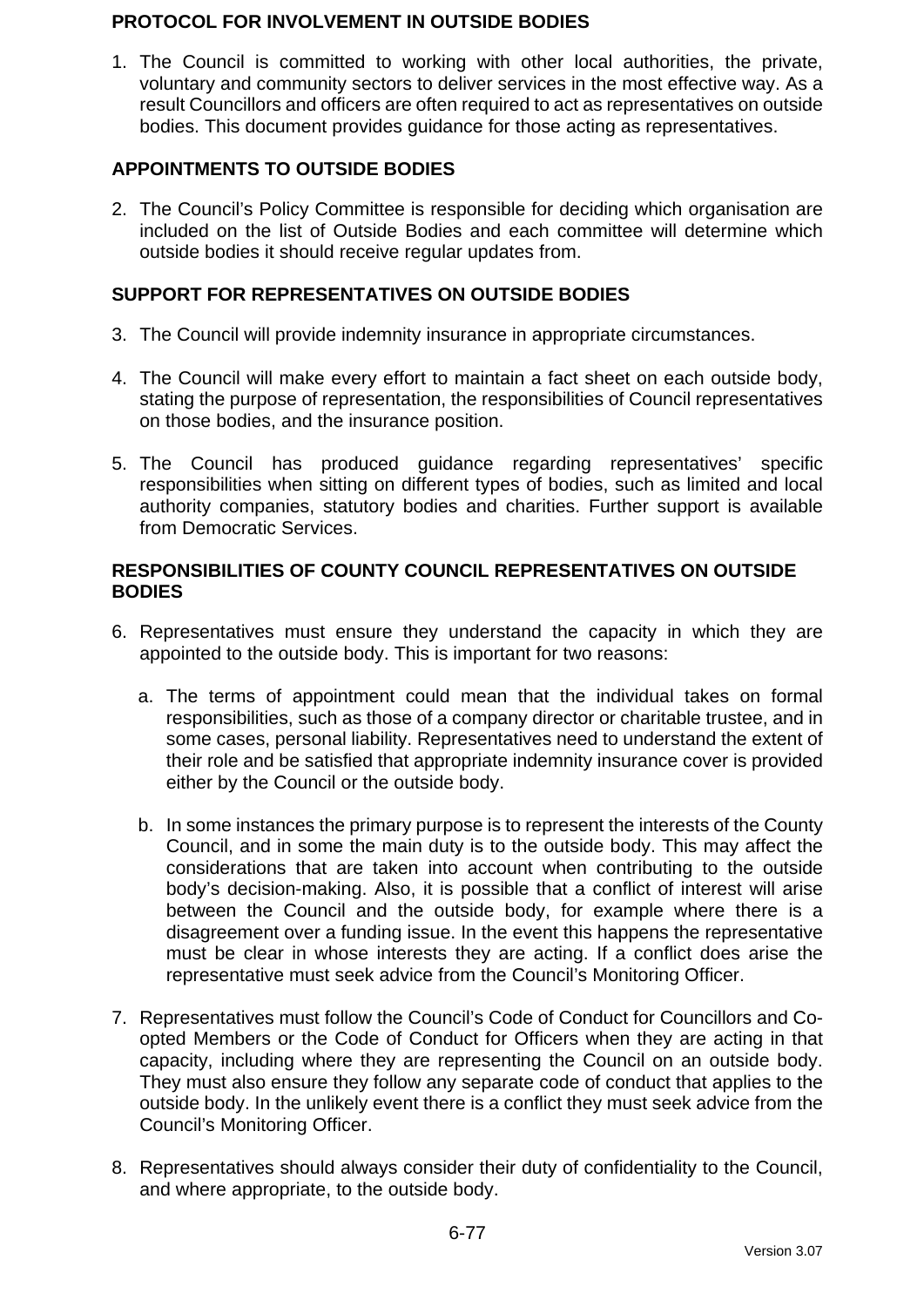## PROTOCOL FOR INVOLVEMENT IN OUTSIDE BODIES

1. The Council is committed to working with other local authorities, the private, voluntary and community sectors to deliver services in the most effective way. As a result Councillors and officers are often required to act as representatives on outside bodies. This document provides guidance for those acting as representatives.

## APPOINTMENTS TO OUTSIDE BODIES

2. The Council's Policy Committee is responsible for deciding which organisation are included on the list of Outside Bodies and each committee will determine which outside bodies it should receive regular updates from.

## SUPPORT FOR REPRESENTATIVES ON OUTSIDE BODIES

3. The Council will provide indemnity insurance in appropriate circumstances.

4. The Council will make every effort to maintain a fact sheet on each outside body, stating the purpose of representation, the responsibilities of Council representatives on those bodies, and the insurance position.

5. The Council has produced guidance regarding representatives' specific responsibilities when sitting on different types of bodies, such as limited and local authority companies, statutory bodies and charities. Further support is available from Democratic Services.

## RESPONSIBILITIES OF COUNTY COUNCIL REPRESENTATIVES ON OUTSIDE BODIES

6. Representatives must ensure they understand the capacity in which they are appointed to the outside body. This is important for two reasons:

   a. The terms of appointment could mean that the individual takes on formal responsibilities, such as those of a company director or charitable trustee, and in some cases, personal liability. Representatives need to understand the extent of their role and be satisfied that appropriate indemnity insurance cover is provided either by the Council or the outside body.

   b. In some instances the primary purpose is to represent the interests of the County Council, and in some the main duty is to the outside body. This may affect the considerations that are taken into account when contributing to the outside body's decision-making. Also, it is possible that a conflict of interest will arise between the Council and the outside body, for example where there is a disagreement over a funding issue. In the event this happens the representative must be clear in whose interests they are acting. If a conflict does arise the representative must seek advice from the Council's Monitoring Officer.

7. Representatives must follow the Council's Code of Conduct for Councillors and Co-opted Members or the Code of Conduct for Officers when they are acting in that capacity, including where they are representing the Council on an outside body. They must also ensure they follow any separate code of conduct that applies to the outside body. In the unlikely event there is a conflict they must seek advice from the Council's Monitoring Officer.

8. Representatives should always consider their duty of confidentiality to the Council, and where appropriate, to the outside body.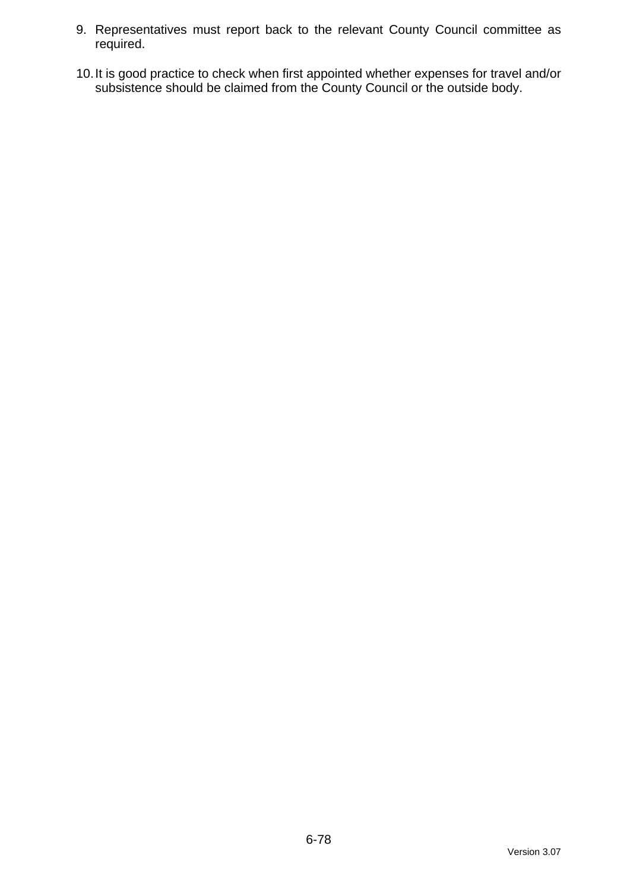9. Representatives must report back to the relevant County Council committee as required.

10. It is good practice to check when first appointed whether expenses for travel and/or subsistence should be claimed from the County Council or the outside body.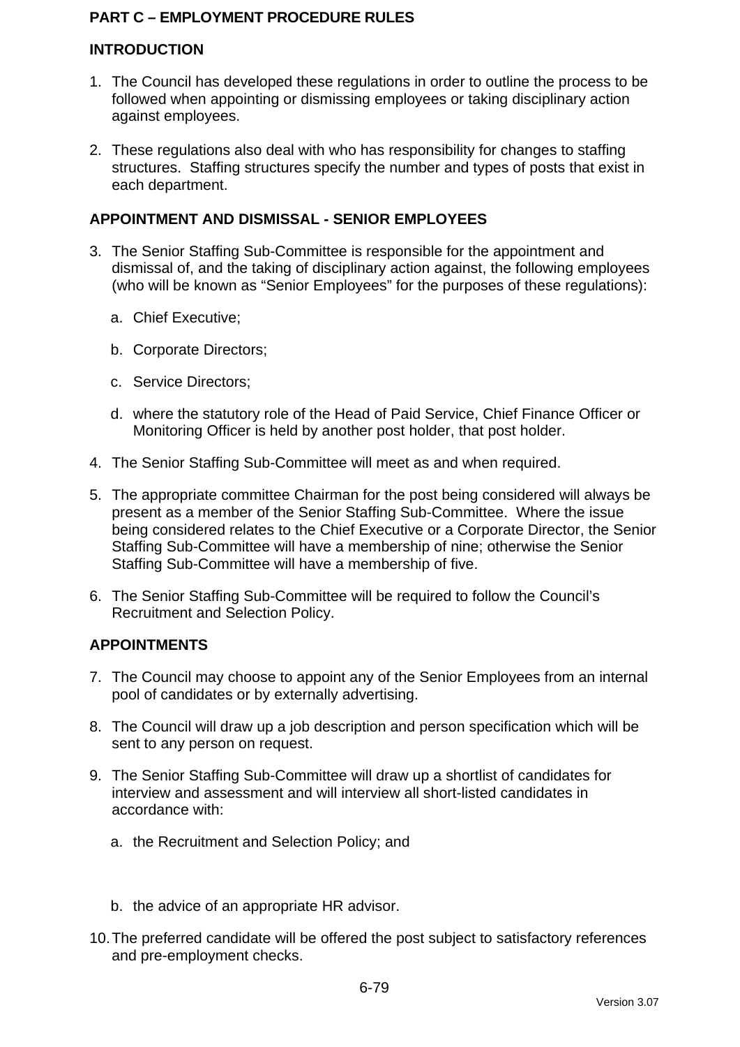# PART C – EMPLOYMENT PROCEDURE RULES

## INTRODUCTION

1. The Council has developed these regulations in order to outline the process to be followed when appointing or dismissing employees or taking disciplinary action against employees.

2. These regulations also deal with who has responsibility for changes to staffing structures. Staffing structures specify the number and types of posts that exist in each department.

## APPOINTMENT AND DISMISSAL - SENIOR EMPLOYEES

3. The Senior Staffing Sub-Committee is responsible for the appointment and dismissal of, and the taking of disciplinary action against, the following employees (who will be known as "Senior Employees" for the purposes of these regulations):

   a. Chief Executive;

   b. Corporate Directors;

   c. Service Directors;

   d. where the statutory role of the Head of Paid Service, Chief Finance Officer or Monitoring Officer is held by another post holder, that post holder.

4. The Senior Staffing Sub-Committee will meet as and when required.

5. The appropriate committee Chairman for the post being considered will always be present as a member of the Senior Staffing Sub-Committee. Where the issue being considered relates to the Chief Executive or a Corporate Director, the Senior Staffing Sub-Committee will have a membership of nine; otherwise the Senior Staffing Sub-Committee will have a membership of five.

6. The Senior Staffing Sub-Committee will be required to follow the Council's Recruitment and Selection Policy.

## APPOINTMENTS

7. The Council may choose to appoint any of the Senior Employees from an internal pool of candidates or by externally advertising.

8. The Council will draw up a job description and person specification which will be sent to any person on request.

9. The Senior Staffing Sub-Committee will draw up a shortlist of candidates for interview and assessment and will interview all short-listed candidates in accordance with:

   a. the Recruitment and Selection Policy; and

   b. the advice of an appropriate HR advisor.

10. The preferred candidate will be offered the post subject to satisfactory references and pre-employment checks.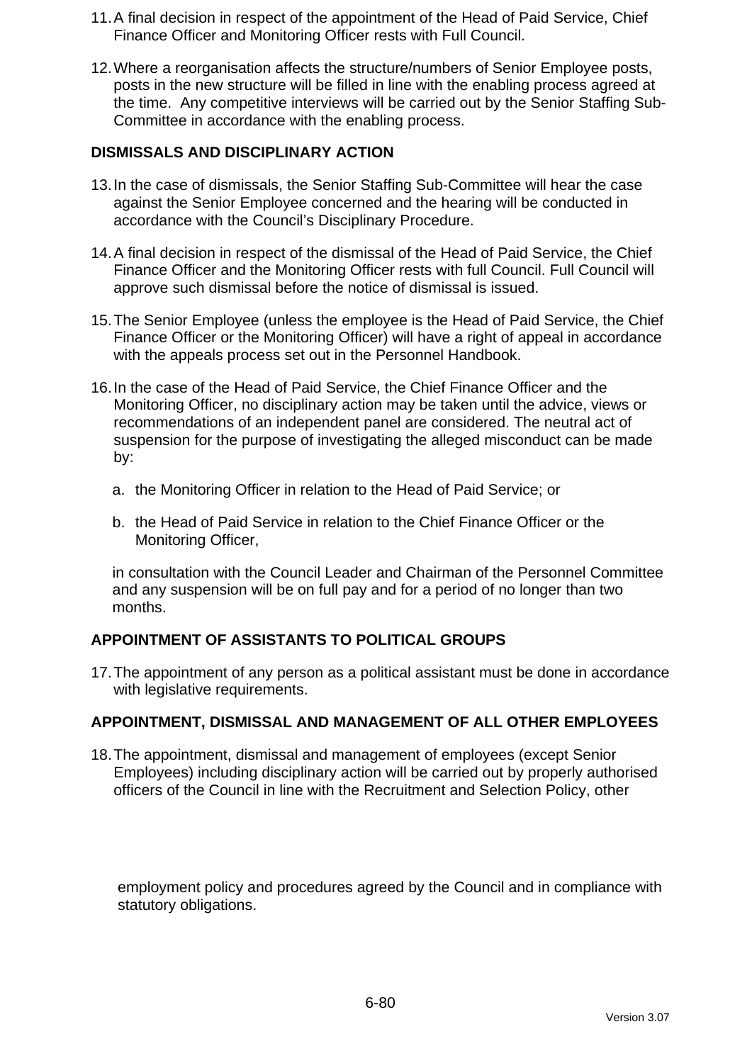11. A final decision in respect of the appointment of the Head of Paid Service, Chief Finance Officer and Monitoring Officer rests with Full Council.

12. Where a reorganisation affects the structure/numbers of Senior Employee posts, posts in the new structure will be filled in line with the enabling process agreed at the time. Any competitive interviews will be carried out by the Senior Staffing Sub-Committee in accordance with the enabling process.

## DISMISSALS AND DISCIPLINARY ACTION

13. In the case of dismissals, the Senior Staffing Sub-Committee will hear the case against the Senior Employee concerned and the hearing will be conducted in accordance with the Council's Disciplinary Procedure.

14. A final decision in respect of the dismissal of the Head of Paid Service, the Chief Finance Officer and the Monitoring Officer rests with full Council. Full Council will approve such dismissal before the notice of dismissal is issued.

15. The Senior Employee (unless the employee is the Head of Paid Service, the Chief Finance Officer or the Monitoring Officer) will have a right of appeal in accordance with the appeals process set out in the Personnel Handbook.

16. In the case of the Head of Paid Service, the Chief Finance Officer and the Monitoring Officer, no disciplinary action may be taken until the advice, views or recommendations of an independent panel are considered. The neutral act of suspension for the purpose of investigating the alleged misconduct can be made by:

    a. the Monitoring Officer in relation to the Head of Paid Service; or

    b. the Head of Paid Service in relation to the Chief Finance Officer or the Monitoring Officer,

    in consultation with the Council Leader and Chairman of the Personnel Committee and any suspension will be on full pay and for a period of no longer than two months.

## APPOINTMENT OF ASSISTANTS TO POLITICAL GROUPS

17. The appointment of any person as a political assistant must be done in accordance with legislative requirements.

## APPOINTMENT, DISMISSAL AND MANAGEMENT OF ALL OTHER EMPLOYEES

18. The appointment, dismissal and management of employees (except Senior Employees) including disciplinary action will be carried out by properly authorised officers of the Council in line with the Recruitment and Selection Policy, other employment policy and procedures agreed by the Council and in compliance with statutory obligations.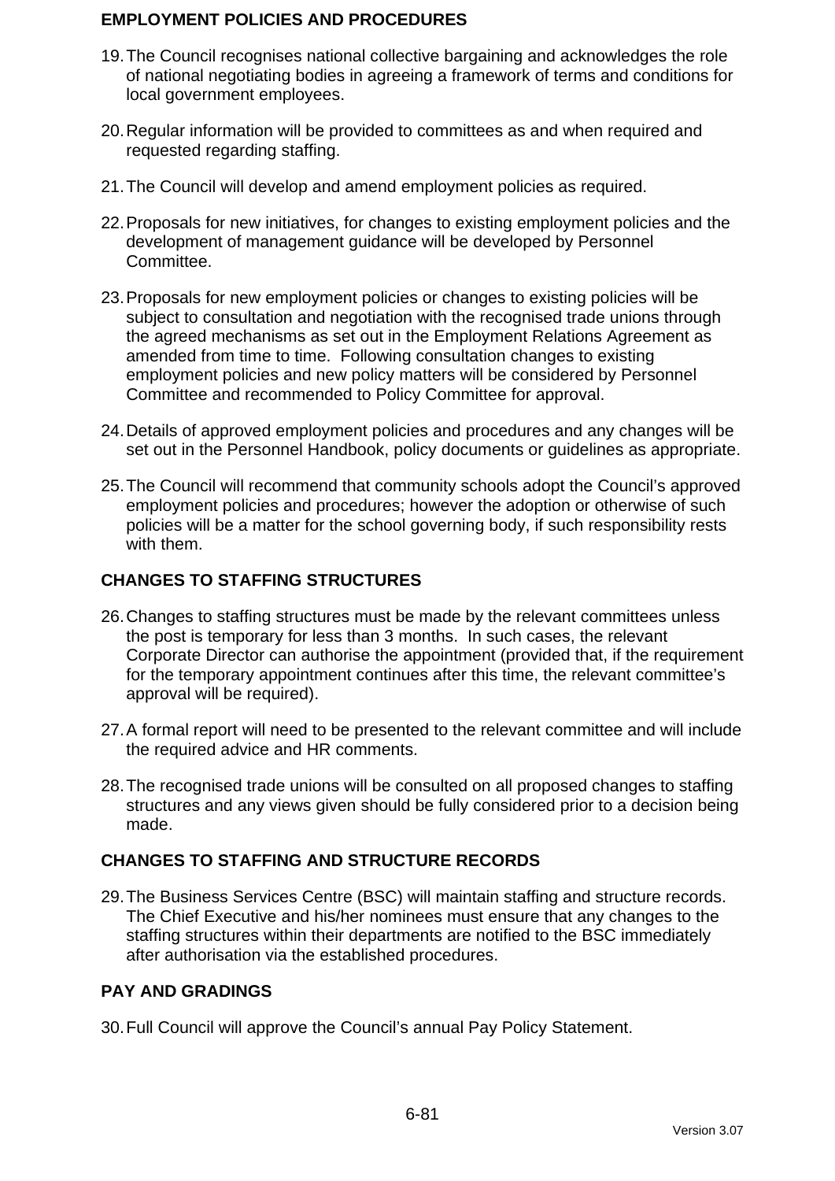## EMPLOYMENT POLICIES AND PROCEDURES

19. The Council recognises national collective bargaining and acknowledges the role of national negotiating bodies in agreeing a framework of terms and conditions for local government employees.

20. Regular information will be provided to committees as and when required and requested regarding staffing.

21. The Council will develop and amend employment policies as required.

22. Proposals for new initiatives, for changes to existing employment policies and the development of management guidance will be developed by Personnel Committee.

23. Proposals for new employment policies or changes to existing policies will be subject to consultation and negotiation with the recognised trade unions through the agreed mechanisms as set out in the Employment Relations Agreement as amended from time to time. Following consultation changes to existing employment policies and new policy matters will be considered by Personnel Committee and recommended to Policy Committee for approval.

24. Details of approved employment policies and procedures and any changes will be set out in the Personnel Handbook, policy documents or guidelines as appropriate.

25. The Council will recommend that community schools adopt the Council's approved employment policies and procedures; however the adoption or otherwise of such policies will be a matter for the school governing body, if such responsibility rests with them.

## CHANGES TO STAFFING STRUCTURES

26. Changes to staffing structures must be made by the relevant committees unless the post is temporary for less than 3 months. In such cases, the relevant Corporate Director can authorise the appointment (provided that, if the requirement for the temporary appointment continues after this time, the relevant committee's approval will be required).

27. A formal report will need to be presented to the relevant committee and will include the required advice and HR comments.

28. The recognised trade unions will be consulted on all proposed changes to staffing structures and any views given should be fully considered prior to a decision being made.

## CHANGES TO STAFFING AND STRUCTURE RECORDS

29. The Business Services Centre (BSC) will maintain staffing and structure records. The Chief Executive and his/her nominees must ensure that any changes to the staffing structures within their departments are notified to the BSC immediately after authorisation via the established procedures.

## PAY AND GRADINGS

30. Full Council will approve the Council's annual Pay Policy Statement.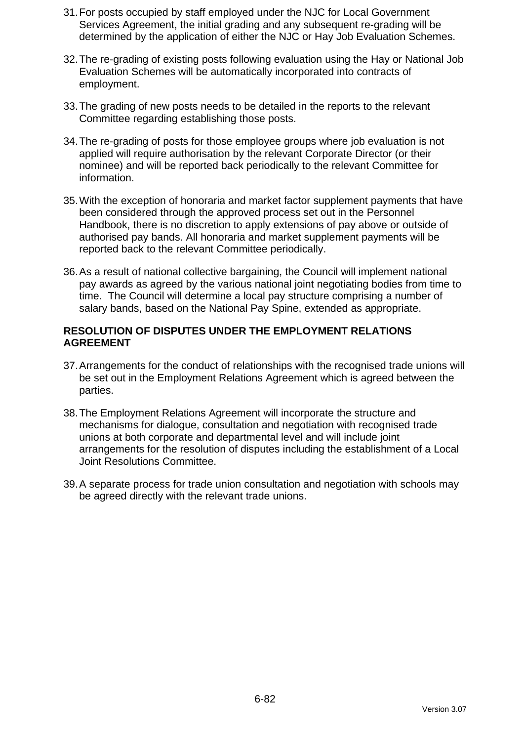31. For posts occupied by staff employed under the NJC for Local Government Services Agreement, the initial grading and any subsequent re-grading will be determined by the application of either the NJC or Hay Job Evaluation Schemes.

32. The re-grading of existing posts following evaluation using the Hay or National Job Evaluation Schemes will be automatically incorporated into contracts of employment.

33. The grading of new posts needs to be detailed in the reports to the relevant Committee regarding establishing those posts.

34. The re-grading of posts for those employee groups where job evaluation is not applied will require authorisation by the relevant Corporate Director (or their nominee) and will be reported back periodically to the relevant Committee for information.

35. With the exception of honoraria and market factor supplement payments that have been considered through the approved process set out in the Personnel Handbook, there is no discretion to apply extensions of pay above or outside of authorised pay bands. All honoraria and market supplement payments will be reported back to the relevant Committee periodically.

36. As a result of national collective bargaining, the Council will implement national pay awards as agreed by the various national joint negotiating bodies from time to time. The Council will determine a local pay structure comprising a number of salary bands, based on the National Pay Spine, extended as appropriate.

**RESOLUTION OF DISPUTES UNDER THE EMPLOYMENT RELATIONS AGREEMENT**

37. Arrangements for the conduct of relationships with the recognised trade unions will be set out in the Employment Relations Agreement which is agreed between the parties.

38. The Employment Relations Agreement will incorporate the structure and mechanisms for dialogue, consultation and negotiation with recognised trade unions at both corporate and departmental level and will include joint arrangements for the resolution of disputes including the establishment of a Local Joint Resolutions Committee.

39. A separate process for trade union consultation and negotiation with schools may be agreed directly with the relevant trade unions.